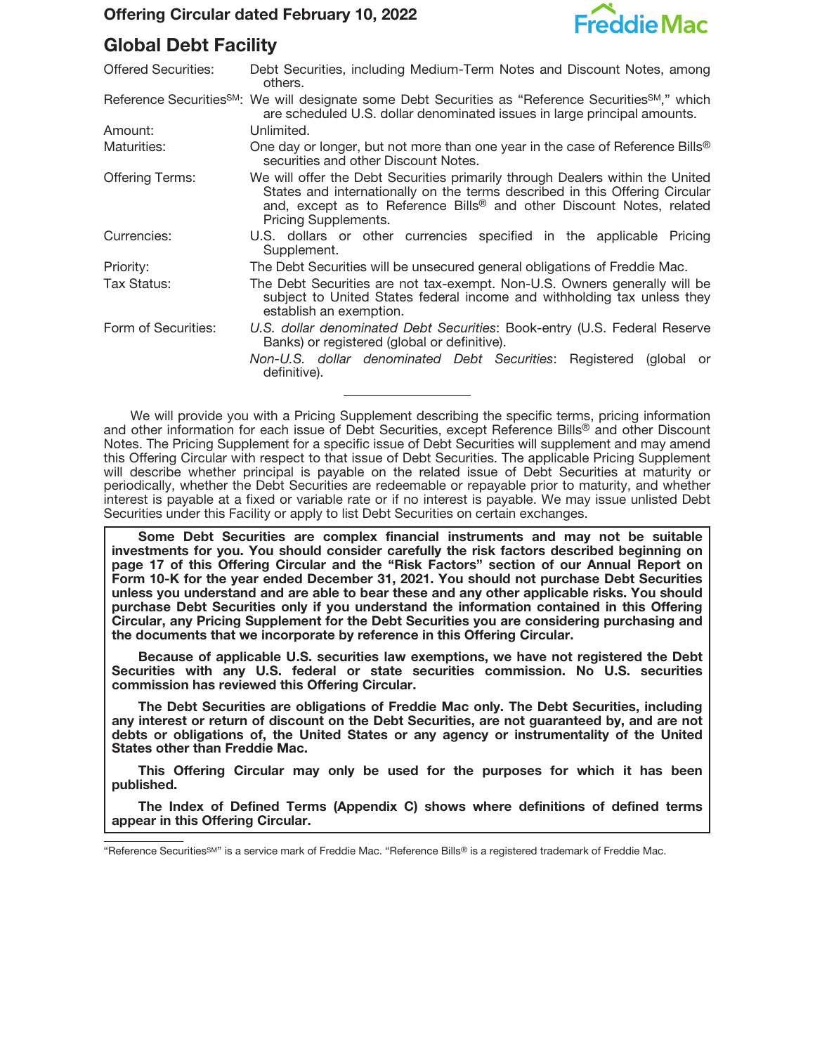**Offering Circular dated February 10, 2022**

Freddie Mac

# Global Debt Facility

| | |
|---|---|
| Offered Securities: | Debt Securities, including Medium-Term Notes and Discount Notes, among others. |
| Reference Securities℠: | We will designate some Debt Securities as "Reference Securities℠," which are scheduled U.S. dollar denominated issues in large principal amounts. |
| Amount: | Unlimited. |
| Maturities: | One day or longer, but not more than one year in the case of Reference Bills® securities and other Discount Notes. |
| Offering Terms: | We will offer the Debt Securities primarily through Dealers within the United States and internationally on the terms described in this Offering Circular and, except as to Reference Bills® and other Discount Notes, related Pricing Supplements. |
| Currencies: | U.S. dollars or other currencies specified in the applicable Pricing Supplement. |
| Priority: | The Debt Securities will be unsecured general obligations of Freddie Mac. |
| Tax Status: | The Debt Securities are not tax-exempt. Non-U.S. Owners generally will be subject to United States federal income and withholding tax unless they establish an exemption. |
| Form of Securities: | *U.S. dollar denominated Debt Securities*: Book-entry (U.S. Federal Reserve Banks) or registered (global or definitive). |
| | *Non-U.S. dollar denominated Debt Securities*: Registered (global or definitive). |

---

We will provide you with a Pricing Supplement describing the specific terms, pricing information and other information for each issue of Debt Securities, except Reference Bills® and other Discount Notes. The Pricing Supplement for a specific issue of Debt Securities will supplement and may amend this Offering Circular with respect to that issue of Debt Securities. The applicable Pricing Supplement will describe whether principal is payable on the related issue of Debt Securities at maturity or periodically, whether the Debt Securities are redeemable or repayable prior to maturity, and whether interest is payable at a fixed or variable rate or if no interest is payable. We may issue unlisted Debt Securities under this Facility or apply to list Debt Securities on certain exchanges.

**Some Debt Securities are complex financial instruments and may not be suitable investments for you. You should consider carefully the risk factors described beginning on page 17 of this Offering Circular and the "Risk Factors" section of our Annual Report on Form 10-K for the year ended December 31, 2021. You should not purchase Debt Securities unless you understand and are able to bear these and any other applicable risks. You should purchase Debt Securities only if you understand the information contained in this Offering Circular, any Pricing Supplement for the Debt Securities you are considering purchasing and the documents that we incorporate by reference in this Offering Circular.**

**Because of applicable U.S. securities law exemptions, we have not registered the Debt Securities with any U.S. federal or state securities commission. No U.S. securities commission has reviewed this Offering Circular.**

**The Debt Securities are obligations of Freddie Mac only. The Debt Securities, including any interest or return of discount on the Debt Securities, are not guaranteed by, and are not debts or obligations of, the United States or any agency or instrumentality of the United States other than Freddie Mac.**

**This Offering Circular may only be used for the purposes for which it has been published.**

**The Index of Defined Terms (Appendix C) shows where definitions of defined terms appear in this Offering Circular.**

---

"Reference Securities℠" is a service mark of Freddie Mac. "Reference Bills® is a registered trademark of Freddie Mac.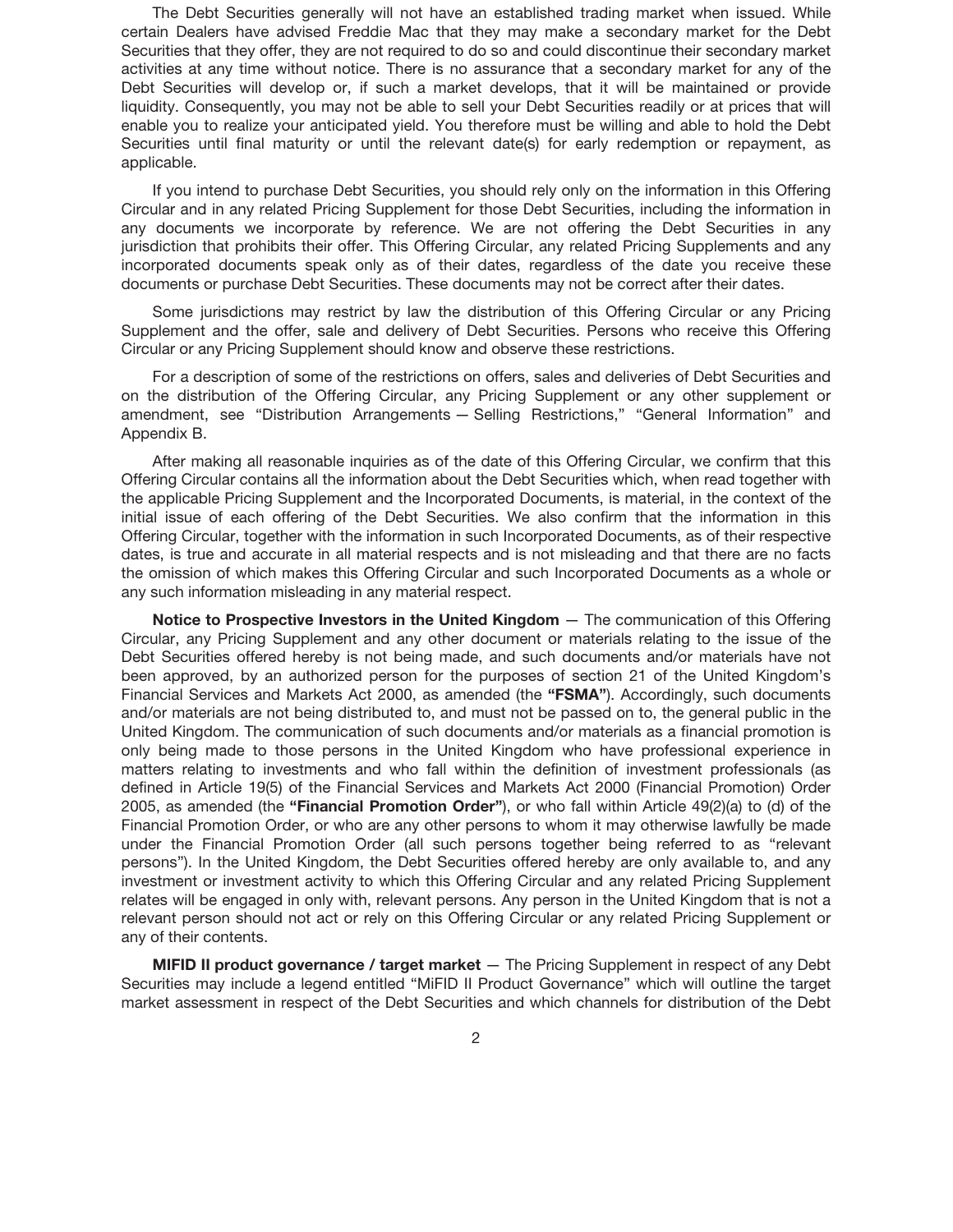The Debt Securities generally will not have an established trading market when issued. While certain Dealers have advised Freddie Mac that they may make a secondary market for the Debt Securities that they offer, they are not required to do so and could discontinue their secondary market activities at any time without notice. There is no assurance that a secondary market for any of the Debt Securities will develop or, if such a market develops, that it will be maintained or provide liquidity. Consequently, you may not be able to sell your Debt Securities readily or at prices that will enable you to realize your anticipated yield. You therefore must be willing and able to hold the Debt Securities until final maturity or until the relevant date(s) for early redemption or repayment, as applicable.

If you intend to purchase Debt Securities, you should rely only on the information in this Offering Circular and in any related Pricing Supplement for those Debt Securities, including the information in any documents we incorporate by reference. We are not offering the Debt Securities in any jurisdiction that prohibits their offer. This Offering Circular, any related Pricing Supplements and any incorporated documents speak only as of their dates, regardless of the date you receive these documents or purchase Debt Securities. These documents may not be correct after their dates.

Some jurisdictions may restrict by law the distribution of this Offering Circular or any Pricing Supplement and the offer, sale and delivery of Debt Securities. Persons who receive this Offering Circular or any Pricing Supplement should know and observe these restrictions.

For a description of some of the restrictions on offers, sales and deliveries of Debt Securities and on the distribution of the Offering Circular, any Pricing Supplement or any other supplement or amendment, see "Distribution Arrangements — Selling Restrictions," "General Information" and Appendix B.

After making all reasonable inquiries as of the date of this Offering Circular, we confirm that this Offering Circular contains all the information about the Debt Securities which, when read together with the applicable Pricing Supplement and the Incorporated Documents, is material, in the context of the initial issue of each offering of the Debt Securities. We also confirm that the information in this Offering Circular, together with the information in such Incorporated Documents, as of their respective dates, is true and accurate in all material respects and is not misleading and that there are no facts the omission of which makes this Offering Circular and such Incorporated Documents as a whole or any such information misleading in any material respect.

**Notice to Prospective Investors in the United Kingdom** — The communication of this Offering Circular, any Pricing Supplement and any other document or materials relating to the issue of the Debt Securities offered hereby is not being made, and such documents and/or materials have not been approved, by an authorized person for the purposes of section 21 of the United Kingdom's Financial Services and Markets Act 2000, as amended (the **"FSMA"**). Accordingly, such documents and/or materials are not being distributed to, and must not be passed on to, the general public in the United Kingdom. The communication of such documents and/or materials as a financial promotion is only being made to those persons in the United Kingdom who have professional experience in matters relating to investments and who fall within the definition of investment professionals (as defined in Article 19(5) of the Financial Services and Markets Act 2000 (Financial Promotion) Order 2005, as amended (the **"Financial Promotion Order"**), or who fall within Article 49(2)(a) to (d) of the Financial Promotion Order, or who are any other persons to whom it may otherwise lawfully be made under the Financial Promotion Order (all such persons together being referred to as "relevant persons"). In the United Kingdom, the Debt Securities offered hereby are only available to, and any investment or investment activity to which this Offering Circular and any related Pricing Supplement relates will be engaged in only with, relevant persons. Any person in the United Kingdom that is not a relevant person should not act or rely on this Offering Circular or any related Pricing Supplement or any of their contents.

**MIFID II product governance / target market** — The Pricing Supplement in respect of any Debt Securities may include a legend entitled "MiFID II Product Governance" which will outline the target market assessment in respect of the Debt Securities and which channels for distribution of the Debt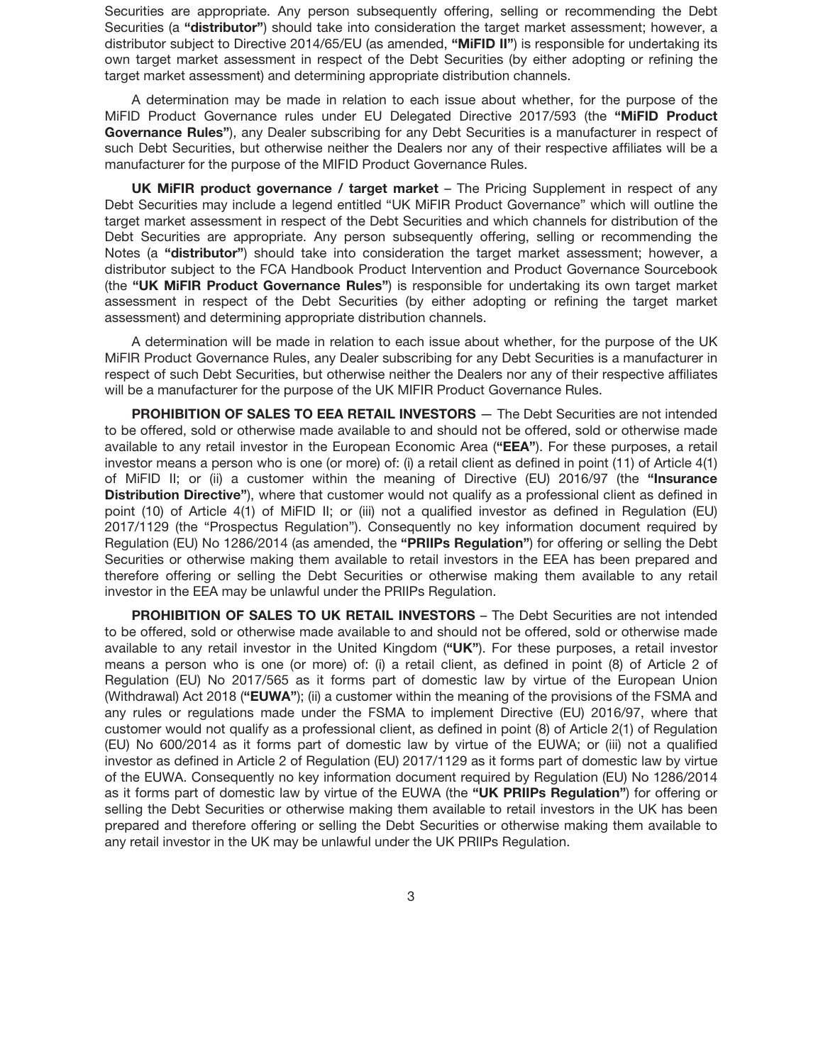Securities are appropriate. Any person subsequently offering, selling or recommending the Debt Securities (a **"distributor"**) should take into consideration the target market assessment; however, a distributor subject to Directive 2014/65/EU (as amended, **"MiFID II"**) is responsible for undertaking its own target market assessment in respect of the Debt Securities (by either adopting or refining the target market assessment) and determining appropriate distribution channels.

A determination may be made in relation to each issue about whether, for the purpose of the MiFID Product Governance rules under EU Delegated Directive 2017/593 (the **"MiFID Product Governance Rules"**), any Dealer subscribing for any Debt Securities is a manufacturer in respect of such Debt Securities, but otherwise neither the Dealers nor any of their respective affiliates will be a manufacturer for the purpose of the MIFID Product Governance Rules.

**UK MiFIR product governance / target market** – The Pricing Supplement in respect of any Debt Securities may include a legend entitled "UK MiFIR Product Governance" which will outline the target market assessment in respect of the Debt Securities and which channels for distribution of the Debt Securities are appropriate. Any person subsequently offering, selling or recommending the Notes (a **"distributor"**) should take into consideration the target market assessment; however, a distributor subject to the FCA Handbook Product Intervention and Product Governance Sourcebook (the **"UK MiFIR Product Governance Rules"**) is responsible for undertaking its own target market assessment in respect of the Debt Securities (by either adopting or refining the target market assessment) and determining appropriate distribution channels.

A determination will be made in relation to each issue about whether, for the purpose of the UK MiFIR Product Governance Rules, any Dealer subscribing for any Debt Securities is a manufacturer in respect of such Debt Securities, but otherwise neither the Dealers nor any of their respective affiliates will be a manufacturer for the purpose of the UK MIFIR Product Governance Rules.

**PROHIBITION OF SALES TO EEA RETAIL INVESTORS** — The Debt Securities are not intended to be offered, sold or otherwise made available to and should not be offered, sold or otherwise made available to any retail investor in the European Economic Area (**"EEA"**). For these purposes, a retail investor means a person who is one (or more) of: (i) a retail client as defined in point (11) of Article 4(1) of MiFID II; or (ii) a customer within the meaning of Directive (EU) 2016/97 (the **"Insurance Distribution Directive"**), where that customer would not qualify as a professional client as defined in point (10) of Article 4(1) of MiFID II; or (iii) not a qualified investor as defined in Regulation (EU) 2017/1129 (the "Prospectus Regulation"). Consequently no key information document required by Regulation (EU) No 1286/2014 (as amended, the **"PRIIPs Regulation"**) for offering or selling the Debt Securities or otherwise making them available to retail investors in the EEA has been prepared and therefore offering or selling the Debt Securities or otherwise making them available to any retail investor in the EEA may be unlawful under the PRIIPs Regulation.

**PROHIBITION OF SALES TO UK RETAIL INVESTORS** – The Debt Securities are not intended to be offered, sold or otherwise made available to and should not be offered, sold or otherwise made available to any retail investor in the United Kingdom (**"UK"**). For these purposes, a retail investor means a person who is one (or more) of: (i) a retail client, as defined in point (8) of Article 2 of Regulation (EU) No 2017/565 as it forms part of domestic law by virtue of the European Union (Withdrawal) Act 2018 (**"EUWA"**); (ii) a customer within the meaning of the provisions of the FSMA and any rules or regulations made under the FSMA to implement Directive (EU) 2016/97, where that customer would not qualify as a professional client, as defined in point (8) of Article 2(1) of Regulation (EU) No 600/2014 as it forms part of domestic law by virtue of the EUWA; or (iii) not a qualified investor as defined in Article 2 of Regulation (EU) 2017/1129 as it forms part of domestic law by virtue of the EUWA. Consequently no key information document required by Regulation (EU) No 1286/2014 as it forms part of domestic law by virtue of the EUWA (the **"UK PRIIPs Regulation"**) for offering or selling the Debt Securities or otherwise making them available to retail investors in the UK has been prepared and therefore offering or selling the Debt Securities or otherwise making them available to any retail investor in the UK may be unlawful under the UK PRIIPs Regulation.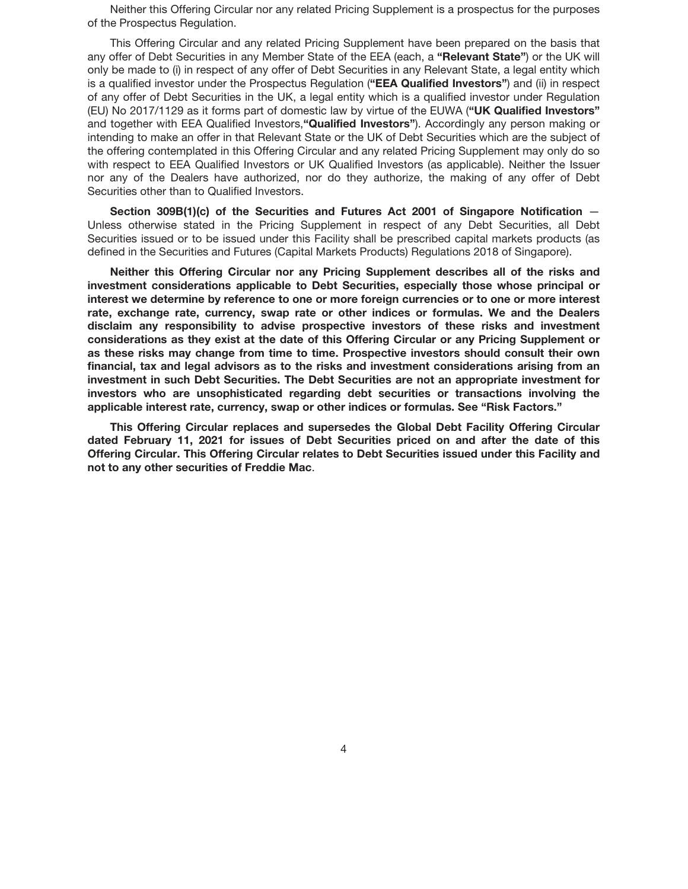Neither this Offering Circular nor any related Pricing Supplement is a prospectus for the purposes of the Prospectus Regulation.

This Offering Circular and any related Pricing Supplement have been prepared on the basis that any offer of Debt Securities in any Member State of the EEA (each, a **"Relevant State"**) or the UK will only be made to (i) in respect of any offer of Debt Securities in any Relevant State, a legal entity which is a qualified investor under the Prospectus Regulation (**"EEA Qualified Investors"**) and (ii) in respect of any offer of Debt Securities in the UK, a legal entity which is a qualified investor under Regulation (EU) No 2017/1129 as it forms part of domestic law by virtue of the EUWA (**"UK Qualified Investors"** and together with EEA Qualified Investors,**"Qualified Investors"**). Accordingly any person making or intending to make an offer in that Relevant State or the UK of Debt Securities which are the subject of the offering contemplated in this Offering Circular and any related Pricing Supplement may only do so with respect to EEA Qualified Investors or UK Qualified Investors (as applicable). Neither the Issuer nor any of the Dealers have authorized, nor do they authorize, the making of any offer of Debt Securities other than to Qualified Investors.

**Section 309B(1)(c) of the Securities and Futures Act 2001 of Singapore Notification** — Unless otherwise stated in the Pricing Supplement in respect of any Debt Securities, all Debt Securities issued or to be issued under this Facility shall be prescribed capital markets products (as defined in the Securities and Futures (Capital Markets Products) Regulations 2018 of Singapore).

**Neither this Offering Circular nor any Pricing Supplement describes all of the risks and investment considerations applicable to Debt Securities, especially those whose principal or interest we determine by reference to one or more foreign currencies or to one or more interest rate, exchange rate, currency, swap rate or other indices or formulas. We and the Dealers disclaim any responsibility to advise prospective investors of these risks and investment considerations as they exist at the date of this Offering Circular or any Pricing Supplement or as these risks may change from time to time. Prospective investors should consult their own financial, tax and legal advisors as to the risks and investment considerations arising from an investment in such Debt Securities. The Debt Securities are not an appropriate investment for investors who are unsophisticated regarding debt securities or transactions involving the applicable interest rate, currency, swap or other indices or formulas. See "Risk Factors."**

**This Offering Circular replaces and supersedes the Global Debt Facility Offering Circular dated February 11, 2021 for issues of Debt Securities priced on and after the date of this Offering Circular. This Offering Circular relates to Debt Securities issued under this Facility and not to any other securities of Freddie Mac**.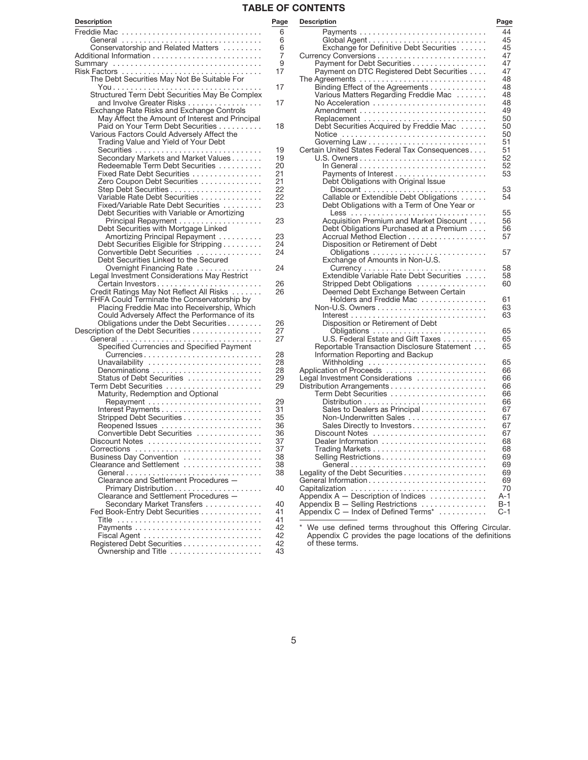# TABLE OF CONTENTS

| Description | Page |
|---|---|
| Freddie Mac | 6 |
| General | 6 |
| Conservatorship and Related Matters | 6 |
| Additional Information | 7 |
| Summary | 9 |
| Risk Factors | 17 |
| The Debt Securities May Not Be Suitable For You | 17 |
| Structured Term Debt Securities May Be Complex and Involve Greater Risks | 17 |
| Exchange Rate Risks and Exchange Controls May Affect the Amount of Interest and Principal Paid on Your Term Debt Securities | 18 |
| Various Factors Could Adversely Affect the Trading Value and Yield of Your Debt Securities | 19 |
| Secondary Markets and Market Values | 19 |
| Redeemable Term Debt Securities | 20 |
| Fixed Rate Debt Securities | 21 |
| Zero Coupon Debt Securities | 21 |
| Step Debt Securities | 22 |
| Variable Rate Debt Securities | 22 |
| Fixed/Variable Rate Debt Securities | 23 |
| Debt Securities with Variable or Amortizing Principal Repayment | 23 |
| Debt Securities with Mortgage Linked Amortizing Principal Repayment | 23 |
| Debt Securities Eligible for Stripping | 24 |
| Convertible Debt Securities | 24 |
| Debt Securities Linked to the Secured Overnight Financing Rate | 24 |
| Legal Investment Considerations May Restrict Certain Investors | 26 |
| Credit Ratings May Not Reflect All Risks | 26 |
| FHFA Could Terminate the Conservatorship by Placing Freddie Mac into Receivership, Which Could Adversely Affect the Performance of its Obligations under the Debt Securities | 26 |
| Description of the Debt Securities | 27 |
| General | 27 |
| Specified Currencies and Specified Payment Currencies | 28 |
| Unavailability | 28 |
| Denominations | 28 |
| Status of Debt Securities | 29 |
| Term Debt Securities | 29 |
| Maturity, Redemption and Optional Repayment | 29 |
| Interest Payments | 31 |
| Stripped Debt Securities | 35 |
| Reopened Issues | 36 |
| Convertible Debt Securities | 36 |
| Discount Notes | 37 |
| Corrections | 37 |
| Business Day Convention | 38 |
| Clearance and Settlement | 38 |
| General | 38 |
| Clearance and Settlement Procedures — Primary Distribution | 40 |
| Clearance and Settlement Procedures — Secondary Market Transfers | 40 |
| Fed Book-Entry Debt Securities | 41 |
| Title | 41 |
| Payments | 42 |
| Fiscal Agent | 42 |
| Registered Debt Securities | 42 |
| Ownership and Title | 43 |
| Payments | 44 |
| Global Agent | 45 |
| Exchange for Definitive Debt Securities | 45 |
| Currency Conversions | 47 |
| Payment for Debt Securities | 47 |
| Payment on DTC Registered Debt Securities | 47 |
| The Agreements | 48 |
| Binding Effect of the Agreements | 48 |
| Various Matters Regarding Freddie Mac | 48 |
| No Acceleration | 48 |
| Amendment | 49 |
| Replacement | 50 |
| Debt Securities Acquired by Freddie Mac | 50 |
| Notice | 50 |
| Governing Law | 51 |
| Certain United States Federal Tax Consequences | 51 |
| U.S. Owners | 52 |
| In General | 52 |
| Payments of Interest | 53 |
| Debt Obligations with Original Issue Discount | 53 |
| Callable or Extendible Debt Obligations | 54 |
| Debt Obligations with a Term of One Year or Less | 55 |
| Acquisition Premium and Market Discount | 56 |
| Debt Obligations Purchased at a Premium | 56 |
| Accrual Method Election | 57 |
| Disposition or Retirement of Debt Obligations | 57 |
| Exchange of Amounts in Non-U.S. Currency | 58 |
| Extendible Variable Rate Debt Securities | 58 |
| Stripped Debt Obligations | 60 |
| Deemed Debt Exchange Between Certain Holders and Freddie Mac | 61 |
| Non-U.S. Owners | 63 |
| Interest | 63 |
| Disposition or Retirement of Debt Obligations | 65 |
| U.S. Federal Estate and Gift Taxes | 65 |
| Reportable Transaction Disclosure Statement | 65 |
| Information Reporting and Backup Withholding | 65 |
| Application of Proceeds | 66 |
| Legal Investment Considerations | 66 |
| Distribution Arrangements | 66 |
| Term Debt Securities | 66 |
| Distribution | 66 |
| Sales to Dealers as Principal | 67 |
| Non-Underwritten Sales | 67 |
| Sales Directly to Investors | 67 |
| Discount Notes | 67 |
| Dealer Information | 68 |
| Trading Markets | 68 |
| Selling Restrictions | 69 |
| General | 69 |
| Legality of the Debt Securities | 69 |
| General Information | 69 |
| Capitalization | 70 |
| Appendix A — Description of Indices | A-1 |
| Appendix B — Selling Restrictions | B-1 |
| Appendix C — Index of Defined Terms* | C-1 |

\* We use defined terms throughout this Offering Circular. Appendix C provides the page locations of the definitions of these terms.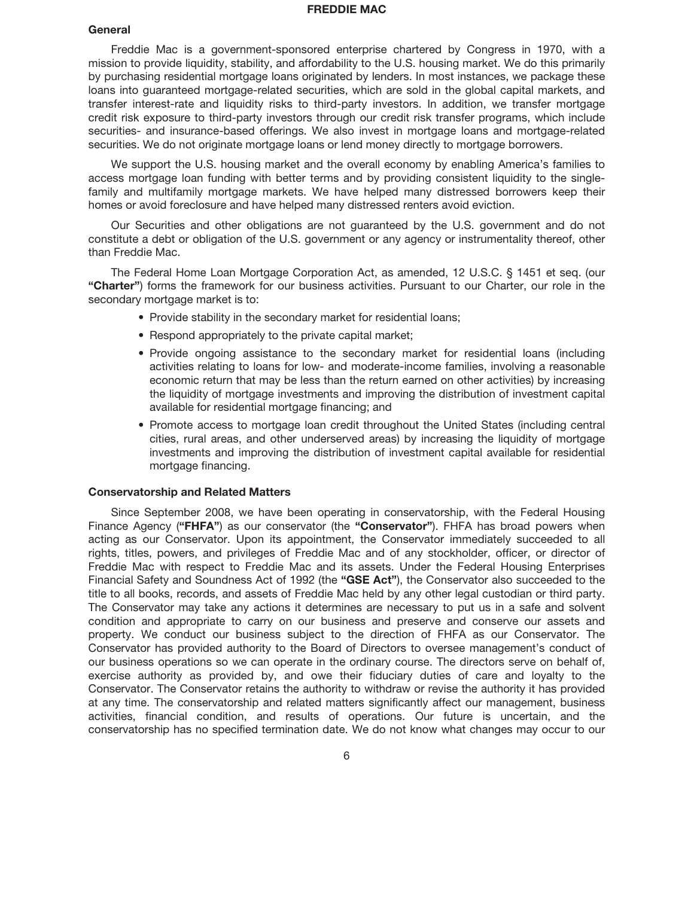## General

Freddie Mac is a government-sponsored enterprise chartered by Congress in 1970, with a mission to provide liquidity, stability, and affordability to the U.S. housing market. We do this primarily by purchasing residential mortgage loans originated by lenders. In most instances, we package these loans into guaranteed mortgage-related securities, which are sold in the global capital markets, and transfer interest-rate and liquidity risks to third-party investors. In addition, we transfer mortgage credit risk exposure to third-party investors through our credit risk transfer programs, which include securities- and insurance-based offerings. We also invest in mortgage loans and mortgage-related securities. We do not originate mortgage loans or lend money directly to mortgage borrowers.

We support the U.S. housing market and the overall economy by enabling America's families to access mortgage loan funding with better terms and by providing consistent liquidity to the single-family and multifamily mortgage markets. We have helped many distressed borrowers keep their homes or avoid foreclosure and have helped many distressed renters avoid eviction.

Our Securities and other obligations are not guaranteed by the U.S. government and do not constitute a debt or obligation of the U.S. government or any agency or instrumentality thereof, other than Freddie Mac.

The Federal Home Loan Mortgage Corporation Act, as amended, 12 U.S.C. § 1451 et seq. (our **"Charter"**) forms the framework for our business activities. Pursuant to our Charter, our role in the secondary mortgage market is to:

- Provide stability in the secondary market for residential loans;
- Respond appropriately to the private capital market;
- Provide ongoing assistance to the secondary market for residential loans (including activities relating to loans for low- and moderate-income families, involving a reasonable economic return that may be less than the return earned on other activities) by increasing the liquidity of mortgage investments and improving the distribution of investment capital available for residential mortgage financing; and
- Promote access to mortgage loan credit throughout the United States (including central cities, rural areas, and other underserved areas) by increasing the liquidity of mortgage investments and improving the distribution of investment capital available for residential mortgage financing.

## Conservatorship and Related Matters

Since September 2008, we have been operating in conservatorship, with the Federal Housing Finance Agency (**"FHFA"**) as our conservator (the **"Conservator"**). FHFA has broad powers when acting as our Conservator. Upon its appointment, the Conservator immediately succeeded to all rights, titles, powers, and privileges of Freddie Mac and of any stockholder, officer, or director of Freddie Mac with respect to Freddie Mac and its assets. Under the Federal Housing Enterprises Financial Safety and Soundness Act of 1992 (the **"GSE Act"**), the Conservator also succeeded to the title to all books, records, and assets of Freddie Mac held by any other legal custodian or third party. The Conservator may take any actions it determines are necessary to put us in a safe and solvent condition and appropriate to carry on our business and preserve and conserve our assets and property. We conduct our business subject to the direction of FHFA as our Conservator. The Conservator has provided authority to the Board of Directors to oversee management's conduct of our business operations so we can operate in the ordinary course. The directors serve on behalf of, exercise authority as provided by, and owe their fiduciary duties of care and loyalty to the Conservator. The Conservator retains the authority to withdraw or revise the authority it has provided at any time. The conservatorship and related matters significantly affect our management, business activities, financial condition, and results of operations. Our future is uncertain, and the conservatorship has no specified termination date. We do not know what changes may occur to our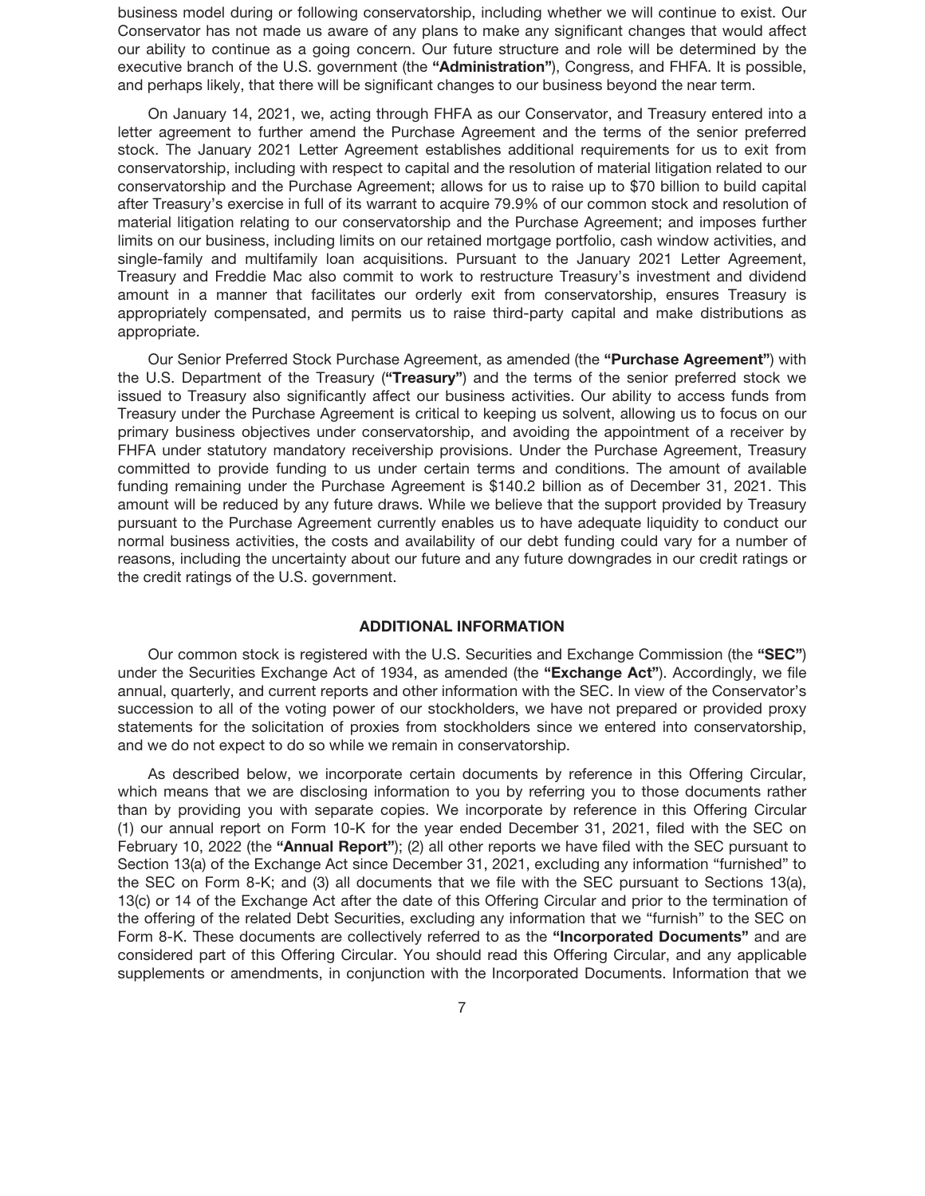business model during or following conservatorship, including whether we will continue to exist. Our Conservator has not made us aware of any plans to make any significant changes that would affect our ability to continue as a going concern. Our future structure and role will be determined by the executive branch of the U.S. government (the **"Administration"**), Congress, and FHFA. It is possible, and perhaps likely, that there will be significant changes to our business beyond the near term.

On January 14, 2021, we, acting through FHFA as our Conservator, and Treasury entered into a letter agreement to further amend the Purchase Agreement and the terms of the senior preferred stock. The January 2021 Letter Agreement establishes additional requirements for us to exit from conservatorship, including with respect to capital and the resolution of material litigation related to our conservatorship and the Purchase Agreement; allows for us to raise up to $70 billion to build capital after Treasury's exercise in full of its warrant to acquire 79.9% of our common stock and resolution of material litigation relating to our conservatorship and the Purchase Agreement; and imposes further limits on our business, including limits on our retained mortgage portfolio, cash window activities, and single-family and multifamily loan acquisitions. Pursuant to the January 2021 Letter Agreement, Treasury and Freddie Mac also commit to work to restructure Treasury's investment and dividend amount in a manner that facilitates our orderly exit from conservatorship, ensures Treasury is appropriately compensated, and permits us to raise third-party capital and make distributions as appropriate.

Our Senior Preferred Stock Purchase Agreement, as amended (the **"Purchase Agreement"**) with the U.S. Department of the Treasury (**"Treasury"**) and the terms of the senior preferred stock we issued to Treasury also significantly affect our business activities. Our ability to access funds from Treasury under the Purchase Agreement is critical to keeping us solvent, allowing us to focus on our primary business objectives under conservatorship, and avoiding the appointment of a receiver by FHFA under statutory mandatory receivership provisions. Under the Purchase Agreement, Treasury committed to provide funding to us under certain terms and conditions. The amount of available funding remaining under the Purchase Agreement is $140.2 billion as of December 31, 2021. This amount will be reduced by any future draws. While we believe that the support provided by Treasury pursuant to the Purchase Agreement currently enables us to have adequate liquidity to conduct our normal business activities, the costs and availability of our debt funding could vary for a number of reasons, including the uncertainty about our future and any future downgrades in our credit ratings or the credit ratings of the U.S. government.

## ADDITIONAL INFORMATION

Our common stock is registered with the U.S. Securities and Exchange Commission (the **"SEC"**) under the Securities Exchange Act of 1934, as amended (the **"Exchange Act"**). Accordingly, we file annual, quarterly, and current reports and other information with the SEC. In view of the Conservator's succession to all of the voting power of our stockholders, we have not prepared or provided proxy statements for the solicitation of proxies from stockholders since we entered into conservatorship, and we do not expect to do so while we remain in conservatorship.

As described below, we incorporate certain documents by reference in this Offering Circular, which means that we are disclosing information to you by referring you to those documents rather than by providing you with separate copies. We incorporate by reference in this Offering Circular (1) our annual report on Form 10-K for the year ended December 31, 2021, filed with the SEC on February 10, 2022 (the **"Annual Report"**); (2) all other reports we have filed with the SEC pursuant to Section 13(a) of the Exchange Act since December 31, 2021, excluding any information "furnished" to the SEC on Form 8-K; and (3) all documents that we file with the SEC pursuant to Sections 13(a), 13(c) or 14 of the Exchange Act after the date of this Offering Circular and prior to the termination of the offering of the related Debt Securities, excluding any information that we "furnish" to the SEC on Form 8-K. These documents are collectively referred to as the **"Incorporated Documents"** and are considered part of this Offering Circular. You should read this Offering Circular, and any applicable supplements or amendments, in conjunction with the Incorporated Documents. Information that we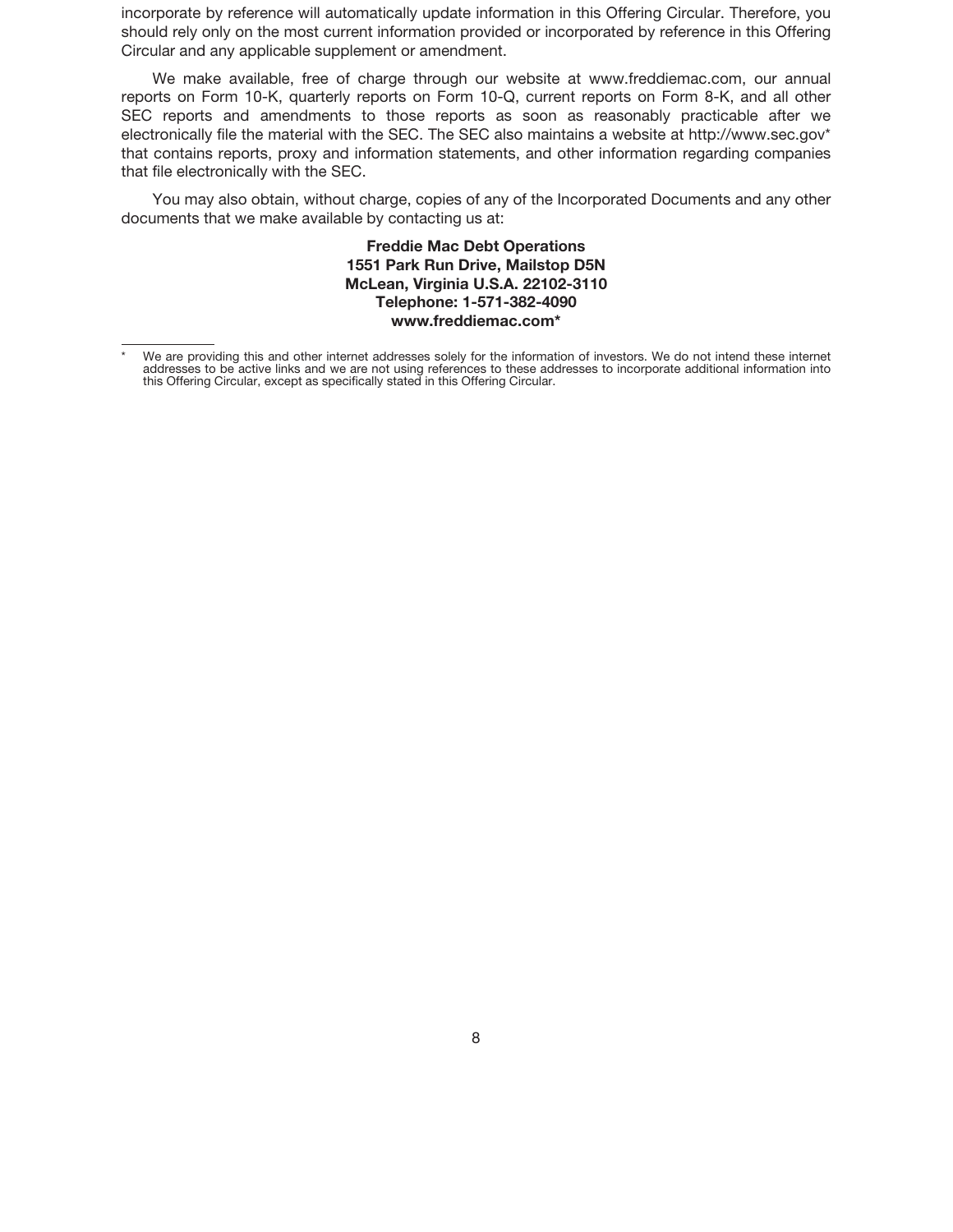incorporate by reference will automatically update information in this Offering Circular. Therefore, you should rely only on the most current information provided or incorporated by reference in this Offering Circular and any applicable supplement or amendment.

We make available, free of charge through our website at www.freddiemac.com, our annual reports on Form 10-K, quarterly reports on Form 10-Q, current reports on Form 8-K, and all other SEC reports and amendments to those reports as soon as reasonably practicable after we electronically file the material with the SEC. The SEC also maintains a website at http://www.sec.gov* that contains reports, proxy and information statements, and other information regarding companies that file electronically with the SEC.

You may also obtain, without charge, copies of any of the Incorporated Documents and any other documents that we make available by contacting us at:

**Freddie Mac Debt Operations**
**1551 Park Run Drive, Mailstop D5N**
**McLean, Virginia U.S.A. 22102-3110**
**Telephone: 1-571-382-4090**
**www.freddiemac.com***

---

* We are providing this and other internet addresses solely for the information of investors. We do not intend these internet addresses to be active links and we are not using references to these addresses to incorporate additional information into this Offering Circular, except as specifically stated in this Offering Circular.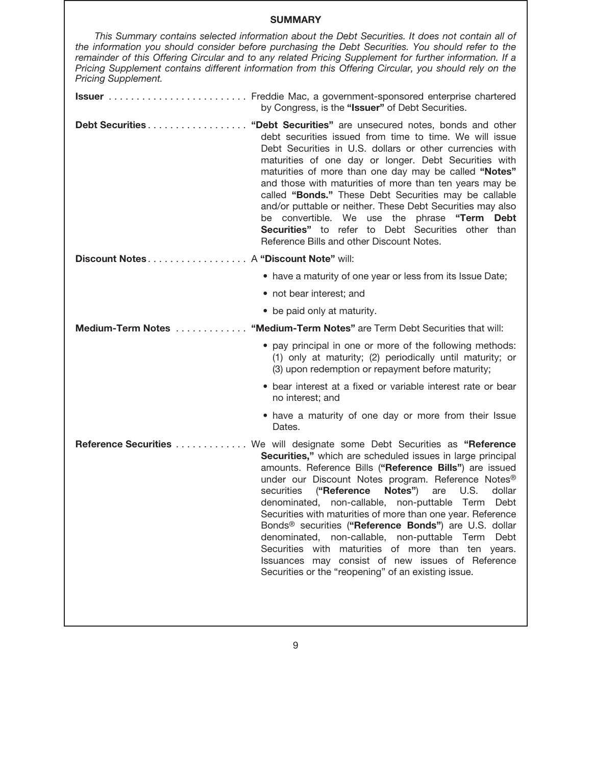## SUMMARY

*This Summary contains selected information about the Debt Securities. It does not contain all of the information you should consider before purchasing the Debt Securities. You should refer to the remainder of this Offering Circular and to any related Pricing Supplement for further information. If a Pricing Supplement contains different information from this Offering Circular, you should rely on the Pricing Supplement.*

**Issuer** . . . . . . . . . . . . . . . . . . . . . . . . . Freddie Mac, a government-sponsored enterprise chartered by Congress, is the **"Issuer"** of Debt Securities.

**Debt Securities** . . . . . . . . . . . . . . . . . . **"Debt Securities"** are unsecured notes, bonds and other debt securities issued from time to time. We will issue Debt Securities in U.S. dollars or other currencies with maturities of one day or longer. Debt Securities with maturities of more than one day may be called **"Notes"** and those with maturities of more than ten years may be called **"Bonds."** These Debt Securities may be callable and/or puttable or neither. These Debt Securities may also be convertible. We use the phrase **"Term Debt Securities"** to refer to Debt Securities other than Reference Bills and other Discount Notes.

**Discount Notes** . . . . . . . . . . . . . . . . . . A **"Discount Note"** will:

- have a maturity of one year or less from its Issue Date;
- not bear interest; and
- be paid only at maturity.

**Medium-Term Notes** . . . . . . . . . . . . . **"Medium-Term Notes"** are Term Debt Securities that will:

- pay principal in one or more of the following methods: (1) only at maturity; (2) periodically until maturity; or (3) upon redemption or repayment before maturity;
- bear interest at a fixed or variable interest rate or bear no interest; and
- have a maturity of one day or more from their Issue Dates.

**Reference Securities** . . . . . . . . . . . . . We will designate some Debt Securities as **"Reference Securities,"** which are scheduled issues in large principal amounts. Reference Bills (**"Reference Bills"**) are issued under our Discount Notes program. Reference Notes® securities (**"Reference Notes"**) are U.S. dollar denominated, non-callable, non-puttable Term Debt Securities with maturities of more than one year. Reference Bonds® securities (**"Reference Bonds"**) are U.S. dollar denominated, non-callable, non-puttable Term Debt Securities with maturities of more than ten years. Issuances may consist of new issues of Reference Securities or the "reopening" of an existing issue.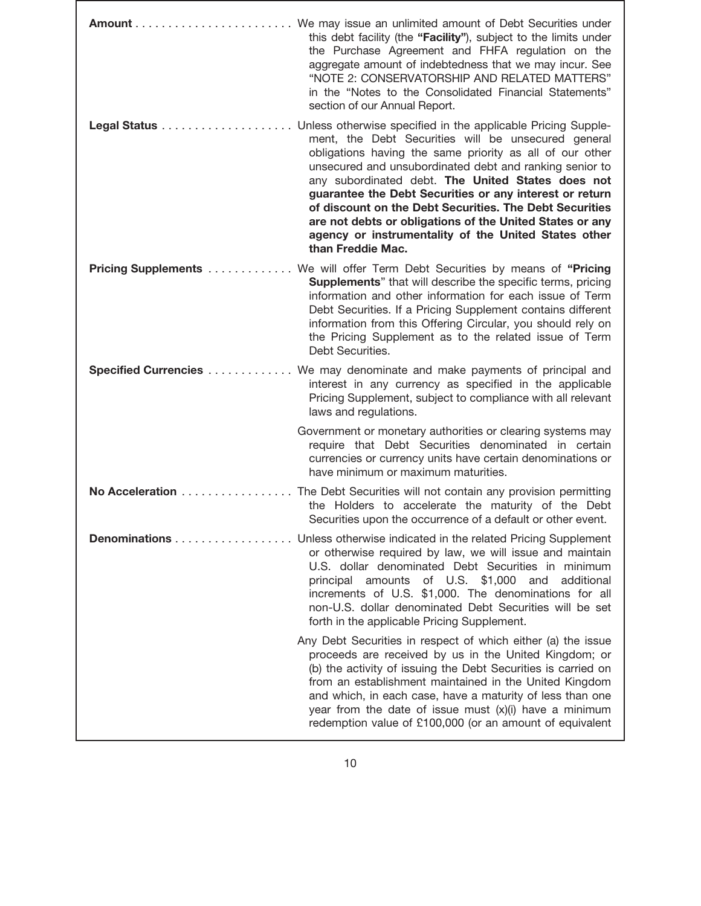**Amount** . . . . . . . . . . . . . . . . . . . . . . . . We may issue an unlimited amount of Debt Securities under this debt facility (the **"Facility"**), subject to the limits under the Purchase Agreement and FHFA regulation on the aggregate amount of indebtedness that we may incur. See "NOTE 2: CONSERVATORSHIP AND RELATED MATTERS" in the "Notes to the Consolidated Financial Statements" section of our Annual Report.

**Legal Status** . . . . . . . . . . . . . . . . . . . . Unless otherwise specified in the applicable Pricing Supplement, the Debt Securities will be unsecured general obligations having the same priority as all of our other unsecured and unsubordinated debt and ranking senior to any subordinated debt. **The United States does not guarantee the Debt Securities or any interest or return of discount on the Debt Securities. The Debt Securities are not debts or obligations of the United States or any agency or instrumentality of the United States other than Freddie Mac.**

**Pricing Supplements** . . . . . . . . . . . . . We will offer Term Debt Securities by means of **"Pricing Supplements"** that will describe the specific terms, pricing information and other information for each issue of Term Debt Securities. If a Pricing Supplement contains different information from this Offering Circular, you should rely on the Pricing Supplement as to the related issue of Term Debt Securities.

**Specified Currencies** . . . . . . . . . . . . . We may denominate and make payments of principal and interest in any currency as specified in the applicable Pricing Supplement, subject to compliance with all relevant laws and regulations.

Government or monetary authorities or clearing systems may require that Debt Securities denominated in certain currencies or currency units have certain denominations or have minimum or maximum maturities.

**No Acceleration** . . . . . . . . . . . . . . . . . The Debt Securities will not contain any provision permitting the Holders to accelerate the maturity of the Debt Securities upon the occurrence of a default or other event.

**Denominations** . . . . . . . . . . . . . . . . . . Unless otherwise indicated in the related Pricing Supplement or otherwise required by law, we will issue and maintain U.S. dollar denominated Debt Securities in minimum principal amounts of U.S. $1,000 and additional increments of U.S. $1,000. The denominations for all non-U.S. dollar denominated Debt Securities will be set forth in the applicable Pricing Supplement.

Any Debt Securities in respect of which either (a) the issue proceeds are received by us in the United Kingdom; or (b) the activity of issuing the Debt Securities is carried on from an establishment maintained in the United Kingdom and which, in each case, have a maturity of less than one year from the date of issue must (x)(i) have a minimum redemption value of £100,000 (or an amount of equivalent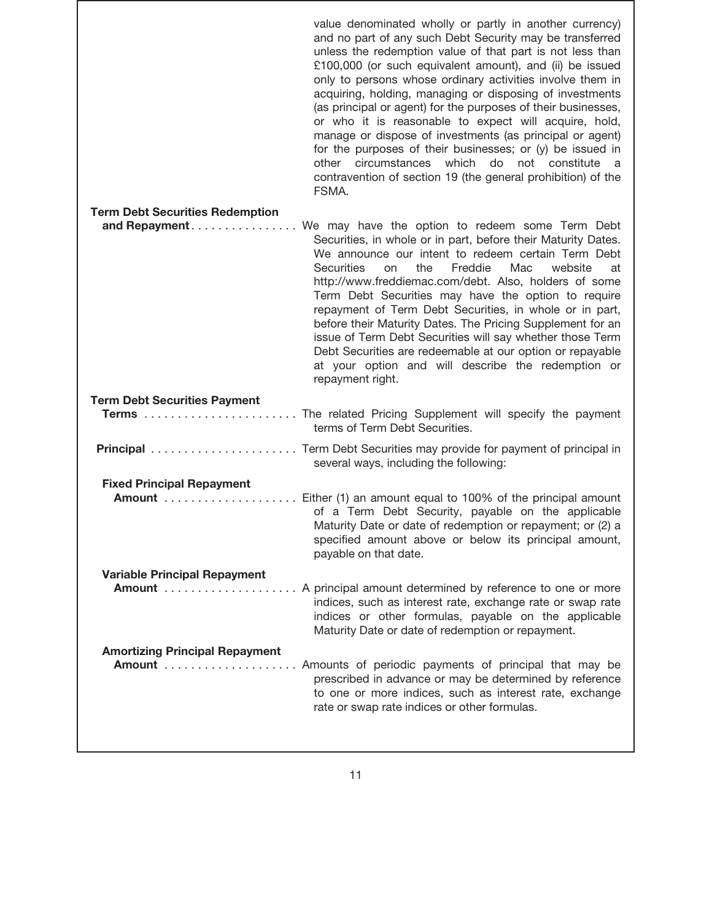value denominated wholly or partly in another currency) and no part of any such Debt Security may be transferred unless the redemption value of that part is not less than £100,000 (or such equivalent amount), and (ii) be issued only to persons whose ordinary activities involve them in acquiring, holding, managing or disposing of investments (as principal or agent) for the purposes of their businesses, or who it is reasonable to expect will acquire, hold, manage or dispose of investments (as principal or agent) for the purposes of their businesses; or (y) be issued in other circumstances which do not constitute a contravention of section 19 (the general prohibition) of the FSMA.

**Term Debt Securities Redemption and Repayment** . . . . . . . . . . . . . . . . We may have the option to redeem some Term Debt Securities, in whole or in part, before their Maturity Dates. We announce our intent to redeem certain Term Debt Securities on the Freddie Mac website at http://www.freddiemac.com/debt. Also, holders of some Term Debt Securities may have the option to require repayment of Term Debt Securities, in whole or in part, before their Maturity Dates. The Pricing Supplement for an issue of Term Debt Securities will say whether those Term Debt Securities are redeemable at our option or repayable at your option and will describe the redemption or repayment right.

**Term Debt Securities Payment Terms** . . . . . . . . . . . . . . . . . . . . . . . The related Pricing Supplement will specify the payment terms of Term Debt Securities.

**Principal** . . . . . . . . . . . . . . . . . . . . . . Term Debt Securities may provide for payment of principal in several ways, including the following:

**Fixed Principal Repayment Amount** . . . . . . . . . . . . . . . . . . . . Either (1) an amount equal to 100% of the principal amount of a Term Debt Security, payable on the applicable Maturity Date or date of redemption or repayment; or (2) a specified amount above or below its principal amount, payable on that date.

**Variable Principal Repayment Amount** . . . . . . . . . . . . . . . . . . . . A principal amount determined by reference to one or more indices, such as interest rate, exchange rate or swap rate indices or other formulas, payable on the applicable Maturity Date or date of redemption or repayment.

**Amortizing Principal Repayment Amount** . . . . . . . . . . . . . . . . . . . . Amounts of periodic payments of principal that may be prescribed in advance or may be determined by reference to one or more indices, such as interest rate, exchange rate or swap rate indices or other formulas.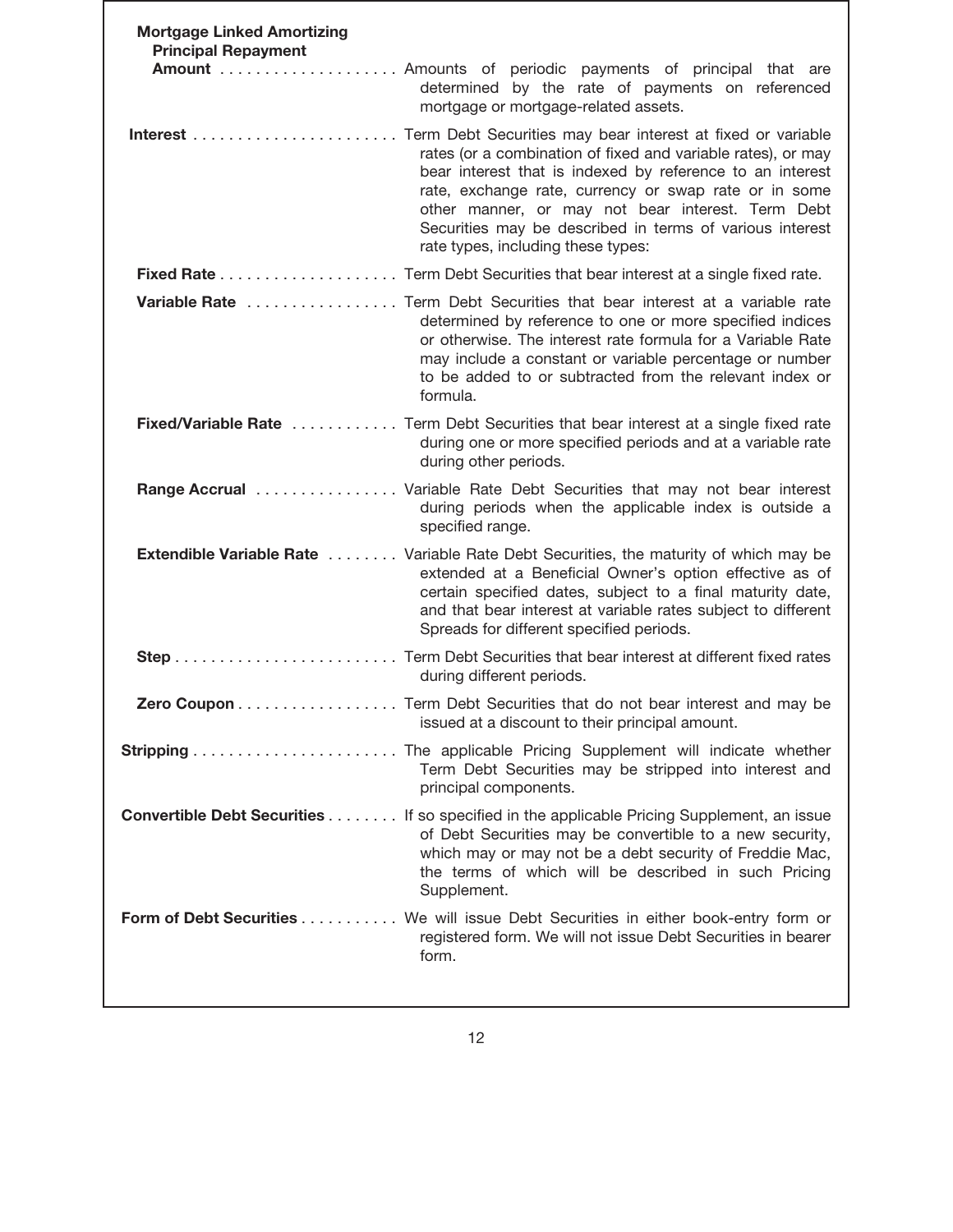**Mortgage Linked Amortizing Principal Repayment Amount** . . . . . . . . . . . . . . . . . . . . Amounts of periodic payments of principal that are determined by the rate of payments on referenced mortgage or mortgage-related assets.

**Interest** . . . . . . . . . . . . . . . . . . . . . . . Term Debt Securities may bear interest at fixed or variable rates (or a combination of fixed and variable rates), or may bear interest that is indexed by reference to an interest rate, exchange rate, currency or swap rate or in some other manner, or may not bear interest. Term Debt Securities may be described in terms of various interest rate types, including these types:

**Fixed Rate** . . . . . . . . . . . . . . . . . . . . Term Debt Securities that bear interest at a single fixed rate.

**Variable Rate** . . . . . . . . . . . . . . . . Term Debt Securities that bear interest at a variable rate determined by reference to one or more specified indices or otherwise. The interest rate formula for a Variable Rate may include a constant or variable percentage or number to be added to or subtracted from the relevant index or formula.

**Fixed/Variable Rate** . . . . . . . . . . . Term Debt Securities that bear interest at a single fixed rate during one or more specified periods and at a variable rate during other periods.

**Range Accrual** . . . . . . . . . . . . . . . . Variable Rate Debt Securities that may not bear interest during periods when the applicable index is outside a specified range.

**Extendible Variable Rate** . . . . . . . . Variable Rate Debt Securities, the maturity of which may be extended at a Beneficial Owner's option effective as of certain specified dates, subject to a final maturity date, and that bear interest at variable rates subject to different Spreads for different specified periods.

**Step** . . . . . . . . . . . . . . . . . . . . . . . . . Term Debt Securities that bear interest at different fixed rates during different periods.

**Zero Coupon** . . . . . . . . . . . . . . . . . . Term Debt Securities that do not bear interest and may be issued at a discount to their principal amount.

**Stripping** . . . . . . . . . . . . . . . . . . . . . . . The applicable Pricing Supplement will indicate whether Term Debt Securities may be stripped into interest and principal components.

**Convertible Debt Securities** . . . . . . . . If so specified in the applicable Pricing Supplement, an issue of Debt Securities may be convertible to a new security, which may or may not be a debt security of Freddie Mac, the terms of which will be described in such Pricing Supplement.

**Form of Debt Securities** . . . . . . . . . . . We will issue Debt Securities in either book-entry form or registered form. We will not issue Debt Securities in bearer form.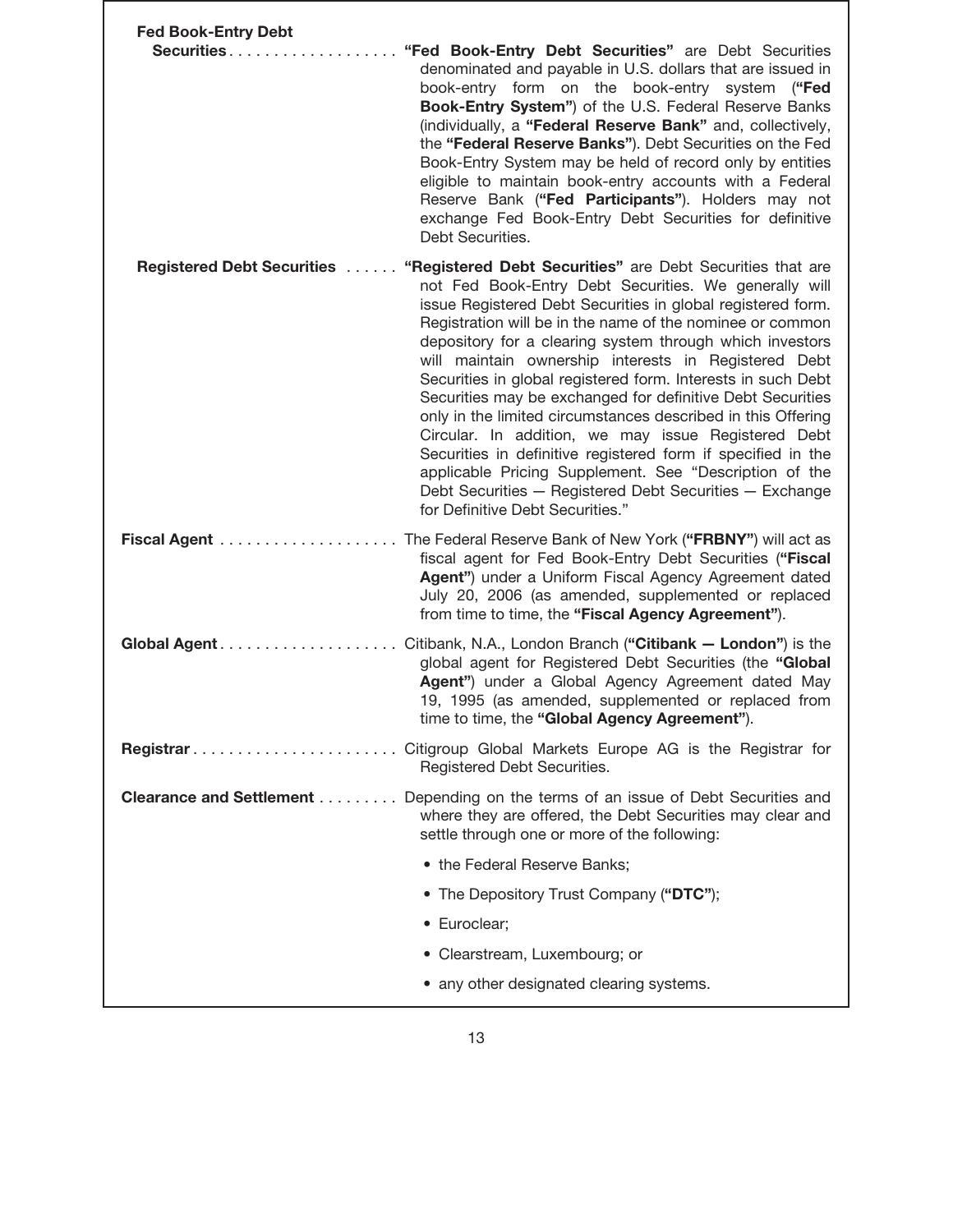**Fed Book-Entry Debt Securities** . . . . . . . . . . . . . . . . . . **"Fed Book-Entry Debt Securities"** are Debt Securities denominated and payable in U.S. dollars that are issued in book-entry form on the book-entry system (**"Fed Book-Entry System"**) of the U.S. Federal Reserve Banks (individually, a **"Federal Reserve Bank"** and, collectively, the **"Federal Reserve Banks"**). Debt Securities on the Fed Book-Entry System may be held of record only by entities eligible to maintain book-entry accounts with a Federal Reserve Bank (**"Fed Participants"**). Holders may not exchange Fed Book-Entry Debt Securities for definitive Debt Securities.

**Registered Debt Securities** . . . . . . **"Registered Debt Securities"** are Debt Securities that are not Fed Book-Entry Debt Securities. We generally will issue Registered Debt Securities in global registered form. Registration will be in the name of the nominee or common depository for a clearing system through which investors will maintain ownership interests in Registered Debt Securities in global registered form. Interests in such Debt Securities may be exchanged for definitive Debt Securities only in the limited circumstances described in this Offering Circular. In addition, we may issue Registered Debt Securities in definitive registered form if specified in the applicable Pricing Supplement. See "Description of the Debt Securities — Registered Debt Securities — Exchange for Definitive Debt Securities."

**Fiscal Agent** . . . . . . . . . . . . . . . . . . . . The Federal Reserve Bank of New York (**"FRBNY"**) will act as fiscal agent for Fed Book-Entry Debt Securities (**"Fiscal Agent"**) under a Uniform Fiscal Agency Agreement dated July 20, 2006 (as amended, supplemented or replaced from time to time, the **"Fiscal Agency Agreement"**).

**Global Agent** . . . . . . . . . . . . . . . . . . . . Citibank, N.A., London Branch (**"Citibank — London"**) is the global agent for Registered Debt Securities (the **"Global Agent"**) under a Global Agency Agreement dated May 19, 1995 (as amended, supplemented or replaced from time to time, the **"Global Agency Agreement"**).

**Registrar** . . . . . . . . . . . . . . . . . . . . . . . Citigroup Global Markets Europe AG is the Registrar for Registered Debt Securities.

**Clearance and Settlement** . . . . . . . . . Depending on the terms of an issue of Debt Securities and where they are offered, the Debt Securities may clear and settle through one or more of the following:

- the Federal Reserve Banks;
- The Depository Trust Company (**"DTC"**);
- Euroclear;
- Clearstream, Luxembourg; or
- any other designated clearing systems.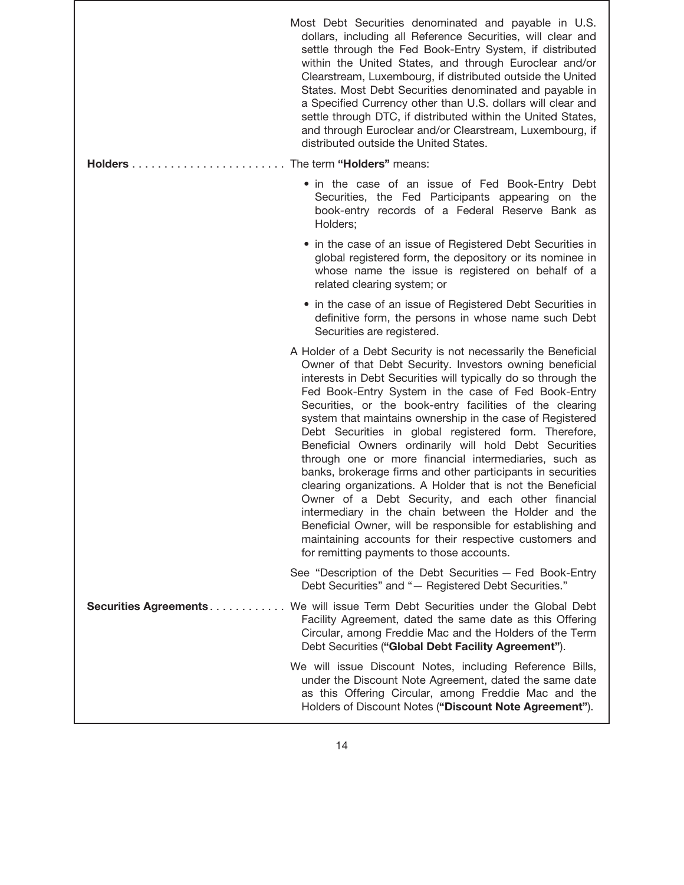Most Debt Securities denominated and payable in U.S. dollars, including all Reference Securities, will clear and settle through the Fed Book-Entry System, if distributed within the United States, and through Euroclear and/or Clearstream, Luxembourg, if distributed outside the United States. Most Debt Securities denominated and payable in a Specified Currency other than U.S. dollars will clear and settle through DTC, if distributed within the United States, and through Euroclear and/or Clearstream, Luxembourg, if distributed outside the United States.

**Holders** . . . . . . . . . . . . . . . . . . . . . . . . The term **"Holders"** means:

- in the case of an issue of Fed Book-Entry Debt Securities, the Fed Participants appearing on the book-entry records of a Federal Reserve Bank as Holders;
- in the case of an issue of Registered Debt Securities in global registered form, the depository or its nominee in whose name the issue is registered on behalf of a related clearing system; or
- in the case of an issue of Registered Debt Securities in definitive form, the persons in whose name such Debt Securities are registered.

A Holder of a Debt Security is not necessarily the Beneficial Owner of that Debt Security. Investors owning beneficial interests in Debt Securities will typically do so through the Fed Book-Entry System in the case of Fed Book-Entry Securities, or the book-entry facilities of the clearing system that maintains ownership in the case of Registered Debt Securities in global registered form. Therefore, Beneficial Owners ordinarily will hold Debt Securities through one or more financial intermediaries, such as banks, brokerage firms and other participants in securities clearing organizations. A Holder that is not the Beneficial Owner of a Debt Security, and each other financial intermediary in the chain between the Holder and the Beneficial Owner, will be responsible for establishing and maintaining accounts for their respective customers and for remitting payments to those accounts.

See "Description of the Debt Securities — Fed Book-Entry Debt Securities" and "— Registered Debt Securities."

**Securities Agreements** . . . . . . . . . . . . We will issue Term Debt Securities under the Global Debt Facility Agreement, dated the same date as this Offering Circular, among Freddie Mac and the Holders of the Term Debt Securities (**"Global Debt Facility Agreement"**).

We will issue Discount Notes, including Reference Bills, under the Discount Note Agreement, dated the same date as this Offering Circular, among Freddie Mac and the Holders of Discount Notes (**"Discount Note Agreement"**).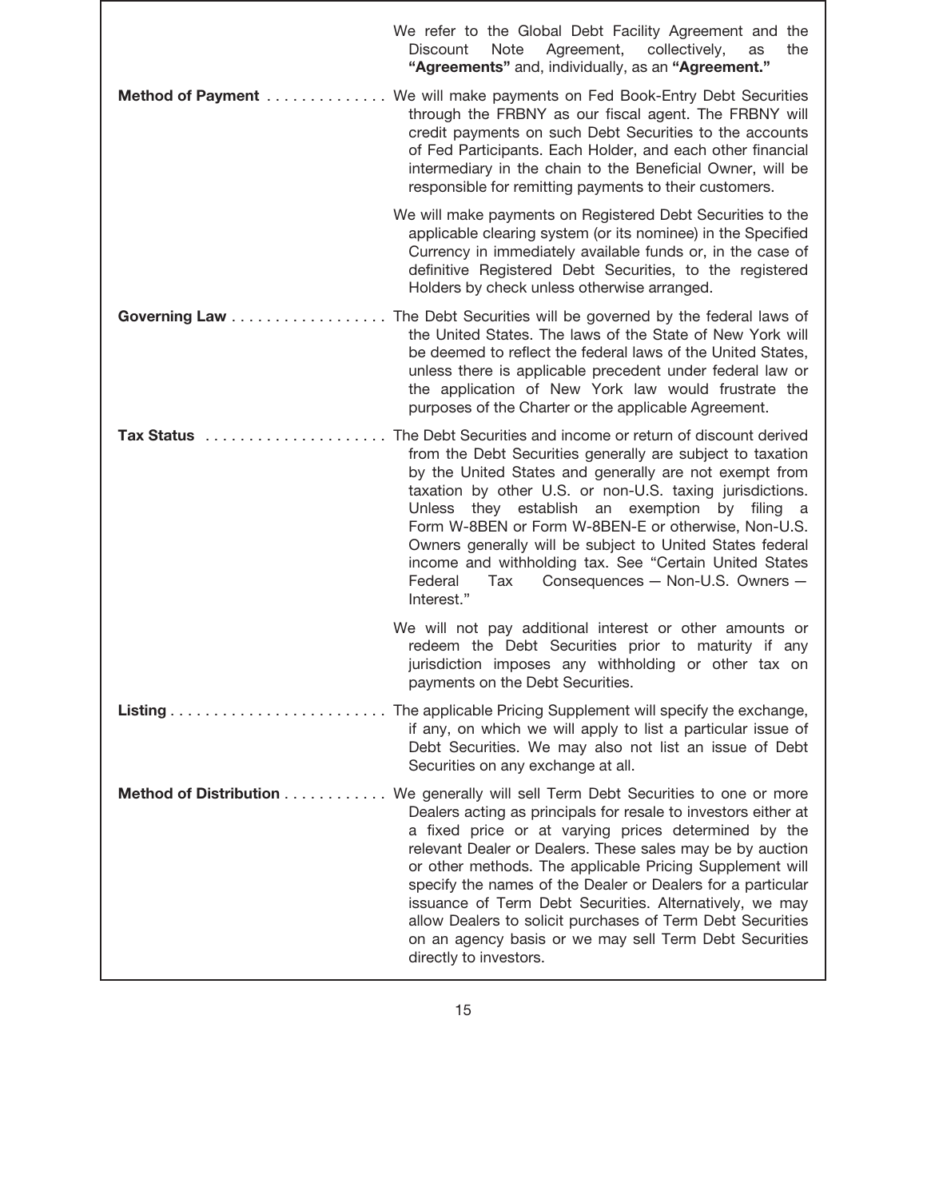We refer to the Global Debt Facility Agreement and the Discount Note Agreement, collectively, as the **"Agreements"** and, individually, as an **"Agreement."**

**Method of Payment** . . . . . . . . . . . . . . We will make payments on Fed Book-Entry Debt Securities through the FRBNY as our fiscal agent. The FRBNY will credit payments on such Debt Securities to the accounts of Fed Participants. Each Holder, and each other financial intermediary in the chain to the Beneficial Owner, will be responsible for remitting payments to their customers.

We will make payments on Registered Debt Securities to the applicable clearing system (or its nominee) in the Specified Currency in immediately available funds or, in the case of definitive Registered Debt Securities, to the registered Holders by check unless otherwise arranged.

**Governing Law** . . . . . . . . . . . . . . . . . . The Debt Securities will be governed by the federal laws of the United States. The laws of the State of New York will be deemed to reflect the federal laws of the United States, unless there is applicable precedent under federal law or the application of New York law would frustrate the purposes of the Charter or the applicable Agreement.

**Tax Status** . . . . . . . . . . . . . . . . . . . . . The Debt Securities and income or return of discount derived from the Debt Securities generally are subject to taxation by the United States and generally are not exempt from taxation by other U.S. or non-U.S. taxing jurisdictions. Unless they establish an exemption by filing a Form W-8BEN or Form W-8BEN-E or otherwise, Non-U.S. Owners generally will be subject to United States federal income and withholding tax. See "Certain United States Federal Tax Consequences — Non-U.S. Owners — Interest."

We will not pay additional interest or other amounts or redeem the Debt Securities prior to maturity if any jurisdiction imposes any withholding or other tax on payments on the Debt Securities.

**Listing** . . . . . . . . . . . . . . . . . . . . . . . . . The applicable Pricing Supplement will specify the exchange, if any, on which we will apply to list a particular issue of Debt Securities. We may also not list an issue of Debt Securities on any exchange at all.

**Method of Distribution** . . . . . . . . . . . . We generally will sell Term Debt Securities to one or more Dealers acting as principals for resale to investors either at a fixed price or at varying prices determined by the relevant Dealer or Dealers. These sales may be by auction or other methods. The applicable Pricing Supplement will specify the names of the Dealer or Dealers for a particular issuance of Term Debt Securities. Alternatively, we may allow Dealers to solicit purchases of Term Debt Securities on an agency basis or we may sell Term Debt Securities directly to investors.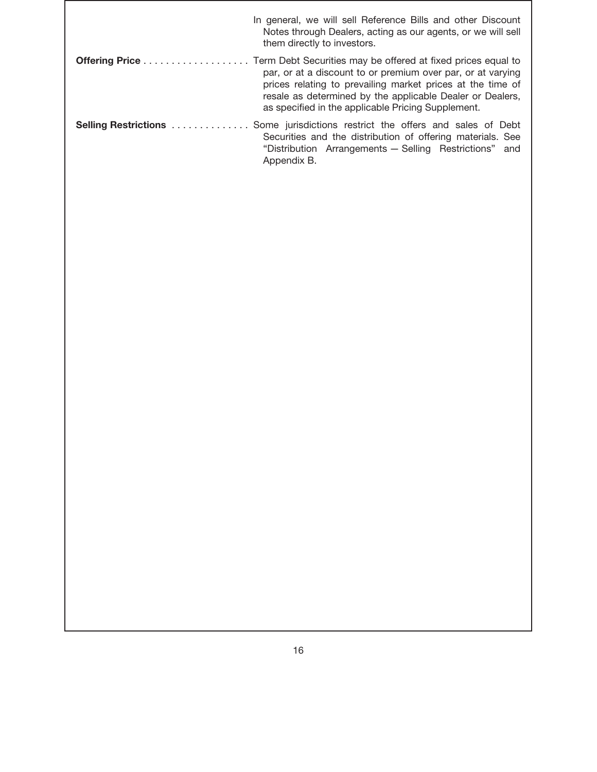In general, we will sell Reference Bills and other Discount Notes through Dealers, acting as our agents, or we will sell them directly to investors.

**Offering Price** . . . . . . . . . . . . . . . . . . . Term Debt Securities may be offered at fixed prices equal to par, or at a discount to or premium over par, or at varying prices relating to prevailing market prices at the time of resale as determined by the applicable Dealer or Dealers, as specified in the applicable Pricing Supplement.

**Selling Restrictions** . . . . . . . . . . . . . . Some jurisdictions restrict the offers and sales of Debt Securities and the distribution of offering materials. See "Distribution Arrangements — Selling Restrictions" and Appendix B.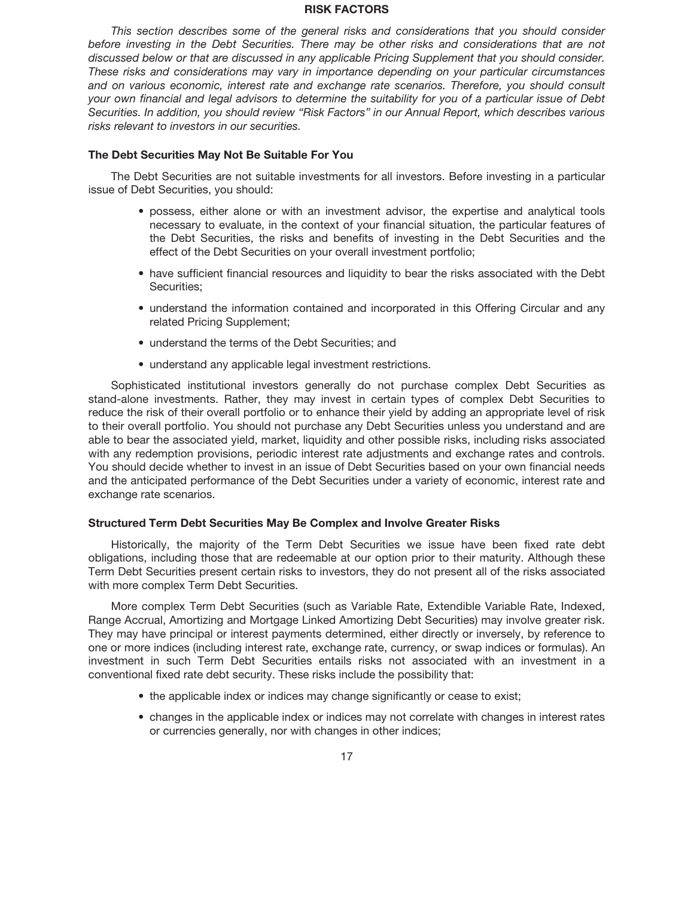# RISK FACTORS

*This section describes some of the general risks and considerations that you should consider before investing in the Debt Securities. There may be other risks and considerations that are not discussed below or that are discussed in any applicable Pricing Supplement that you should consider. These risks and considerations may vary in importance depending on your particular circumstances and on various economic, interest rate and exchange rate scenarios. Therefore, you should consult your own financial and legal advisors to determine the suitability for you of a particular issue of Debt Securities. In addition, you should review "Risk Factors" in our Annual Report, which describes various risks relevant to investors in our securities.*

## The Debt Securities May Not Be Suitable For You

The Debt Securities are not suitable investments for all investors. Before investing in a particular issue of Debt Securities, you should:

- possess, either alone or with an investment advisor, the expertise and analytical tools necessary to evaluate, in the context of your financial situation, the particular features of the Debt Securities, the risks and benefits of investing in the Debt Securities and the effect of the Debt Securities on your overall investment portfolio;
- have sufficient financial resources and liquidity to bear the risks associated with the Debt Securities;
- understand the information contained and incorporated in this Offering Circular and any related Pricing Supplement;
- understand the terms of the Debt Securities; and
- understand any applicable legal investment restrictions.

Sophisticated institutional investors generally do not purchase complex Debt Securities as stand-alone investments. Rather, they may invest in certain types of complex Debt Securities to reduce the risk of their overall portfolio or to enhance their yield by adding an appropriate level of risk to their overall portfolio. You should not purchase any Debt Securities unless you understand and are able to bear the associated yield, market, liquidity and other possible risks, including risks associated with any redemption provisions, periodic interest rate adjustments and exchange rates and controls. You should decide whether to invest in an issue of Debt Securities based on your own financial needs and the anticipated performance of the Debt Securities under a variety of economic, interest rate and exchange rate scenarios.

## Structured Term Debt Securities May Be Complex and Involve Greater Risks

Historically, the majority of the Term Debt Securities we issue have been fixed rate debt obligations, including those that are redeemable at our option prior to their maturity. Although these Term Debt Securities present certain risks to investors, they do not present all of the risks associated with more complex Term Debt Securities.

More complex Term Debt Securities (such as Variable Rate, Extendible Variable Rate, Indexed, Range Accrual, Amortizing and Mortgage Linked Amortizing Debt Securities) may involve greater risk. They may have principal or interest payments determined, either directly or inversely, by reference to one or more indices (including interest rate, exchange rate, currency, or swap indices or formulas). An investment in such Term Debt Securities entails risks not associated with an investment in a conventional fixed rate debt security. These risks include the possibility that:

- the applicable index or indices may change significantly or cease to exist;
- changes in the applicable index or indices may not correlate with changes in interest rates or currencies generally, nor with changes in other indices;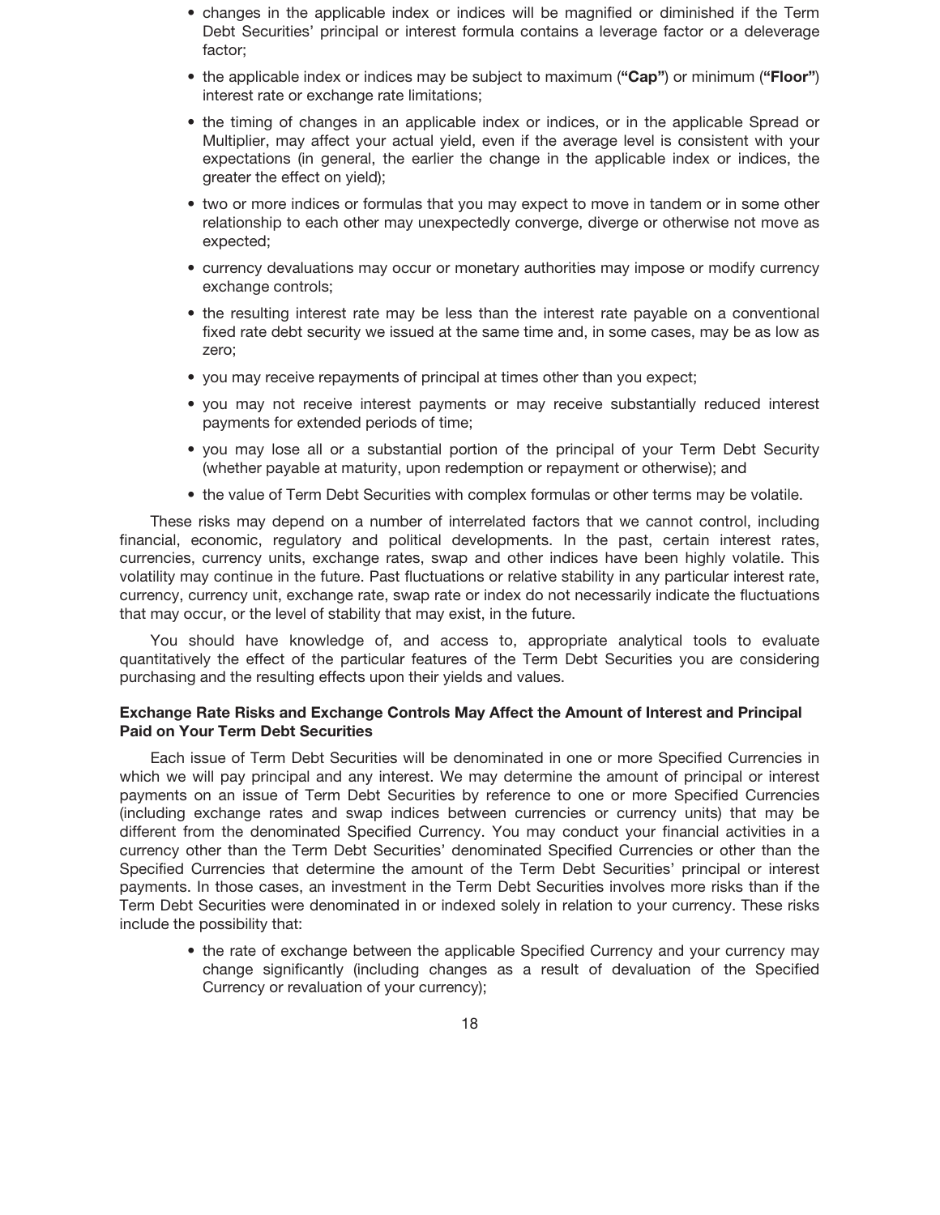- changes in the applicable index or indices will be magnified or diminished if the Term Debt Securities' principal or interest formula contains a leverage factor or a deleverage factor;
- the applicable index or indices may be subject to maximum (**"Cap"**) or minimum (**"Floor"**) interest rate or exchange rate limitations;
- the timing of changes in an applicable index or indices, or in the applicable Spread or Multiplier, may affect your actual yield, even if the average level is consistent with your expectations (in general, the earlier the change in the applicable index or indices, the greater the effect on yield);
- two or more indices or formulas that you may expect to move in tandem or in some other relationship to each other may unexpectedly converge, diverge or otherwise not move as expected;
- currency devaluations may occur or monetary authorities may impose or modify currency exchange controls;
- the resulting interest rate may be less than the interest rate payable on a conventional fixed rate debt security we issued at the same time and, in some cases, may be as low as zero;
- you may receive repayments of principal at times other than you expect;
- you may not receive interest payments or may receive substantially reduced interest payments for extended periods of time;
- you may lose all or a substantial portion of the principal of your Term Debt Security (whether payable at maturity, upon redemption or repayment or otherwise); and
- the value of Term Debt Securities with complex formulas or other terms may be volatile.

These risks may depend on a number of interrelated factors that we cannot control, including financial, economic, regulatory and political developments. In the past, certain interest rates, currencies, currency units, exchange rates, swap and other indices have been highly volatile. This volatility may continue in the future. Past fluctuations or relative stability in any particular interest rate, currency, currency unit, exchange rate, swap rate or index do not necessarily indicate the fluctuations that may occur, or the level of stability that may exist, in the future.

You should have knowledge of, and access to, appropriate analytical tools to evaluate quantitatively the effect of the particular features of the Term Debt Securities you are considering purchasing and the resulting effects upon their yields and values.

### Exchange Rate Risks and Exchange Controls May Affect the Amount of Interest and Principal Paid on Your Term Debt Securities

Each issue of Term Debt Securities will be denominated in one or more Specified Currencies in which we will pay principal and any interest. We may determine the amount of principal or interest payments on an issue of Term Debt Securities by reference to one or more Specified Currencies (including exchange rates and swap indices between currencies or currency units) that may be different from the denominated Specified Currency. You may conduct your financial activities in a currency other than the Term Debt Securities' denominated Specified Currencies or other than the Specified Currencies that determine the amount of the Term Debt Securities' principal or interest payments. In those cases, an investment in the Term Debt Securities involves more risks than if the Term Debt Securities were denominated in or indexed solely in relation to your currency. These risks include the possibility that:

- the rate of exchange between the applicable Specified Currency and your currency may change significantly (including changes as a result of devaluation of the Specified Currency or revaluation of your currency);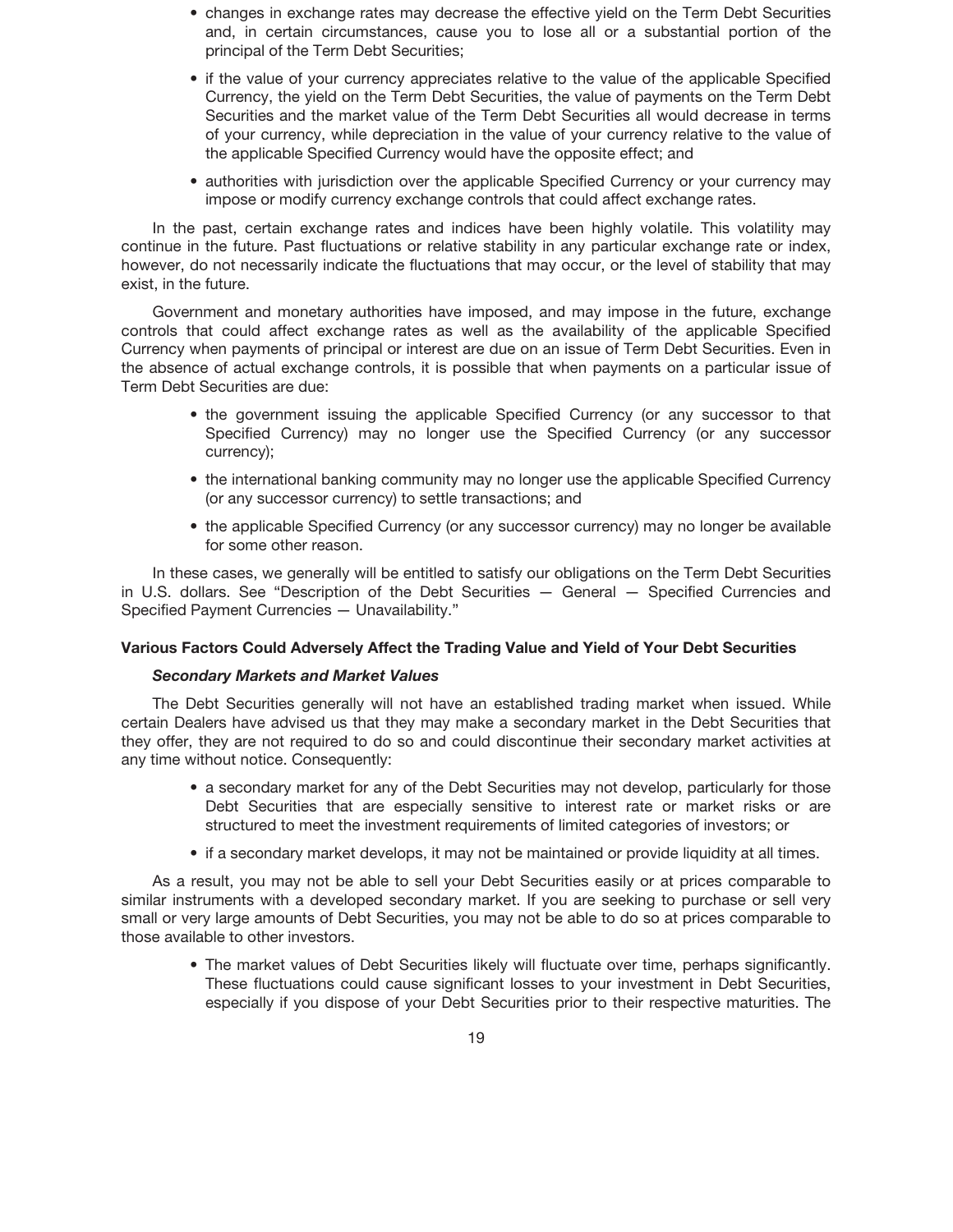- changes in exchange rates may decrease the effective yield on the Term Debt Securities and, in certain circumstances, cause you to lose all or a substantial portion of the principal of the Term Debt Securities;
- if the value of your currency appreciates relative to the value of the applicable Specified Currency, the yield on the Term Debt Securities, the value of payments on the Term Debt Securities and the market value of the Term Debt Securities all would decrease in terms of your currency, while depreciation in the value of your currency relative to the value of the applicable Specified Currency would have the opposite effect; and
- authorities with jurisdiction over the applicable Specified Currency or your currency may impose or modify currency exchange controls that could affect exchange rates.

In the past, certain exchange rates and indices have been highly volatile. This volatility may continue in the future. Past fluctuations or relative stability in any particular exchange rate or index, however, do not necessarily indicate the fluctuations that may occur, or the level of stability that may exist, in the future.

Government and monetary authorities have imposed, and may impose in the future, exchange controls that could affect exchange rates as well as the availability of the applicable Specified Currency when payments of principal or interest are due on an issue of Term Debt Securities. Even in the absence of actual exchange controls, it is possible that when payments on a particular issue of Term Debt Securities are due:

- the government issuing the applicable Specified Currency (or any successor to that Specified Currency) may no longer use the Specified Currency (or any successor currency);
- the international banking community may no longer use the applicable Specified Currency (or any successor currency) to settle transactions; and
- the applicable Specified Currency (or any successor currency) may no longer be available for some other reason.

In these cases, we generally will be entitled to satisfy our obligations on the Term Debt Securities in U.S. dollars. See "Description of the Debt Securities — General — Specified Currencies and Specified Payment Currencies — Unavailability."

### Various Factors Could Adversely Affect the Trading Value and Yield of Your Debt Securities

#### *Secondary Markets and Market Values*

The Debt Securities generally will not have an established trading market when issued. While certain Dealers have advised us that they may make a secondary market in the Debt Securities that they offer, they are not required to do so and could discontinue their secondary market activities at any time without notice. Consequently:

- a secondary market for any of the Debt Securities may not develop, particularly for those Debt Securities that are especially sensitive to interest rate or market risks or are structured to meet the investment requirements of limited categories of investors; or
- if a secondary market develops, it may not be maintained or provide liquidity at all times.

As a result, you may not be able to sell your Debt Securities easily or at prices comparable to similar instruments with a developed secondary market. If you are seeking to purchase or sell very small or very large amounts of Debt Securities, you may not be able to do so at prices comparable to those available to other investors.

- The market values of Debt Securities likely will fluctuate over time, perhaps significantly. These fluctuations could cause significant losses to your investment in Debt Securities, especially if you dispose of your Debt Securities prior to their respective maturities. The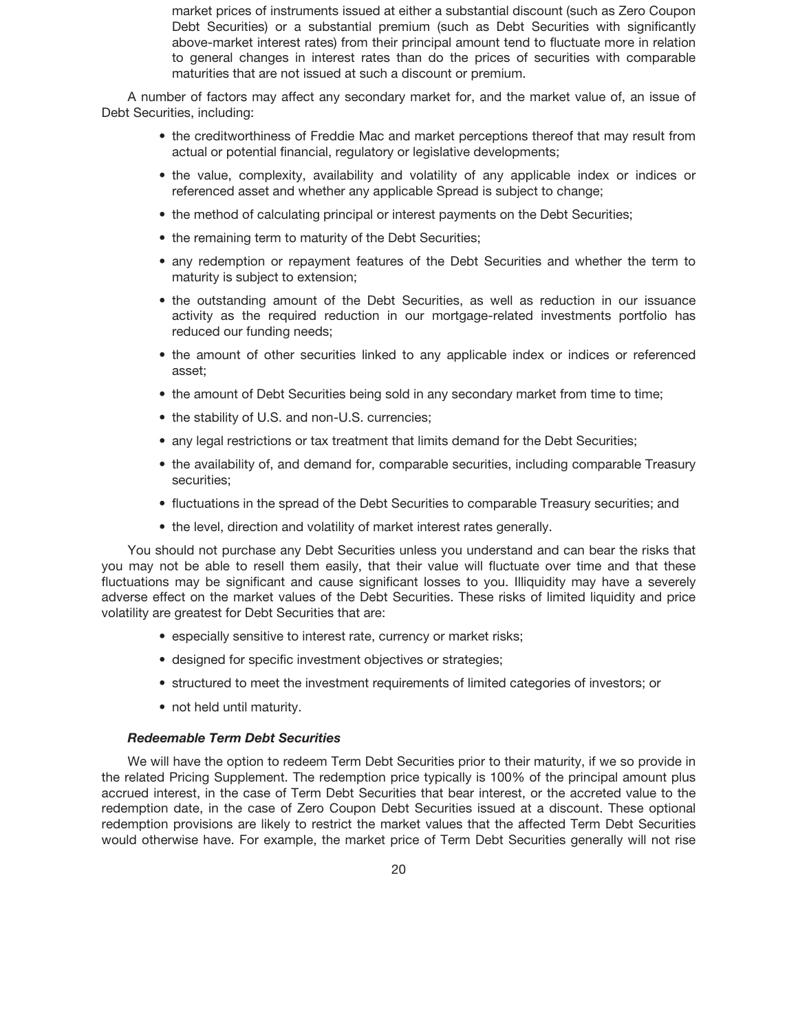market prices of instruments issued at either a substantial discount (such as Zero Coupon Debt Securities) or a substantial premium (such as Debt Securities with significantly above-market interest rates) from their principal amount tend to fluctuate more in relation to general changes in interest rates than do the prices of securities with comparable maturities that are not issued at such a discount or premium.

A number of factors may affect any secondary market for, and the market value of, an issue of Debt Securities, including:

- the creditworthiness of Freddie Mac and market perceptions thereof that may result from actual or potential financial, regulatory or legislative developments;
- the value, complexity, availability and volatility of any applicable index or indices or referenced asset and whether any applicable Spread is subject to change;
- the method of calculating principal or interest payments on the Debt Securities;
- the remaining term to maturity of the Debt Securities;
- any redemption or repayment features of the Debt Securities and whether the term to maturity is subject to extension;
- the outstanding amount of the Debt Securities, as well as reduction in our issuance activity as the required reduction in our mortgage-related investments portfolio has reduced our funding needs;
- the amount of other securities linked to any applicable index or indices or referenced asset;
- the amount of Debt Securities being sold in any secondary market from time to time;
- the stability of U.S. and non-U.S. currencies;
- any legal restrictions or tax treatment that limits demand for the Debt Securities;
- the availability of, and demand for, comparable securities, including comparable Treasury securities;
- fluctuations in the spread of the Debt Securities to comparable Treasury securities; and
- the level, direction and volatility of market interest rates generally.

You should not purchase any Debt Securities unless you understand and can bear the risks that you may not be able to resell them easily, that their value will fluctuate over time and that these fluctuations may be significant and cause significant losses to you. Illiquidity may have a severely adverse effect on the market values of the Debt Securities. These risks of limited liquidity and price volatility are greatest for Debt Securities that are:

- especially sensitive to interest rate, currency or market risks;
- designed for specific investment objectives or strategies;
- structured to meet the investment requirements of limited categories of investors; or
- not held until maturity.

***Redeemable Term Debt Securities***

We will have the option to redeem Term Debt Securities prior to their maturity, if we so provide in the related Pricing Supplement. The redemption price typically is 100% of the principal amount plus accrued interest, in the case of Term Debt Securities that bear interest, or the accreted value to the redemption date, in the case of Zero Coupon Debt Securities issued at a discount. These optional redemption provisions are likely to restrict the market values that the affected Term Debt Securities would otherwise have. For example, the market price of Term Debt Securities generally will not rise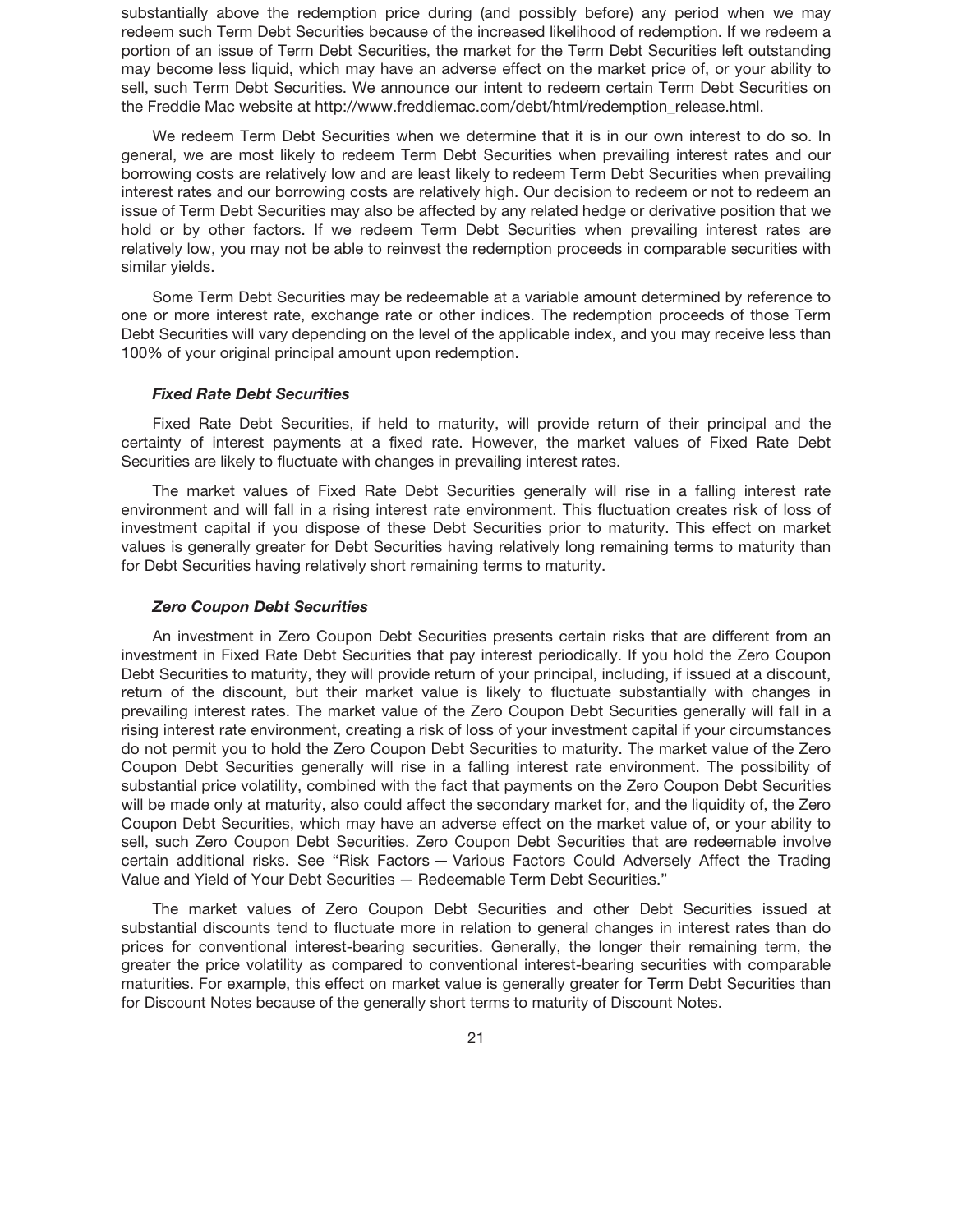substantially above the redemption price during (and possibly before) any period when we may redeem such Term Debt Securities because of the increased likelihood of redemption. If we redeem a portion of an issue of Term Debt Securities, the market for the Term Debt Securities left outstanding may become less liquid, which may have an adverse effect on the market price of, or your ability to sell, such Term Debt Securities. We announce our intent to redeem certain Term Debt Securities on the Freddie Mac website at http://www.freddiemac.com/debt/html/redemption_release.html.

We redeem Term Debt Securities when we determine that it is in our own interest to do so. In general, we are most likely to redeem Term Debt Securities when prevailing interest rates and our borrowing costs are relatively low and are least likely to redeem Term Debt Securities when prevailing interest rates and our borrowing costs are relatively high. Our decision to redeem or not to redeem an issue of Term Debt Securities may also be affected by any related hedge or derivative position that we hold or by other factors. If we redeem Term Debt Securities when prevailing interest rates are relatively low, you may not be able to reinvest the redemption proceeds in comparable securities with similar yields.

Some Term Debt Securities may be redeemable at a variable amount determined by reference to one or more interest rate, exchange rate or other indices. The redemption proceeds of those Term Debt Securities will vary depending on the level of the applicable index, and you may receive less than 100% of your original principal amount upon redemption.

#### *Fixed Rate Debt Securities*

Fixed Rate Debt Securities, if held to maturity, will provide return of their principal and the certainty of interest payments at a fixed rate. However, the market values of Fixed Rate Debt Securities are likely to fluctuate with changes in prevailing interest rates.

The market values of Fixed Rate Debt Securities generally will rise in a falling interest rate environment and will fall in a rising interest rate environment. This fluctuation creates risk of loss of investment capital if you dispose of these Debt Securities prior to maturity. This effect on market values is generally greater for Debt Securities having relatively long remaining terms to maturity than for Debt Securities having relatively short remaining terms to maturity.

#### *Zero Coupon Debt Securities*

An investment in Zero Coupon Debt Securities presents certain risks that are different from an investment in Fixed Rate Debt Securities that pay interest periodically. If you hold the Zero Coupon Debt Securities to maturity, they will provide return of your principal, including, if issued at a discount, return of the discount, but their market value is likely to fluctuate substantially with changes in prevailing interest rates. The market value of the Zero Coupon Debt Securities generally will fall in a rising interest rate environment, creating a risk of loss of your investment capital if your circumstances do not permit you to hold the Zero Coupon Debt Securities to maturity. The market value of the Zero Coupon Debt Securities generally will rise in a falling interest rate environment. The possibility of substantial price volatility, combined with the fact that payments on the Zero Coupon Debt Securities will be made only at maturity, also could affect the secondary market for, and the liquidity of, the Zero Coupon Debt Securities, which may have an adverse effect on the market value of, or your ability to sell, such Zero Coupon Debt Securities. Zero Coupon Debt Securities that are redeemable involve certain additional risks. See "Risk Factors — Various Factors Could Adversely Affect the Trading Value and Yield of Your Debt Securities — Redeemable Term Debt Securities."

The market values of Zero Coupon Debt Securities and other Debt Securities issued at substantial discounts tend to fluctuate more in relation to general changes in interest rates than do prices for conventional interest-bearing securities. Generally, the longer their remaining term, the greater the price volatility as compared to conventional interest-bearing securities with comparable maturities. For example, this effect on market value is generally greater for Term Debt Securities than for Discount Notes because of the generally short terms to maturity of Discount Notes.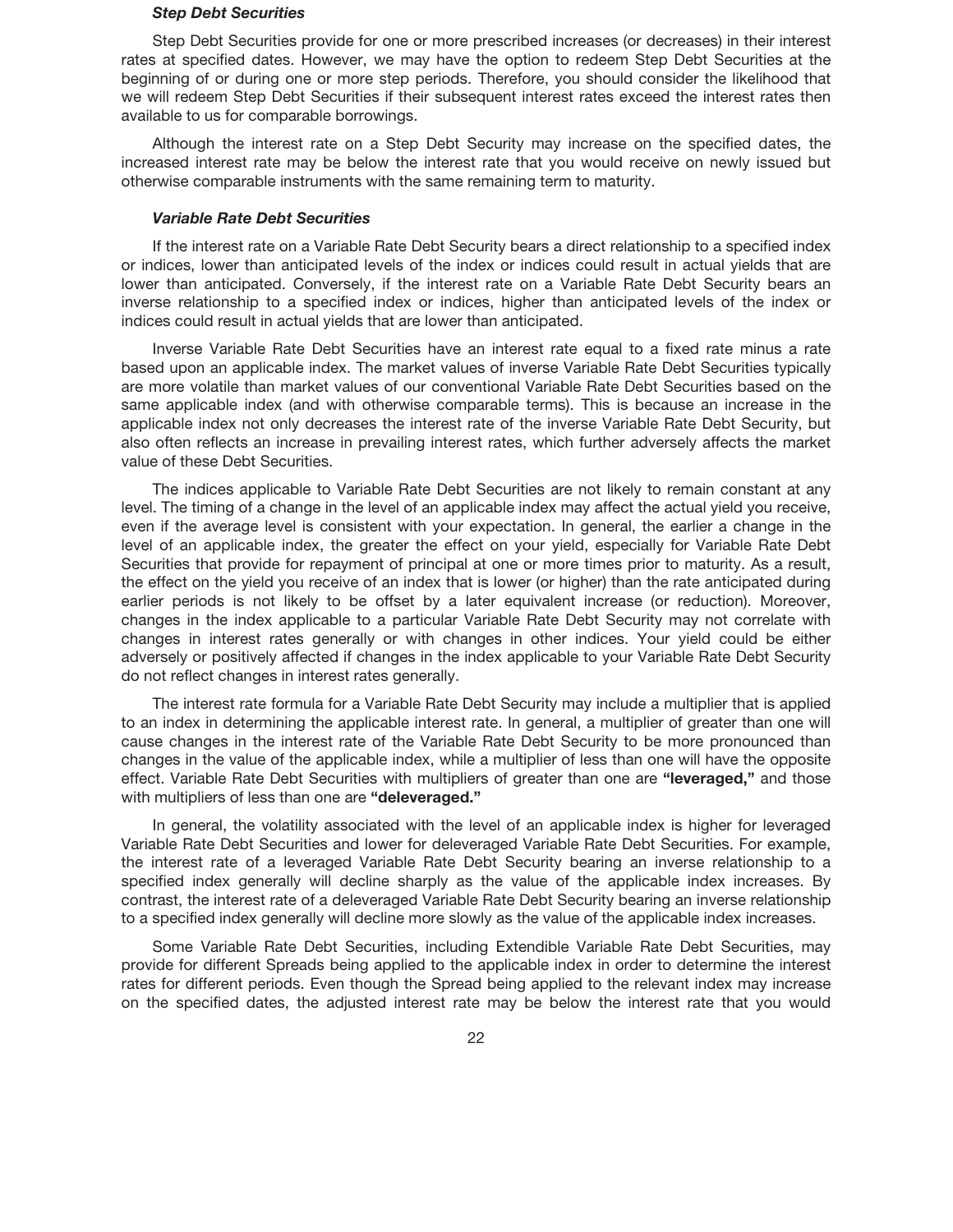***Step Debt Securities***

Step Debt Securities provide for one or more prescribed increases (or decreases) in their interest rates at specified dates. However, we may have the option to redeem Step Debt Securities at the beginning of or during one or more step periods. Therefore, you should consider the likelihood that we will redeem Step Debt Securities if their subsequent interest rates exceed the interest rates then available to us for comparable borrowings.

Although the interest rate on a Step Debt Security may increase on the specified dates, the increased interest rate may be below the interest rate that you would receive on newly issued but otherwise comparable instruments with the same remaining term to maturity.

***Variable Rate Debt Securities***

If the interest rate on a Variable Rate Debt Security bears a direct relationship to a specified index or indices, lower than anticipated levels of the index or indices could result in actual yields that are lower than anticipated. Conversely, if the interest rate on a Variable Rate Debt Security bears an inverse relationship to a specified index or indices, higher than anticipated levels of the index or indices could result in actual yields that are lower than anticipated.

Inverse Variable Rate Debt Securities have an interest rate equal to a fixed rate minus a rate based upon an applicable index. The market values of inverse Variable Rate Debt Securities typically are more volatile than market values of our conventional Variable Rate Debt Securities based on the same applicable index (and with otherwise comparable terms). This is because an increase in the applicable index not only decreases the interest rate of the inverse Variable Rate Debt Security, but also often reflects an increase in prevailing interest rates, which further adversely affects the market value of these Debt Securities.

The indices applicable to Variable Rate Debt Securities are not likely to remain constant at any level. The timing of a change in the level of an applicable index may affect the actual yield you receive, even if the average level is consistent with your expectation. In general, the earlier a change in the level of an applicable index, the greater the effect on your yield, especially for Variable Rate Debt Securities that provide for repayment of principal at one or more times prior to maturity. As a result, the effect on the yield you receive of an index that is lower (or higher) than the rate anticipated during earlier periods is not likely to be offset by a later equivalent increase (or reduction). Moreover, changes in the index applicable to a particular Variable Rate Debt Security may not correlate with changes in interest rates generally or with changes in other indices. Your yield could be either adversely or positively affected if changes in the index applicable to your Variable Rate Debt Security do not reflect changes in interest rates generally.

The interest rate formula for a Variable Rate Debt Security may include a multiplier that is applied to an index in determining the applicable interest rate. In general, a multiplier of greater than one will cause changes in the interest rate of the Variable Rate Debt Security to be more pronounced than changes in the value of the applicable index, while a multiplier of less than one will have the opposite effect. Variable Rate Debt Securities with multipliers of greater than one are **"leveraged,"** and those with multipliers of less than one are **"deleveraged."**

In general, the volatility associated with the level of an applicable index is higher for leveraged Variable Rate Debt Securities and lower for deleveraged Variable Rate Debt Securities. For example, the interest rate of a leveraged Variable Rate Debt Security bearing an inverse relationship to a specified index generally will decline sharply as the value of the applicable index increases. By contrast, the interest rate of a deleveraged Variable Rate Debt Security bearing an inverse relationship to a specified index generally will decline more slowly as the value of the applicable index increases.

Some Variable Rate Debt Securities, including Extendible Variable Rate Debt Securities, may provide for different Spreads being applied to the applicable index in order to determine the interest rates for different periods. Even though the Spread being applied to the relevant index may increase on the specified dates, the adjusted interest rate may be below the interest rate that you would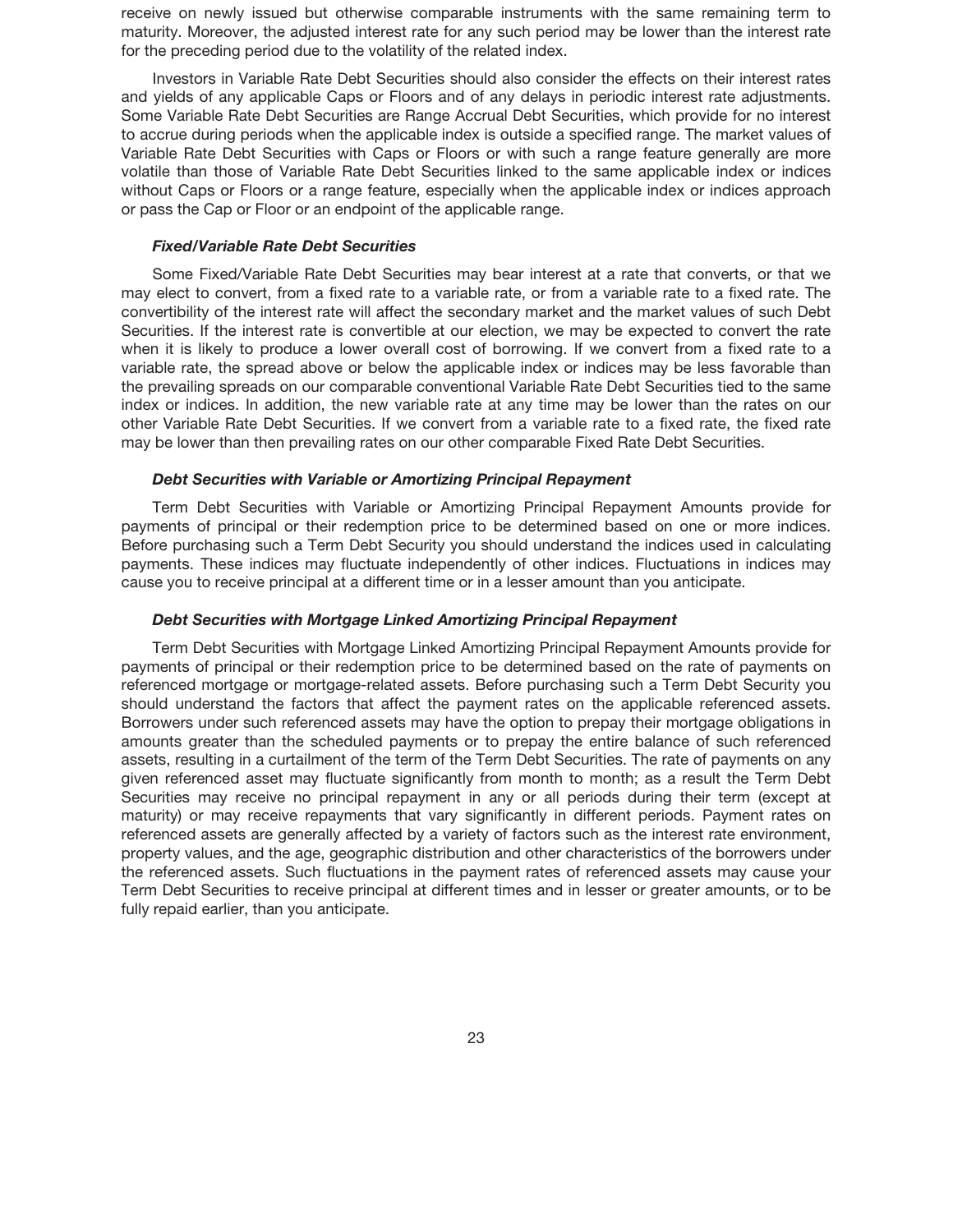receive on newly issued but otherwise comparable instruments with the same remaining term to maturity. Moreover, the adjusted interest rate for any such period may be lower than the interest rate for the preceding period due to the volatility of the related index.

Investors in Variable Rate Debt Securities should also consider the effects on their interest rates and yields of any applicable Caps or Floors and of any delays in periodic interest rate adjustments. Some Variable Rate Debt Securities are Range Accrual Debt Securities, which provide for no interest to accrue during periods when the applicable index is outside a specified range. The market values of Variable Rate Debt Securities with Caps or Floors or with such a range feature generally are more volatile than those of Variable Rate Debt Securities linked to the same applicable index or indices without Caps or Floors or a range feature, especially when the applicable index or indices approach or pass the Cap or Floor or an endpoint of the applicable range.

#### *Fixed/Variable Rate Debt Securities*

Some Fixed/Variable Rate Debt Securities may bear interest at a rate that converts, or that we may elect to convert, from a fixed rate to a variable rate, or from a variable rate to a fixed rate. The convertibility of the interest rate will affect the secondary market and the market values of such Debt Securities. If the interest rate is convertible at our election, we may be expected to convert the rate when it is likely to produce a lower overall cost of borrowing. If we convert from a fixed rate to a variable rate, the spread above or below the applicable index or indices may be less favorable than the prevailing spreads on our comparable conventional Variable Rate Debt Securities tied to the same index or indices. In addition, the new variable rate at any time may be lower than the rates on our other Variable Rate Debt Securities. If we convert from a variable rate to a fixed rate, the fixed rate may be lower than then prevailing rates on our other comparable Fixed Rate Debt Securities.

#### *Debt Securities with Variable or Amortizing Principal Repayment*

Term Debt Securities with Variable or Amortizing Principal Repayment Amounts provide for payments of principal or their redemption price to be determined based on one or more indices. Before purchasing such a Term Debt Security you should understand the indices used in calculating payments. These indices may fluctuate independently of other indices. Fluctuations in indices may cause you to receive principal at a different time or in a lesser amount than you anticipate.

#### *Debt Securities with Mortgage Linked Amortizing Principal Repayment*

Term Debt Securities with Mortgage Linked Amortizing Principal Repayment Amounts provide for payments of principal or their redemption price to be determined based on the rate of payments on referenced mortgage or mortgage-related assets. Before purchasing such a Term Debt Security you should understand the factors that affect the payment rates on the applicable referenced assets. Borrowers under such referenced assets may have the option to prepay their mortgage obligations in amounts greater than the scheduled payments or to prepay the entire balance of such referenced assets, resulting in a curtailment of the term of the Term Debt Securities. The rate of payments on any given referenced asset may fluctuate significantly from month to month; as a result the Term Debt Securities may receive no principal repayment in any or all periods during their term (except at maturity) or may receive repayments that vary significantly in different periods. Payment rates on referenced assets are generally affected by a variety of factors such as the interest rate environment, property values, and the age, geographic distribution and other characteristics of the borrowers under the referenced assets. Such fluctuations in the payment rates of referenced assets may cause your Term Debt Securities to receive principal at different times and in lesser or greater amounts, or to be fully repaid earlier, than you anticipate.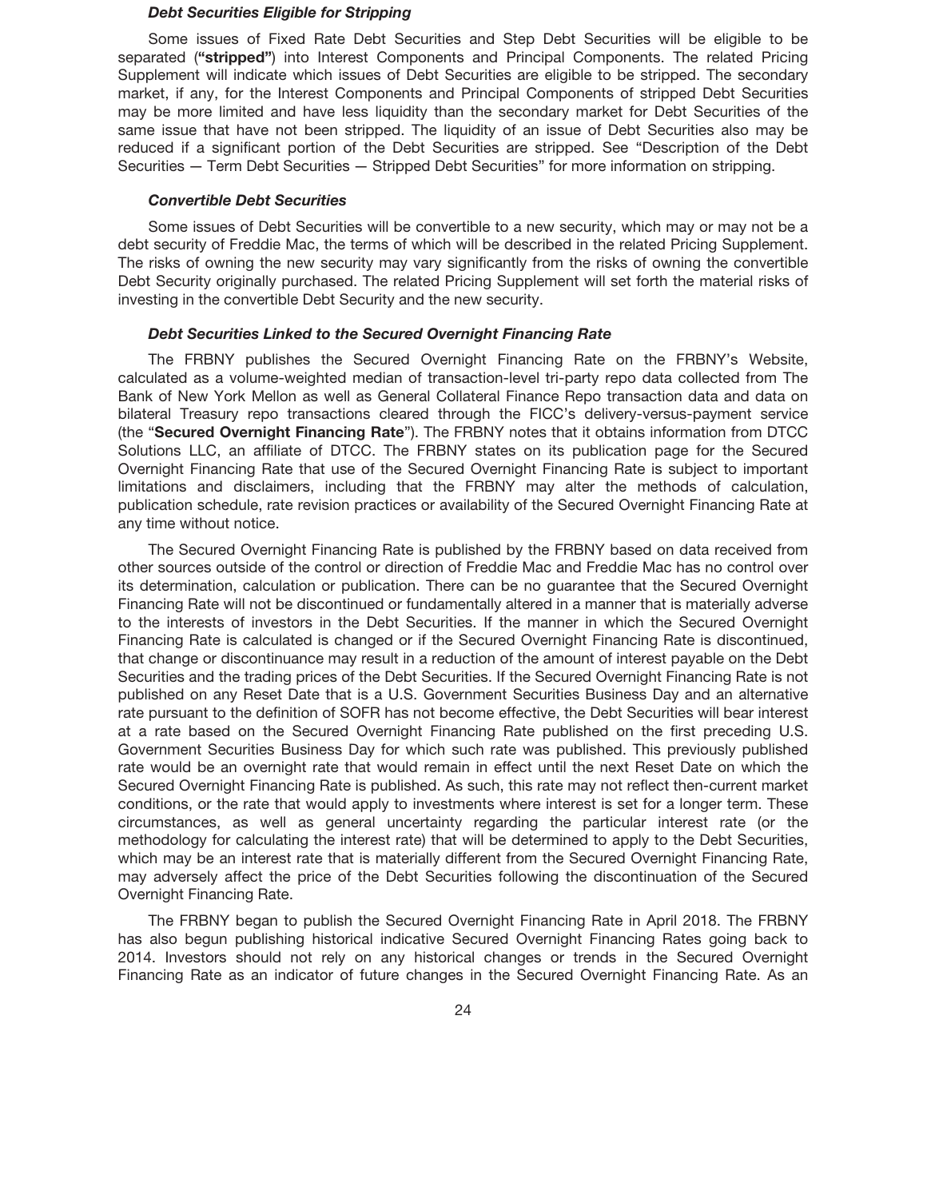### *Debt Securities Eligible for Stripping*

Some issues of Fixed Rate Debt Securities and Step Debt Securities will be eligible to be separated (**"stripped"**) into Interest Components and Principal Components. The related Pricing Supplement will indicate which issues of Debt Securities are eligible to be stripped. The secondary market, if any, for the Interest Components and Principal Components of stripped Debt Securities may be more limited and have less liquidity than the secondary market for Debt Securities of the same issue that have not been stripped. The liquidity of an issue of Debt Securities also may be reduced if a significant portion of the Debt Securities are stripped. See "Description of the Debt Securities — Term Debt Securities — Stripped Debt Securities" for more information on stripping.

### *Convertible Debt Securities*

Some issues of Debt Securities will be convertible to a new security, which may or may not be a debt security of Freddie Mac, the terms of which will be described in the related Pricing Supplement. The risks of owning the new security may vary significantly from the risks of owning the convertible Debt Security originally purchased. The related Pricing Supplement will set forth the material risks of investing in the convertible Debt Security and the new security.

### *Debt Securities Linked to the Secured Overnight Financing Rate*

The FRBNY publishes the Secured Overnight Financing Rate on the FRBNY's Website, calculated as a volume-weighted median of transaction-level tri-party repo data collected from The Bank of New York Mellon as well as General Collateral Finance Repo transaction data and data on bilateral Treasury repo transactions cleared through the FICC's delivery-versus-payment service (the "**Secured Overnight Financing Rate**"). The FRBNY notes that it obtains information from DTCC Solutions LLC, an affiliate of DTCC. The FRBNY states on its publication page for the Secured Overnight Financing Rate that use of the Secured Overnight Financing Rate is subject to important limitations and disclaimers, including that the FRBNY may alter the methods of calculation, publication schedule, rate revision practices or availability of the Secured Overnight Financing Rate at any time without notice.

The Secured Overnight Financing Rate is published by the FRBNY based on data received from other sources outside of the control or direction of Freddie Mac and Freddie Mac has no control over its determination, calculation or publication. There can be no guarantee that the Secured Overnight Financing Rate will not be discontinued or fundamentally altered in a manner that is materially adverse to the interests of investors in the Debt Securities. If the manner in which the Secured Overnight Financing Rate is calculated is changed or if the Secured Overnight Financing Rate is discontinued, that change or discontinuance may result in a reduction of the amount of interest payable on the Debt Securities and the trading prices of the Debt Securities. If the Secured Overnight Financing Rate is not published on any Reset Date that is a U.S. Government Securities Business Day and an alternative rate pursuant to the definition of SOFR has not become effective, the Debt Securities will bear interest at a rate based on the Secured Overnight Financing Rate published on the first preceding U.S. Government Securities Business Day for which such rate was published. This previously published rate would be an overnight rate that would remain in effect until the next Reset Date on which the Secured Overnight Financing Rate is published. As such, this rate may not reflect then-current market conditions, or the rate that would apply to investments where interest is set for a longer term. These circumstances, as well as general uncertainty regarding the particular interest rate (or the methodology for calculating the interest rate) that will be determined to apply to the Debt Securities, which may be an interest rate that is materially different from the Secured Overnight Financing Rate, may adversely affect the price of the Debt Securities following the discontinuation of the Secured Overnight Financing Rate.

The FRBNY began to publish the Secured Overnight Financing Rate in April 2018. The FRBNY has also begun publishing historical indicative Secured Overnight Financing Rates going back to 2014. Investors should not rely on any historical changes or trends in the Secured Overnight Financing Rate as an indicator of future changes in the Secured Overnight Financing Rate. As an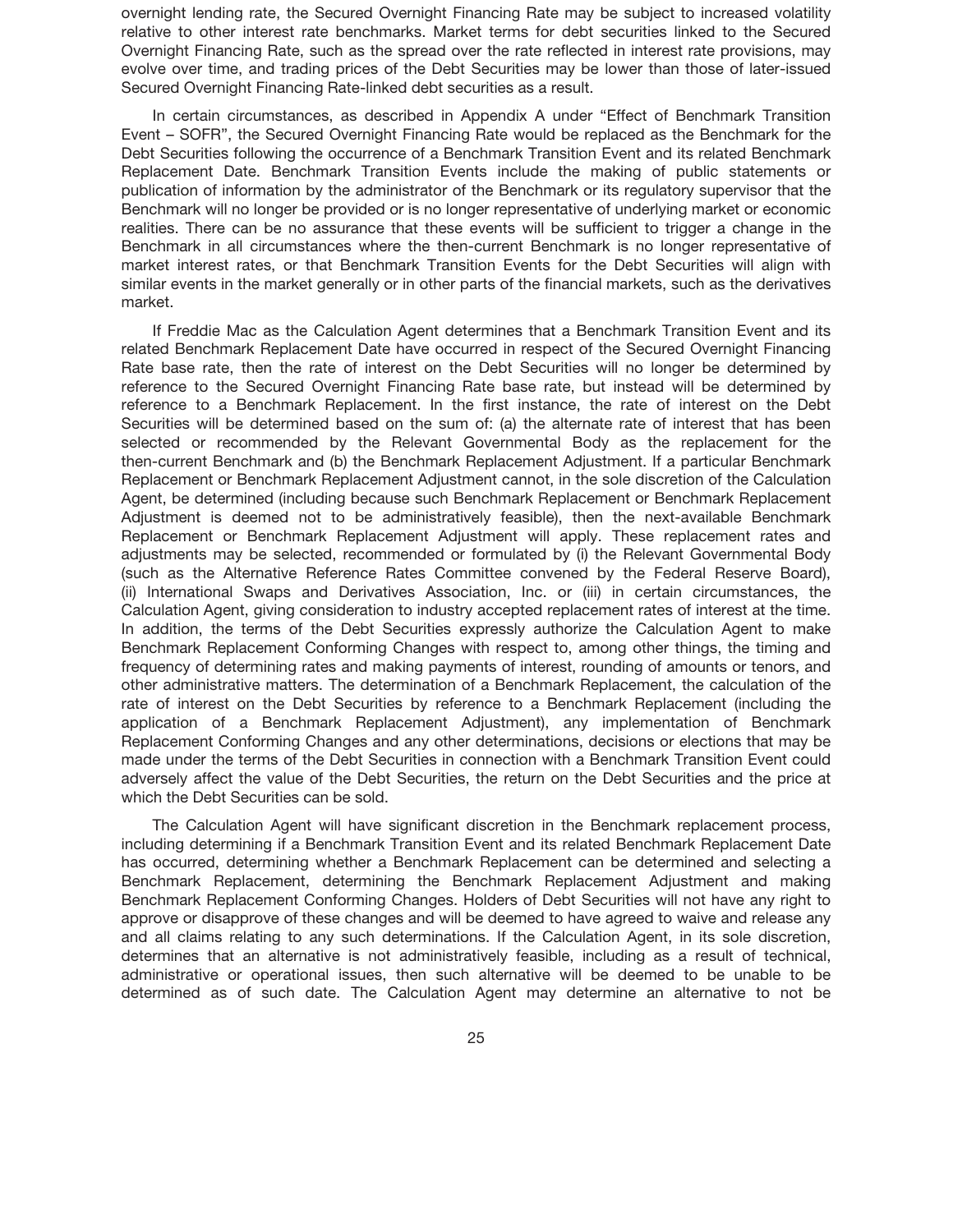overnight lending rate, the Secured Overnight Financing Rate may be subject to increased volatility relative to other interest rate benchmarks. Market terms for debt securities linked to the Secured Overnight Financing Rate, such as the spread over the rate reflected in interest rate provisions, may evolve over time, and trading prices of the Debt Securities may be lower than those of later-issued Secured Overnight Financing Rate-linked debt securities as a result.

In certain circumstances, as described in Appendix A under "Effect of Benchmark Transition Event – SOFR", the Secured Overnight Financing Rate would be replaced as the Benchmark for the Debt Securities following the occurrence of a Benchmark Transition Event and its related Benchmark Replacement Date. Benchmark Transition Events include the making of public statements or publication of information by the administrator of the Benchmark or its regulatory supervisor that the Benchmark will no longer be provided or is no longer representative of underlying market or economic realities. There can be no assurance that these events will be sufficient to trigger a change in the Benchmark in all circumstances where the then-current Benchmark is no longer representative of market interest rates, or that Benchmark Transition Events for the Debt Securities will align with similar events in the market generally or in other parts of the financial markets, such as the derivatives market.

If Freddie Mac as the Calculation Agent determines that a Benchmark Transition Event and its related Benchmark Replacement Date have occurred in respect of the Secured Overnight Financing Rate base rate, then the rate of interest on the Debt Securities will no longer be determined by reference to the Secured Overnight Financing Rate base rate, but instead will be determined by reference to a Benchmark Replacement. In the first instance, the rate of interest on the Debt Securities will be determined based on the sum of: (a) the alternate rate of interest that has been selected or recommended by the Relevant Governmental Body as the replacement for the then-current Benchmark and (b) the Benchmark Replacement Adjustment. If a particular Benchmark Replacement or Benchmark Replacement Adjustment cannot, in the sole discretion of the Calculation Agent, be determined (including because such Benchmark Replacement or Benchmark Replacement Adjustment is deemed not to be administratively feasible), then the next-available Benchmark Replacement or Benchmark Replacement Adjustment will apply. These replacement rates and adjustments may be selected, recommended or formulated by (i) the Relevant Governmental Body (such as the Alternative Reference Rates Committee convened by the Federal Reserve Board), (ii) International Swaps and Derivatives Association, Inc. or (iii) in certain circumstances, the Calculation Agent, giving consideration to industry accepted replacement rates of interest at the time. In addition, the terms of the Debt Securities expressly authorize the Calculation Agent to make Benchmark Replacement Conforming Changes with respect to, among other things, the timing and frequency of determining rates and making payments of interest, rounding of amounts or tenors, and other administrative matters. The determination of a Benchmark Replacement, the calculation of the rate of interest on the Debt Securities by reference to a Benchmark Replacement (including the application of a Benchmark Replacement Adjustment), any implementation of Benchmark Replacement Conforming Changes and any other determinations, decisions or elections that may be made under the terms of the Debt Securities in connection with a Benchmark Transition Event could adversely affect the value of the Debt Securities, the return on the Debt Securities and the price at which the Debt Securities can be sold.

The Calculation Agent will have significant discretion in the Benchmark replacement process, including determining if a Benchmark Transition Event and its related Benchmark Replacement Date has occurred, determining whether a Benchmark Replacement can be determined and selecting a Benchmark Replacement, determining the Benchmark Replacement Adjustment and making Benchmark Replacement Conforming Changes. Holders of Debt Securities will not have any right to approve or disapprove of these changes and will be deemed to have agreed to waive and release any and all claims relating to any such determinations. If the Calculation Agent, in its sole discretion, determines that an alternative is not administratively feasible, including as a result of technical, administrative or operational issues, then such alternative will be deemed to be unable to be determined as of such date. The Calculation Agent may determine an alternative to not be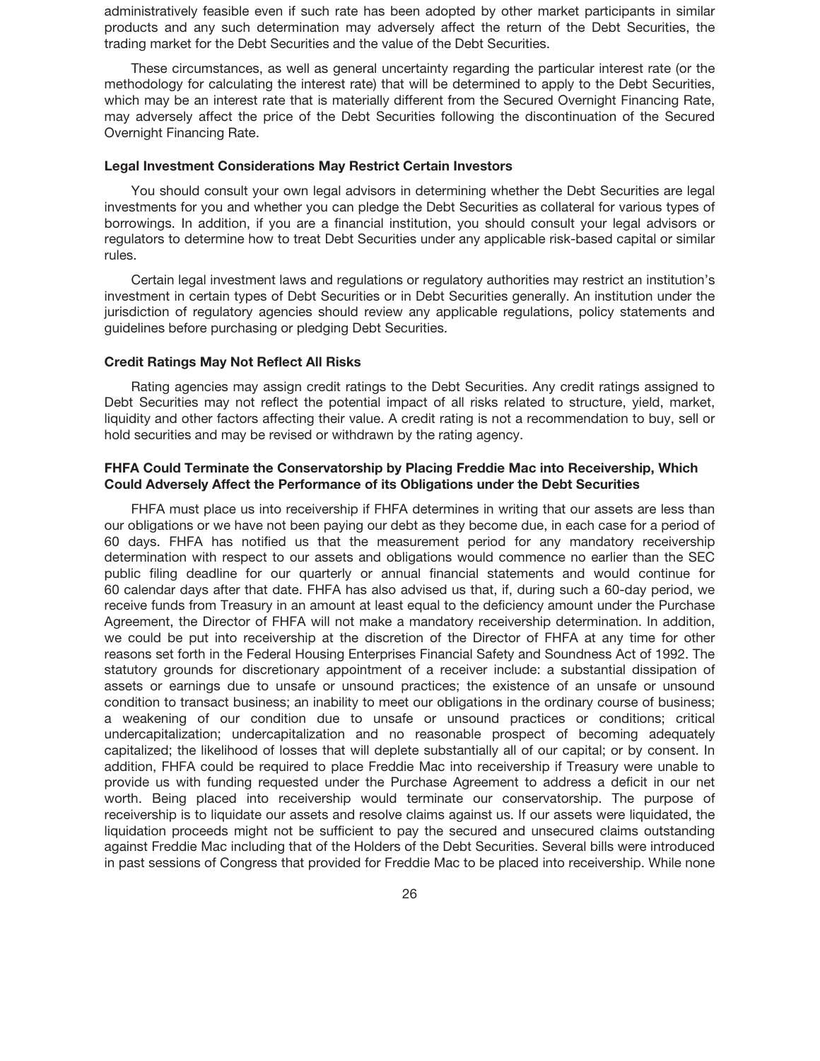administratively feasible even if such rate has been adopted by other market participants in similar products and any such determination may adversely affect the return of the Debt Securities, the trading market for the Debt Securities and the value of the Debt Securities.

These circumstances, as well as general uncertainty regarding the particular interest rate (or the methodology for calculating the interest rate) that will be determined to apply to the Debt Securities, which may be an interest rate that is materially different from the Secured Overnight Financing Rate, may adversely affect the price of the Debt Securities following the discontinuation of the Secured Overnight Financing Rate.

### Legal Investment Considerations May Restrict Certain Investors

You should consult your own legal advisors in determining whether the Debt Securities are legal investments for you and whether you can pledge the Debt Securities as collateral for various types of borrowings. In addition, if you are a financial institution, you should consult your legal advisors or regulators to determine how to treat Debt Securities under any applicable risk-based capital or similar rules.

Certain legal investment laws and regulations or regulatory authorities may restrict an institution's investment in certain types of Debt Securities or in Debt Securities generally. An institution under the jurisdiction of regulatory agencies should review any applicable regulations, policy statements and guidelines before purchasing or pledging Debt Securities.

### Credit Ratings May Not Reflect All Risks

Rating agencies may assign credit ratings to the Debt Securities. Any credit ratings assigned to Debt Securities may not reflect the potential impact of all risks related to structure, yield, market, liquidity and other factors affecting their value. A credit rating is not a recommendation to buy, sell or hold securities and may be revised or withdrawn by the rating agency.

### FHFA Could Terminate the Conservatorship by Placing Freddie Mac into Receivership, Which Could Adversely Affect the Performance of its Obligations under the Debt Securities

FHFA must place us into receivership if FHFA determines in writing that our assets are less than our obligations or we have not been paying our debt as they become due, in each case for a period of 60 days. FHFA has notified us that the measurement period for any mandatory receivership determination with respect to our assets and obligations would commence no earlier than the SEC public filing deadline for our quarterly or annual financial statements and would continue for 60 calendar days after that date. FHFA has also advised us that, if, during such a 60-day period, we receive funds from Treasury in an amount at least equal to the deficiency amount under the Purchase Agreement, the Director of FHFA will not make a mandatory receivership determination. In addition, we could be put into receivership at the discretion of the Director of FHFA at any time for other reasons set forth in the Federal Housing Enterprises Financial Safety and Soundness Act of 1992. The statutory grounds for discretionary appointment of a receiver include: a substantial dissipation of assets or earnings due to unsafe or unsound practices; the existence of an unsafe or unsound condition to transact business; an inability to meet our obligations in the ordinary course of business; a weakening of our condition due to unsafe or unsound practices or conditions; critical undercapitalization; undercapitalization and no reasonable prospect of becoming adequately capitalized; the likelihood of losses that will deplete substantially all of our capital; or by consent. In addition, FHFA could be required to place Freddie Mac into receivership if Treasury were unable to provide us with funding requested under the Purchase Agreement to address a deficit in our net worth. Being placed into receivership would terminate our conservatorship. The purpose of receivership is to liquidate our assets and resolve claims against us. If our assets were liquidated, the liquidation proceeds might not be sufficient to pay the secured and unsecured claims outstanding against Freddie Mac including that of the Holders of the Debt Securities. Several bills were introduced in past sessions of Congress that provided for Freddie Mac to be placed into receivership. While none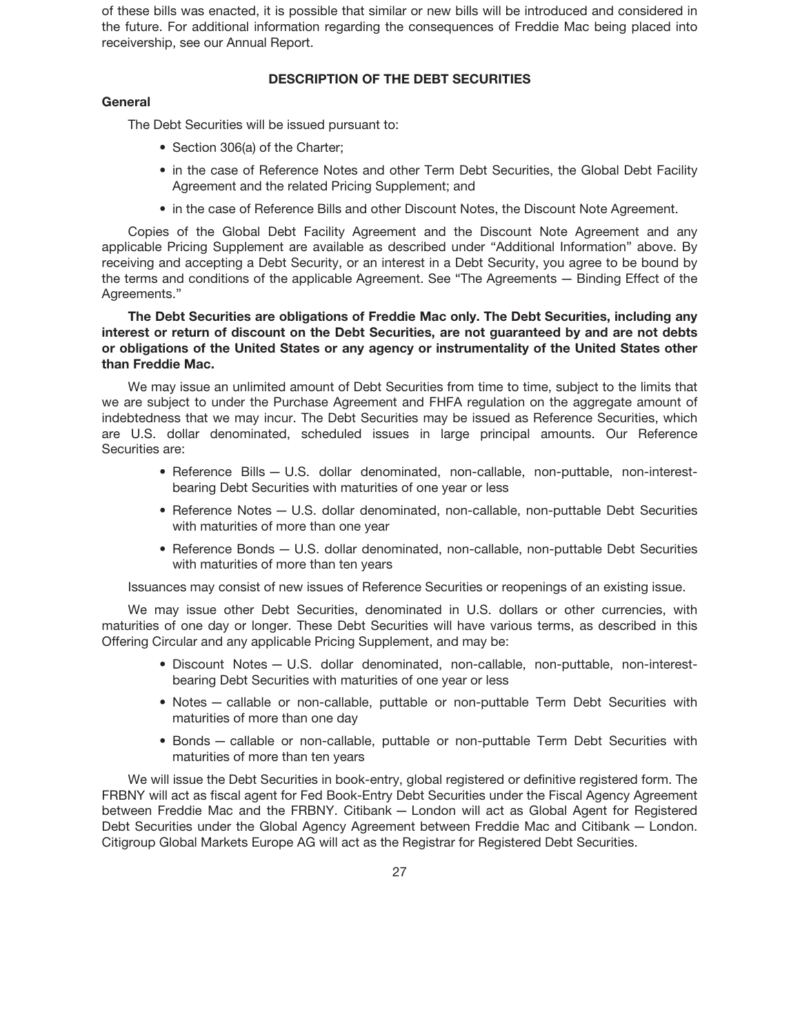of these bills was enacted, it is possible that similar or new bills will be introduced and considered in the future. For additional information regarding the consequences of Freddie Mac being placed into receivership, see our Annual Report.

## DESCRIPTION OF THE DEBT SECURITIES

### General

The Debt Securities will be issued pursuant to:

- Section 306(a) of the Charter;
- in the case of Reference Notes and other Term Debt Securities, the Global Debt Facility Agreement and the related Pricing Supplement; and
- in the case of Reference Bills and other Discount Notes, the Discount Note Agreement.

Copies of the Global Debt Facility Agreement and the Discount Note Agreement and any applicable Pricing Supplement are available as described under "Additional Information" above. By receiving and accepting a Debt Security, or an interest in a Debt Security, you agree to be bound by the terms and conditions of the applicable Agreement. See "The Agreements — Binding Effect of the Agreements."

**The Debt Securities are obligations of Freddie Mac only. The Debt Securities, including any interest or return of discount on the Debt Securities, are not guaranteed by and are not debts or obligations of the United States or any agency or instrumentality of the United States other than Freddie Mac.**

We may issue an unlimited amount of Debt Securities from time to time, subject to the limits that we are subject to under the Purchase Agreement and FHFA regulation on the aggregate amount of indebtedness that we may incur. The Debt Securities may be issued as Reference Securities, which are U.S. dollar denominated, scheduled issues in large principal amounts. Our Reference Securities are:

- Reference Bills — U.S. dollar denominated, non-callable, non-puttable, non-interest-bearing Debt Securities with maturities of one year or less
- Reference Notes — U.S. dollar denominated, non-callable, non-puttable Debt Securities with maturities of more than one year
- Reference Bonds — U.S. dollar denominated, non-callable, non-puttable Debt Securities with maturities of more than ten years

Issuances may consist of new issues of Reference Securities or reopenings of an existing issue.

We may issue other Debt Securities, denominated in U.S. dollars or other currencies, with maturities of one day or longer. These Debt Securities will have various terms, as described in this Offering Circular and any applicable Pricing Supplement, and may be:

- Discount Notes — U.S. dollar denominated, non-callable, non-puttable, non-interest-bearing Debt Securities with maturities of one year or less
- Notes — callable or non-callable, puttable or non-puttable Term Debt Securities with maturities of more than one day
- Bonds — callable or non-callable, puttable or non-puttable Term Debt Securities with maturities of more than ten years

We will issue the Debt Securities in book-entry, global registered or definitive registered form. The FRBNY will act as fiscal agent for Fed Book-Entry Debt Securities under the Fiscal Agency Agreement between Freddie Mac and the FRBNY. Citibank — London will act as Global Agent for Registered Debt Securities under the Global Agency Agreement between Freddie Mac and Citibank — London. Citigroup Global Markets Europe AG will act as the Registrar for Registered Debt Securities.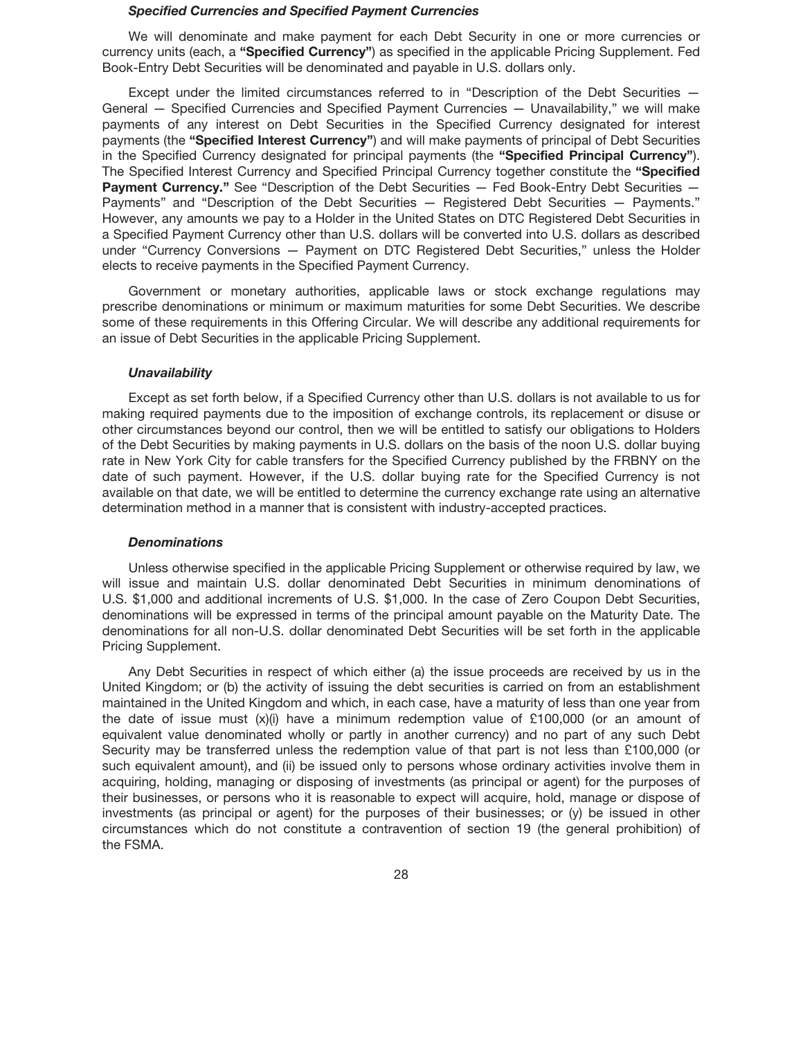### *Specified Currencies and Specified Payment Currencies*

We will denominate and make payment for each Debt Security in one or more currencies or currency units (each, a **"Specified Currency"**) as specified in the applicable Pricing Supplement. Fed Book-Entry Debt Securities will be denominated and payable in U.S. dollars only.

Except under the limited circumstances referred to in "Description of the Debt Securities — General — Specified Currencies and Specified Payment Currencies — Unavailability," we will make payments of any interest on Debt Securities in the Specified Currency designated for interest payments (the **"Specified Interest Currency"**) and will make payments of principal of Debt Securities in the Specified Currency designated for principal payments (the **"Specified Principal Currency"**). The Specified Interest Currency and Specified Principal Currency together constitute the **"Specified Payment Currency."** See "Description of the Debt Securities — Fed Book-Entry Debt Securities — Payments" and "Description of the Debt Securities — Registered Debt Securities — Payments." However, any amounts we pay to a Holder in the United States on DTC Registered Debt Securities in a Specified Payment Currency other than U.S. dollars will be converted into U.S. dollars as described under "Currency Conversions — Payment on DTC Registered Debt Securities," unless the Holder elects to receive payments in the Specified Payment Currency.

Government or monetary authorities, applicable laws or stock exchange regulations may prescribe denominations or minimum or maximum maturities for some Debt Securities. We describe some of these requirements in this Offering Circular. We will describe any additional requirements for an issue of Debt Securities in the applicable Pricing Supplement.

### *Unavailability*

Except as set forth below, if a Specified Currency other than U.S. dollars is not available to us for making required payments due to the imposition of exchange controls, its replacement or disuse or other circumstances beyond our control, then we will be entitled to satisfy our obligations to Holders of the Debt Securities by making payments in U.S. dollars on the basis of the noon U.S. dollar buying rate in New York City for cable transfers for the Specified Currency published by the FRBNY on the date of such payment. However, if the U.S. dollar buying rate for the Specified Currency is not available on that date, we will be entitled to determine the currency exchange rate using an alternative determination method in a manner that is consistent with industry-accepted practices.

### *Denominations*

Unless otherwise specified in the applicable Pricing Supplement or otherwise required by law, we will issue and maintain U.S. dollar denominated Debt Securities in minimum denominations of U.S. $1,000 and additional increments of U.S. $1,000. In the case of Zero Coupon Debt Securities, denominations will be expressed in terms of the principal amount payable on the Maturity Date. The denominations for all non-U.S. dollar denominated Debt Securities will be set forth in the applicable Pricing Supplement.

Any Debt Securities in respect of which either (a) the issue proceeds are received by us in the United Kingdom; or (b) the activity of issuing the debt securities is carried on from an establishment maintained in the United Kingdom and which, in each case, have a maturity of less than one year from the date of issue must (x)(i) have a minimum redemption value of £100,000 (or an amount of equivalent value denominated wholly or partly in another currency) and no part of any such Debt Security may be transferred unless the redemption value of that part is not less than £100,000 (or such equivalent amount), and (ii) be issued only to persons whose ordinary activities involve them in acquiring, holding, managing or disposing of investments (as principal or agent) for the purposes of their businesses, or persons who it is reasonable to expect will acquire, hold, manage or dispose of investments (as principal or agent) for the purposes of their businesses; or (y) be issued in other circumstances which do not constitute a contravention of section 19 (the general prohibition) of the FSMA.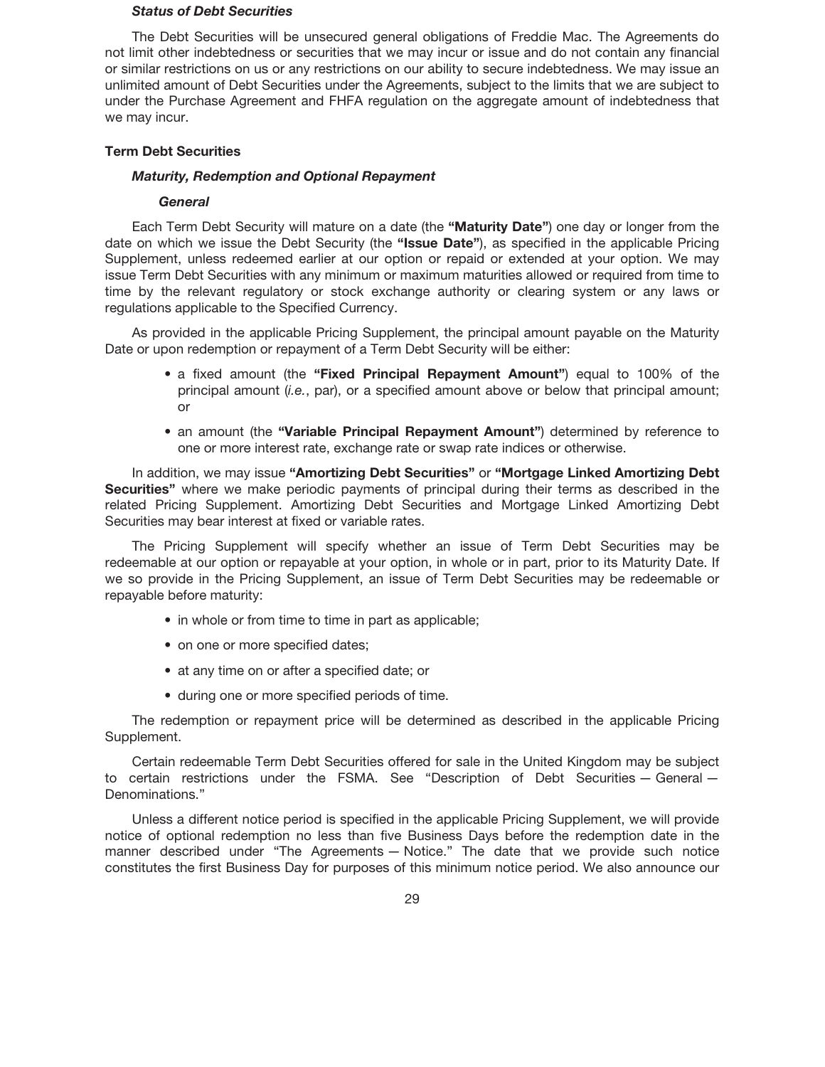#### *Status of Debt Securities*

The Debt Securities will be unsecured general obligations of Freddie Mac. The Agreements do not limit other indebtedness or securities that we may incur or issue and do not contain any financial or similar restrictions on us or any restrictions on our ability to secure indebtedness. We may issue an unlimited amount of Debt Securities under the Agreements, subject to the limits that we are subject to under the Purchase Agreement and FHFA regulation on the aggregate amount of indebtedness that we may incur.

### Term Debt Securities

#### *Maturity, Redemption and Optional Repayment*

##### *General*

Each Term Debt Security will mature on a date (the **"Maturity Date"**) one day or longer from the date on which we issue the Debt Security (the **"Issue Date"**), as specified in the applicable Pricing Supplement, unless redeemed earlier at our option or repaid or extended at your option. We may issue Term Debt Securities with any minimum or maximum maturities allowed or required from time to time by the relevant regulatory or stock exchange authority or clearing system or any laws or regulations applicable to the Specified Currency.

As provided in the applicable Pricing Supplement, the principal amount payable on the Maturity Date or upon redemption or repayment of a Term Debt Security will be either:

- a fixed amount (the **"Fixed Principal Repayment Amount"**) equal to 100% of the principal amount (*i.e.*, par), or a specified amount above or below that principal amount; or
- an amount (the **"Variable Principal Repayment Amount"**) determined by reference to one or more interest rate, exchange rate or swap rate indices or otherwise.

In addition, we may issue **"Amortizing Debt Securities"** or **"Mortgage Linked Amortizing Debt Securities"** where we make periodic payments of principal during their terms as described in the related Pricing Supplement. Amortizing Debt Securities and Mortgage Linked Amortizing Debt Securities may bear interest at fixed or variable rates.

The Pricing Supplement will specify whether an issue of Term Debt Securities may be redeemable at our option or repayable at your option, in whole or in part, prior to its Maturity Date. If we so provide in the Pricing Supplement, an issue of Term Debt Securities may be redeemable or repayable before maturity:

- in whole or from time to time in part as applicable;
- on one or more specified dates;
- at any time on or after a specified date; or
- during one or more specified periods of time.

The redemption or repayment price will be determined as described in the applicable Pricing Supplement.

Certain redeemable Term Debt Securities offered for sale in the United Kingdom may be subject to certain restrictions under the FSMA. See "Description of Debt Securities — General — Denominations."

Unless a different notice period is specified in the applicable Pricing Supplement, we will provide notice of optional redemption no less than five Business Days before the redemption date in the manner described under "The Agreements — Notice." The date that we provide such notice constitutes the first Business Day for purposes of this minimum notice period. We also announce our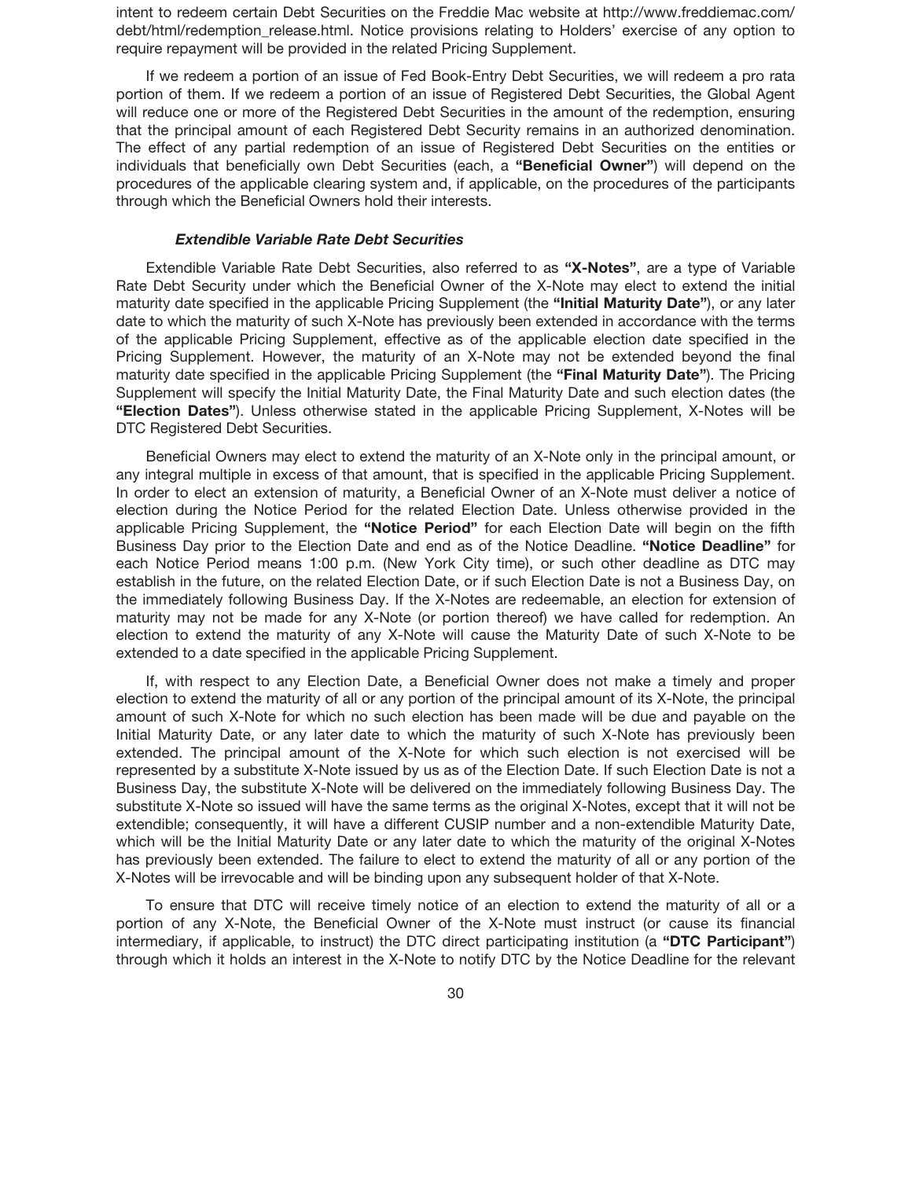intent to redeem certain Debt Securities on the Freddie Mac website at http://www.freddiemac.com/debt/html/redemption_release.html. Notice provisions relating to Holders' exercise of any option to require repayment will be provided in the related Pricing Supplement.

If we redeem a portion of an issue of Fed Book-Entry Debt Securities, we will redeem a pro rata portion of them. If we redeem a portion of an issue of Registered Debt Securities, the Global Agent will reduce one or more of the Registered Debt Securities in the amount of the redemption, ensuring that the principal amount of each Registered Debt Security remains in an authorized denomination. The effect of any partial redemption of an issue of Registered Debt Securities on the entities or individuals that beneficially own Debt Securities (each, a **"Beneficial Owner"**) will depend on the procedures of the applicable clearing system and, if applicable, on the procedures of the participants through which the Beneficial Owners hold their interests.

#### *Extendible Variable Rate Debt Securities*

Extendible Variable Rate Debt Securities, also referred to as **"X-Notes"**, are a type of Variable Rate Debt Security under which the Beneficial Owner of the X-Note may elect to extend the initial maturity date specified in the applicable Pricing Supplement (the **"Initial Maturity Date"**), or any later date to which the maturity of such X-Note has previously been extended in accordance with the terms of the applicable Pricing Supplement, effective as of the applicable election date specified in the Pricing Supplement. However, the maturity of an X-Note may not be extended beyond the final maturity date specified in the applicable Pricing Supplement (the **"Final Maturity Date"**). The Pricing Supplement will specify the Initial Maturity Date, the Final Maturity Date and such election dates (the **"Election Dates"**). Unless otherwise stated in the applicable Pricing Supplement, X-Notes will be DTC Registered Debt Securities.

Beneficial Owners may elect to extend the maturity of an X-Note only in the principal amount, or any integral multiple in excess of that amount, that is specified in the applicable Pricing Supplement. In order to elect an extension of maturity, a Beneficial Owner of an X-Note must deliver a notice of election during the Notice Period for the related Election Date. Unless otherwise provided in the applicable Pricing Supplement, the **"Notice Period"** for each Election Date will begin on the fifth Business Day prior to the Election Date and end as of the Notice Deadline. **"Notice Deadline"** for each Notice Period means 1:00 p.m. (New York City time), or such other deadline as DTC may establish in the future, on the related Election Date, or if such Election Date is not a Business Day, on the immediately following Business Day. If the X-Notes are redeemable, an election for extension of maturity may not be made for any X-Note (or portion thereof) we have called for redemption. An election to extend the maturity of any X-Note will cause the Maturity Date of such X-Note to be extended to a date specified in the applicable Pricing Supplement.

If, with respect to any Election Date, a Beneficial Owner does not make a timely and proper election to extend the maturity of all or any portion of the principal amount of its X-Note, the principal amount of such X-Note for which no such election has been made will be due and payable on the Initial Maturity Date, or any later date to which the maturity of such X-Note has previously been extended. The principal amount of the X-Note for which such election is not exercised will be represented by a substitute X-Note issued by us as of the Election Date. If such Election Date is not a Business Day, the substitute X-Note will be delivered on the immediately following Business Day. The substitute X-Note so issued will have the same terms as the original X-Notes, except that it will not be extendible; consequently, it will have a different CUSIP number and a non-extendible Maturity Date, which will be the Initial Maturity Date or any later date to which the maturity of the original X-Notes has previously been extended. The failure to elect to extend the maturity of all or any portion of the X-Notes will be irrevocable and will be binding upon any subsequent holder of that X-Note.

To ensure that DTC will receive timely notice of an election to extend the maturity of all or a portion of any X-Note, the Beneficial Owner of the X-Note must instruct (or cause its financial intermediary, if applicable, to instruct) the DTC direct participating institution (a **"DTC Participant"**) through which it holds an interest in the X-Note to notify DTC by the Notice Deadline for the relevant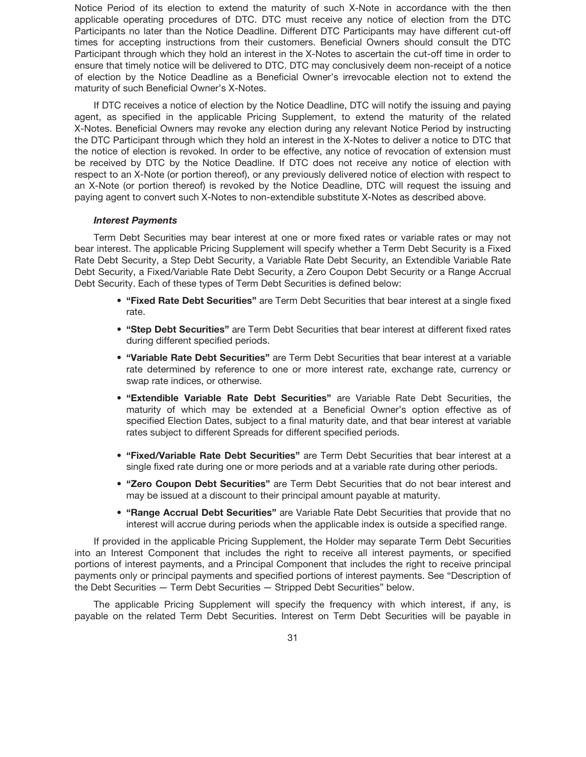Notice Period of its election to extend the maturity of such X-Note in accordance with the then applicable operating procedures of DTC. DTC must receive any notice of election from the DTC Participants no later than the Notice Deadline. Different DTC Participants may have different cut-off times for accepting instructions from their customers. Beneficial Owners should consult the DTC Participant through which they hold an interest in the X-Notes to ascertain the cut-off time in order to ensure that timely notice will be delivered to DTC. DTC may conclusively deem non-receipt of a notice of election by the Notice Deadline as a Beneficial Owner's irrevocable election not to extend the maturity of such Beneficial Owner's X-Notes.

If DTC receives a notice of election by the Notice Deadline, DTC will notify the issuing and paying agent, as specified in the applicable Pricing Supplement, to extend the maturity of the related X-Notes. Beneficial Owners may revoke any election during any relevant Notice Period by instructing the DTC Participant through which they hold an interest in the X-Notes to deliver a notice to DTC that the notice of election is revoked. In order to be effective, any notice of revocation of extension must be received by DTC by the Notice Deadline. If DTC does not receive any notice of election with respect to an X-Note (or portion thereof), or any previously delivered notice of election with respect to an X-Note (or portion thereof) is revoked by the Notice Deadline, DTC will request the issuing and paying agent to convert such X-Notes to non-extendible substitute X-Notes as described above.

***Interest Payments***

Term Debt Securities may bear interest at one or more fixed rates or variable rates or may not bear interest. The applicable Pricing Supplement will specify whether a Term Debt Security is a Fixed Rate Debt Security, a Step Debt Security, a Variable Rate Debt Security, an Extendible Variable Rate Debt Security, a Fixed/Variable Rate Debt Security, a Zero Coupon Debt Security or a Range Accrual Debt Security. Each of these types of Term Debt Securities is defined below:

- **"Fixed Rate Debt Securities"** are Term Debt Securities that bear interest at a single fixed rate.
- **"Step Debt Securities"** are Term Debt Securities that bear interest at different fixed rates during different specified periods.
- **"Variable Rate Debt Securities"** are Term Debt Securities that bear interest at a variable rate determined by reference to one or more interest rate, exchange rate, currency or swap rate indices, or otherwise.
- **"Extendible Variable Rate Debt Securities"** are Variable Rate Debt Securities, the maturity of which may be extended at a Beneficial Owner's option effective as of specified Election Dates, subject to a final maturity date, and that bear interest at variable rates subject to different Spreads for different specified periods.
- **"Fixed/Variable Rate Debt Securities"** are Term Debt Securities that bear interest at a single fixed rate during one or more periods and at a variable rate during other periods.
- **"Zero Coupon Debt Securities"** are Term Debt Securities that do not bear interest and may be issued at a discount to their principal amount payable at maturity.
- **"Range Accrual Debt Securities"** are Variable Rate Debt Securities that provide that no interest will accrue during periods when the applicable index is outside a specified range.

If provided in the applicable Pricing Supplement, the Holder may separate Term Debt Securities into an Interest Component that includes the right to receive all interest payments, or specified portions of interest payments, and a Principal Component that includes the right to receive principal payments only or principal payments and specified portions of interest payments. See "Description of the Debt Securities — Term Debt Securities — Stripped Debt Securities" below.

The applicable Pricing Supplement will specify the frequency with which interest, if any, is payable on the related Term Debt Securities. Interest on Term Debt Securities will be payable in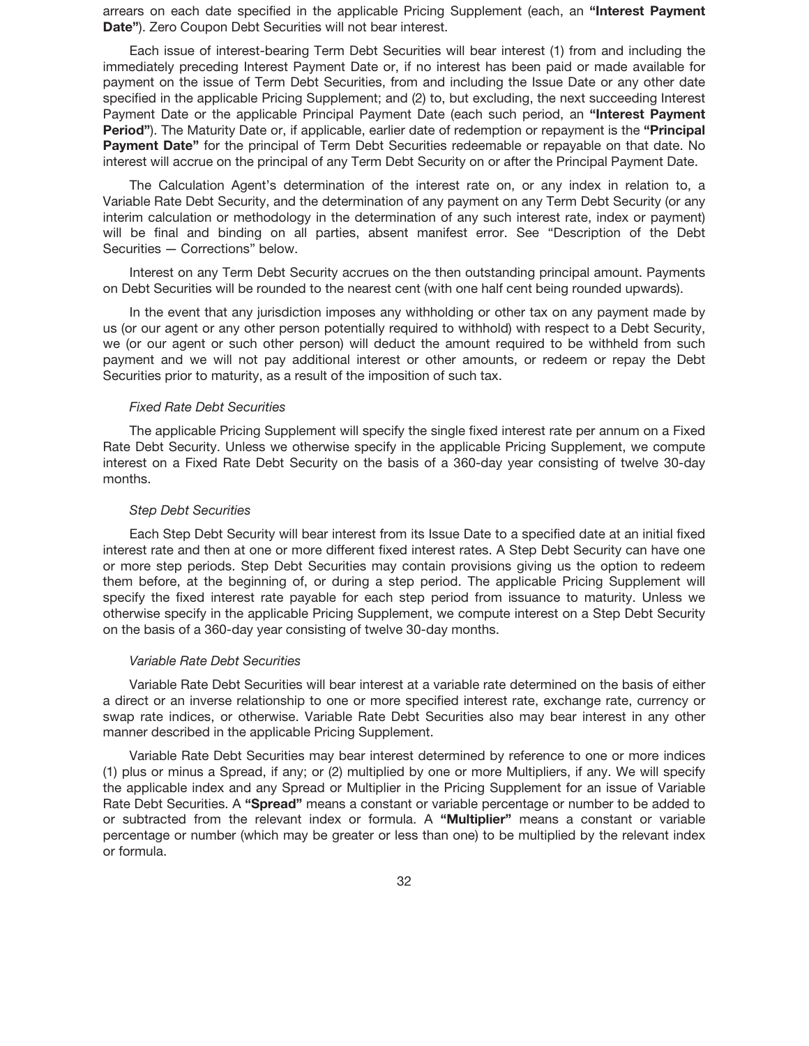arrears on each date specified in the applicable Pricing Supplement (each, an **"Interest Payment Date"**). Zero Coupon Debt Securities will not bear interest.

Each issue of interest-bearing Term Debt Securities will bear interest (1) from and including the immediately preceding Interest Payment Date or, if no interest has been paid or made available for payment on the issue of Term Debt Securities, from and including the Issue Date or any other date specified in the applicable Pricing Supplement; and (2) to, but excluding, the next succeeding Interest Payment Date or the applicable Principal Payment Date (each such period, an **"Interest Payment Period"**). The Maturity Date or, if applicable, earlier date of redemption or repayment is the **"Principal Payment Date"** for the principal of Term Debt Securities redeemable or repayable on that date. No interest will accrue on the principal of any Term Debt Security on or after the Principal Payment Date.

The Calculation Agent's determination of the interest rate on, or any index in relation to, a Variable Rate Debt Security, and the determination of any payment on any Term Debt Security (or any interim calculation or methodology in the determination of any such interest rate, index or payment) will be final and binding on all parties, absent manifest error. See "Description of the Debt Securities — Corrections" below.

Interest on any Term Debt Security accrues on the then outstanding principal amount. Payments on Debt Securities will be rounded to the nearest cent (with one half cent being rounded upwards).

In the event that any jurisdiction imposes any withholding or other tax on any payment made by us (or our agent or any other person potentially required to withhold) with respect to a Debt Security, we (or our agent or such other person) will deduct the amount required to be withheld from such payment and we will not pay additional interest or other amounts, or redeem or repay the Debt Securities prior to maturity, as a result of the imposition of such tax.

*Fixed Rate Debt Securities*

The applicable Pricing Supplement will specify the single fixed interest rate per annum on a Fixed Rate Debt Security. Unless we otherwise specify in the applicable Pricing Supplement, we compute interest on a Fixed Rate Debt Security on the basis of a 360-day year consisting of twelve 30-day months.

*Step Debt Securities*

Each Step Debt Security will bear interest from its Issue Date to a specified date at an initial fixed interest rate and then at one or more different fixed interest rates. A Step Debt Security can have one or more step periods. Step Debt Securities may contain provisions giving us the option to redeem them before, at the beginning of, or during a step period. The applicable Pricing Supplement will specify the fixed interest rate payable for each step period from issuance to maturity. Unless we otherwise specify in the applicable Pricing Supplement, we compute interest on a Step Debt Security on the basis of a 360-day year consisting of twelve 30-day months.

*Variable Rate Debt Securities*

Variable Rate Debt Securities will bear interest at a variable rate determined on the basis of either a direct or an inverse relationship to one or more specified interest rate, exchange rate, currency or swap rate indices, or otherwise. Variable Rate Debt Securities also may bear interest in any other manner described in the applicable Pricing Supplement.

Variable Rate Debt Securities may bear interest determined by reference to one or more indices (1) plus or minus a Spread, if any; or (2) multiplied by one or more Multipliers, if any. We will specify the applicable index and any Spread or Multiplier in the Pricing Supplement for an issue of Variable Rate Debt Securities. A **"Spread"** means a constant or variable percentage or number to be added to or subtracted from the relevant index or formula. A **"Multiplier"** means a constant or variable percentage or number (which may be greater or less than one) to be multiplied by the relevant index or formula.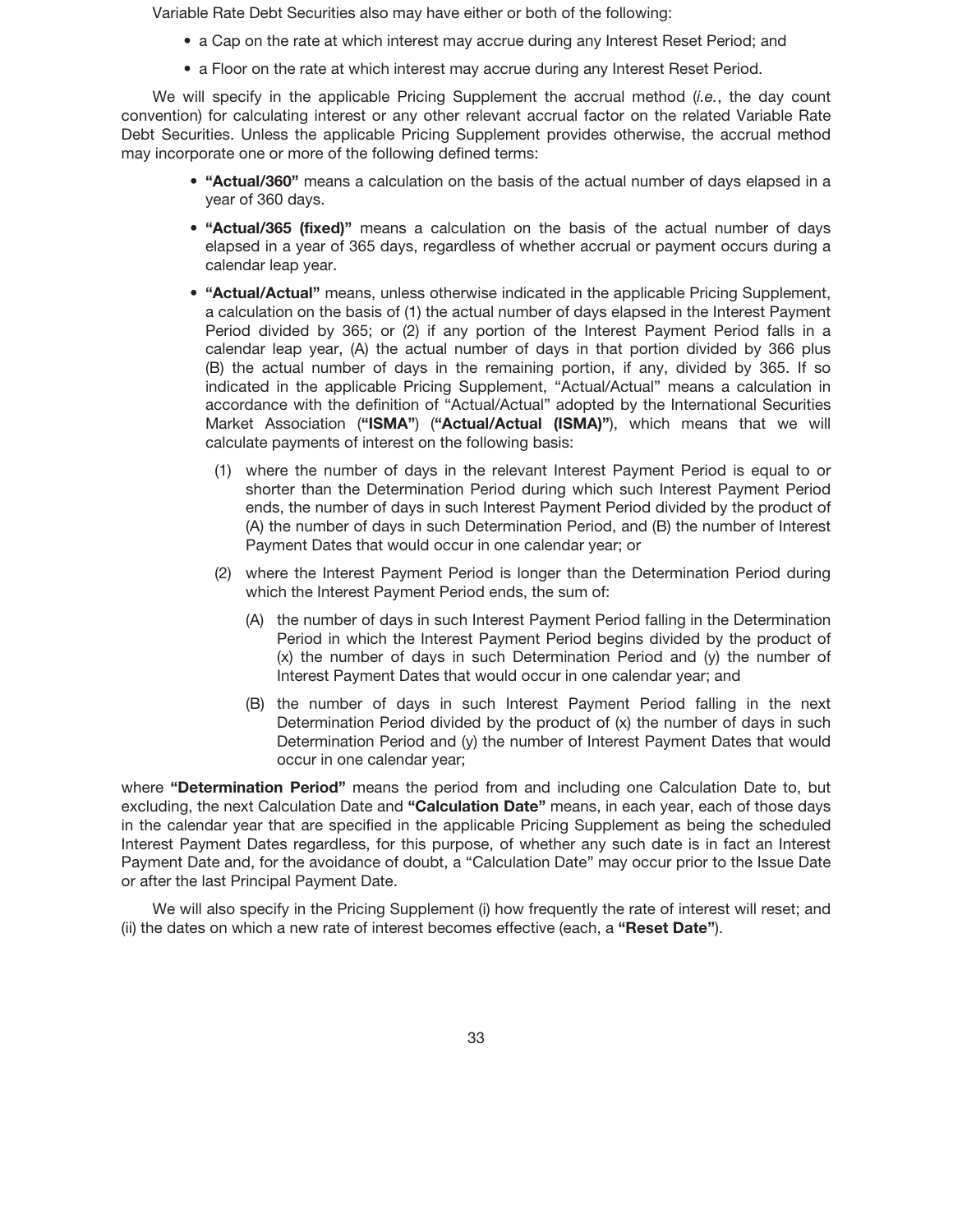Variable Rate Debt Securities also may have either or both of the following:

- a Cap on the rate at which interest may accrue during any Interest Reset Period; and
- a Floor on the rate at which interest may accrue during any Interest Reset Period.

We will specify in the applicable Pricing Supplement the accrual method (*i.e.*, the day count convention) for calculating interest or any other relevant accrual factor on the related Variable Rate Debt Securities. Unless the applicable Pricing Supplement provides otherwise, the accrual method may incorporate one or more of the following defined terms:

- **"Actual/360"** means a calculation on the basis of the actual number of days elapsed in a year of 360 days.
- **"Actual/365 (fixed)"** means a calculation on the basis of the actual number of days elapsed in a year of 365 days, regardless of whether accrual or payment occurs during a calendar leap year.
- **"Actual/Actual"** means, unless otherwise indicated in the applicable Pricing Supplement, a calculation on the basis of (1) the actual number of days elapsed in the Interest Payment Period divided by 365; or (2) if any portion of the Interest Payment Period falls in a calendar leap year, (A) the actual number of days in that portion divided by 366 plus (B) the actual number of days in the remaining portion, if any, divided by 365. If so indicated in the applicable Pricing Supplement, "Actual/Actual" means a calculation in accordance with the definition of "Actual/Actual" adopted by the International Securities Market Association (**"ISMA"**) (**"Actual/Actual (ISMA)"**), which means that we will calculate payments of interest on the following basis:

  (1) where the number of days in the relevant Interest Payment Period is equal to or shorter than the Determination Period during which such Interest Payment Period ends, the number of days in such Interest Payment Period divided by the product of (A) the number of days in such Determination Period, and (B) the number of Interest Payment Dates that would occur in one calendar year; or

  (2) where the Interest Payment Period is longer than the Determination Period during which the Interest Payment Period ends, the sum of:

    (A) the number of days in such Interest Payment Period falling in the Determination Period in which the Interest Payment Period begins divided by the product of (x) the number of days in such Determination Period and (y) the number of Interest Payment Dates that would occur in one calendar year; and

    (B) the number of days in such Interest Payment Period falling in the next Determination Period divided by the product of (x) the number of days in such Determination Period and (y) the number of Interest Payment Dates that would occur in one calendar year;

where **"Determination Period"** means the period from and including one Calculation Date to, but excluding, the next Calculation Date and **"Calculation Date"** means, in each year, each of those days in the calendar year that are specified in the applicable Pricing Supplement as being the scheduled Interest Payment Dates regardless, for this purpose, of whether any such date is in fact an Interest Payment Date and, for the avoidance of doubt, a "Calculation Date" may occur prior to the Issue Date or after the last Principal Payment Date.

We will also specify in the Pricing Supplement (i) how frequently the rate of interest will reset; and (ii) the dates on which a new rate of interest becomes effective (each, a **"Reset Date"**).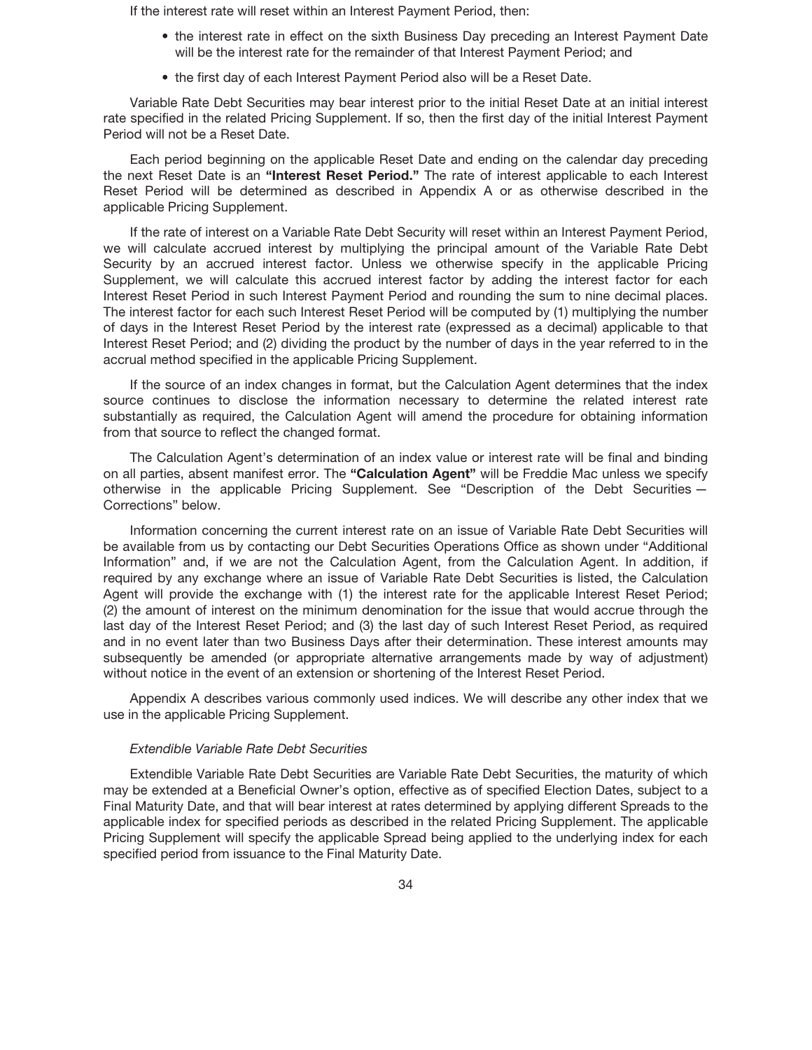If the interest rate will reset within an Interest Payment Period, then:

- the interest rate in effect on the sixth Business Day preceding an Interest Payment Date will be the interest rate for the remainder of that Interest Payment Period; and
- the first day of each Interest Payment Period also will be a Reset Date.

Variable Rate Debt Securities may bear interest prior to the initial Reset Date at an initial interest rate specified in the related Pricing Supplement. If so, then the first day of the initial Interest Payment Period will not be a Reset Date.

Each period beginning on the applicable Reset Date and ending on the calendar day preceding the next Reset Date is an **"Interest Reset Period."** The rate of interest applicable to each Interest Reset Period will be determined as described in Appendix A or as otherwise described in the applicable Pricing Supplement.

If the rate of interest on a Variable Rate Debt Security will reset within an Interest Payment Period, we will calculate accrued interest by multiplying the principal amount of the Variable Rate Debt Security by an accrued interest factor. Unless we otherwise specify in the applicable Pricing Supplement, we will calculate this accrued interest factor by adding the interest factor for each Interest Reset Period in such Interest Payment Period and rounding the sum to nine decimal places. The interest factor for each such Interest Reset Period will be computed by (1) multiplying the number of days in the Interest Reset Period by the interest rate (expressed as a decimal) applicable to that Interest Reset Period; and (2) dividing the product by the number of days in the year referred to in the accrual method specified in the applicable Pricing Supplement.

If the source of an index changes in format, but the Calculation Agent determines that the index source continues to disclose the information necessary to determine the related interest rate substantially as required, the Calculation Agent will amend the procedure for obtaining information from that source to reflect the changed format.

The Calculation Agent's determination of an index value or interest rate will be final and binding on all parties, absent manifest error. The **"Calculation Agent"** will be Freddie Mac unless we specify otherwise in the applicable Pricing Supplement. See "Description of the Debt Securities — Corrections" below.

Information concerning the current interest rate on an issue of Variable Rate Debt Securities will be available from us by contacting our Debt Securities Operations Office as shown under "Additional Information" and, if we are not the Calculation Agent, from the Calculation Agent. In addition, if required by any exchange where an issue of Variable Rate Debt Securities is listed, the Calculation Agent will provide the exchange with (1) the interest rate for the applicable Interest Reset Period; (2) the amount of interest on the minimum denomination for the issue that would accrue through the last day of the Interest Reset Period; and (3) the last day of such Interest Reset Period, as required and in no event later than two Business Days after their determination. These interest amounts may subsequently be amended (or appropriate alternative arrangements made by way of adjustment) without notice in the event of an extension or shortening of the Interest Reset Period.

Appendix A describes various commonly used indices. We will describe any other index that we use in the applicable Pricing Supplement.

*Extendible Variable Rate Debt Securities*

Extendible Variable Rate Debt Securities are Variable Rate Debt Securities, the maturity of which may be extended at a Beneficial Owner's option, effective as of specified Election Dates, subject to a Final Maturity Date, and that will bear interest at rates determined by applying different Spreads to the applicable index for specified periods as described in the related Pricing Supplement. The applicable Pricing Supplement will specify the applicable Spread being applied to the underlying index for each specified period from issuance to the Final Maturity Date.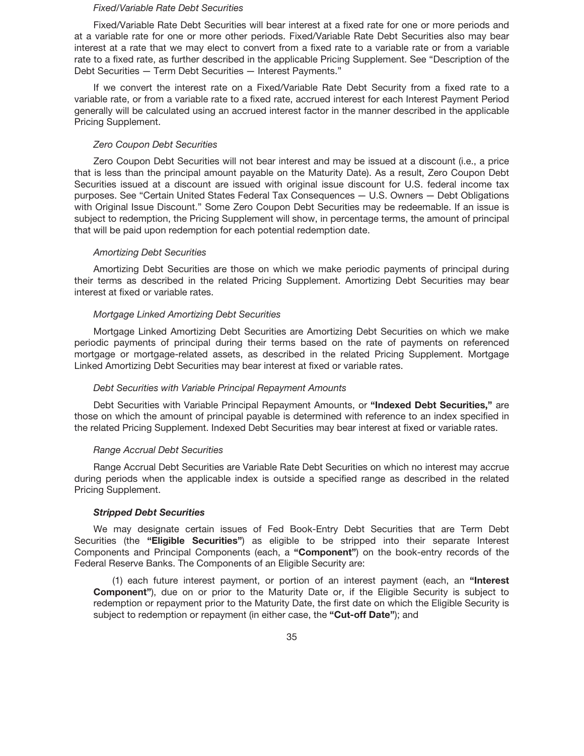*Fixed/Variable Rate Debt Securities*

Fixed/Variable Rate Debt Securities will bear interest at a fixed rate for one or more periods and at a variable rate for one or more other periods. Fixed/Variable Rate Debt Securities also may bear interest at a rate that we may elect to convert from a fixed rate to a variable rate or from a variable rate to a fixed rate, as further described in the applicable Pricing Supplement. See "Description of the Debt Securities — Term Debt Securities — Interest Payments."

If we convert the interest rate on a Fixed/Variable Rate Debt Security from a fixed rate to a variable rate, or from a variable rate to a fixed rate, accrued interest for each Interest Payment Period generally will be calculated using an accrued interest factor in the manner described in the applicable Pricing Supplement.

*Zero Coupon Debt Securities*

Zero Coupon Debt Securities will not bear interest and may be issued at a discount (i.e., a price that is less than the principal amount payable on the Maturity Date). As a result, Zero Coupon Debt Securities issued at a discount are issued with original issue discount for U.S. federal income tax purposes. See "Certain United States Federal Tax Consequences — U.S. Owners — Debt Obligations with Original Issue Discount." Some Zero Coupon Debt Securities may be redeemable. If an issue is subject to redemption, the Pricing Supplement will show, in percentage terms, the amount of principal that will be paid upon redemption for each potential redemption date.

*Amortizing Debt Securities*

Amortizing Debt Securities are those on which we make periodic payments of principal during their terms as described in the related Pricing Supplement. Amortizing Debt Securities may bear interest at fixed or variable rates.

*Mortgage Linked Amortizing Debt Securities*

Mortgage Linked Amortizing Debt Securities are Amortizing Debt Securities on which we make periodic payments of principal during their terms based on the rate of payments on referenced mortgage or mortgage-related assets, as described in the related Pricing Supplement. Mortgage Linked Amortizing Debt Securities may bear interest at fixed or variable rates.

*Debt Securities with Variable Principal Repayment Amounts*

Debt Securities with Variable Principal Repayment Amounts, or **"Indexed Debt Securities,"** are those on which the amount of principal payable is determined with reference to an index specified in the related Pricing Supplement. Indexed Debt Securities may bear interest at fixed or variable rates.

*Range Accrual Debt Securities*

Range Accrual Debt Securities are Variable Rate Debt Securities on which no interest may accrue during periods when the applicable index is outside a specified range as described in the related Pricing Supplement.

***Stripped Debt Securities***

We may designate certain issues of Fed Book-Entry Debt Securities that are Term Debt Securities (the **"Eligible Securities"**) as eligible to be stripped into their separate Interest Components and Principal Components (each, a **"Component"**) on the book-entry records of the Federal Reserve Banks. The Components of an Eligible Security are:

(1) each future interest payment, or portion of an interest payment (each, an **"Interest Component"**), due on or prior to the Maturity Date or, if the Eligible Security is subject to redemption or repayment prior to the Maturity Date, the first date on which the Eligible Security is subject to redemption or repayment (in either case, the **"Cut-off Date"**); and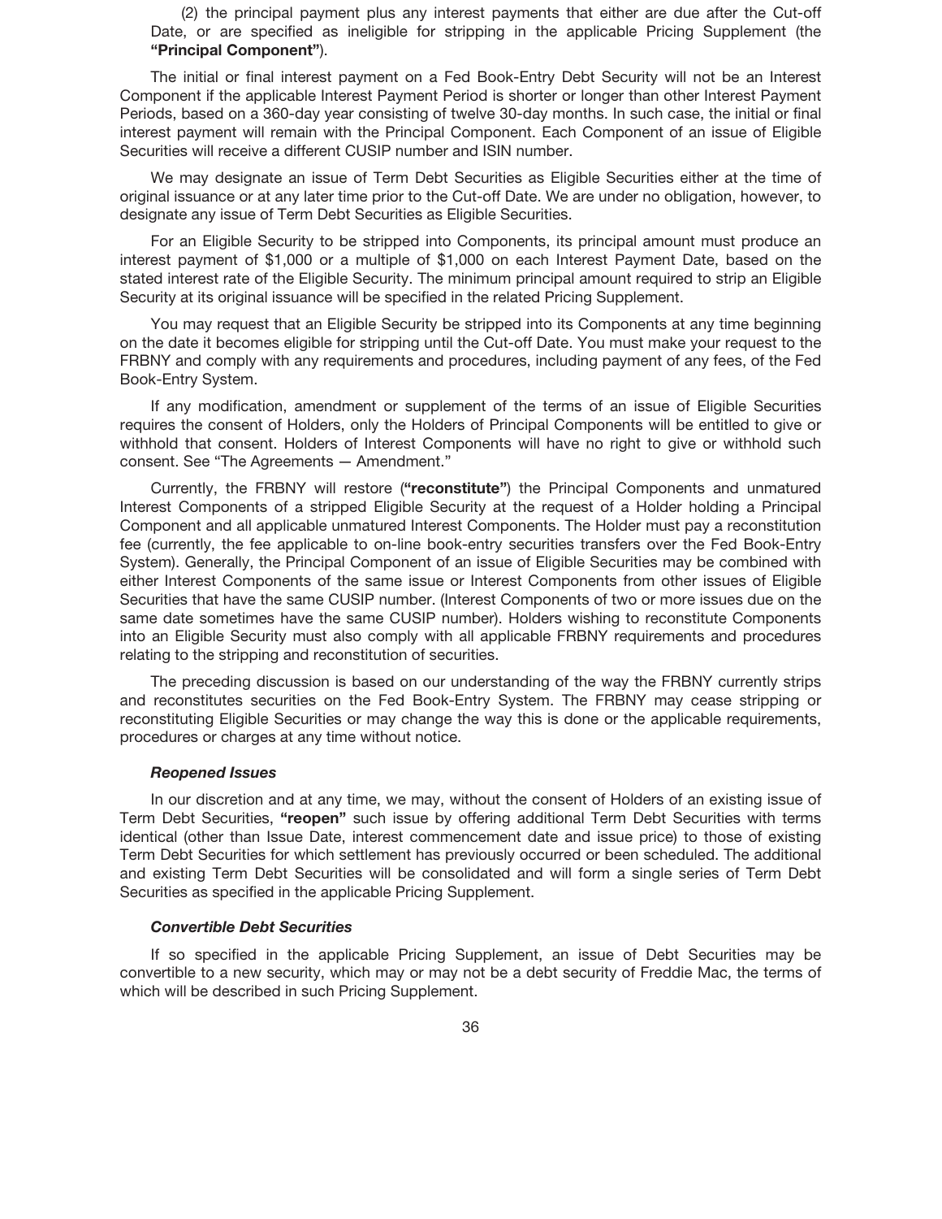(2) the principal payment plus any interest payments that either are due after the Cut-off Date, or are specified as ineligible for stripping in the applicable Pricing Supplement (the **"Principal Component"**).

The initial or final interest payment on a Fed Book-Entry Debt Security will not be an Interest Component if the applicable Interest Payment Period is shorter or longer than other Interest Payment Periods, based on a 360-day year consisting of twelve 30-day months. In such case, the initial or final interest payment will remain with the Principal Component. Each Component of an issue of Eligible Securities will receive a different CUSIP number and ISIN number.

We may designate an issue of Term Debt Securities as Eligible Securities either at the time of original issuance or at any later time prior to the Cut-off Date. We are under no obligation, however, to designate any issue of Term Debt Securities as Eligible Securities.

For an Eligible Security to be stripped into Components, its principal amount must produce an interest payment of $1,000 or a multiple of $1,000 on each Interest Payment Date, based on the stated interest rate of the Eligible Security. The minimum principal amount required to strip an Eligible Security at its original issuance will be specified in the related Pricing Supplement.

You may request that an Eligible Security be stripped into its Components at any time beginning on the date it becomes eligible for stripping until the Cut-off Date. You must make your request to the FRBNY and comply with any requirements and procedures, including payment of any fees, of the Fed Book-Entry System.

If any modification, amendment or supplement of the terms of an issue of Eligible Securities requires the consent of Holders, only the Holders of Principal Components will be entitled to give or withhold that consent. Holders of Interest Components will have no right to give or withhold such consent. See "The Agreements — Amendment."

Currently, the FRBNY will restore (**"reconstitute"**) the Principal Components and unmatured Interest Components of a stripped Eligible Security at the request of a Holder holding a Principal Component and all applicable unmatured Interest Components. The Holder must pay a reconstitution fee (currently, the fee applicable to on-line book-entry securities transfers over the Fed Book-Entry System). Generally, the Principal Component of an issue of Eligible Securities may be combined with either Interest Components of the same issue or Interest Components from other issues of Eligible Securities that have the same CUSIP number. (Interest Components of two or more issues due on the same date sometimes have the same CUSIP number). Holders wishing to reconstitute Components into an Eligible Security must also comply with all applicable FRBNY requirements and procedures relating to the stripping and reconstitution of securities.

The preceding discussion is based on our understanding of the way the FRBNY currently strips and reconstitutes securities on the Fed Book-Entry System. The FRBNY may cease stripping or reconstituting Eligible Securities or may change the way this is done or the applicable requirements, procedures or charges at any time without notice.

#### *Reopened Issues*

In our discretion and at any time, we may, without the consent of Holders of an existing issue of Term Debt Securities, **"reopen"** such issue by offering additional Term Debt Securities with terms identical (other than Issue Date, interest commencement date and issue price) to those of existing Term Debt Securities for which settlement has previously occurred or been scheduled. The additional and existing Term Debt Securities will be consolidated and will form a single series of Term Debt Securities as specified in the applicable Pricing Supplement.

#### *Convertible Debt Securities*

If so specified in the applicable Pricing Supplement, an issue of Debt Securities may be convertible to a new security, which may or may not be a debt security of Freddie Mac, the terms of which will be described in such Pricing Supplement.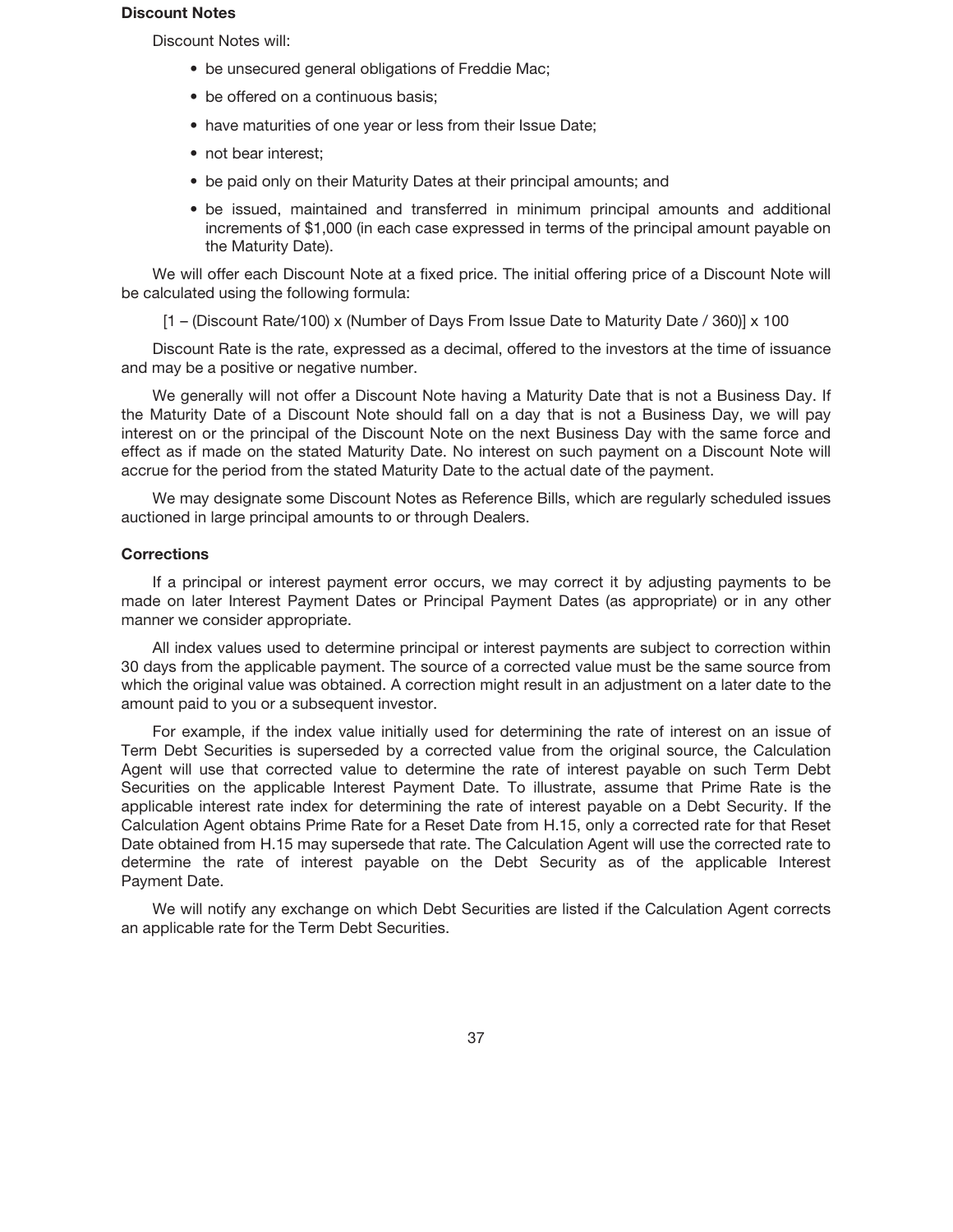### Discount Notes

Discount Notes will:

- be unsecured general obligations of Freddie Mac;
- be offered on a continuous basis;
- have maturities of one year or less from their Issue Date;
- not bear interest;
- be paid only on their Maturity Dates at their principal amounts; and
- be issued, maintained and transferred in minimum principal amounts and additional increments of $1,000 (in each case expressed in terms of the principal amount payable on the Maturity Date).

We will offer each Discount Note at a fixed price. The initial offering price of a Discount Note will be calculated using the following formula:

$$[1 - (\text{Discount Rate}/100) \times (\text{Number of Days From Issue Date to Maturity Date} / 360)] \times 100$$

Discount Rate is the rate, expressed as a decimal, offered to the investors at the time of issuance and may be a positive or negative number.

We generally will not offer a Discount Note having a Maturity Date that is not a Business Day. If the Maturity Date of a Discount Note should fall on a day that is not a Business Day, we will pay interest on or the principal of the Discount Note on the next Business Day with the same force and effect as if made on the stated Maturity Date. No interest on such payment on a Discount Note will accrue for the period from the stated Maturity Date to the actual date of the payment.

We may designate some Discount Notes as Reference Bills, which are regularly scheduled issues auctioned in large principal amounts to or through Dealers.

### Corrections

If a principal or interest payment error occurs, we may correct it by adjusting payments to be made on later Interest Payment Dates or Principal Payment Dates (as appropriate) or in any other manner we consider appropriate.

All index values used to determine principal or interest payments are subject to correction within 30 days from the applicable payment. The source of a corrected value must be the same source from which the original value was obtained. A correction might result in an adjustment on a later date to the amount paid to you or a subsequent investor.

For example, if the index value initially used for determining the rate of interest on an issue of Term Debt Securities is superseded by a corrected value from the original source, the Calculation Agent will use that corrected value to determine the rate of interest payable on such Term Debt Securities on the applicable Interest Payment Date. To illustrate, assume that Prime Rate is the applicable interest rate index for determining the rate of interest payable on a Debt Security. If the Calculation Agent obtains Prime Rate for a Reset Date from H.15, only a corrected rate for that Reset Date obtained from H.15 may supersede that rate. The Calculation Agent will use the corrected rate to determine the rate of interest payable on the Debt Security as of the applicable Interest Payment Date.

We will notify any exchange on which Debt Securities are listed if the Calculation Agent corrects an applicable rate for the Term Debt Securities.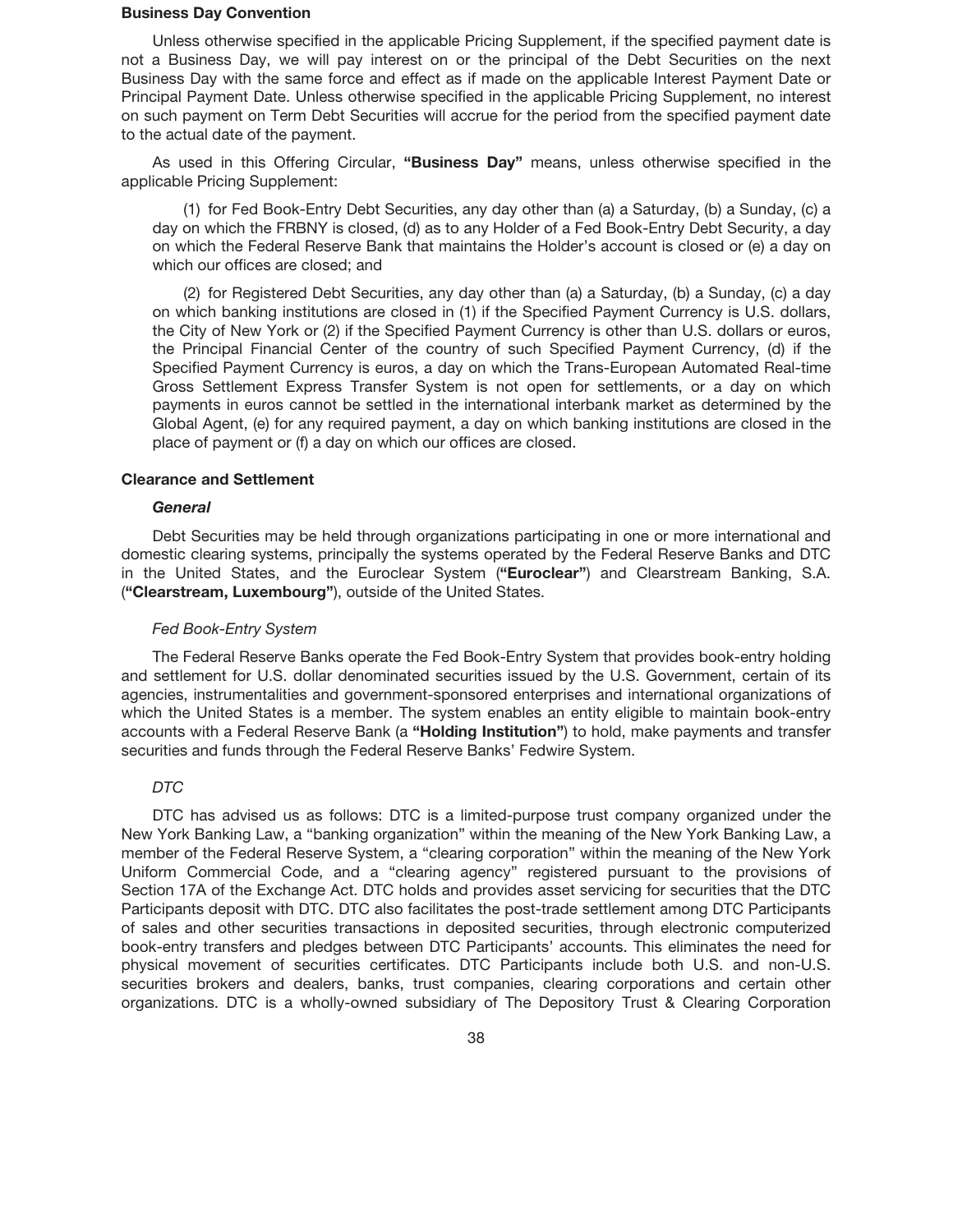**Business Day Convention**

Unless otherwise specified in the applicable Pricing Supplement, if the specified payment date is not a Business Day, we will pay interest on or the principal of the Debt Securities on the next Business Day with the same force and effect as if made on the applicable Interest Payment Date or Principal Payment Date. Unless otherwise specified in the applicable Pricing Supplement, no interest on such payment on Term Debt Securities will accrue for the period from the specified payment date to the actual date of the payment.

As used in this Offering Circular, **"Business Day"** means, unless otherwise specified in the applicable Pricing Supplement:

(1) for Fed Book-Entry Debt Securities, any day other than (a) a Saturday, (b) a Sunday, (c) a day on which the FRBNY is closed, (d) as to any Holder of a Fed Book-Entry Debt Security, a day on which the Federal Reserve Bank that maintains the Holder's account is closed or (e) a day on which our offices are closed; and

(2) for Registered Debt Securities, any day other than (a) a Saturday, (b) a Sunday, (c) a day on which banking institutions are closed in (1) if the Specified Payment Currency is U.S. dollars, the City of New York or (2) if the Specified Payment Currency is other than U.S. dollars or euros, the Principal Financial Center of the country of such Specified Payment Currency, (d) if the Specified Payment Currency is euros, a day on which the Trans-European Automated Real-time Gross Settlement Express Transfer System is not open for settlements, or a day on which payments in euros cannot be settled in the international interbank market as determined by the Global Agent, (e) for any required payment, a day on which banking institutions are closed in the place of payment or (f) a day on which our offices are closed.

**Clearance and Settlement**

***General***

Debt Securities may be held through organizations participating in one or more international and domestic clearing systems, principally the systems operated by the Federal Reserve Banks and DTC in the United States, and the Euroclear System (**"Euroclear"**) and Clearstream Banking, S.A. (**"Clearstream, Luxembourg"**), outside of the United States.

*Fed Book-Entry System*

The Federal Reserve Banks operate the Fed Book-Entry System that provides book-entry holding and settlement for U.S. dollar denominated securities issued by the U.S. Government, certain of its agencies, instrumentalities and government-sponsored enterprises and international organizations of which the United States is a member. The system enables an entity eligible to maintain book-entry accounts with a Federal Reserve Bank (a **"Holding Institution"**) to hold, make payments and transfer securities and funds through the Federal Reserve Banks' Fedwire System.

*DTC*

DTC has advised us as follows: DTC is a limited-purpose trust company organized under the New York Banking Law, a "banking organization" within the meaning of the New York Banking Law, a member of the Federal Reserve System, a "clearing corporation" within the meaning of the New York Uniform Commercial Code, and a "clearing agency" registered pursuant to the provisions of Section 17A of the Exchange Act. DTC holds and provides asset servicing for securities that the DTC Participants deposit with DTC. DTC also facilitates the post-trade settlement among DTC Participants of sales and other securities transactions in deposited securities, through electronic computerized book-entry transfers and pledges between DTC Participants' accounts. This eliminates the need for physical movement of securities certificates. DTC Participants include both U.S. and non-U.S. securities brokers and dealers, banks, trust companies, clearing corporations and certain other organizations. DTC is a wholly-owned subsidiary of The Depository Trust & Clearing Corporation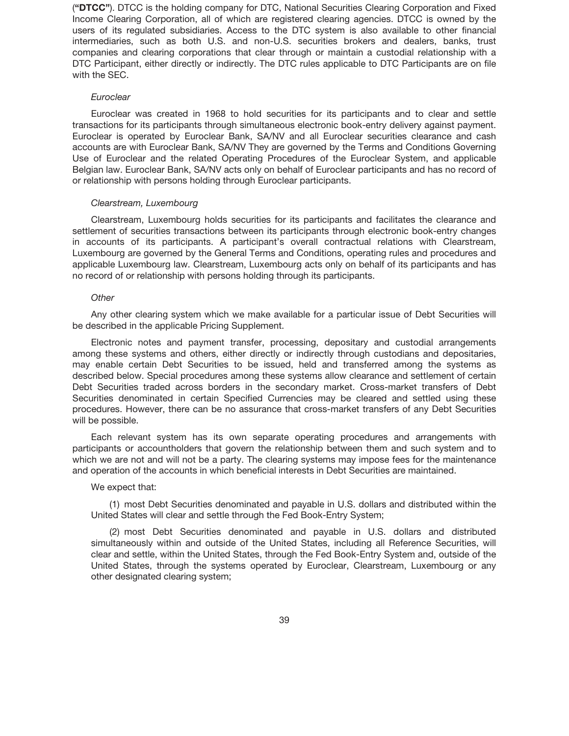(**"DTCC"**). DTCC is the holding company for DTC, National Securities Clearing Corporation and Fixed Income Clearing Corporation, all of which are registered clearing agencies. DTCC is owned by the users of its regulated subsidiaries. Access to the DTC system is also available to other financial intermediaries, such as both U.S. and non-U.S. securities brokers and dealers, banks, trust companies and clearing corporations that clear through or maintain a custodial relationship with a DTC Participant, either directly or indirectly. The DTC rules applicable to DTC Participants are on file with the SEC.

*Euroclear*

Euroclear was created in 1968 to hold securities for its participants and to clear and settle transactions for its participants through simultaneous electronic book-entry delivery against payment. Euroclear is operated by Euroclear Bank, SA/NV and all Euroclear securities clearance and cash accounts are with Euroclear Bank, SA/NV They are governed by the Terms and Conditions Governing Use of Euroclear and the related Operating Procedures of the Euroclear System, and applicable Belgian law. Euroclear Bank, SA/NV acts only on behalf of Euroclear participants and has no record of or relationship with persons holding through Euroclear participants.

*Clearstream, Luxembourg*

Clearstream, Luxembourg holds securities for its participants and facilitates the clearance and settlement of securities transactions between its participants through electronic book-entry changes in accounts of its participants. A participant's overall contractual relations with Clearstream, Luxembourg are governed by the General Terms and Conditions, operating rules and procedures and applicable Luxembourg law. Clearstream, Luxembourg acts only on behalf of its participants and has no record of or relationship with persons holding through its participants.

*Other*

Any other clearing system which we make available for a particular issue of Debt Securities will be described in the applicable Pricing Supplement.

Electronic notes and payment transfer, processing, depositary and custodial arrangements among these systems and others, either directly or indirectly through custodians and depositaries, may enable certain Debt Securities to be issued, held and transferred among the systems as described below. Special procedures among these systems allow clearance and settlement of certain Debt Securities traded across borders in the secondary market. Cross-market transfers of Debt Securities denominated in certain Specified Currencies may be cleared and settled using these procedures. However, there can be no assurance that cross-market transfers of any Debt Securities will be possible.

Each relevant system has its own separate operating procedures and arrangements with participants or accountholders that govern the relationship between them and such system and to which we are not and will not be a party. The clearing systems may impose fees for the maintenance and operation of the accounts in which beneficial interests in Debt Securities are maintained.

We expect that:

(1) most Debt Securities denominated and payable in U.S. dollars and distributed within the United States will clear and settle through the Fed Book-Entry System;

(2) most Debt Securities denominated and payable in U.S. dollars and distributed simultaneously within and outside of the United States, including all Reference Securities, will clear and settle, within the United States, through the Fed Book-Entry System and, outside of the United States, through the systems operated by Euroclear, Clearstream, Luxembourg or any other designated clearing system;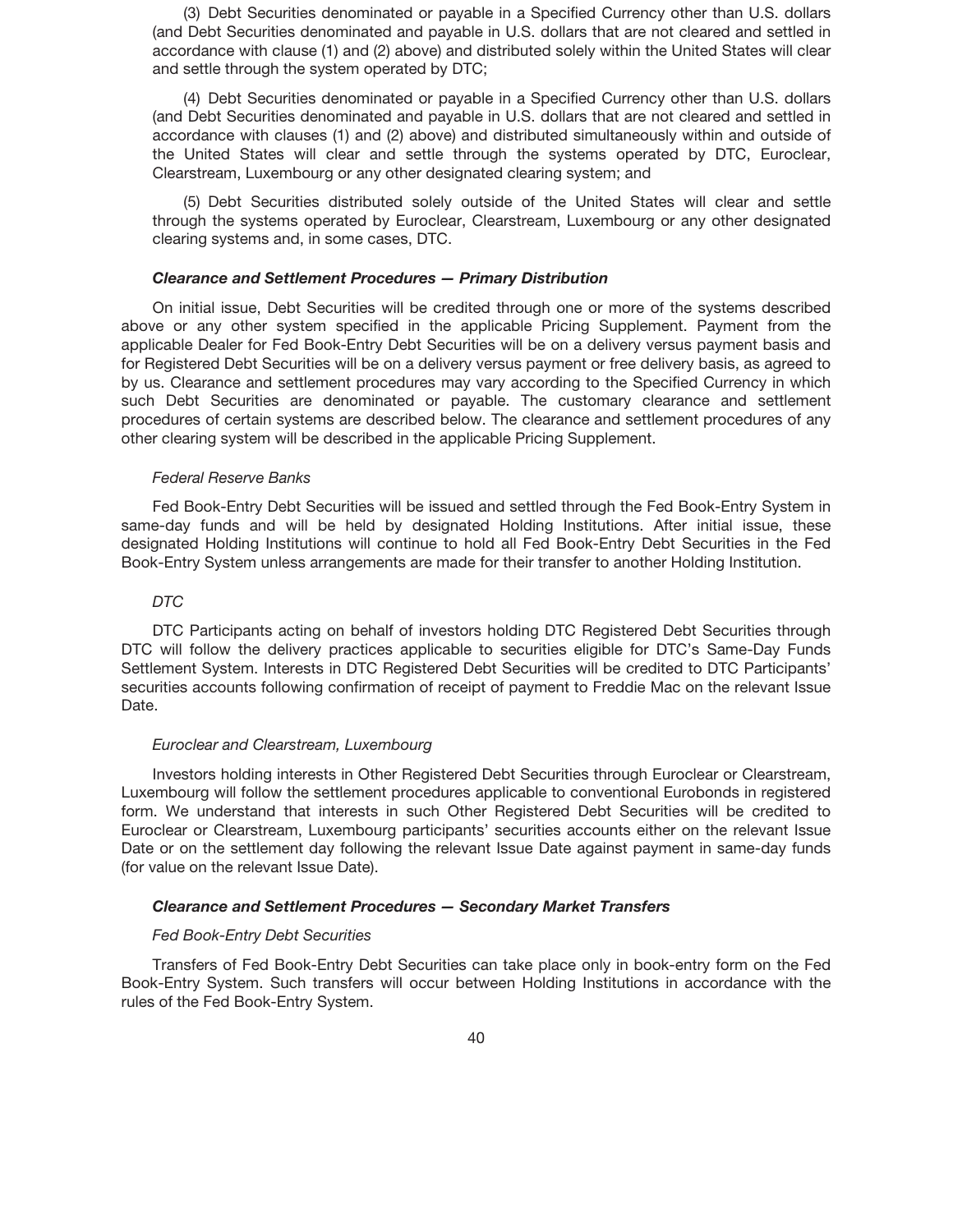(3) Debt Securities denominated or payable in a Specified Currency other than U.S. dollars (and Debt Securities denominated and payable in U.S. dollars that are not cleared and settled in accordance with clause (1) and (2) above) and distributed solely within the United States will clear and settle through the system operated by DTC;

(4) Debt Securities denominated or payable in a Specified Currency other than U.S. dollars (and Debt Securities denominated and payable in U.S. dollars that are not cleared and settled in accordance with clauses (1) and (2) above) and distributed simultaneously within and outside of the United States will clear and settle through the systems operated by DTC, Euroclear, Clearstream, Luxembourg or any other designated clearing system; and

(5) Debt Securities distributed solely outside of the United States will clear and settle through the systems operated by Euroclear, Clearstream, Luxembourg or any other designated clearing systems and, in some cases, DTC.

### *Clearance and Settlement Procedures — Primary Distribution*

On initial issue, Debt Securities will be credited through one or more of the systems described above or any other system specified in the applicable Pricing Supplement. Payment from the applicable Dealer for Fed Book-Entry Debt Securities will be on a delivery versus payment basis and for Registered Debt Securities will be on a delivery versus payment or free delivery basis, as agreed to by us. Clearance and settlement procedures may vary according to the Specified Currency in which such Debt Securities are denominated or payable. The customary clearance and settlement procedures of certain systems are described below. The clearance and settlement procedures of any other clearing system will be described in the applicable Pricing Supplement.

*Federal Reserve Banks*

Fed Book-Entry Debt Securities will be issued and settled through the Fed Book-Entry System in same-day funds and will be held by designated Holding Institutions. After initial issue, these designated Holding Institutions will continue to hold all Fed Book-Entry Debt Securities in the Fed Book-Entry System unless arrangements are made for their transfer to another Holding Institution.

*DTC*

DTC Participants acting on behalf of investors holding DTC Registered Debt Securities through DTC will follow the delivery practices applicable to securities eligible for DTC's Same-Day Funds Settlement System. Interests in DTC Registered Debt Securities will be credited to DTC Participants' securities accounts following confirmation of receipt of payment to Freddie Mac on the relevant Issue Date.

*Euroclear and Clearstream, Luxembourg*

Investors holding interests in Other Registered Debt Securities through Euroclear or Clearstream, Luxembourg will follow the settlement procedures applicable to conventional Eurobonds in registered form. We understand that interests in such Other Registered Debt Securities will be credited to Euroclear or Clearstream, Luxembourg participants' securities accounts either on the relevant Issue Date or on the settlement day following the relevant Issue Date against payment in same-day funds (for value on the relevant Issue Date).

### *Clearance and Settlement Procedures — Secondary Market Transfers*

*Fed Book-Entry Debt Securities*

Transfers of Fed Book-Entry Debt Securities can take place only in book-entry form on the Fed Book-Entry System. Such transfers will occur between Holding Institutions in accordance with the rules of the Fed Book-Entry System.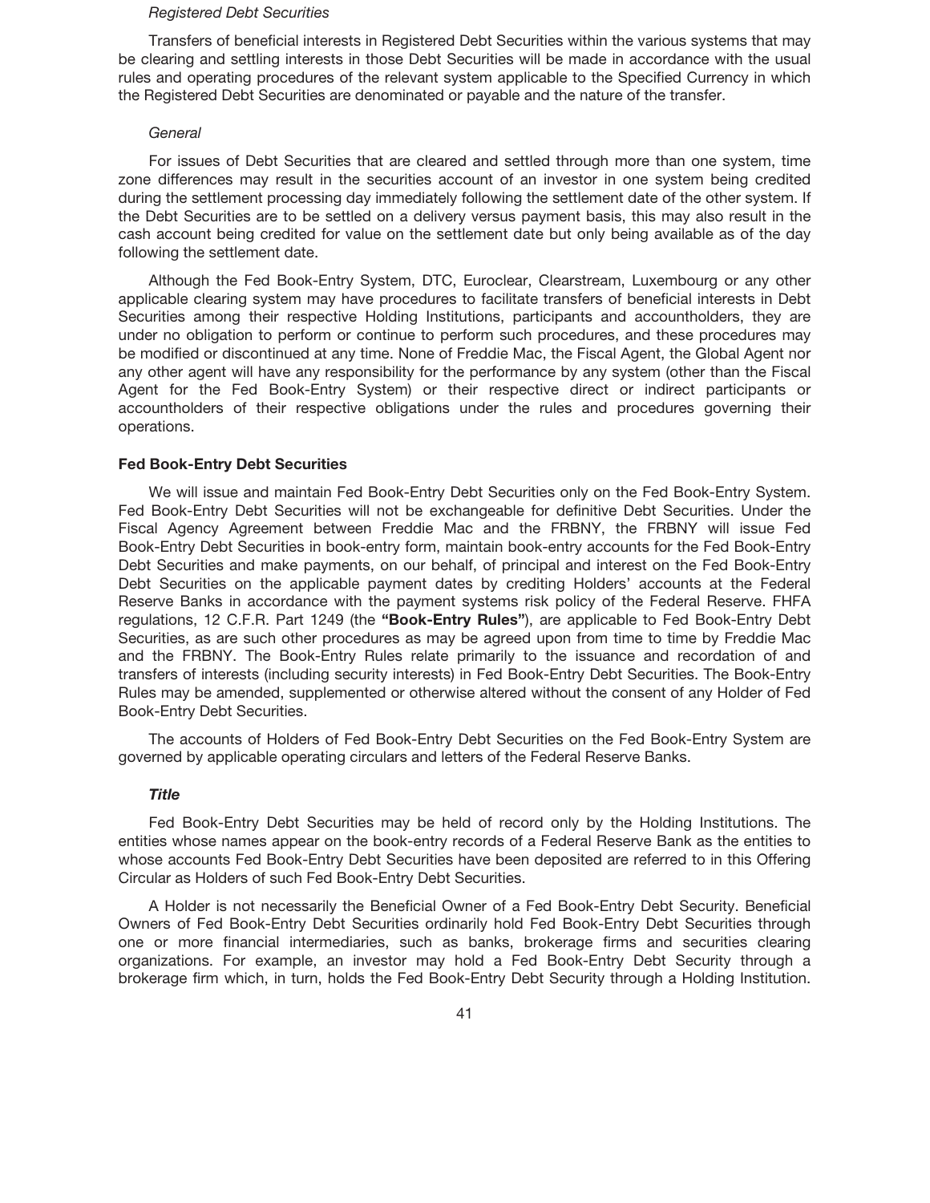*Registered Debt Securities*

Transfers of beneficial interests in Registered Debt Securities within the various systems that may be clearing and settling interests in those Debt Securities will be made in accordance with the usual rules and operating procedures of the relevant system applicable to the Specified Currency in which the Registered Debt Securities are denominated or payable and the nature of the transfer.

*General*

For issues of Debt Securities that are cleared and settled through more than one system, time zone differences may result in the securities account of an investor in one system being credited during the settlement processing day immediately following the settlement date of the other system. If the Debt Securities are to be settled on a delivery versus payment basis, this may also result in the cash account being credited for value on the settlement date but only being available as of the day following the settlement date.

Although the Fed Book-Entry System, DTC, Euroclear, Clearstream, Luxembourg or any other applicable clearing system may have procedures to facilitate transfers of beneficial interests in Debt Securities among their respective Holding Institutions, participants and accountholders, they are under no obligation to perform or continue to perform such procedures, and these procedures may be modified or discontinued at any time. None of Freddie Mac, the Fiscal Agent, the Global Agent nor any other agent will have any responsibility for the performance by any system (other than the Fiscal Agent for the Fed Book-Entry System) or their respective direct or indirect participants or accountholders of their respective obligations under the rules and procedures governing their operations.

**Fed Book-Entry Debt Securities**

We will issue and maintain Fed Book-Entry Debt Securities only on the Fed Book-Entry System. Fed Book-Entry Debt Securities will not be exchangeable for definitive Debt Securities. Under the Fiscal Agency Agreement between Freddie Mac and the FRBNY, the FRBNY will issue Fed Book-Entry Debt Securities in book-entry form, maintain book-entry accounts for the Fed Book-Entry Debt Securities and make payments, on our behalf, of principal and interest on the Fed Book-Entry Debt Securities on the applicable payment dates by crediting Holders' accounts at the Federal Reserve Banks in accordance with the payment systems risk policy of the Federal Reserve. FHFA regulations, 12 C.F.R. Part 1249 (the **"Book-Entry Rules"**), are applicable to Fed Book-Entry Debt Securities, as are such other procedures as may be agreed upon from time to time by Freddie Mac and the FRBNY. The Book-Entry Rules relate primarily to the issuance and recordation of and transfers of interests (including security interests) in Fed Book-Entry Debt Securities. The Book-Entry Rules may be amended, supplemented or otherwise altered without the consent of any Holder of Fed Book-Entry Debt Securities.

The accounts of Holders of Fed Book-Entry Debt Securities on the Fed Book-Entry System are governed by applicable operating circulars and letters of the Federal Reserve Banks.

***Title***

Fed Book-Entry Debt Securities may be held of record only by the Holding Institutions. The entities whose names appear on the book-entry records of a Federal Reserve Bank as the entities to whose accounts Fed Book-Entry Debt Securities have been deposited are referred to in this Offering Circular as Holders of such Fed Book-Entry Debt Securities.

A Holder is not necessarily the Beneficial Owner of a Fed Book-Entry Debt Security. Beneficial Owners of Fed Book-Entry Debt Securities ordinarily hold Fed Book-Entry Debt Securities through one or more financial intermediaries, such as banks, brokerage firms and securities clearing organizations. For example, an investor may hold a Fed Book-Entry Debt Security through a brokerage firm which, in turn, holds the Fed Book-Entry Debt Security through a Holding Institution.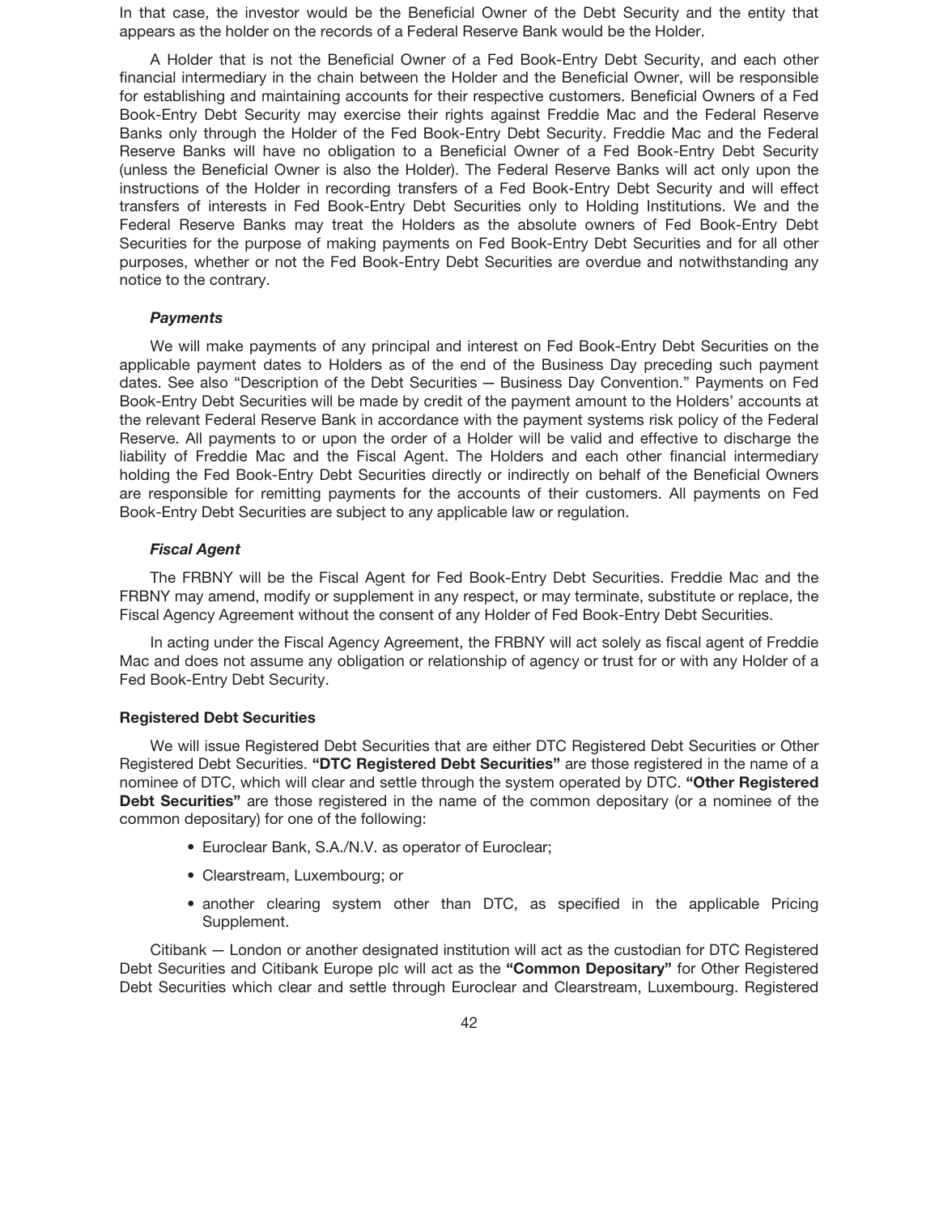In that case, the investor would be the Beneficial Owner of the Debt Security and the entity that appears as the holder on the records of a Federal Reserve Bank would be the Holder.

A Holder that is not the Beneficial Owner of a Fed Book-Entry Debt Security, and each other financial intermediary in the chain between the Holder and the Beneficial Owner, will be responsible for establishing and maintaining accounts for their respective customers. Beneficial Owners of a Fed Book-Entry Debt Security may exercise their rights against Freddie Mac and the Federal Reserve Banks only through the Holder of the Fed Book-Entry Debt Security. Freddie Mac and the Federal Reserve Banks will have no obligation to a Beneficial Owner of a Fed Book-Entry Debt Security (unless the Beneficial Owner is also the Holder). The Federal Reserve Banks will act only upon the instructions of the Holder in recording transfers of a Fed Book-Entry Debt Security and will effect transfers of interests in Fed Book-Entry Debt Securities only to Holding Institutions. We and the Federal Reserve Banks may treat the Holders as the absolute owners of Fed Book-Entry Debt Securities for the purpose of making payments on Fed Book-Entry Debt Securities and for all other purposes, whether or not the Fed Book-Entry Debt Securities are overdue and notwithstanding any notice to the contrary.

#### *Payments*

We will make payments of any principal and interest on Fed Book-Entry Debt Securities on the applicable payment dates to Holders as of the end of the Business Day preceding such payment dates. See also "Description of the Debt Securities — Business Day Convention." Payments on Fed Book-Entry Debt Securities will be made by credit of the payment amount to the Holders' accounts at the relevant Federal Reserve Bank in accordance with the payment systems risk policy of the Federal Reserve. All payments to or upon the order of a Holder will be valid and effective to discharge the liability of Freddie Mac and the Fiscal Agent. The Holders and each other financial intermediary holding the Fed Book-Entry Debt Securities directly or indirectly on behalf of the Beneficial Owners are responsible for remitting payments for the accounts of their customers. All payments on Fed Book-Entry Debt Securities are subject to any applicable law or regulation.

#### *Fiscal Agent*

The FRBNY will be the Fiscal Agent for Fed Book-Entry Debt Securities. Freddie Mac and the FRBNY may amend, modify or supplement in any respect, or may terminate, substitute or replace, the Fiscal Agency Agreement without the consent of any Holder of Fed Book-Entry Debt Securities.

In acting under the Fiscal Agency Agreement, the FRBNY will act solely as fiscal agent of Freddie Mac and does not assume any obligation or relationship of agency or trust for or with any Holder of a Fed Book-Entry Debt Security.

### Registered Debt Securities

We will issue Registered Debt Securities that are either DTC Registered Debt Securities or Other Registered Debt Securities. **"DTC Registered Debt Securities"** are those registered in the name of a nominee of DTC, which will clear and settle through the system operated by DTC. **"Other Registered Debt Securities"** are those registered in the name of the common depositary (or a nominee of the common depositary) for one of the following:

- Euroclear Bank, S.A./N.V. as operator of Euroclear;
- Clearstream, Luxembourg; or
- another clearing system other than DTC, as specified in the applicable Pricing Supplement.

Citibank — London or another designated institution will act as the custodian for DTC Registered Debt Securities and Citibank Europe plc will act as the **"Common Depositary"** for Other Registered Debt Securities which clear and settle through Euroclear and Clearstream, Luxembourg. Registered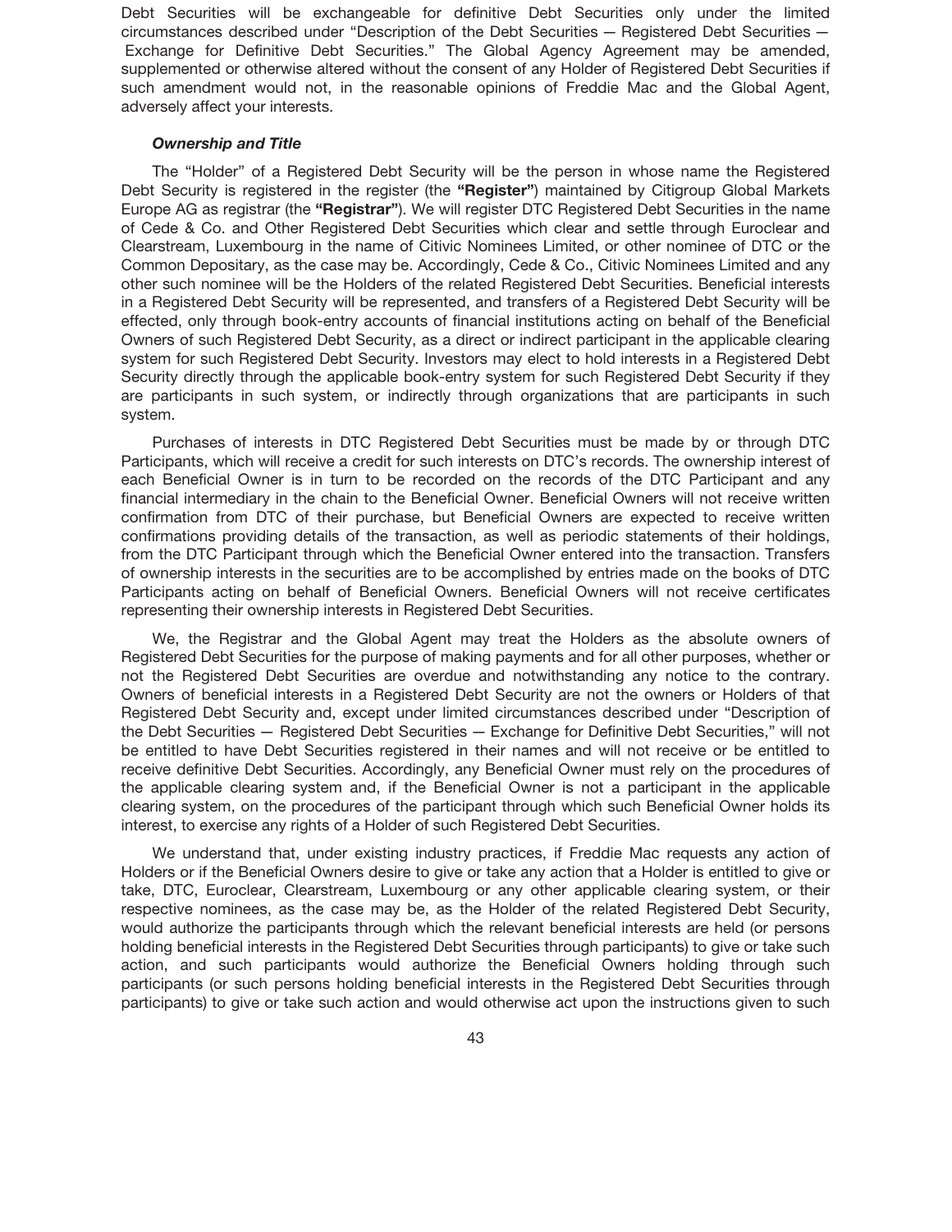Debt Securities will be exchangeable for definitive Debt Securities only under the limited circumstances described under "Description of the Debt Securities — Registered Debt Securities — Exchange for Definitive Debt Securities." The Global Agency Agreement may be amended, supplemented or otherwise altered without the consent of any Holder of Registered Debt Securities if such amendment would not, in the reasonable opinions of Freddie Mac and the Global Agent, adversely affect your interests.

***Ownership and Title***

The "Holder" of a Registered Debt Security will be the person in whose name the Registered Debt Security is registered in the register (the **"Register"**) maintained by Citigroup Global Markets Europe AG as registrar (the **"Registrar"**). We will register DTC Registered Debt Securities in the name of Cede & Co. and Other Registered Debt Securities which clear and settle through Euroclear and Clearstream, Luxembourg in the name of Citivic Nominees Limited, or other nominee of DTC or the Common Depositary, as the case may be. Accordingly, Cede & Co., Citivic Nominees Limited and any other such nominee will be the Holders of the related Registered Debt Securities. Beneficial interests in a Registered Debt Security will be represented, and transfers of a Registered Debt Security will be effected, only through book-entry accounts of financial institutions acting on behalf of the Beneficial Owners of such Registered Debt Security, as a direct or indirect participant in the applicable clearing system for such Registered Debt Security. Investors may elect to hold interests in a Registered Debt Security directly through the applicable book-entry system for such Registered Debt Security if they are participants in such system, or indirectly through organizations that are participants in such system.

Purchases of interests in DTC Registered Debt Securities must be made by or through DTC Participants, which will receive a credit for such interests on DTC's records. The ownership interest of each Beneficial Owner is in turn to be recorded on the records of the DTC Participant and any financial intermediary in the chain to the Beneficial Owner. Beneficial Owners will not receive written confirmation from DTC of their purchase, but Beneficial Owners are expected to receive written confirmations providing details of the transaction, as well as periodic statements of their holdings, from the DTC Participant through which the Beneficial Owner entered into the transaction. Transfers of ownership interests in the securities are to be accomplished by entries made on the books of DTC Participants acting on behalf of Beneficial Owners. Beneficial Owners will not receive certificates representing their ownership interests in Registered Debt Securities.

We, the Registrar and the Global Agent may treat the Holders as the absolute owners of Registered Debt Securities for the purpose of making payments and for all other purposes, whether or not the Registered Debt Securities are overdue and notwithstanding any notice to the contrary. Owners of beneficial interests in a Registered Debt Security are not the owners or Holders of that Registered Debt Security and, except under limited circumstances described under "Description of the Debt Securities — Registered Debt Securities — Exchange for Definitive Debt Securities," will not be entitled to have Debt Securities registered in their names and will not receive or be entitled to receive definitive Debt Securities. Accordingly, any Beneficial Owner must rely on the procedures of the applicable clearing system and, if the Beneficial Owner is not a participant in the applicable clearing system, on the procedures of the participant through which such Beneficial Owner holds its interest, to exercise any rights of a Holder of such Registered Debt Securities.

We understand that, under existing industry practices, if Freddie Mac requests any action of Holders or if the Beneficial Owners desire to give or take any action that a Holder is entitled to give or take, DTC, Euroclear, Clearstream, Luxembourg or any other applicable clearing system, or their respective nominees, as the case may be, as the Holder of the related Registered Debt Security, would authorize the participants through which the relevant beneficial interests are held (or persons holding beneficial interests in the Registered Debt Securities through participants) to give or take such action, and such participants would authorize the Beneficial Owners holding through such participants (or such persons holding beneficial interests in the Registered Debt Securities through participants) to give or take such action and would otherwise act upon the instructions given to such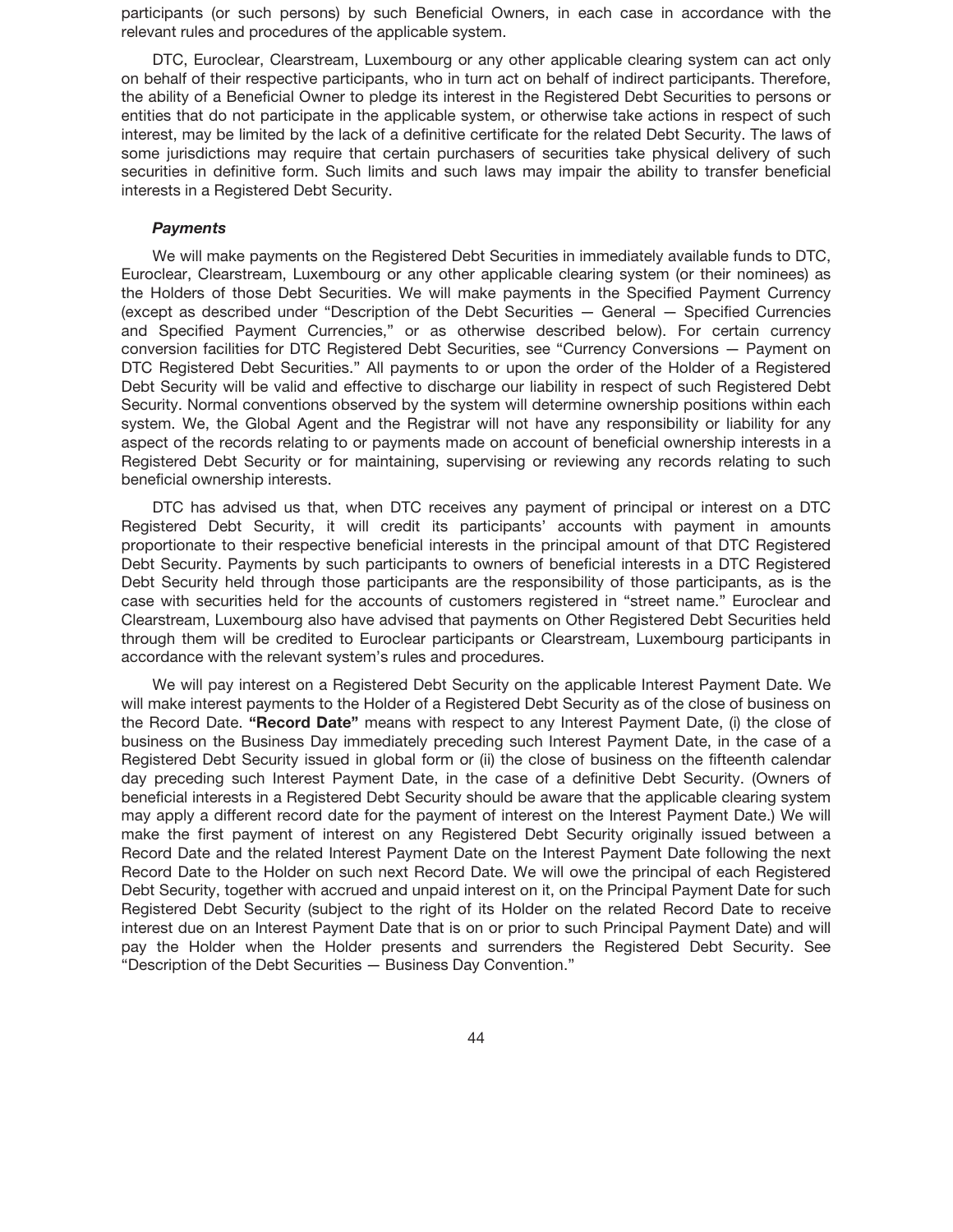participants (or such persons) by such Beneficial Owners, in each case in accordance with the relevant rules and procedures of the applicable system.

DTC, Euroclear, Clearstream, Luxembourg or any other applicable clearing system can act only on behalf of their respective participants, who in turn act on behalf of indirect participants. Therefore, the ability of a Beneficial Owner to pledge its interest in the Registered Debt Securities to persons or entities that do not participate in the applicable system, or otherwise take actions in respect of such interest, may be limited by the lack of a definitive certificate for the related Debt Security. The laws of some jurisdictions may require that certain purchasers of securities take physical delivery of such securities in definitive form. Such limits and such laws may impair the ability to transfer beneficial interests in a Registered Debt Security.

***Payments***

We will make payments on the Registered Debt Securities in immediately available funds to DTC, Euroclear, Clearstream, Luxembourg or any other applicable clearing system (or their nominees) as the Holders of those Debt Securities. We will make payments in the Specified Payment Currency (except as described under "Description of the Debt Securities — General — Specified Currencies and Specified Payment Currencies," or as otherwise described below). For certain currency conversion facilities for DTC Registered Debt Securities, see "Currency Conversions — Payment on DTC Registered Debt Securities." All payments to or upon the order of the Holder of a Registered Debt Security will be valid and effective to discharge our liability in respect of such Registered Debt Security. Normal conventions observed by the system will determine ownership positions within each system. We, the Global Agent and the Registrar will not have any responsibility or liability for any aspect of the records relating to or payments made on account of beneficial ownership interests in a Registered Debt Security or for maintaining, supervising or reviewing any records relating to such beneficial ownership interests.

DTC has advised us that, when DTC receives any payment of principal or interest on a DTC Registered Debt Security, it will credit its participants' accounts with payment in amounts proportionate to their respective beneficial interests in the principal amount of that DTC Registered Debt Security. Payments by such participants to owners of beneficial interests in a DTC Registered Debt Security held through those participants are the responsibility of those participants, as is the case with securities held for the accounts of customers registered in "street name." Euroclear and Clearstream, Luxembourg also have advised that payments on Other Registered Debt Securities held through them will be credited to Euroclear participants or Clearstream, Luxembourg participants in accordance with the relevant system's rules and procedures.

We will pay interest on a Registered Debt Security on the applicable Interest Payment Date. We will make interest payments to the Holder of a Registered Debt Security as of the close of business on the Record Date. **"Record Date"** means with respect to any Interest Payment Date, (i) the close of business on the Business Day immediately preceding such Interest Payment Date, in the case of a Registered Debt Security issued in global form or (ii) the close of business on the fifteenth calendar day preceding such Interest Payment Date, in the case of a definitive Debt Security. (Owners of beneficial interests in a Registered Debt Security should be aware that the applicable clearing system may apply a different record date for the payment of interest on the Interest Payment Date.) We will make the first payment of interest on any Registered Debt Security originally issued between a Record Date and the related Interest Payment Date on the Interest Payment Date following the next Record Date to the Holder on such next Record Date. We will owe the principal of each Registered Debt Security, together with accrued and unpaid interest on it, on the Principal Payment Date for such Registered Debt Security (subject to the right of its Holder on the related Record Date to receive interest due on an Interest Payment Date that is on or prior to such Principal Payment Date) and will pay the Holder when the Holder presents and surrenders the Registered Debt Security. See "Description of the Debt Securities — Business Day Convention."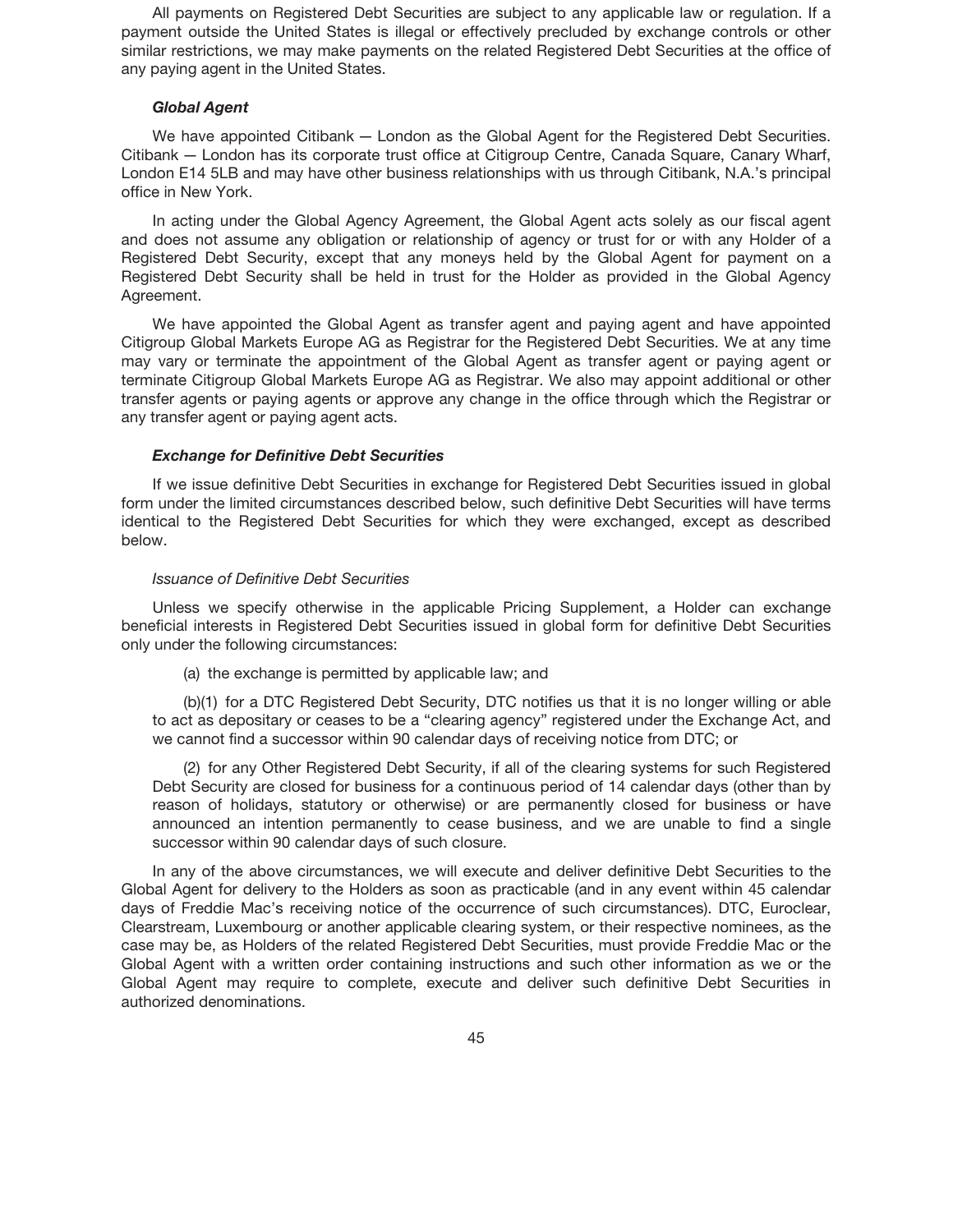All payments on Registered Debt Securities are subject to any applicable law or regulation. If a payment outside the United States is illegal or effectively precluded by exchange controls or other similar restrictions, we may make payments on the related Registered Debt Securities at the office of any paying agent in the United States.

### *Global Agent*

We have appointed Citibank — London as the Global Agent for the Registered Debt Securities. Citibank — London has its corporate trust office at Citigroup Centre, Canada Square, Canary Wharf, London E14 5LB and may have other business relationships with us through Citibank, N.A.'s principal office in New York.

In acting under the Global Agency Agreement, the Global Agent acts solely as our fiscal agent and does not assume any obligation or relationship of agency or trust for or with any Holder of a Registered Debt Security, except that any moneys held by the Global Agent for payment on a Registered Debt Security shall be held in trust for the Holder as provided in the Global Agency Agreement.

We have appointed the Global Agent as transfer agent and paying agent and have appointed Citigroup Global Markets Europe AG as Registrar for the Registered Debt Securities. We at any time may vary or terminate the appointment of the Global Agent as transfer agent or paying agent or terminate Citigroup Global Markets Europe AG as Registrar. We also may appoint additional or other transfer agents or paying agents or approve any change in the office through which the Registrar or any transfer agent or paying agent acts.

### *Exchange for Definitive Debt Securities*

If we issue definitive Debt Securities in exchange for Registered Debt Securities issued in global form under the limited circumstances described below, such definitive Debt Securities will have terms identical to the Registered Debt Securities for which they were exchanged, except as described below.

#### *Issuance of Definitive Debt Securities*

Unless we specify otherwise in the applicable Pricing Supplement, a Holder can exchange beneficial interests in Registered Debt Securities issued in global form for definitive Debt Securities only under the following circumstances:

(a) the exchange is permitted by applicable law; and

(b)(1) for a DTC Registered Debt Security, DTC notifies us that it is no longer willing or able to act as depositary or ceases to be a "clearing agency" registered under the Exchange Act, and we cannot find a successor within 90 calendar days of receiving notice from DTC; or

(2) for any Other Registered Debt Security, if all of the clearing systems for such Registered Debt Security are closed for business for a continuous period of 14 calendar days (other than by reason of holidays, statutory or otherwise) or are permanently closed for business or have announced an intention permanently to cease business, and we are unable to find a single successor within 90 calendar days of such closure.

In any of the above circumstances, we will execute and deliver definitive Debt Securities to the Global Agent for delivery to the Holders as soon as practicable (and in any event within 45 calendar days of Freddie Mac's receiving notice of the occurrence of such circumstances). DTC, Euroclear, Clearstream, Luxembourg or another applicable clearing system, or their respective nominees, as the case may be, as Holders of the related Registered Debt Securities, must provide Freddie Mac or the Global Agent with a written order containing instructions and such other information as we or the Global Agent may require to complete, execute and deliver such definitive Debt Securities in authorized denominations.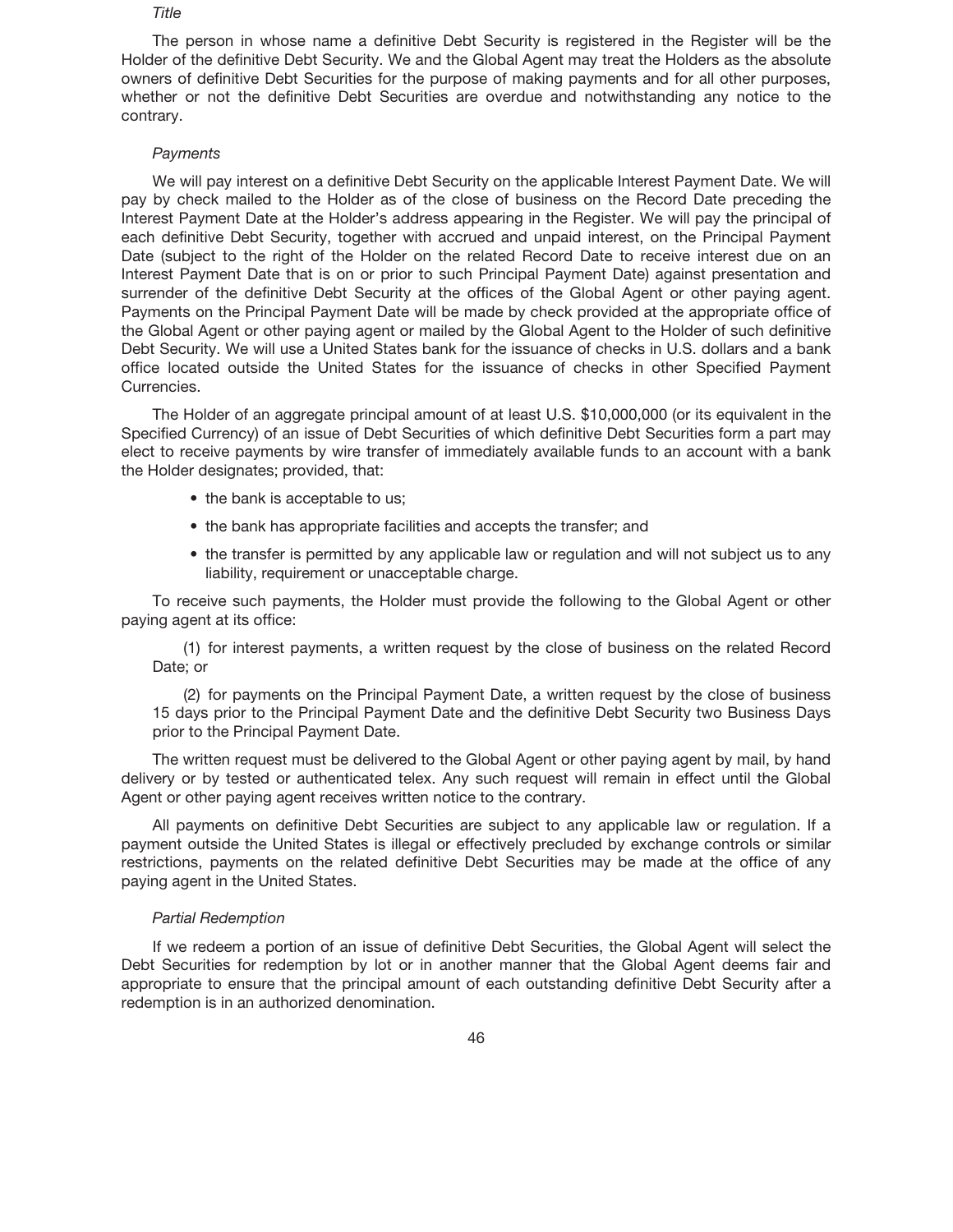*Title*

The person in whose name a definitive Debt Security is registered in the Register will be the Holder of the definitive Debt Security. We and the Global Agent may treat the Holders as the absolute owners of definitive Debt Securities for the purpose of making payments and for all other purposes, whether or not the definitive Debt Securities are overdue and notwithstanding any notice to the contrary.

*Payments*

We will pay interest on a definitive Debt Security on the applicable Interest Payment Date. We will pay by check mailed to the Holder as of the close of business on the Record Date preceding the Interest Payment Date at the Holder's address appearing in the Register. We will pay the principal of each definitive Debt Security, together with accrued and unpaid interest, on the Principal Payment Date (subject to the right of the Holder on the related Record Date to receive interest due on an Interest Payment Date that is on or prior to such Principal Payment Date) against presentation and surrender of the definitive Debt Security at the offices of the Global Agent or other paying agent. Payments on the Principal Payment Date will be made by check provided at the appropriate office of the Global Agent or other paying agent or mailed by the Global Agent to the Holder of such definitive Debt Security. We will use a United States bank for the issuance of checks in U.S. dollars and a bank office located outside the United States for the issuance of checks in other Specified Payment Currencies.

The Holder of an aggregate principal amount of at least U.S. $10,000,000 (or its equivalent in the Specified Currency) of an issue of Debt Securities of which definitive Debt Securities form a part may elect to receive payments by wire transfer of immediately available funds to an account with a bank the Holder designates; provided, that:

- the bank is acceptable to us;
- the bank has appropriate facilities and accepts the transfer; and
- the transfer is permitted by any applicable law or regulation and will not subject us to any liability, requirement or unacceptable charge.

To receive such payments, the Holder must provide the following to the Global Agent or other paying agent at its office:

(1) for interest payments, a written request by the close of business on the related Record Date; or

(2) for payments on the Principal Payment Date, a written request by the close of business 15 days prior to the Principal Payment Date and the definitive Debt Security two Business Days prior to the Principal Payment Date.

The written request must be delivered to the Global Agent or other paying agent by mail, by hand delivery or by tested or authenticated telex. Any such request will remain in effect until the Global Agent or other paying agent receives written notice to the contrary.

All payments on definitive Debt Securities are subject to any applicable law or regulation. If a payment outside the United States is illegal or effectively precluded by exchange controls or similar restrictions, payments on the related definitive Debt Securities may be made at the office of any paying agent in the United States.

*Partial Redemption*

If we redeem a portion of an issue of definitive Debt Securities, the Global Agent will select the Debt Securities for redemption by lot or in another manner that the Global Agent deems fair and appropriate to ensure that the principal amount of each outstanding definitive Debt Security after a redemption is in an authorized denomination.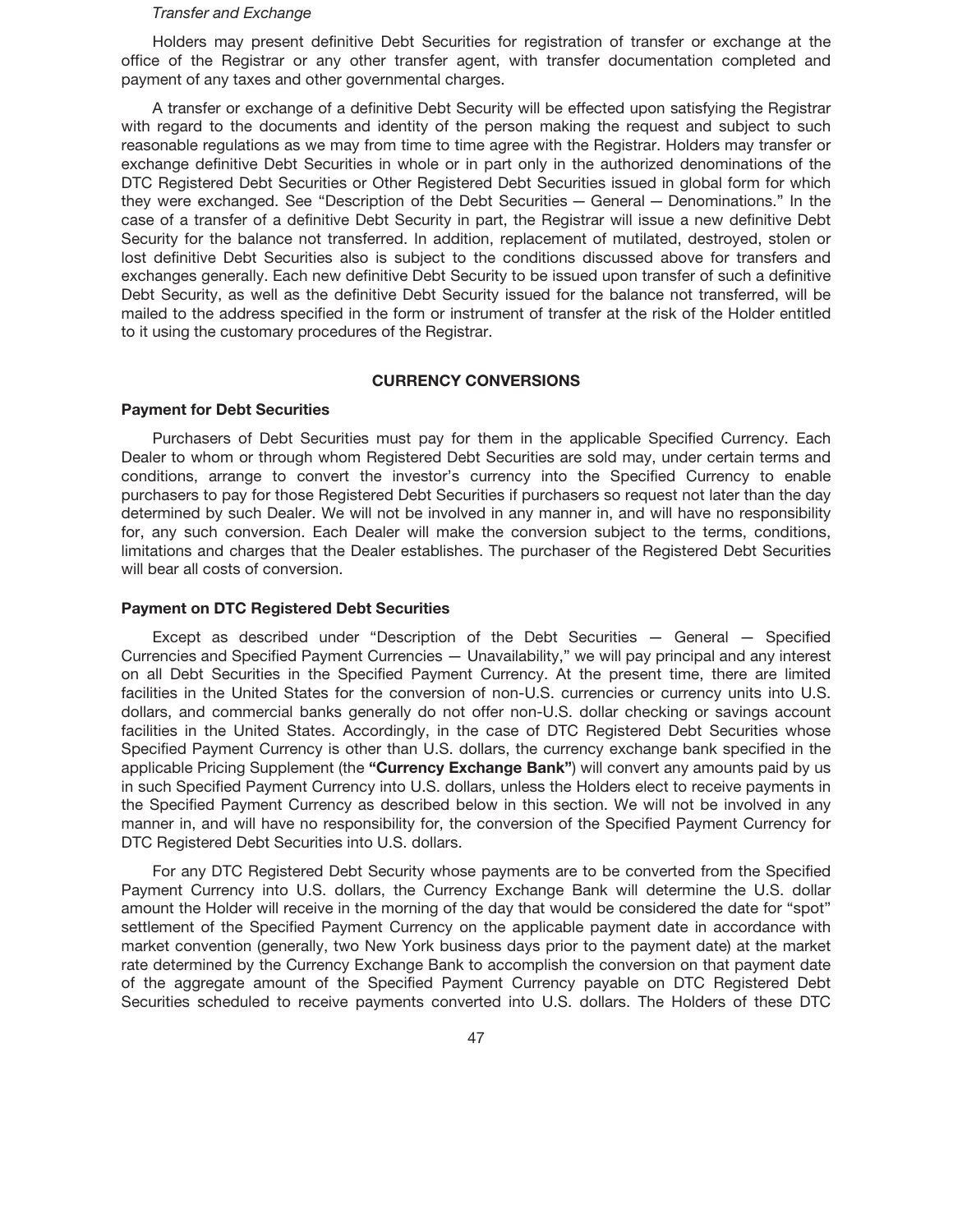*Transfer and Exchange*

Holders may present definitive Debt Securities for registration of transfer or exchange at the office of the Registrar or any other transfer agent, with transfer documentation completed and payment of any taxes and other governmental charges.

A transfer or exchange of a definitive Debt Security will be effected upon satisfying the Registrar with regard to the documents and identity of the person making the request and subject to such reasonable regulations as we may from time to time agree with the Registrar. Holders may transfer or exchange definitive Debt Securities in whole or in part only in the authorized denominations of the DTC Registered Debt Securities or Other Registered Debt Securities issued in global form for which they were exchanged. See "Description of the Debt Securities — General — Denominations." In the case of a transfer of a definitive Debt Security in part, the Registrar will issue a new definitive Debt Security for the balance not transferred. In addition, replacement of mutilated, destroyed, stolen or lost definitive Debt Securities also is subject to the conditions discussed above for transfers and exchanges generally. Each new definitive Debt Security to be issued upon transfer of such a definitive Debt Security, as well as the definitive Debt Security issued for the balance not transferred, will be mailed to the address specified in the form or instrument of transfer at the risk of the Holder entitled to it using the customary procedures of the Registrar.

## CURRENCY CONVERSIONS

### Payment for Debt Securities

Purchasers of Debt Securities must pay for them in the applicable Specified Currency. Each Dealer to whom or through whom Registered Debt Securities are sold may, under certain terms and conditions, arrange to convert the investor's currency into the Specified Currency to enable purchasers to pay for those Registered Debt Securities if purchasers so request not later than the day determined by such Dealer. We will not be involved in any manner in, and will have no responsibility for, any such conversion. Each Dealer will make the conversion subject to the terms, conditions, limitations and charges that the Dealer establishes. The purchaser of the Registered Debt Securities will bear all costs of conversion.

### Payment on DTC Registered Debt Securities

Except as described under "Description of the Debt Securities — General — Specified Currencies and Specified Payment Currencies — Unavailability," we will pay principal and any interest on all Debt Securities in the Specified Payment Currency. At the present time, there are limited facilities in the United States for the conversion of non-U.S. currencies or currency units into U.S. dollars, and commercial banks generally do not offer non-U.S. dollar checking or savings account facilities in the United States. Accordingly, in the case of DTC Registered Debt Securities whose Specified Payment Currency is other than U.S. dollars, the currency exchange bank specified in the applicable Pricing Supplement (the **"Currency Exchange Bank"**) will convert any amounts paid by us in such Specified Payment Currency into U.S. dollars, unless the Holders elect to receive payments in the Specified Payment Currency as described below in this section. We will not be involved in any manner in, and will have no responsibility for, the conversion of the Specified Payment Currency for DTC Registered Debt Securities into U.S. dollars.

For any DTC Registered Debt Security whose payments are to be converted from the Specified Payment Currency into U.S. dollars, the Currency Exchange Bank will determine the U.S. dollar amount the Holder will receive in the morning of the day that would be considered the date for "spot" settlement of the Specified Payment Currency on the applicable payment date in accordance with market convention (generally, two New York business days prior to the payment date) at the market rate determined by the Currency Exchange Bank to accomplish the conversion on that payment date of the aggregate amount of the Specified Payment Currency payable on DTC Registered Debt Securities scheduled to receive payments converted into U.S. dollars. The Holders of these DTC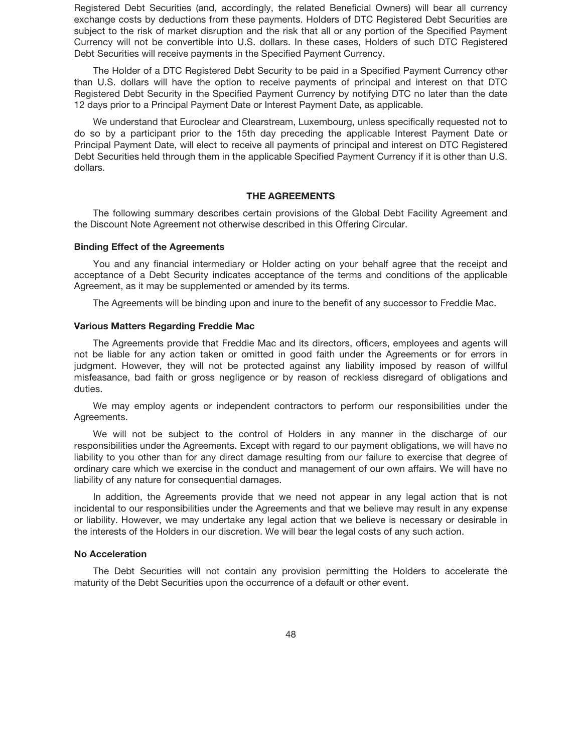Registered Debt Securities (and, accordingly, the related Beneficial Owners) will bear all currency exchange costs by deductions from these payments. Holders of DTC Registered Debt Securities are subject to the risk of market disruption and the risk that all or any portion of the Specified Payment Currency will not be convertible into U.S. dollars. In these cases, Holders of such DTC Registered Debt Securities will receive payments in the Specified Payment Currency.

The Holder of a DTC Registered Debt Security to be paid in a Specified Payment Currency other than U.S. dollars will have the option to receive payments of principal and interest on that DTC Registered Debt Security in the Specified Payment Currency by notifying DTC no later than the date 12 days prior to a Principal Payment Date or Interest Payment Date, as applicable.

We understand that Euroclear and Clearstream, Luxembourg, unless specifically requested not to do so by a participant prior to the 15th day preceding the applicable Interest Payment Date or Principal Payment Date, will elect to receive all payments of principal and interest on DTC Registered Debt Securities held through them in the applicable Specified Payment Currency if it is other than U.S. dollars.

## THE AGREEMENTS

The following summary describes certain provisions of the Global Debt Facility Agreement and the Discount Note Agreement not otherwise described in this Offering Circular.

### Binding Effect of the Agreements

You and any financial intermediary or Holder acting on your behalf agree that the receipt and acceptance of a Debt Security indicates acceptance of the terms and conditions of the applicable Agreement, as it may be supplemented or amended by its terms.

The Agreements will be binding upon and inure to the benefit of any successor to Freddie Mac.

### Various Matters Regarding Freddie Mac

The Agreements provide that Freddie Mac and its directors, officers, employees and agents will not be liable for any action taken or omitted in good faith under the Agreements or for errors in judgment. However, they will not be protected against any liability imposed by reason of willful misfeasance, bad faith or gross negligence or by reason of reckless disregard of obligations and duties.

We may employ agents or independent contractors to perform our responsibilities under the Agreements.

We will not be subject to the control of Holders in any manner in the discharge of our responsibilities under the Agreements. Except with regard to our payment obligations, we will have no liability to you other than for any direct damage resulting from our failure to exercise that degree of ordinary care which we exercise in the conduct and management of our own affairs. We will have no liability of any nature for consequential damages.

In addition, the Agreements provide that we need not appear in any legal action that is not incidental to our responsibilities under the Agreements and that we believe may result in any expense or liability. However, we may undertake any legal action that we believe is necessary or desirable in the interests of the Holders in our discretion. We will bear the legal costs of any such action.

### No Acceleration

The Debt Securities will not contain any provision permitting the Holders to accelerate the maturity of the Debt Securities upon the occurrence of a default or other event.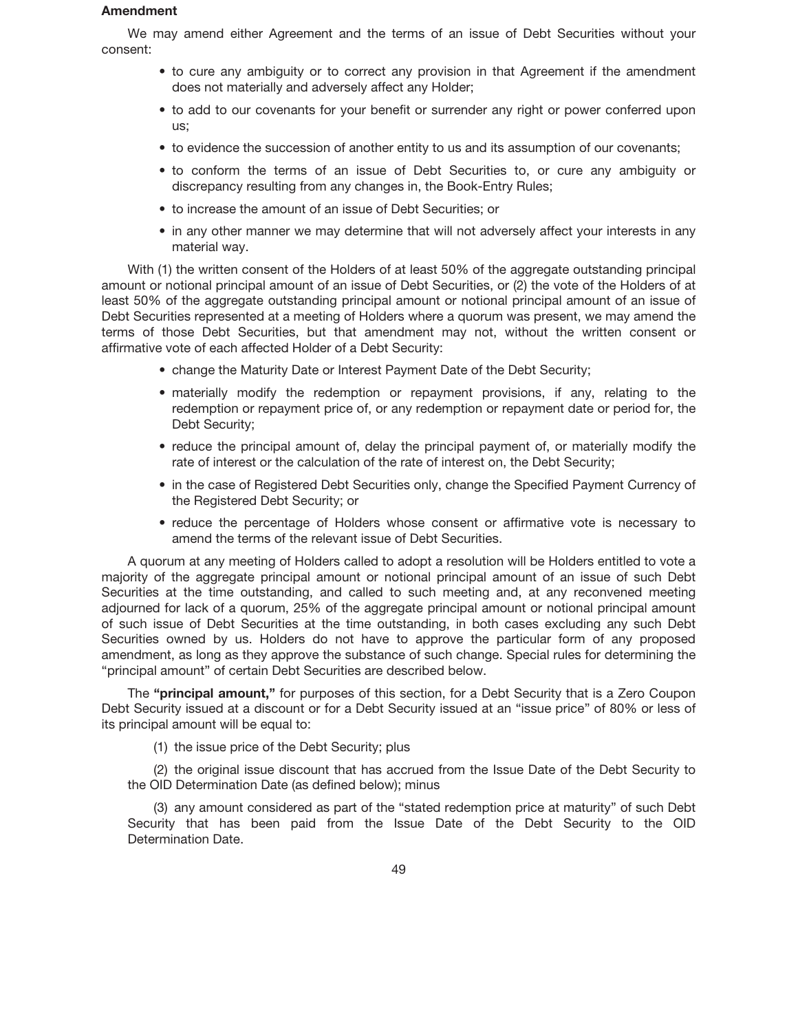**Amendment**

We may amend either Agreement and the terms of an issue of Debt Securities without your consent:

- to cure any ambiguity or to correct any provision in that Agreement if the amendment does not materially and adversely affect any Holder;
- to add to our covenants for your benefit or surrender any right or power conferred upon us;
- to evidence the succession of another entity to us and its assumption of our covenants;
- to conform the terms of an issue of Debt Securities to, or cure any ambiguity or discrepancy resulting from any changes in, the Book-Entry Rules;
- to increase the amount of an issue of Debt Securities; or
- in any other manner we may determine that will not adversely affect your interests in any material way.

With (1) the written consent of the Holders of at least 50% of the aggregate outstanding principal amount or notional principal amount of an issue of Debt Securities, or (2) the vote of the Holders of at least 50% of the aggregate outstanding principal amount or notional principal amount of an issue of Debt Securities represented at a meeting of Holders where a quorum was present, we may amend the terms of those Debt Securities, but that amendment may not, without the written consent or affirmative vote of each affected Holder of a Debt Security:

- change the Maturity Date or Interest Payment Date of the Debt Security;
- materially modify the redemption or repayment provisions, if any, relating to the redemption or repayment price of, or any redemption or repayment date or period for, the Debt Security;
- reduce the principal amount of, delay the principal payment of, or materially modify the rate of interest or the calculation of the rate of interest on, the Debt Security;
- in the case of Registered Debt Securities only, change the Specified Payment Currency of the Registered Debt Security; or
- reduce the percentage of Holders whose consent or affirmative vote is necessary to amend the terms of the relevant issue of Debt Securities.

A quorum at any meeting of Holders called to adopt a resolution will be Holders entitled to vote a majority of the aggregate principal amount or notional principal amount of an issue of such Debt Securities at the time outstanding, and called to such meeting and, at any reconvened meeting adjourned for lack of a quorum, 25% of the aggregate principal amount or notional principal amount of such issue of Debt Securities at the time outstanding, in both cases excluding any such Debt Securities owned by us. Holders do not have to approve the particular form of any proposed amendment, as long as they approve the substance of such change. Special rules for determining the "principal amount" of certain Debt Securities are described below.

The **"principal amount,"** for purposes of this section, for a Debt Security that is a Zero Coupon Debt Security issued at a discount or for a Debt Security issued at an "issue price" of 80% or less of its principal amount will be equal to:

(1) the issue price of the Debt Security; plus

(2) the original issue discount that has accrued from the Issue Date of the Debt Security to the OID Determination Date (as defined below); minus

(3) any amount considered as part of the "stated redemption price at maturity" of such Debt Security that has been paid from the Issue Date of the Debt Security to the OID Determination Date.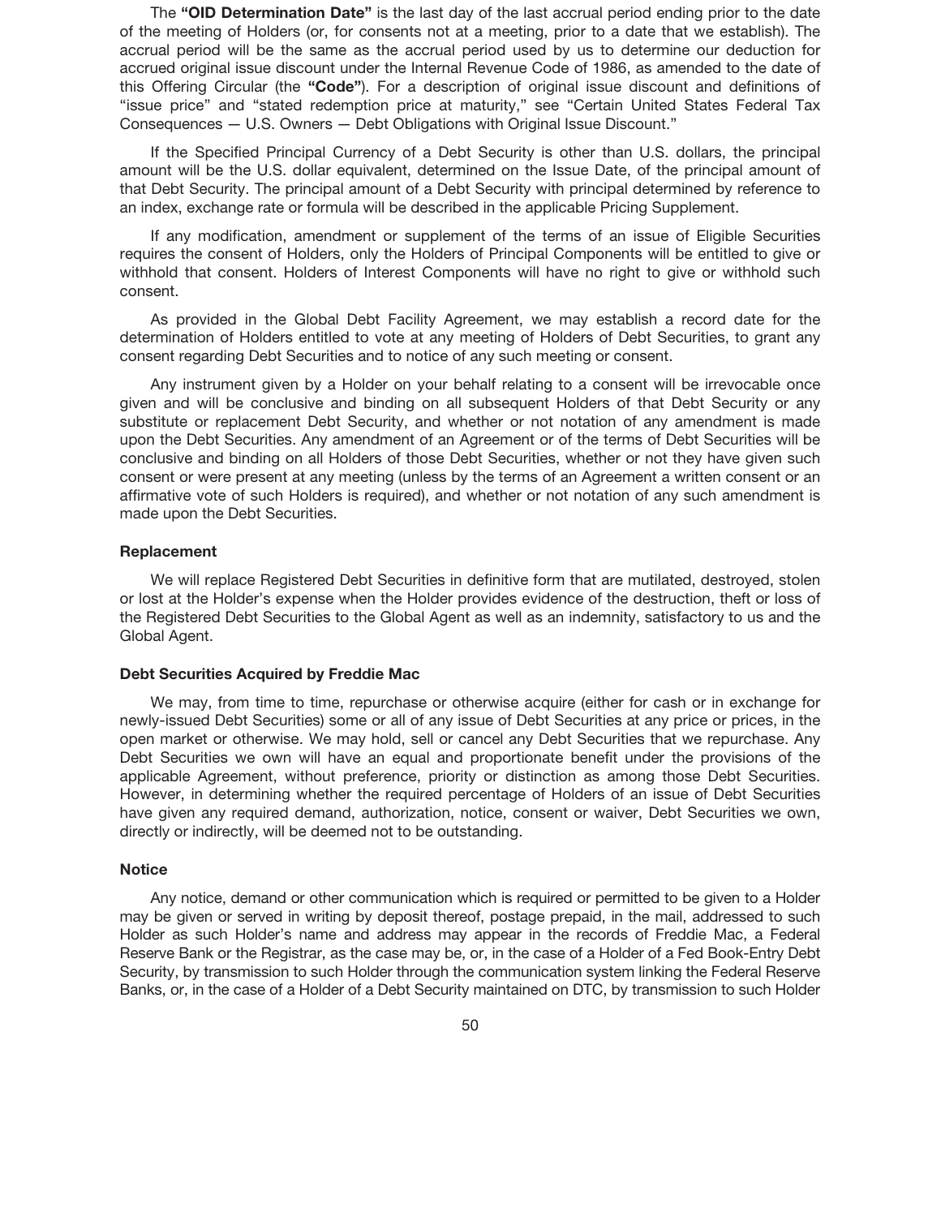The **"OID Determination Date"** is the last day of the last accrual period ending prior to the date of the meeting of Holders (or, for consents not at a meeting, prior to a date that we establish). The accrual period will be the same as the accrual period used by us to determine our deduction for accrued original issue discount under the Internal Revenue Code of 1986, as amended to the date of this Offering Circular (the **"Code"**). For a description of original issue discount and definitions of "issue price" and "stated redemption price at maturity," see "Certain United States Federal Tax Consequences — U.S. Owners — Debt Obligations with Original Issue Discount."

If the Specified Principal Currency of a Debt Security is other than U.S. dollars, the principal amount will be the U.S. dollar equivalent, determined on the Issue Date, of the principal amount of that Debt Security. The principal amount of a Debt Security with principal determined by reference to an index, exchange rate or formula will be described in the applicable Pricing Supplement.

If any modification, amendment or supplement of the terms of an issue of Eligible Securities requires the consent of Holders, only the Holders of Principal Components will be entitled to give or withhold that consent. Holders of Interest Components will have no right to give or withhold such consent.

As provided in the Global Debt Facility Agreement, we may establish a record date for the determination of Holders entitled to vote at any meeting of Holders of Debt Securities, to grant any consent regarding Debt Securities and to notice of any such meeting or consent.

Any instrument given by a Holder on your behalf relating to a consent will be irrevocable once given and will be conclusive and binding on all subsequent Holders of that Debt Security or any substitute or replacement Debt Security, and whether or not notation of any amendment is made upon the Debt Securities. Any amendment of an Agreement or of the terms of Debt Securities will be conclusive and binding on all Holders of those Debt Securities, whether or not they have given such consent or were present at any meeting (unless by the terms of an Agreement a written consent or an affirmative vote of such Holders is required), and whether or not notation of any such amendment is made upon the Debt Securities.

### Replacement

We will replace Registered Debt Securities in definitive form that are mutilated, destroyed, stolen or lost at the Holder's expense when the Holder provides evidence of the destruction, theft or loss of the Registered Debt Securities to the Global Agent as well as an indemnity, satisfactory to us and the Global Agent.

### Debt Securities Acquired by Freddie Mac

We may, from time to time, repurchase or otherwise acquire (either for cash or in exchange for newly-issued Debt Securities) some or all of any issue of Debt Securities at any price or prices, in the open market or otherwise. We may hold, sell or cancel any Debt Securities that we repurchase. Any Debt Securities we own will have an equal and proportionate benefit under the provisions of the applicable Agreement, without preference, priority or distinction as among those Debt Securities. However, in determining whether the required percentage of Holders of an issue of Debt Securities have given any required demand, authorization, notice, consent or waiver, Debt Securities we own, directly or indirectly, will be deemed not to be outstanding.

### Notice

Any notice, demand or other communication which is required or permitted to be given to a Holder may be given or served in writing by deposit thereof, postage prepaid, in the mail, addressed to such Holder as such Holder's name and address may appear in the records of Freddie Mac, a Federal Reserve Bank or the Registrar, as the case may be, or, in the case of a Holder of a Fed Book-Entry Debt Security, by transmission to such Holder through the communication system linking the Federal Reserve Banks, or, in the case of a Holder of a Debt Security maintained on DTC, by transmission to such Holder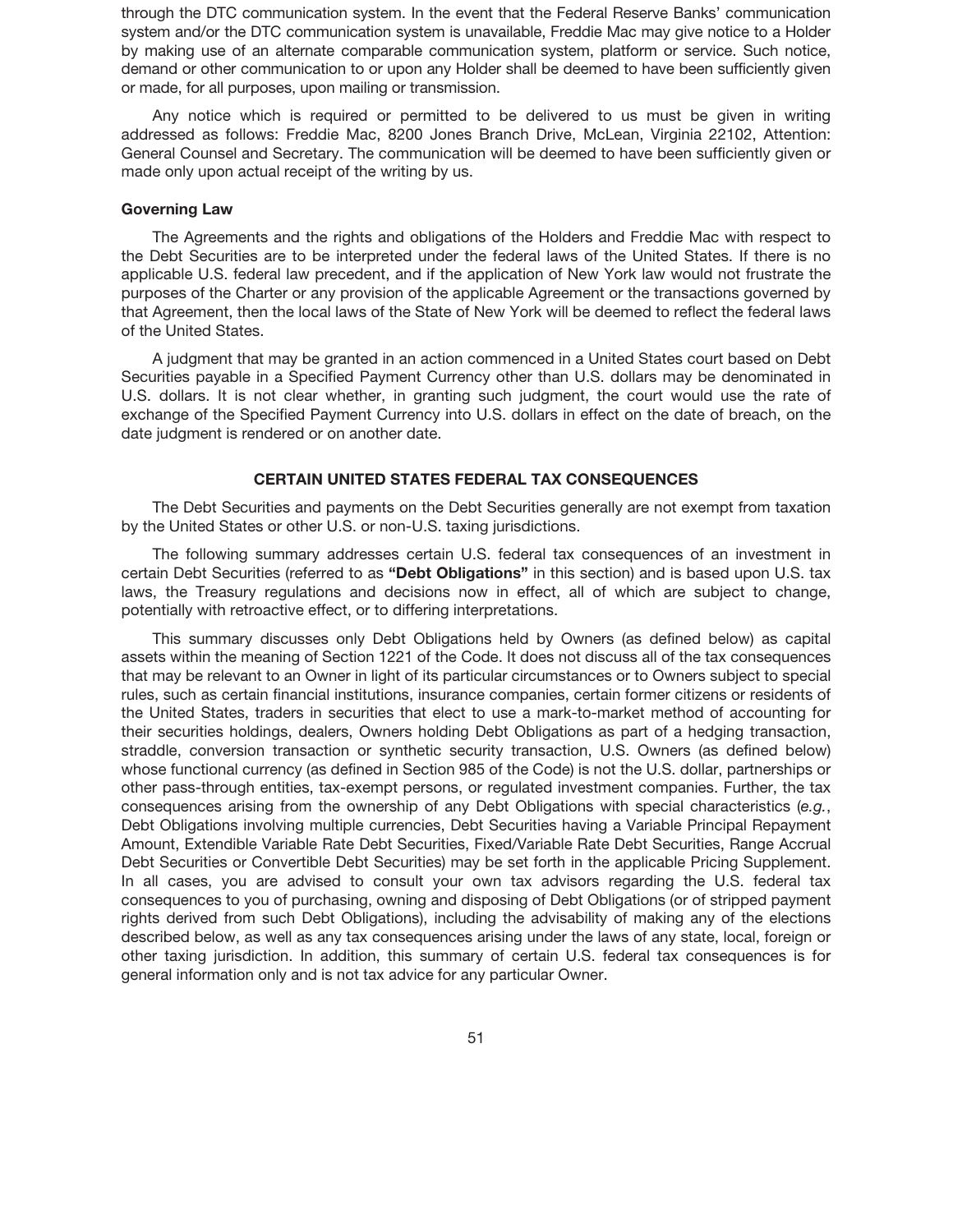through the DTC communication system. In the event that the Federal Reserve Banks' communication system and/or the DTC communication system is unavailable, Freddie Mac may give notice to a Holder by making use of an alternate comparable communication system, platform or service. Such notice, demand or other communication to or upon any Holder shall be deemed to have been sufficiently given or made, for all purposes, upon mailing or transmission.

Any notice which is required or permitted to be delivered to us must be given in writing addressed as follows: Freddie Mac, 8200 Jones Branch Drive, McLean, Virginia 22102, Attention: General Counsel and Secretary. The communication will be deemed to have been sufficiently given or made only upon actual receipt of the writing by us.

### Governing Law

The Agreements and the rights and obligations of the Holders and Freddie Mac with respect to the Debt Securities are to be interpreted under the federal laws of the United States. If there is no applicable U.S. federal law precedent, and if the application of New York law would not frustrate the purposes of the Charter or any provision of the applicable Agreement or the transactions governed by that Agreement, then the local laws of the State of New York will be deemed to reflect the federal laws of the United States.

A judgment that may be granted in an action commenced in a United States court based on Debt Securities payable in a Specified Payment Currency other than U.S. dollars may be denominated in U.S. dollars. It is not clear whether, in granting such judgment, the court would use the rate of exchange of the Specified Payment Currency into U.S. dollars in effect on the date of breach, on the date judgment is rendered or on another date.

## CERTAIN UNITED STATES FEDERAL TAX CONSEQUENCES

The Debt Securities and payments on the Debt Securities generally are not exempt from taxation by the United States or other U.S. or non-U.S. taxing jurisdictions.

The following summary addresses certain U.S. federal tax consequences of an investment in certain Debt Securities (referred to as **"Debt Obligations"** in this section) and is based upon U.S. tax laws, the Treasury regulations and decisions now in effect, all of which are subject to change, potentially with retroactive effect, or to differing interpretations.

This summary discusses only Debt Obligations held by Owners (as defined below) as capital assets within the meaning of Section 1221 of the Code. It does not discuss all of the tax consequences that may be relevant to an Owner in light of its particular circumstances or to Owners subject to special rules, such as certain financial institutions, insurance companies, certain former citizens or residents of the United States, traders in securities that elect to use a mark-to-market method of accounting for their securities holdings, dealers, Owners holding Debt Obligations as part of a hedging transaction, straddle, conversion transaction or synthetic security transaction, U.S. Owners (as defined below) whose functional currency (as defined in Section 985 of the Code) is not the U.S. dollar, partnerships or other pass-through entities, tax-exempt persons, or regulated investment companies. Further, the tax consequences arising from the ownership of any Debt Obligations with special characteristics (*e.g.*, Debt Obligations involving multiple currencies, Debt Securities having a Variable Principal Repayment Amount, Extendible Variable Rate Debt Securities, Fixed/Variable Rate Debt Securities, Range Accrual Debt Securities or Convertible Debt Securities) may be set forth in the applicable Pricing Supplement. In all cases, you are advised to consult your own tax advisors regarding the U.S. federal tax consequences to you of purchasing, owning and disposing of Debt Obligations (or of stripped payment rights derived from such Debt Obligations), including the advisability of making any of the elections described below, as well as any tax consequences arising under the laws of any state, local, foreign or other taxing jurisdiction. In addition, this summary of certain U.S. federal tax consequences is for general information only and is not tax advice for any particular Owner.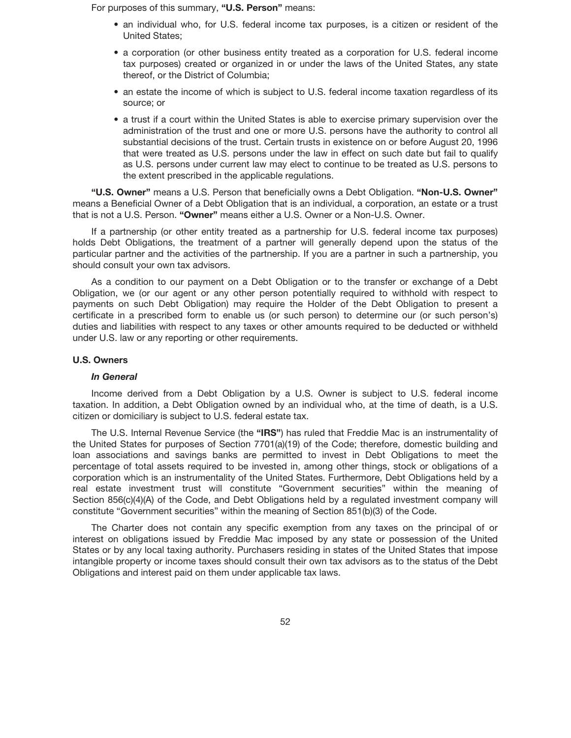For purposes of this summary, **"U.S. Person"** means:

- an individual who, for U.S. federal income tax purposes, is a citizen or resident of the United States;
- a corporation (or other business entity treated as a corporation for U.S. federal income tax purposes) created or organized in or under the laws of the United States, any state thereof, or the District of Columbia;
- an estate the income of which is subject to U.S. federal income taxation regardless of its source; or
- a trust if a court within the United States is able to exercise primary supervision over the administration of the trust and one or more U.S. persons have the authority to control all substantial decisions of the trust. Certain trusts in existence on or before August 20, 1996 that were treated as U.S. persons under the law in effect on such date but fail to qualify as U.S. persons under current law may elect to continue to be treated as U.S. persons to the extent prescribed in the applicable regulations.

**"U.S. Owner"** means a U.S. Person that beneficially owns a Debt Obligation. **"Non-U.S. Owner"** means a Beneficial Owner of a Debt Obligation that is an individual, a corporation, an estate or a trust that is not a U.S. Person. **"Owner"** means either a U.S. Owner or a Non-U.S. Owner.

If a partnership (or other entity treated as a partnership for U.S. federal income tax purposes) holds Debt Obligations, the treatment of a partner will generally depend upon the status of the particular partner and the activities of the partnership. If you are a partner in such a partnership, you should consult your own tax advisors.

As a condition to our payment on a Debt Obligation or to the transfer or exchange of a Debt Obligation, we (or our agent or any other person potentially required to withhold with respect to payments on such Debt Obligation) may require the Holder of the Debt Obligation to present a certificate in a prescribed form to enable us (or such person) to determine our (or such person's) duties and liabilities with respect to any taxes or other amounts required to be deducted or withheld under U.S. law or any reporting or other requirements.

### U.S. Owners

#### *In General*

Income derived from a Debt Obligation by a U.S. Owner is subject to U.S. federal income taxation. In addition, a Debt Obligation owned by an individual who, at the time of death, is a U.S. citizen or domiciliary is subject to U.S. federal estate tax.

The U.S. Internal Revenue Service (the **"IRS"**) has ruled that Freddie Mac is an instrumentality of the United States for purposes of Section 7701(a)(19) of the Code; therefore, domestic building and loan associations and savings banks are permitted to invest in Debt Obligations to meet the percentage of total assets required to be invested in, among other things, stock or obligations of a corporation which is an instrumentality of the United States. Furthermore, Debt Obligations held by a real estate investment trust will constitute "Government securities" within the meaning of Section 856(c)(4)(A) of the Code, and Debt Obligations held by a regulated investment company will constitute "Government securities" within the meaning of Section 851(b)(3) of the Code.

The Charter does not contain any specific exemption from any taxes on the principal of or interest on obligations issued by Freddie Mac imposed by any state or possession of the United States or by any local taxing authority. Purchasers residing in states of the United States that impose intangible property or income taxes should consult their own tax advisors as to the status of the Debt Obligations and interest paid on them under applicable tax laws.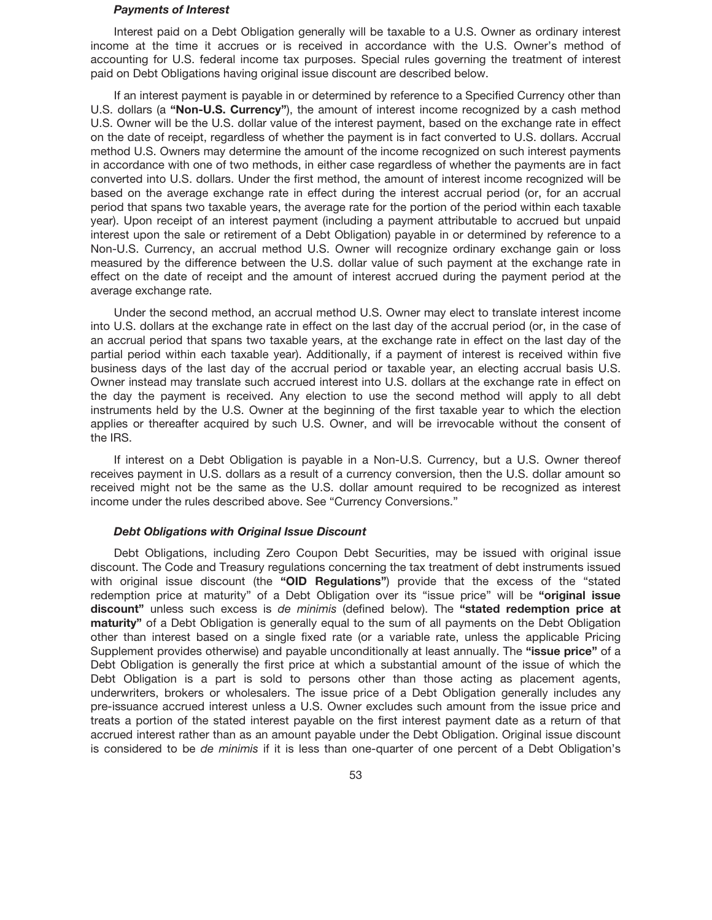### *Payments of Interest*

Interest paid on a Debt Obligation generally will be taxable to a U.S. Owner as ordinary interest income at the time it accrues or is received in accordance with the U.S. Owner's method of accounting for U.S. federal income tax purposes. Special rules governing the treatment of interest paid on Debt Obligations having original issue discount are described below.

If an interest payment is payable in or determined by reference to a Specified Currency other than U.S. dollars (a **"Non-U.S. Currency"**), the amount of interest income recognized by a cash method U.S. Owner will be the U.S. dollar value of the interest payment, based on the exchange rate in effect on the date of receipt, regardless of whether the payment is in fact converted to U.S. dollars. Accrual method U.S. Owners may determine the amount of the income recognized on such interest payments in accordance with one of two methods, in either case regardless of whether the payments are in fact converted into U.S. dollars. Under the first method, the amount of interest income recognized will be based on the average exchange rate in effect during the interest accrual period (or, for an accrual period that spans two taxable years, the average rate for the portion of the period within each taxable year). Upon receipt of an interest payment (including a payment attributable to accrued but unpaid interest upon the sale or retirement of a Debt Obligation) payable in or determined by reference to a Non-U.S. Currency, an accrual method U.S. Owner will recognize ordinary exchange gain or loss measured by the difference between the U.S. dollar value of such payment at the exchange rate in effect on the date of receipt and the amount of interest accrued during the payment period at the average exchange rate.

Under the second method, an accrual method U.S. Owner may elect to translate interest income into U.S. dollars at the exchange rate in effect on the last day of the accrual period (or, in the case of an accrual period that spans two taxable years, at the exchange rate in effect on the last day of the partial period within each taxable year). Additionally, if a payment of interest is received within five business days of the last day of the accrual period or taxable year, an electing accrual basis U.S. Owner instead may translate such accrued interest into U.S. dollars at the exchange rate in effect on the day the payment is received. Any election to use the second method will apply to all debt instruments held by the U.S. Owner at the beginning of the first taxable year to which the election applies or thereafter acquired by such U.S. Owner, and will be irrevocable without the consent of the IRS.

If interest on a Debt Obligation is payable in a Non-U.S. Currency, but a U.S. Owner thereof receives payment in U.S. dollars as a result of a currency conversion, then the U.S. dollar amount so received might not be the same as the U.S. dollar amount required to be recognized as interest income under the rules described above. See "Currency Conversions."

### *Debt Obligations with Original Issue Discount*

Debt Obligations, including Zero Coupon Debt Securities, may be issued with original issue discount. The Code and Treasury regulations concerning the tax treatment of debt instruments issued with original issue discount (the **"OID Regulations"**) provide that the excess of the "stated redemption price at maturity" of a Debt Obligation over its "issue price" will be **"original issue discount"** unless such excess is *de minimis* (defined below). The **"stated redemption price at maturity"** of a Debt Obligation is generally equal to the sum of all payments on the Debt Obligation other than interest based on a single fixed rate (or a variable rate, unless the applicable Pricing Supplement provides otherwise) and payable unconditionally at least annually. The **"issue price"** of a Debt Obligation is generally the first price at which a substantial amount of the issue of which the Debt Obligation is a part is sold to persons other than those acting as placement agents, underwriters, brokers or wholesalers. The issue price of a Debt Obligation generally includes any pre-issuance accrued interest unless a U.S. Owner excludes such amount from the issue price and treats a portion of the stated interest payable on the first interest payment date as a return of that accrued interest rather than as an amount payable under the Debt Obligation. Original issue discount is considered to be *de minimis* if it is less than one-quarter of one percent of a Debt Obligation's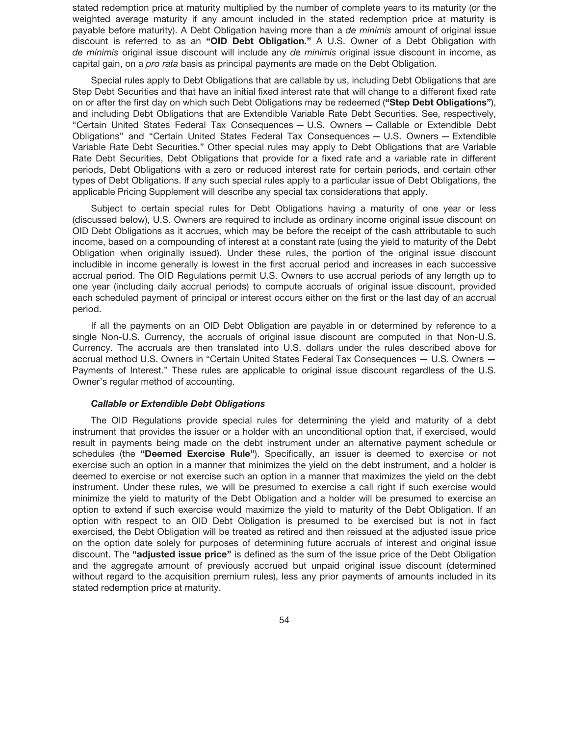stated redemption price at maturity multiplied by the number of complete years to its maturity (or the weighted average maturity if any amount included in the stated redemption price at maturity is payable before maturity). A Debt Obligation having more than a *de minimis* amount of original issue discount is referred to as an **"OID Debt Obligation."** A U.S. Owner of a Debt Obligation with *de minimis* original issue discount will include any *de minimis* original issue discount in income, as capital gain, on a *pro rata* basis as principal payments are made on the Debt Obligation.

Special rules apply to Debt Obligations that are callable by us, including Debt Obligations that are Step Debt Securities and that have an initial fixed interest rate that will change to a different fixed rate on or after the first day on which such Debt Obligations may be redeemed (**"Step Debt Obligations"**), and including Debt Obligations that are Extendible Variable Rate Debt Securities. See, respectively, "Certain United States Federal Tax Consequences — U.S. Owners — Callable or Extendible Debt Obligations" and "Certain United States Federal Tax Consequences — U.S. Owners — Extendible Variable Rate Debt Securities." Other special rules may apply to Debt Obligations that are Variable Rate Debt Securities, Debt Obligations that provide for a fixed rate and a variable rate in different periods, Debt Obligations with a zero or reduced interest rate for certain periods, and certain other types of Debt Obligations. If any such special rules apply to a particular issue of Debt Obligations, the applicable Pricing Supplement will describe any special tax considerations that apply.

Subject to certain special rules for Debt Obligations having a maturity of one year or less (discussed below), U.S. Owners are required to include as ordinary income original issue discount on OID Debt Obligations as it accrues, which may be before the receipt of the cash attributable to such income, based on a compounding of interest at a constant rate (using the yield to maturity of the Debt Obligation when originally issued). Under these rules, the portion of the original issue discount includible in income generally is lowest in the first accrual period and increases in each successive accrual period. The OID Regulations permit U.S. Owners to use accrual periods of any length up to one year (including daily accrual periods) to compute accruals of original issue discount, provided each scheduled payment of principal or interest occurs either on the first or the last day of an accrual period.

If all the payments on an OID Debt Obligation are payable in or determined by reference to a single Non-U.S. Currency, the accruals of original issue discount are computed in that Non-U.S. Currency. The accruals are then translated into U.S. dollars under the rules described above for accrual method U.S. Owners in "Certain United States Federal Tax Consequences — U.S. Owners — Payments of Interest." These rules are applicable to original issue discount regardless of the U.S. Owner's regular method of accounting.

#### *Callable or Extendible Debt Obligations*

The OID Regulations provide special rules for determining the yield and maturity of a debt instrument that provides the issuer or a holder with an unconditional option that, if exercised, would result in payments being made on the debt instrument under an alternative payment schedule or schedules (the **"Deemed Exercise Rule"**). Specifically, an issuer is deemed to exercise or not exercise such an option in a manner that minimizes the yield on the debt instrument, and a holder is deemed to exercise or not exercise such an option in a manner that maximizes the yield on the debt instrument. Under these rules, we will be presumed to exercise a call right if such exercise would minimize the yield to maturity of the Debt Obligation and a holder will be presumed to exercise an option to extend if such exercise would maximize the yield to maturity of the Debt Obligation. If an option with respect to an OID Debt Obligation is presumed to be exercised but is not in fact exercised, the Debt Obligation will be treated as retired and then reissued at the adjusted issue price on the option date solely for purposes of determining future accruals of interest and original issue discount. The **"adjusted issue price"** is defined as the sum of the issue price of the Debt Obligation and the aggregate amount of previously accrued but unpaid original issue discount (determined without regard to the acquisition premium rules), less any prior payments of amounts included in its stated redemption price at maturity.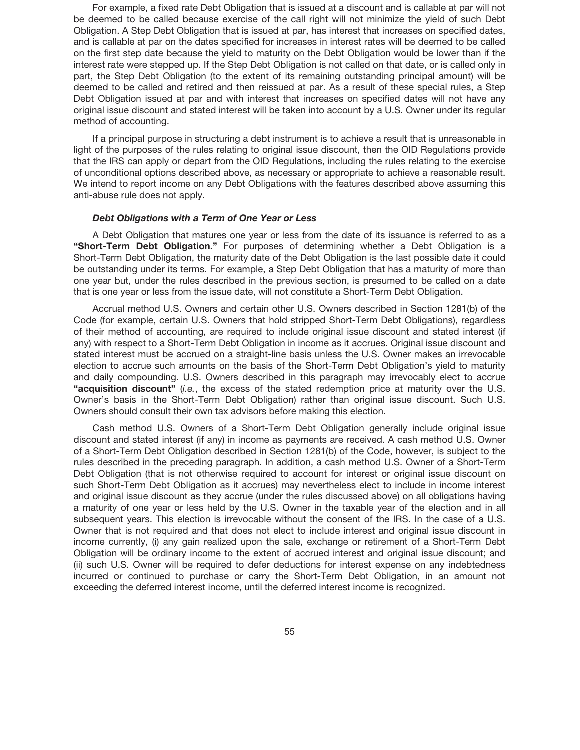For example, a fixed rate Debt Obligation that is issued at a discount and is callable at par will not be deemed to be called because exercise of the call right will not minimize the yield of such Debt Obligation. A Step Debt Obligation that is issued at par, has interest that increases on specified dates, and is callable at par on the dates specified for increases in interest rates will be deemed to be called on the first step date because the yield to maturity on the Debt Obligation would be lower than if the interest rate were stepped up. If the Step Debt Obligation is not called on that date, or is called only in part, the Step Debt Obligation (to the extent of its remaining outstanding principal amount) will be deemed to be called and retired and then reissued at par. As a result of these special rules, a Step Debt Obligation issued at par and with interest that increases on specified dates will not have any original issue discount and stated interest will be taken into account by a U.S. Owner under its regular method of accounting.

If a principal purpose in structuring a debt instrument is to achieve a result that is unreasonable in light of the purposes of the rules relating to original issue discount, then the OID Regulations provide that the IRS can apply or depart from the OID Regulations, including the rules relating to the exercise of unconditional options described above, as necessary or appropriate to achieve a reasonable result. We intend to report income on any Debt Obligations with the features described above assuming this anti-abuse rule does not apply.

***Debt Obligations with a Term of One Year or Less***

A Debt Obligation that matures one year or less from the date of its issuance is referred to as a **"Short-Term Debt Obligation."** For purposes of determining whether a Debt Obligation is a Short-Term Debt Obligation, the maturity date of the Debt Obligation is the last possible date it could be outstanding under its terms. For example, a Step Debt Obligation that has a maturity of more than one year but, under the rules described in the previous section, is presumed to be called on a date that is one year or less from the issue date, will not constitute a Short-Term Debt Obligation.

Accrual method U.S. Owners and certain other U.S. Owners described in Section 1281(b) of the Code (for example, certain U.S. Owners that hold stripped Short-Term Debt Obligations), regardless of their method of accounting, are required to include original issue discount and stated interest (if any) with respect to a Short-Term Debt Obligation in income as it accrues. Original issue discount and stated interest must be accrued on a straight-line basis unless the U.S. Owner makes an irrevocable election to accrue such amounts on the basis of the Short-Term Debt Obligation's yield to maturity and daily compounding. U.S. Owners described in this paragraph may irrevocably elect to accrue **"acquisition discount"** (*i.e.*, the excess of the stated redemption price at maturity over the U.S. Owner's basis in the Short-Term Debt Obligation) rather than original issue discount. Such U.S. Owners should consult their own tax advisors before making this election.

Cash method U.S. Owners of a Short-Term Debt Obligation generally include original issue discount and stated interest (if any) in income as payments are received. A cash method U.S. Owner of a Short-Term Debt Obligation described in Section 1281(b) of the Code, however, is subject to the rules described in the preceding paragraph. In addition, a cash method U.S. Owner of a Short-Term Debt Obligation (that is not otherwise required to account for interest or original issue discount on such Short-Term Debt Obligation as it accrues) may nevertheless elect to include in income interest and original issue discount as they accrue (under the rules discussed above) on all obligations having a maturity of one year or less held by the U.S. Owner in the taxable year of the election and in all subsequent years. This election is irrevocable without the consent of the IRS. In the case of a U.S. Owner that is not required and that does not elect to include interest and original issue discount in income currently, (i) any gain realized upon the sale, exchange or retirement of a Short-Term Debt Obligation will be ordinary income to the extent of accrued interest and original issue discount; and (ii) such U.S. Owner will be required to defer deductions for interest expense on any indebtedness incurred or continued to purchase or carry the Short-Term Debt Obligation, in an amount not exceeding the deferred interest income, until the deferred interest income is recognized.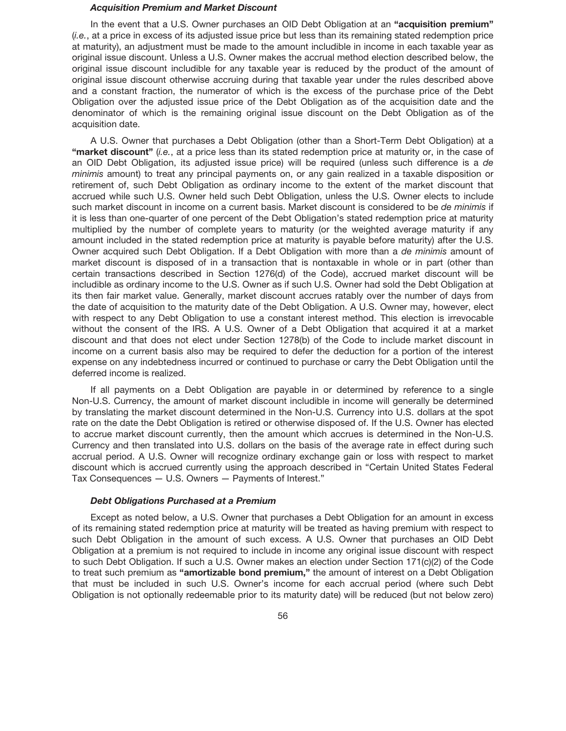#### *Acquisition Premium and Market Discount*

In the event that a U.S. Owner purchases an OID Debt Obligation at an **"acquisition premium"** (*i.e.*, at a price in excess of its adjusted issue price but less than its remaining stated redemption price at maturity), an adjustment must be made to the amount includible in income in each taxable year as original issue discount. Unless a U.S. Owner makes the accrual method election described below, the original issue discount includible for any taxable year is reduced by the product of the amount of original issue discount otherwise accruing during that taxable year under the rules described above and a constant fraction, the numerator of which is the excess of the purchase price of the Debt Obligation over the adjusted issue price of the Debt Obligation as of the acquisition date and the denominator of which is the remaining original issue discount on the Debt Obligation as of the acquisition date.

A U.S. Owner that purchases a Debt Obligation (other than a Short-Term Debt Obligation) at a **"market discount"** (*i.e.*, at a price less than its stated redemption price at maturity or, in the case of an OID Debt Obligation, its adjusted issue price) will be required (unless such difference is a *de minimis* amount) to treat any principal payments on, or any gain realized in a taxable disposition or retirement of, such Debt Obligation as ordinary income to the extent of the market discount that accrued while such U.S. Owner held such Debt Obligation, unless the U.S. Owner elects to include such market discount in income on a current basis. Market discount is considered to be *de minimis* if it is less than one-quarter of one percent of the Debt Obligation's stated redemption price at maturity multiplied by the number of complete years to maturity (or the weighted average maturity if any amount included in the stated redemption price at maturity is payable before maturity) after the U.S. Owner acquired such Debt Obligation. If a Debt Obligation with more than a *de minimis* amount of market discount is disposed of in a transaction that is nontaxable in whole or in part (other than certain transactions described in Section 1276(d) of the Code), accrued market discount will be includible as ordinary income to the U.S. Owner as if such U.S. Owner had sold the Debt Obligation at its then fair market value. Generally, market discount accrues ratably over the number of days from the date of acquisition to the maturity date of the Debt Obligation. A U.S. Owner may, however, elect with respect to any Debt Obligation to use a constant interest method. This election is irrevocable without the consent of the IRS. A U.S. Owner of a Debt Obligation that acquired it at a market discount and that does not elect under Section 1278(b) of the Code to include market discount in income on a current basis also may be required to defer the deduction for a portion of the interest expense on any indebtedness incurred or continued to purchase or carry the Debt Obligation until the deferred income is realized.

If all payments on a Debt Obligation are payable in or determined by reference to a single Non-U.S. Currency, the amount of market discount includible in income will generally be determined by translating the market discount determined in the Non-U.S. Currency into U.S. dollars at the spot rate on the date the Debt Obligation is retired or otherwise disposed of. If the U.S. Owner has elected to accrue market discount currently, then the amount which accrues is determined in the Non-U.S. Currency and then translated into U.S. dollars on the basis of the average rate in effect during such accrual period. A U.S. Owner will recognize ordinary exchange gain or loss with respect to market discount which is accrued currently using the approach described in "Certain United States Federal Tax Consequences — U.S. Owners — Payments of Interest."

#### *Debt Obligations Purchased at a Premium*

Except as noted below, a U.S. Owner that purchases a Debt Obligation for an amount in excess of its remaining stated redemption price at maturity will be treated as having premium with respect to such Debt Obligation in the amount of such excess. A U.S. Owner that purchases an OID Debt Obligation at a premium is not required to include in income any original issue discount with respect to such Debt Obligation. If such a U.S. Owner makes an election under Section 171(c)(2) of the Code to treat such premium as **"amortizable bond premium,"** the amount of interest on a Debt Obligation that must be included in such U.S. Owner's income for each accrual period (where such Debt Obligation is not optionally redeemable prior to its maturity date) will be reduced (but not below zero)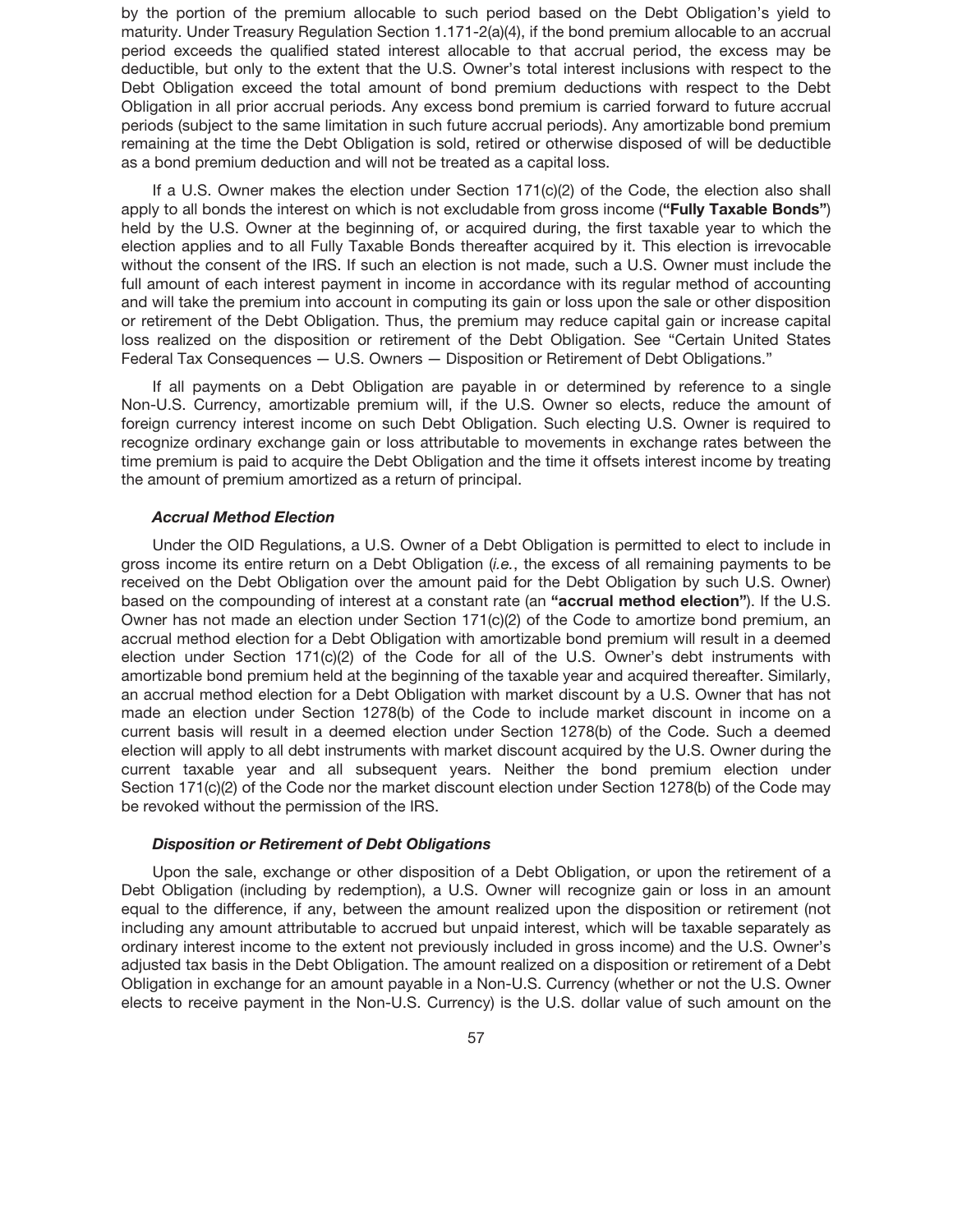by the portion of the premium allocable to such period based on the Debt Obligation's yield to maturity. Under Treasury Regulation Section 1.171-2(a)(4), if the bond premium allocable to an accrual period exceeds the qualified stated interest allocable to that accrual period, the excess may be deductible, but only to the extent that the U.S. Owner's total interest inclusions with respect to the Debt Obligation exceed the total amount of bond premium deductions with respect to the Debt Obligation in all prior accrual periods. Any excess bond premium is carried forward to future accrual periods (subject to the same limitation in such future accrual periods). Any amortizable bond premium remaining at the time the Debt Obligation is sold, retired or otherwise disposed of will be deductible as a bond premium deduction and will not be treated as a capital loss.

If a U.S. Owner makes the election under Section 171(c)(2) of the Code, the election also shall apply to all bonds the interest on which is not excludable from gross income (**"Fully Taxable Bonds"**) held by the U.S. Owner at the beginning of, or acquired during, the first taxable year to which the election applies and to all Fully Taxable Bonds thereafter acquired by it. This election is irrevocable without the consent of the IRS. If such an election is not made, such a U.S. Owner must include the full amount of each interest payment in income in accordance with its regular method of accounting and will take the premium into account in computing its gain or loss upon the sale or other disposition or retirement of the Debt Obligation. Thus, the premium may reduce capital gain or increase capital loss realized on the disposition or retirement of the Debt Obligation. See "Certain United States Federal Tax Consequences — U.S. Owners — Disposition or Retirement of Debt Obligations."

If all payments on a Debt Obligation are payable in or determined by reference to a single Non-U.S. Currency, amortizable premium will, if the U.S. Owner so elects, reduce the amount of foreign currency interest income on such Debt Obligation. Such electing U.S. Owner is required to recognize ordinary exchange gain or loss attributable to movements in exchange rates between the time premium is paid to acquire the Debt Obligation and the time it offsets interest income by treating the amount of premium amortized as a return of principal.

***Accrual Method Election***

Under the OID Regulations, a U.S. Owner of a Debt Obligation is permitted to elect to include in gross income its entire return on a Debt Obligation (*i.e.*, the excess of all remaining payments to be received on the Debt Obligation over the amount paid for the Debt Obligation by such U.S. Owner) based on the compounding of interest at a constant rate (an **"accrual method election"**). If the U.S. Owner has not made an election under Section 171(c)(2) of the Code to amortize bond premium, an accrual method election for a Debt Obligation with amortizable bond premium will result in a deemed election under Section 171(c)(2) of the Code for all of the U.S. Owner's debt instruments with amortizable bond premium held at the beginning of the taxable year and acquired thereafter. Similarly, an accrual method election for a Debt Obligation with market discount by a U.S. Owner that has not made an election under Section 1278(b) of the Code to include market discount in income on a current basis will result in a deemed election under Section 1278(b) of the Code. Such a deemed election will apply to all debt instruments with market discount acquired by the U.S. Owner during the current taxable year and all subsequent years. Neither the bond premium election under Section 171(c)(2) of the Code nor the market discount election under Section 1278(b) of the Code may be revoked without the permission of the IRS.

***Disposition or Retirement of Debt Obligations***

Upon the sale, exchange or other disposition of a Debt Obligation, or upon the retirement of a Debt Obligation (including by redemption), a U.S. Owner will recognize gain or loss in an amount equal to the difference, if any, between the amount realized upon the disposition or retirement (not including any amount attributable to accrued but unpaid interest, which will be taxable separately as ordinary interest income to the extent not previously included in gross income) and the U.S. Owner's adjusted tax basis in the Debt Obligation. The amount realized on a disposition or retirement of a Debt Obligation in exchange for an amount payable in a Non-U.S. Currency (whether or not the U.S. Owner elects to receive payment in the Non-U.S. Currency) is the U.S. dollar value of such amount on the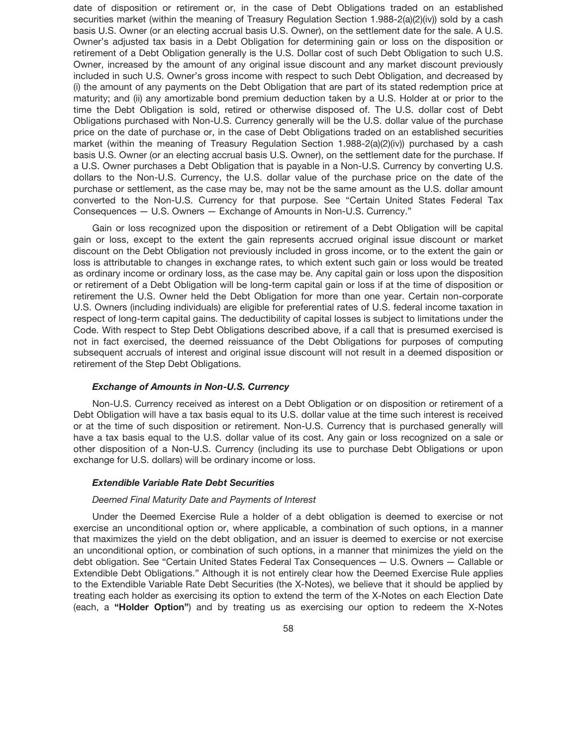date of disposition or retirement or, in the case of Debt Obligations traded on an established securities market (within the meaning of Treasury Regulation Section 1.988-2(a)(2)(iv)) sold by a cash basis U.S. Owner (or an electing accrual basis U.S. Owner), on the settlement date for the sale. A U.S. Owner's adjusted tax basis in a Debt Obligation for determining gain or loss on the disposition or retirement of a Debt Obligation generally is the U.S. Dollar cost of such Debt Obligation to such U.S. Owner, increased by the amount of any original issue discount and any market discount previously included in such U.S. Owner's gross income with respect to such Debt Obligation, and decreased by (i) the amount of any payments on the Debt Obligation that are part of its stated redemption price at maturity; and (ii) any amortizable bond premium deduction taken by a U.S. Holder at or prior to the time the Debt Obligation is sold, retired or otherwise disposed of. The U.S. dollar cost of Debt Obligations purchased with Non-U.S. Currency generally will be the U.S. dollar value of the purchase price on the date of purchase or, in the case of Debt Obligations traded on an established securities market (within the meaning of Treasury Regulation Section 1.988-2(a)(2)(iv)) purchased by a cash basis U.S. Owner (or an electing accrual basis U.S. Owner), on the settlement date for the purchase. If a U.S. Owner purchases a Debt Obligation that is payable in a Non-U.S. Currency by converting U.S. dollars to the Non-U.S. Currency, the U.S. dollar value of the purchase price on the date of the purchase or settlement, as the case may be, may not be the same amount as the U.S. dollar amount converted to the Non-U.S. Currency for that purpose. See "Certain United States Federal Tax Consequences — U.S. Owners — Exchange of Amounts in Non-U.S. Currency."

Gain or loss recognized upon the disposition or retirement of a Debt Obligation will be capital gain or loss, except to the extent the gain represents accrued original issue discount or market discount on the Debt Obligation not previously included in gross income, or to the extent the gain or loss is attributable to changes in exchange rates, to which extent such gain or loss would be treated as ordinary income or ordinary loss, as the case may be. Any capital gain or loss upon the disposition or retirement of a Debt Obligation will be long-term capital gain or loss if at the time of disposition or retirement the U.S. Owner held the Debt Obligation for more than one year. Certain non-corporate U.S. Owners (including individuals) are eligible for preferential rates of U.S. federal income taxation in respect of long-term capital gains. The deductibility of capital losses is subject to limitations under the Code. With respect to Step Debt Obligations described above, if a call that is presumed exercised is not in fact exercised, the deemed reissuance of the Debt Obligations for purposes of computing subsequent accruals of interest and original issue discount will not result in a deemed disposition or retirement of the Step Debt Obligations.

***Exchange of Amounts in Non-U.S. Currency***

Non-U.S. Currency received as interest on a Debt Obligation or on disposition or retirement of a Debt Obligation will have a tax basis equal to its U.S. dollar value at the time such interest is received or at the time of such disposition or retirement. Non-U.S. Currency that is purchased generally will have a tax basis equal to the U.S. dollar value of its cost. Any gain or loss recognized on a sale or other disposition of a Non-U.S. Currency (including its use to purchase Debt Obligations or upon exchange for U.S. dollars) will be ordinary income or loss.

***Extendible Variable Rate Debt Securities***

*Deemed Final Maturity Date and Payments of Interest*

Under the Deemed Exercise Rule a holder of a debt obligation is deemed to exercise or not exercise an unconditional option or, where applicable, a combination of such options, in a manner that maximizes the yield on the debt obligation, and an issuer is deemed to exercise or not exercise an unconditional option, or combination of such options, in a manner that minimizes the yield on the debt obligation. See "Certain United States Federal Tax Consequences — U.S. Owners — Callable or Extendible Debt Obligations." Although it is not entirely clear how the Deemed Exercise Rule applies to the Extendible Variable Rate Debt Securities (the X-Notes), we believe that it should be applied by treating each holder as exercising its option to extend the term of the X-Notes on each Election Date (each, a **"Holder Option"**) and by treating us as exercising our option to redeem the X-Notes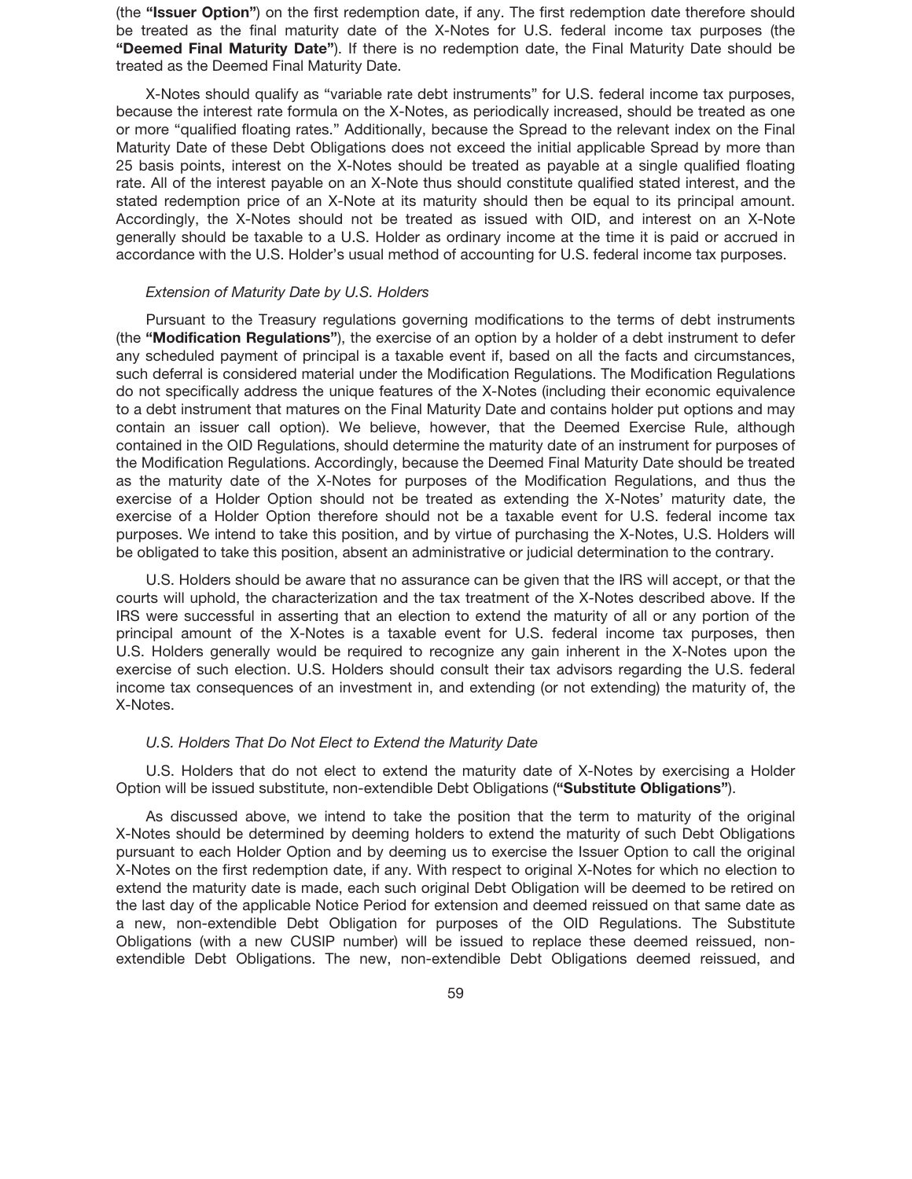(the **"Issuer Option"**) on the first redemption date, if any. The first redemption date therefore should be treated as the final maturity date of the X-Notes for U.S. federal income tax purposes (the **"Deemed Final Maturity Date"**). If there is no redemption date, the Final Maturity Date should be treated as the Deemed Final Maturity Date.

X-Notes should qualify as "variable rate debt instruments" for U.S. federal income tax purposes, because the interest rate formula on the X-Notes, as periodically increased, should be treated as one or more "qualified floating rates." Additionally, because the Spread to the relevant index on the Final Maturity Date of these Debt Obligations does not exceed the initial applicable Spread by more than 25 basis points, interest on the X-Notes should be treated as payable at a single qualified floating rate. All of the interest payable on an X-Note thus should constitute qualified stated interest, and the stated redemption price of an X-Note at its maturity should then be equal to its principal amount. Accordingly, the X-Notes should not be treated as issued with OID, and interest on an X-Note generally should be taxable to a U.S. Holder as ordinary income at the time it is paid or accrued in accordance with the U.S. Holder's usual method of accounting for U.S. federal income tax purposes.

*Extension of Maturity Date by U.S. Holders*

Pursuant to the Treasury regulations governing modifications to the terms of debt instruments (the **"Modification Regulations"**), the exercise of an option by a holder of a debt instrument to defer any scheduled payment of principal is a taxable event if, based on all the facts and circumstances, such deferral is considered material under the Modification Regulations. The Modification Regulations do not specifically address the unique features of the X-Notes (including their economic equivalence to a debt instrument that matures on the Final Maturity Date and contains holder put options and may contain an issuer call option). We believe, however, that the Deemed Exercise Rule, although contained in the OID Regulations, should determine the maturity date of an instrument for purposes of the Modification Regulations. Accordingly, because the Deemed Final Maturity Date should be treated as the maturity date of the X-Notes for purposes of the Modification Regulations, and thus the exercise of a Holder Option should not be treated as extending the X-Notes' maturity date, the exercise of a Holder Option therefore should not be a taxable event for U.S. federal income tax purposes. We intend to take this position, and by virtue of purchasing the X-Notes, U.S. Holders will be obligated to take this position, absent an administrative or judicial determination to the contrary.

U.S. Holders should be aware that no assurance can be given that the IRS will accept, or that the courts will uphold, the characterization and the tax treatment of the X-Notes described above. If the IRS were successful in asserting that an election to extend the maturity of all or any portion of the principal amount of the X-Notes is a taxable event for U.S. federal income tax purposes, then U.S. Holders generally would be required to recognize any gain inherent in the X-Notes upon the exercise of such election. U.S. Holders should consult their tax advisors regarding the U.S. federal income tax consequences of an investment in, and extending (or not extending) the maturity of, the X-Notes.

*U.S. Holders That Do Not Elect to Extend the Maturity Date*

U.S. Holders that do not elect to extend the maturity date of X-Notes by exercising a Holder Option will be issued substitute, non-extendible Debt Obligations (**"Substitute Obligations"**).

As discussed above, we intend to take the position that the term to maturity of the original X-Notes should be determined by deeming holders to extend the maturity of such Debt Obligations pursuant to each Holder Option and by deeming us to exercise the Issuer Option to call the original X-Notes on the first redemption date, if any. With respect to original X-Notes for which no election to extend the maturity date is made, each such original Debt Obligation will be deemed to be retired on the last day of the applicable Notice Period for extension and deemed reissued on that same date as a new, non-extendible Debt Obligation for purposes of the OID Regulations. The Substitute Obligations (with a new CUSIP number) will be issued to replace these deemed reissued, non-extendible Debt Obligations. The new, non-extendible Debt Obligations deemed reissued, and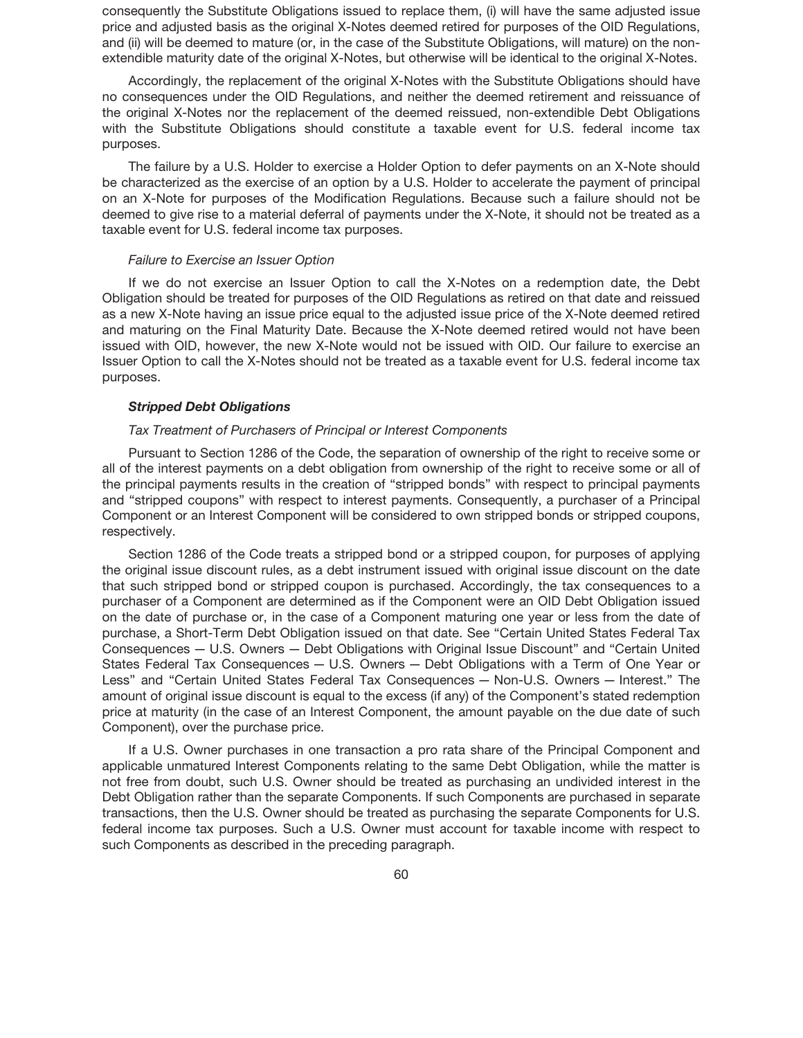consequently the Substitute Obligations issued to replace them, (i) will have the same adjusted issue price and adjusted basis as the original X-Notes deemed retired for purposes of the OID Regulations, and (ii) will be deemed to mature (or, in the case of the Substitute Obligations, will mature) on the non-extendible maturity date of the original X-Notes, but otherwise will be identical to the original X-Notes.

Accordingly, the replacement of the original X-Notes with the Substitute Obligations should have no consequences under the OID Regulations, and neither the deemed retirement and reissuance of the original X-Notes nor the replacement of the deemed reissued, non-extendible Debt Obligations with the Substitute Obligations should constitute a taxable event for U.S. federal income tax purposes.

The failure by a U.S. Holder to exercise a Holder Option to defer payments on an X-Note should be characterized as the exercise of an option by a U.S. Holder to accelerate the payment of principal on an X-Note for purposes of the Modification Regulations. Because such a failure should not be deemed to give rise to a material deferral of payments under the X-Note, it should not be treated as a taxable event for U.S. federal income tax purposes.

*Failure to Exercise an Issuer Option*

If we do not exercise an Issuer Option to call the X-Notes on a redemption date, the Debt Obligation should be treated for purposes of the OID Regulations as retired on that date and reissued as a new X-Note having an issue price equal to the adjusted issue price of the X-Note deemed retired and maturing on the Final Maturity Date. Because the X-Note deemed retired would not have been issued with OID, however, the new X-Note would not be issued with OID. Our failure to exercise an Issuer Option to call the X-Notes should not be treated as a taxable event for U.S. federal income tax purposes.

***Stripped Debt Obligations***

*Tax Treatment of Purchasers of Principal or Interest Components*

Pursuant to Section 1286 of the Code, the separation of ownership of the right to receive some or all of the interest payments on a debt obligation from ownership of the right to receive some or all of the principal payments results in the creation of "stripped bonds" with respect to principal payments and "stripped coupons" with respect to interest payments. Consequently, a purchaser of a Principal Component or an Interest Component will be considered to own stripped bonds or stripped coupons, respectively.

Section 1286 of the Code treats a stripped bond or a stripped coupon, for purposes of applying the original issue discount rules, as a debt instrument issued with original issue discount on the date that such stripped bond or stripped coupon is purchased. Accordingly, the tax consequences to a purchaser of a Component are determined as if the Component were an OID Debt Obligation issued on the date of purchase or, in the case of a Component maturing one year or less from the date of purchase, a Short-Term Debt Obligation issued on that date. See "Certain United States Federal Tax Consequences — U.S. Owners — Debt Obligations with Original Issue Discount" and "Certain United States Federal Tax Consequences — U.S. Owners — Debt Obligations with a Term of One Year or Less" and "Certain United States Federal Tax Consequences — Non-U.S. Owners — Interest." The amount of original issue discount is equal to the excess (if any) of the Component's stated redemption price at maturity (in the case of an Interest Component, the amount payable on the due date of such Component), over the purchase price.

If a U.S. Owner purchases in one transaction a pro rata share of the Principal Component and applicable unmatured Interest Components relating to the same Debt Obligation, while the matter is not free from doubt, such U.S. Owner should be treated as purchasing an undivided interest in the Debt Obligation rather than the separate Components. If such Components are purchased in separate transactions, then the U.S. Owner should be treated as purchasing the separate Components for U.S. federal income tax purposes. Such a U.S. Owner must account for taxable income with respect to such Components as described in the preceding paragraph.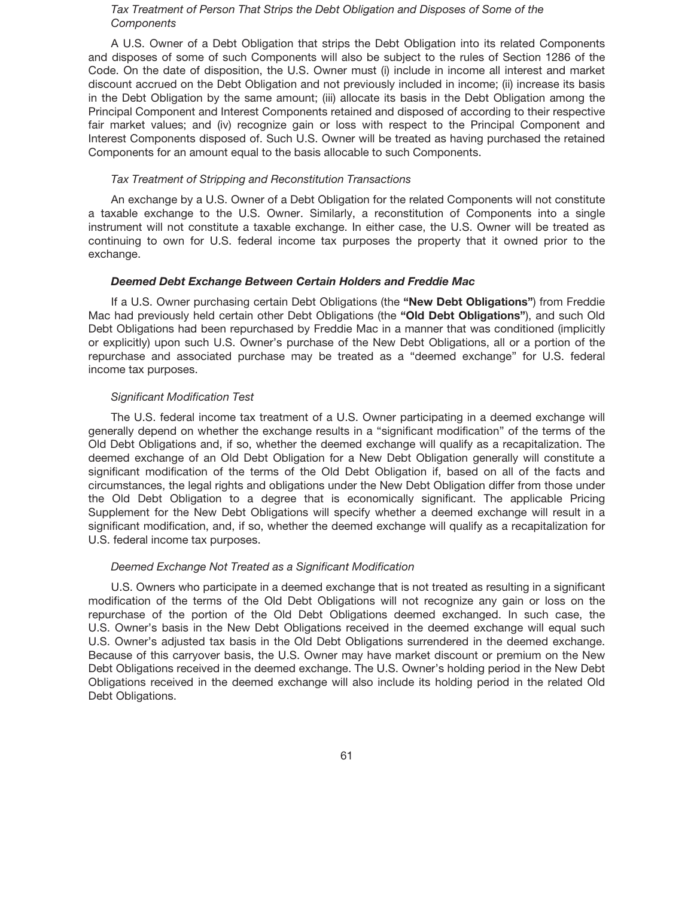*Tax Treatment of Person That Strips the Debt Obligation and Disposes of Some of the Components*

A U.S. Owner of a Debt Obligation that strips the Debt Obligation into its related Components and disposes of some of such Components will also be subject to the rules of Section 1286 of the Code. On the date of disposition, the U.S. Owner must (i) include in income all interest and market discount accrued on the Debt Obligation and not previously included in income; (ii) increase its basis in the Debt Obligation by the same amount; (iii) allocate its basis in the Debt Obligation among the Principal Component and Interest Components retained and disposed of according to their respective fair market values; and (iv) recognize gain or loss with respect to the Principal Component and Interest Components disposed of. Such U.S. Owner will be treated as having purchased the retained Components for an amount equal to the basis allocable to such Components.

*Tax Treatment of Stripping and Reconstitution Transactions*

An exchange by a U.S. Owner of a Debt Obligation for the related Components will not constitute a taxable exchange to the U.S. Owner. Similarly, a reconstitution of Components into a single instrument will not constitute a taxable exchange. In either case, the U.S. Owner will be treated as continuing to own for U.S. federal income tax purposes the property that it owned prior to the exchange.

***Deemed Debt Exchange Between Certain Holders and Freddie Mac***

If a U.S. Owner purchasing certain Debt Obligations (the **"New Debt Obligations"**) from Freddie Mac had previously held certain other Debt Obligations (the **"Old Debt Obligations"**), and such Old Debt Obligations had been repurchased by Freddie Mac in a manner that was conditioned (implicitly or explicitly) upon such U.S. Owner's purchase of the New Debt Obligations, all or a portion of the repurchase and associated purchase may be treated as a "deemed exchange" for U.S. federal income tax purposes.

*Significant Modification Test*

The U.S. federal income tax treatment of a U.S. Owner participating in a deemed exchange will generally depend on whether the exchange results in a "significant modification" of the terms of the Old Debt Obligations and, if so, whether the deemed exchange will qualify as a recapitalization. The deemed exchange of an Old Debt Obligation for a New Debt Obligation generally will constitute a significant modification of the terms of the Old Debt Obligation if, based on all of the facts and circumstances, the legal rights and obligations under the New Debt Obligation differ from those under the Old Debt Obligation to a degree that is economically significant. The applicable Pricing Supplement for the New Debt Obligations will specify whether a deemed exchange will result in a significant modification, and, if so, whether the deemed exchange will qualify as a recapitalization for U.S. federal income tax purposes.

*Deemed Exchange Not Treated as a Significant Modification*

U.S. Owners who participate in a deemed exchange that is not treated as resulting in a significant modification of the terms of the Old Debt Obligations will not recognize any gain or loss on the repurchase of the portion of the Old Debt Obligations deemed exchanged. In such case, the U.S. Owner's basis in the New Debt Obligations received in the deemed exchange will equal such U.S. Owner's adjusted tax basis in the Old Debt Obligations surrendered in the deemed exchange. Because of this carryover basis, the U.S. Owner may have market discount or premium on the New Debt Obligations received in the deemed exchange. The U.S. Owner's holding period in the New Debt Obligations received in the deemed exchange will also include its holding period in the related Old Debt Obligations.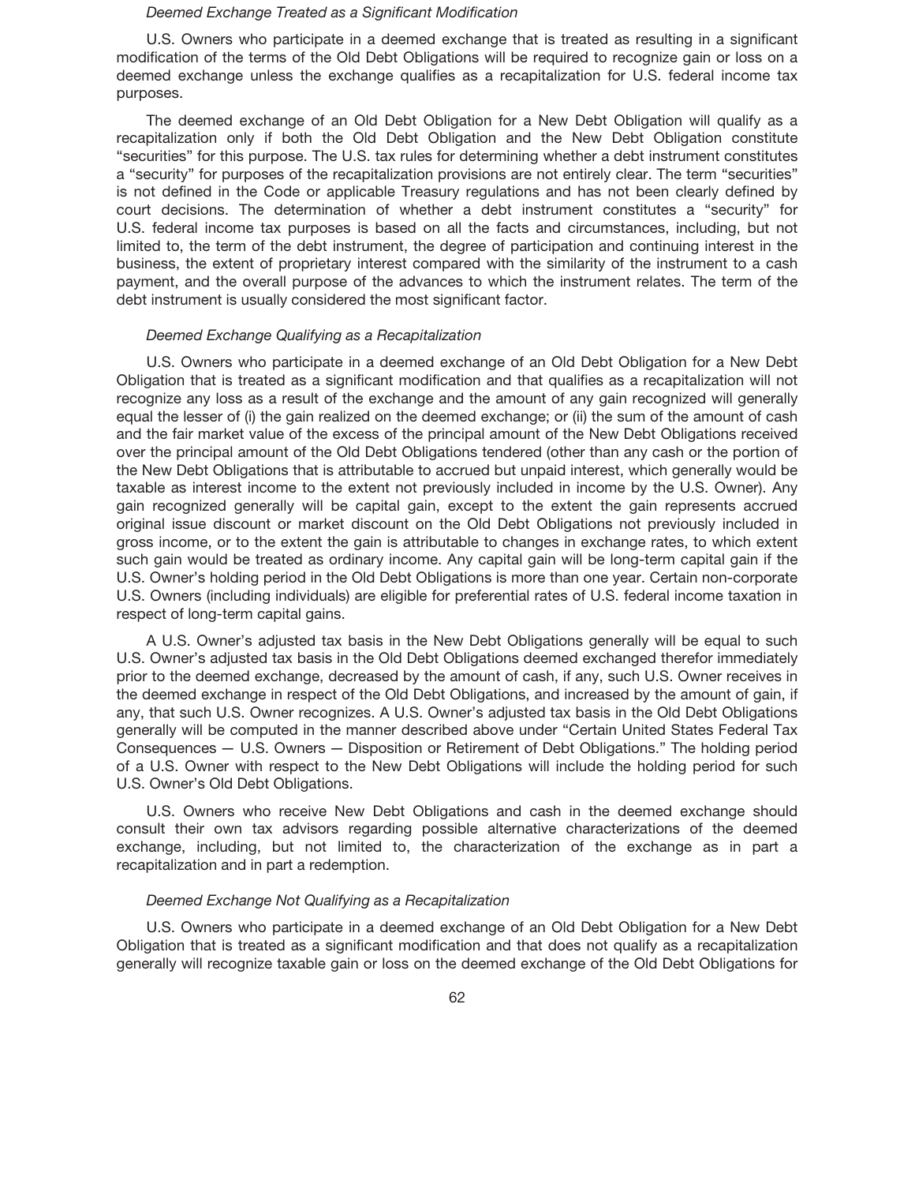*Deemed Exchange Treated as a Significant Modification*

U.S. Owners who participate in a deemed exchange that is treated as resulting in a significant modification of the terms of the Old Debt Obligations will be required to recognize gain or loss on a deemed exchange unless the exchange qualifies as a recapitalization for U.S. federal income tax purposes.

The deemed exchange of an Old Debt Obligation for a New Debt Obligation will qualify as a recapitalization only if both the Old Debt Obligation and the New Debt Obligation constitute "securities" for this purpose. The U.S. tax rules for determining whether a debt instrument constitutes a "security" for purposes of the recapitalization provisions are not entirely clear. The term "securities" is not defined in the Code or applicable Treasury regulations and has not been clearly defined by court decisions. The determination of whether a debt instrument constitutes a "security" for U.S. federal income tax purposes is based on all the facts and circumstances, including, but not limited to, the term of the debt instrument, the degree of participation and continuing interest in the business, the extent of proprietary interest compared with the similarity of the instrument to a cash payment, and the overall purpose of the advances to which the instrument relates. The term of the debt instrument is usually considered the most significant factor.

*Deemed Exchange Qualifying as a Recapitalization*

U.S. Owners who participate in a deemed exchange of an Old Debt Obligation for a New Debt Obligation that is treated as a significant modification and that qualifies as a recapitalization will not recognize any loss as a result of the exchange and the amount of any gain recognized will generally equal the lesser of (i) the gain realized on the deemed exchange; or (ii) the sum of the amount of cash and the fair market value of the excess of the principal amount of the New Debt Obligations received over the principal amount of the Old Debt Obligations tendered (other than any cash or the portion of the New Debt Obligations that is attributable to accrued but unpaid interest, which generally would be taxable as interest income to the extent not previously included in income by the U.S. Owner). Any gain recognized generally will be capital gain, except to the extent the gain represents accrued original issue discount or market discount on the Old Debt Obligations not previously included in gross income, or to the extent the gain is attributable to changes in exchange rates, to which extent such gain would be treated as ordinary income. Any capital gain will be long-term capital gain if the U.S. Owner's holding period in the Old Debt Obligations is more than one year. Certain non-corporate U.S. Owners (including individuals) are eligible for preferential rates of U.S. federal income taxation in respect of long-term capital gains.

A U.S. Owner's adjusted tax basis in the New Debt Obligations generally will be equal to such U.S. Owner's adjusted tax basis in the Old Debt Obligations deemed exchanged therefor immediately prior to the deemed exchange, decreased by the amount of cash, if any, such U.S. Owner receives in the deemed exchange in respect of the Old Debt Obligations, and increased by the amount of gain, if any, that such U.S. Owner recognizes. A U.S. Owner's adjusted tax basis in the Old Debt Obligations generally will be computed in the manner described above under "Certain United States Federal Tax Consequences — U.S. Owners — Disposition or Retirement of Debt Obligations." The holding period of a U.S. Owner with respect to the New Debt Obligations will include the holding period for such U.S. Owner's Old Debt Obligations.

U.S. Owners who receive New Debt Obligations and cash in the deemed exchange should consult their own tax advisors regarding possible alternative characterizations of the deemed exchange, including, but not limited to, the characterization of the exchange as in part a recapitalization and in part a redemption.

*Deemed Exchange Not Qualifying as a Recapitalization*

U.S. Owners who participate in a deemed exchange of an Old Debt Obligation for a New Debt Obligation that is treated as a significant modification and that does not qualify as a recapitalization generally will recognize taxable gain or loss on the deemed exchange of the Old Debt Obligations for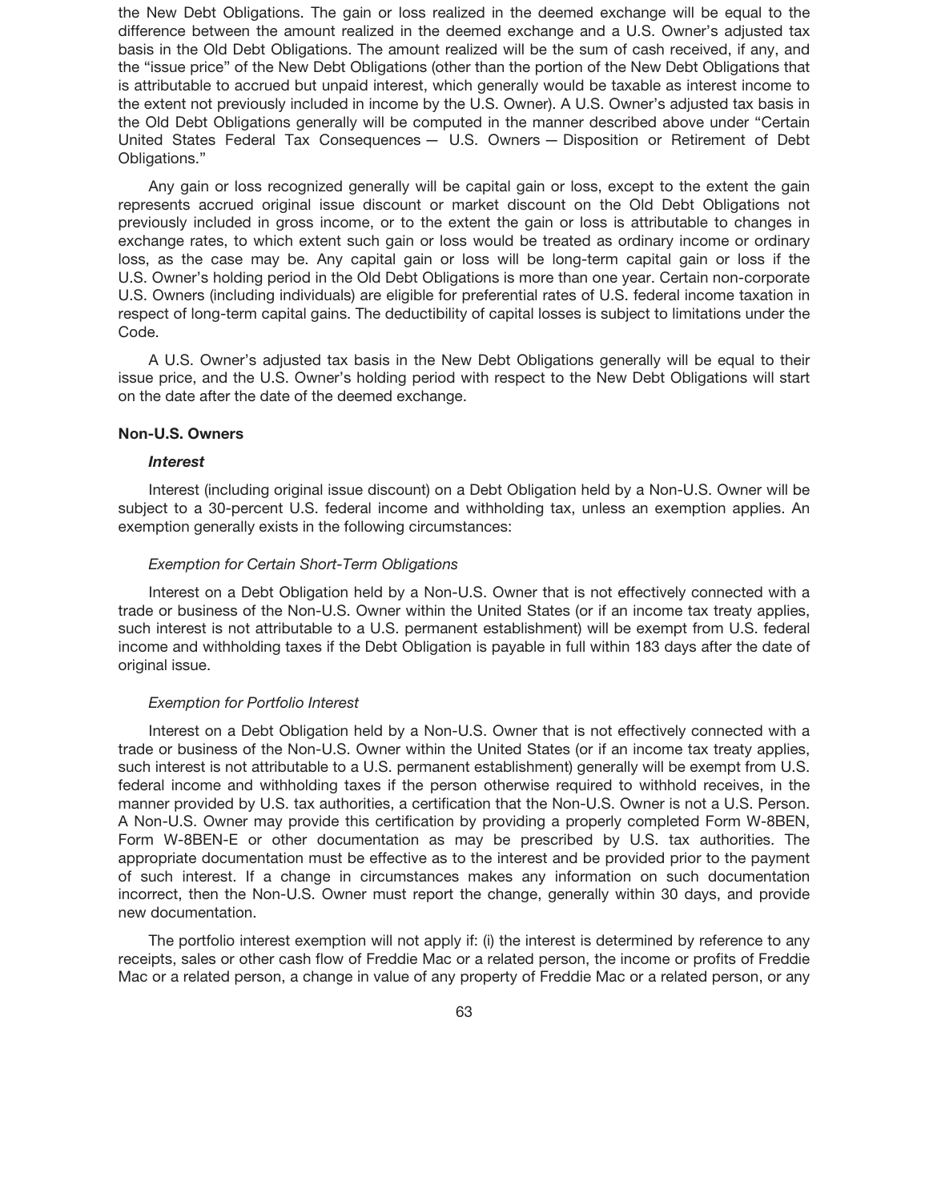the New Debt Obligations. The gain or loss realized in the deemed exchange will be equal to the difference between the amount realized in the deemed exchange and a U.S. Owner's adjusted tax basis in the Old Debt Obligations. The amount realized will be the sum of cash received, if any, and the "issue price" of the New Debt Obligations (other than the portion of the New Debt Obligations that is attributable to accrued but unpaid interest, which generally would be taxable as interest income to the extent not previously included in income by the U.S. Owner). A U.S. Owner's adjusted tax basis in the Old Debt Obligations generally will be computed in the manner described above under "Certain United States Federal Tax Consequences — U.S. Owners — Disposition or Retirement of Debt Obligations."

Any gain or loss recognized generally will be capital gain or loss, except to the extent the gain represents accrued original issue discount or market discount on the Old Debt Obligations not previously included in gross income, or to the extent the gain or loss is attributable to changes in exchange rates, to which extent such gain or loss would be treated as ordinary income or ordinary loss, as the case may be. Any capital gain or loss will be long-term capital gain or loss if the U.S. Owner's holding period in the Old Debt Obligations is more than one year. Certain non-corporate U.S. Owners (including individuals) are eligible for preferential rates of U.S. federal income taxation in respect of long-term capital gains. The deductibility of capital losses is subject to limitations under the Code.

A U.S. Owner's adjusted tax basis in the New Debt Obligations generally will be equal to their issue price, and the U.S. Owner's holding period with respect to the New Debt Obligations will start on the date after the date of the deemed exchange.

### Non-U.S. Owners

#### *Interest*

Interest (including original issue discount) on a Debt Obligation held by a Non-U.S. Owner will be subject to a 30-percent U.S. federal income and withholding tax, unless an exemption applies. An exemption generally exists in the following circumstances:

*Exemption for Certain Short-Term Obligations*

Interest on a Debt Obligation held by a Non-U.S. Owner that is not effectively connected with a trade or business of the Non-U.S. Owner within the United States (or if an income tax treaty applies, such interest is not attributable to a U.S. permanent establishment) will be exempt from U.S. federal income and withholding taxes if the Debt Obligation is payable in full within 183 days after the date of original issue.

*Exemption for Portfolio Interest*

Interest on a Debt Obligation held by a Non-U.S. Owner that is not effectively connected with a trade or business of the Non-U.S. Owner within the United States (or if an income tax treaty applies, such interest is not attributable to a U.S. permanent establishment) generally will be exempt from U.S. federal income and withholding taxes if the person otherwise required to withhold receives, in the manner provided by U.S. tax authorities, a certification that the Non-U.S. Owner is not a U.S. Person. A Non-U.S. Owner may provide this certification by providing a properly completed Form W-8BEN, Form W-8BEN-E or other documentation as may be prescribed by U.S. tax authorities. The appropriate documentation must be effective as to the interest and be provided prior to the payment of such interest. If a change in circumstances makes any information on such documentation incorrect, then the Non-U.S. Owner must report the change, generally within 30 days, and provide new documentation.

The portfolio interest exemption will not apply if: (i) the interest is determined by reference to any receipts, sales or other cash flow of Freddie Mac or a related person, the income or profits of Freddie Mac or a related person, a change in value of any property of Freddie Mac or a related person, or any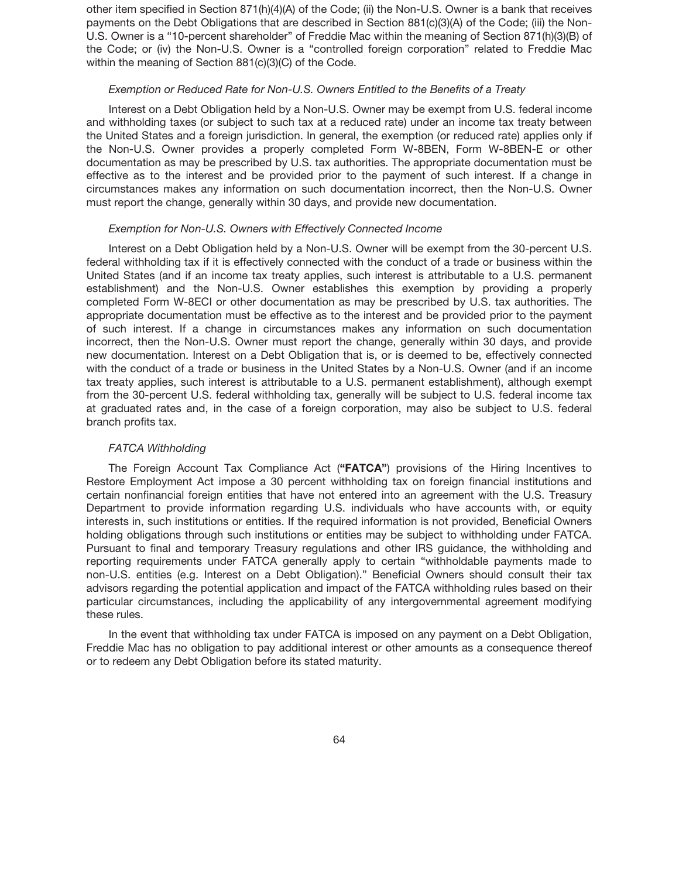other item specified in Section 871(h)(4)(A) of the Code; (ii) the Non-U.S. Owner is a bank that receives payments on the Debt Obligations that are described in Section 881(c)(3)(A) of the Code; (iii) the Non-U.S. Owner is a "10-percent shareholder" of Freddie Mac within the meaning of Section 871(h)(3)(B) of the Code; or (iv) the Non-U.S. Owner is a "controlled foreign corporation" related to Freddie Mac within the meaning of Section 881(c)(3)(C) of the Code.

*Exemption or Reduced Rate for Non-U.S. Owners Entitled to the Benefits of a Treaty*

Interest on a Debt Obligation held by a Non-U.S. Owner may be exempt from U.S. federal income and withholding taxes (or subject to such tax at a reduced rate) under an income tax treaty between the United States and a foreign jurisdiction. In general, the exemption (or reduced rate) applies only if the Non-U.S. Owner provides a properly completed Form W-8BEN, Form W-8BEN-E or other documentation as may be prescribed by U.S. tax authorities. The appropriate documentation must be effective as to the interest and be provided prior to the payment of such interest. If a change in circumstances makes any information on such documentation incorrect, then the Non-U.S. Owner must report the change, generally within 30 days, and provide new documentation.

*Exemption for Non-U.S. Owners with Effectively Connected Income*

Interest on a Debt Obligation held by a Non-U.S. Owner will be exempt from the 30-percent U.S. federal withholding tax if it is effectively connected with the conduct of a trade or business within the United States (and if an income tax treaty applies, such interest is attributable to a U.S. permanent establishment) and the Non-U.S. Owner establishes this exemption by providing a properly completed Form W-8ECI or other documentation as may be prescribed by U.S. tax authorities. The appropriate documentation must be effective as to the interest and be provided prior to the payment of such interest. If a change in circumstances makes any information on such documentation incorrect, then the Non-U.S. Owner must report the change, generally within 30 days, and provide new documentation. Interest on a Debt Obligation that is, or is deemed to be, effectively connected with the conduct of a trade or business in the United States by a Non-U.S. Owner (and if an income tax treaty applies, such interest is attributable to a U.S. permanent establishment), although exempt from the 30-percent U.S. federal withholding tax, generally will be subject to U.S. federal income tax at graduated rates and, in the case of a foreign corporation, may also be subject to U.S. federal branch profits tax.

*FATCA Withholding*

The Foreign Account Tax Compliance Act (**"FATCA"**) provisions of the Hiring Incentives to Restore Employment Act impose a 30 percent withholding tax on foreign financial institutions and certain nonfinancial foreign entities that have not entered into an agreement with the U.S. Treasury Department to provide information regarding U.S. individuals who have accounts with, or equity interests in, such institutions or entities. If the required information is not provided, Beneficial Owners holding obligations through such institutions or entities may be subject to withholding under FATCA. Pursuant to final and temporary Treasury regulations and other IRS guidance, the withholding and reporting requirements under FATCA generally apply to certain "withholdable payments made to non-U.S. entities (e.g. Interest on a Debt Obligation)." Beneficial Owners should consult their tax advisors regarding the potential application and impact of the FATCA withholding rules based on their particular circumstances, including the applicability of any intergovernmental agreement modifying these rules.

In the event that withholding tax under FATCA is imposed on any payment on a Debt Obligation, Freddie Mac has no obligation to pay additional interest or other amounts as a consequence thereof or to redeem any Debt Obligation before its stated maturity.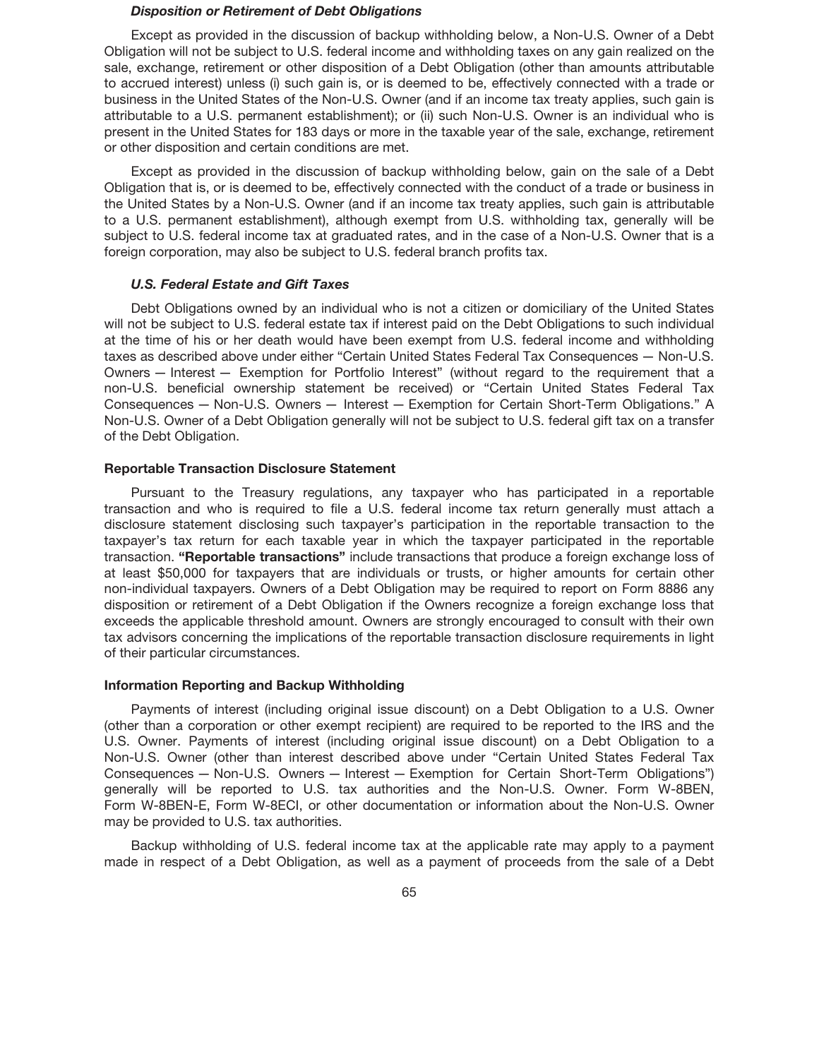#### *Disposition or Retirement of Debt Obligations*

Except as provided in the discussion of backup withholding below, a Non-U.S. Owner of a Debt Obligation will not be subject to U.S. federal income and withholding taxes on any gain realized on the sale, exchange, retirement or other disposition of a Debt Obligation (other than amounts attributable to accrued interest) unless (i) such gain is, or is deemed to be, effectively connected with a trade or business in the United States of the Non-U.S. Owner (and if an income tax treaty applies, such gain is attributable to a U.S. permanent establishment); or (ii) such Non-U.S. Owner is an individual who is present in the United States for 183 days or more in the taxable year of the sale, exchange, retirement or other disposition and certain conditions are met.

Except as provided in the discussion of backup withholding below, gain on the sale of a Debt Obligation that is, or is deemed to be, effectively connected with the conduct of a trade or business in the United States by a Non-U.S. Owner (and if an income tax treaty applies, such gain is attributable to a U.S. permanent establishment), although exempt from U.S. withholding tax, generally will be subject to U.S. federal income tax at graduated rates, and in the case of a Non-U.S. Owner that is a foreign corporation, may also be subject to U.S. federal branch profits tax.

#### *U.S. Federal Estate and Gift Taxes*

Debt Obligations owned by an individual who is not a citizen or domiciliary of the United States will not be subject to U.S. federal estate tax if interest paid on the Debt Obligations to such individual at the time of his or her death would have been exempt from U.S. federal income and withholding taxes as described above under either "Certain United States Federal Tax Consequences — Non-U.S. Owners — Interest — Exemption for Portfolio Interest" (without regard to the requirement that a non-U.S. beneficial ownership statement be received) or "Certain United States Federal Tax Consequences — Non-U.S. Owners — Interest — Exemption for Certain Short-Term Obligations." A Non-U.S. Owner of a Debt Obligation generally will not be subject to U.S. federal gift tax on a transfer of the Debt Obligation.

### Reportable Transaction Disclosure Statement

Pursuant to the Treasury regulations, any taxpayer who has participated in a reportable transaction and who is required to file a U.S. federal income tax return generally must attach a disclosure statement disclosing such taxpayer's participation in the reportable transaction to the taxpayer's tax return for each taxable year in which the taxpayer participated in the reportable transaction. **"Reportable transactions"** include transactions that produce a foreign exchange loss of at least $50,000 for taxpayers that are individuals or trusts, or higher amounts for certain other non-individual taxpayers. Owners of a Debt Obligation may be required to report on Form 8886 any disposition or retirement of a Debt Obligation if the Owners recognize a foreign exchange loss that exceeds the applicable threshold amount. Owners are strongly encouraged to consult with their own tax advisors concerning the implications of the reportable transaction disclosure requirements in light of their particular circumstances.

### Information Reporting and Backup Withholding

Payments of interest (including original issue discount) on a Debt Obligation to a U.S. Owner (other than a corporation or other exempt recipient) are required to be reported to the IRS and the U.S. Owner. Payments of interest (including original issue discount) on a Debt Obligation to a Non-U.S. Owner (other than interest described above under "Certain United States Federal Tax Consequences — Non-U.S. Owners — Interest — Exemption for Certain Short-Term Obligations") generally will be reported to U.S. tax authorities and the Non-U.S. Owner. Form W-8BEN, Form W-8BEN-E, Form W-8ECI, or other documentation or information about the Non-U.S. Owner may be provided to U.S. tax authorities.

Backup withholding of U.S. federal income tax at the applicable rate may apply to a payment made in respect of a Debt Obligation, as well as a payment of proceeds from the sale of a Debt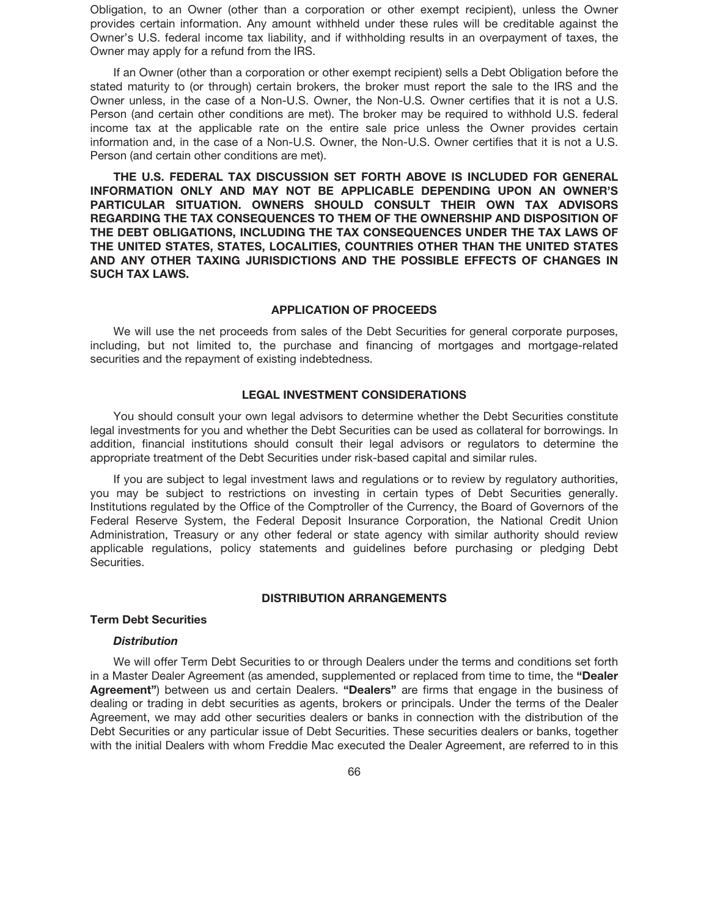Obligation, to an Owner (other than a corporation or other exempt recipient), unless the Owner provides certain information. Any amount withheld under these rules will be creditable against the Owner's U.S. federal income tax liability, and if withholding results in an overpayment of taxes, the Owner may apply for a refund from the IRS.

If an Owner (other than a corporation or other exempt recipient) sells a Debt Obligation before the stated maturity to (or through) certain brokers, the broker must report the sale to the IRS and the Owner unless, in the case of a Non-U.S. Owner, the Non-U.S. Owner certifies that it is not a U.S. Person (and certain other conditions are met). The broker may be required to withhold U.S. federal income tax at the applicable rate on the entire sale price unless the Owner provides certain information and, in the case of a Non-U.S. Owner, the Non-U.S. Owner certifies that it is not a U.S. Person (and certain other conditions are met).

**THE U.S. FEDERAL TAX DISCUSSION SET FORTH ABOVE IS INCLUDED FOR GENERAL INFORMATION ONLY AND MAY NOT BE APPLICABLE DEPENDING UPON AN OWNER'S PARTICULAR SITUATION. OWNERS SHOULD CONSULT THEIR OWN TAX ADVISORS REGARDING THE TAX CONSEQUENCES TO THEM OF THE OWNERSHIP AND DISPOSITION OF THE DEBT OBLIGATIONS, INCLUDING THE TAX CONSEQUENCES UNDER THE TAX LAWS OF THE UNITED STATES, STATES, LOCALITIES, COUNTRIES OTHER THAN THE UNITED STATES AND ANY OTHER TAXING JURISDICTIONS AND THE POSSIBLE EFFECTS OF CHANGES IN SUCH TAX LAWS.**

## APPLICATION OF PROCEEDS

We will use the net proceeds from sales of the Debt Securities for general corporate purposes, including, but not limited to, the purchase and financing of mortgages and mortgage-related securities and the repayment of existing indebtedness.

## LEGAL INVESTMENT CONSIDERATIONS

You should consult your own legal advisors to determine whether the Debt Securities constitute legal investments for you and whether the Debt Securities can be used as collateral for borrowings. In addition, financial institutions should consult their legal advisors or regulators to determine the appropriate treatment of the Debt Securities under risk-based capital and similar rules.

If you are subject to legal investment laws and regulations or to review by regulatory authorities, you may be subject to restrictions on investing in certain types of Debt Securities generally. Institutions regulated by the Office of the Comptroller of the Currency, the Board of Governors of the Federal Reserve System, the Federal Deposit Insurance Corporation, the National Credit Union Administration, Treasury or any other federal or state agency with similar authority should review applicable regulations, policy statements and guidelines before purchasing or pledging Debt Securities.

## DISTRIBUTION ARRANGEMENTS

### Term Debt Securities

#### *Distribution*

We will offer Term Debt Securities to or through Dealers under the terms and conditions set forth in a Master Dealer Agreement (as amended, supplemented or replaced from time to time, the **"Dealer Agreement"**) between us and certain Dealers. **"Dealers"** are firms that engage in the business of dealing or trading in debt securities as agents, brokers or principals. Under the terms of the Dealer Agreement, we may add other securities dealers or banks in connection with the distribution of the Debt Securities or any particular issue of Debt Securities. These securities dealers or banks, together with the initial Dealers with whom Freddie Mac executed the Dealer Agreement, are referred to in this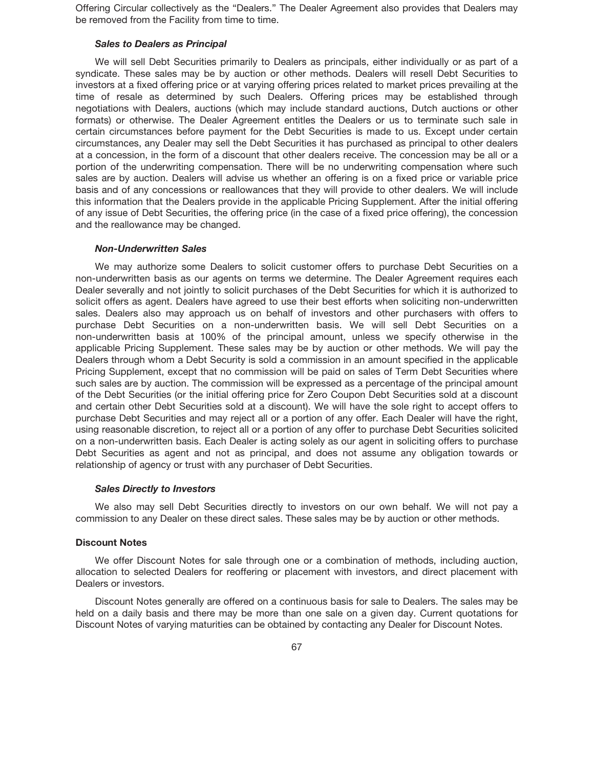Offering Circular collectively as the "Dealers." The Dealer Agreement also provides that Dealers may be removed from the Facility from time to time.

#### *Sales to Dealers as Principal*

We will sell Debt Securities primarily to Dealers as principals, either individually or as part of a syndicate. These sales may be by auction or other methods. Dealers will resell Debt Securities to investors at a fixed offering price or at varying offering prices related to market prices prevailing at the time of resale as determined by such Dealers. Offering prices may be established through negotiations with Dealers, auctions (which may include standard auctions, Dutch auctions or other formats) or otherwise. The Dealer Agreement entitles the Dealers or us to terminate such sale in certain circumstances before payment for the Debt Securities is made to us. Except under certain circumstances, any Dealer may sell the Debt Securities it has purchased as principal to other dealers at a concession, in the form of a discount that other dealers receive. The concession may be all or a portion of the underwriting compensation. There will be no underwriting compensation where such sales are by auction. Dealers will advise us whether an offering is on a fixed price or variable price basis and of any concessions or reallowances that they will provide to other dealers. We will include this information that the Dealers provide in the applicable Pricing Supplement. After the initial offering of any issue of Debt Securities, the offering price (in the case of a fixed price offering), the concession and the reallowance may be changed.

#### *Non-Underwritten Sales*

We may authorize some Dealers to solicit customer offers to purchase Debt Securities on a non-underwritten basis as our agents on terms we determine. The Dealer Agreement requires each Dealer severally and not jointly to solicit purchases of the Debt Securities for which it is authorized to solicit offers as agent. Dealers have agreed to use their best efforts when soliciting non-underwritten sales. Dealers also may approach us on behalf of investors and other purchasers with offers to purchase Debt Securities on a non-underwritten basis. We will sell Debt Securities on a non-underwritten basis at 100% of the principal amount, unless we specify otherwise in the applicable Pricing Supplement. These sales may be by auction or other methods. We will pay the Dealers through whom a Debt Security is sold a commission in an amount specified in the applicable Pricing Supplement, except that no commission will be paid on sales of Term Debt Securities where such sales are by auction. The commission will be expressed as a percentage of the principal amount of the Debt Securities (or the initial offering price for Zero Coupon Debt Securities sold at a discount and certain other Debt Securities sold at a discount). We will have the sole right to accept offers to purchase Debt Securities and may reject all or a portion of any offer. Each Dealer will have the right, using reasonable discretion, to reject all or a portion of any offer to purchase Debt Securities solicited on a non-underwritten basis. Each Dealer is acting solely as our agent in soliciting offers to purchase Debt Securities as agent and not as principal, and does not assume any obligation towards or relationship of agency or trust with any purchaser of Debt Securities.

#### *Sales Directly to Investors*

We also may sell Debt Securities directly to investors on our own behalf. We will not pay a commission to any Dealer on these direct sales. These sales may be by auction or other methods.

### **Discount Notes**

We offer Discount Notes for sale through one or a combination of methods, including auction, allocation to selected Dealers for reoffering or placement with investors, and direct placement with Dealers or investors.

Discount Notes generally are offered on a continuous basis for sale to Dealers. The sales may be held on a daily basis and there may be more than one sale on a given day. Current quotations for Discount Notes of varying maturities can be obtained by contacting any Dealer for Discount Notes.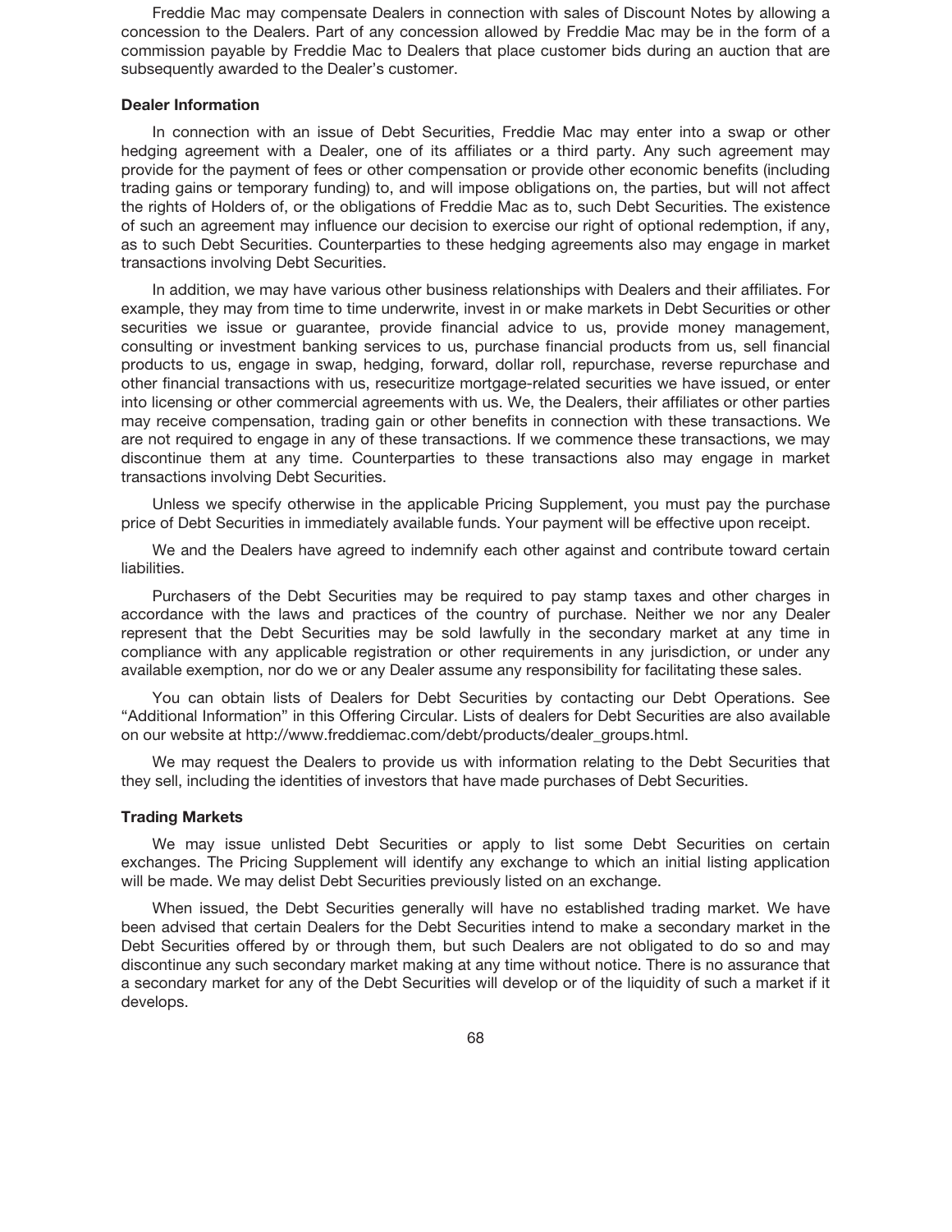Freddie Mac may compensate Dealers in connection with sales of Discount Notes by allowing a concession to the Dealers. Part of any concession allowed by Freddie Mac may be in the form of a commission payable by Freddie Mac to Dealers that place customer bids during an auction that are subsequently awarded to the Dealer's customer.

### Dealer Information

In connection with an issue of Debt Securities, Freddie Mac may enter into a swap or other hedging agreement with a Dealer, one of its affiliates or a third party. Any such agreement may provide for the payment of fees or other compensation or provide other economic benefits (including trading gains or temporary funding) to, and will impose obligations on, the parties, but will not affect the rights of Holders of, or the obligations of Freddie Mac as to, such Debt Securities. The existence of such an agreement may influence our decision to exercise our right of optional redemption, if any, as to such Debt Securities. Counterparties to these hedging agreements also may engage in market transactions involving Debt Securities.

In addition, we may have various other business relationships with Dealers and their affiliates. For example, they may from time to time underwrite, invest in or make markets in Debt Securities or other securities we issue or guarantee, provide financial advice to us, provide money management, consulting or investment banking services to us, purchase financial products from us, sell financial products to us, engage in swap, hedging, forward, dollar roll, repurchase, reverse repurchase and other financial transactions with us, resecuritize mortgage-related securities we have issued, or enter into licensing or other commercial agreements with us. We, the Dealers, their affiliates or other parties may receive compensation, trading gain or other benefits in connection with these transactions. We are not required to engage in any of these transactions. If we commence these transactions, we may discontinue them at any time. Counterparties to these transactions also may engage in market transactions involving Debt Securities.

Unless we specify otherwise in the applicable Pricing Supplement, you must pay the purchase price of Debt Securities in immediately available funds. Your payment will be effective upon receipt.

We and the Dealers have agreed to indemnify each other against and contribute toward certain liabilities.

Purchasers of the Debt Securities may be required to pay stamp taxes and other charges in accordance with the laws and practices of the country of purchase. Neither we nor any Dealer represent that the Debt Securities may be sold lawfully in the secondary market at any time in compliance with any applicable registration or other requirements in any jurisdiction, or under any available exemption, nor do we or any Dealer assume any responsibility for facilitating these sales.

You can obtain lists of Dealers for Debt Securities by contacting our Debt Operations. See "Additional Information" in this Offering Circular. Lists of dealers for Debt Securities are also available on our website at http://www.freddiemac.com/debt/products/dealer_groups.html.

We may request the Dealers to provide us with information relating to the Debt Securities that they sell, including the identities of investors that have made purchases of Debt Securities.

### Trading Markets

We may issue unlisted Debt Securities or apply to list some Debt Securities on certain exchanges. The Pricing Supplement will identify any exchange to which an initial listing application will be made. We may delist Debt Securities previously listed on an exchange.

When issued, the Debt Securities generally will have no established trading market. We have been advised that certain Dealers for the Debt Securities intend to make a secondary market in the Debt Securities offered by or through them, but such Dealers are not obligated to do so and may discontinue any such secondary market making at any time without notice. There is no assurance that a secondary market for any of the Debt Securities will develop or of the liquidity of such a market if it develops.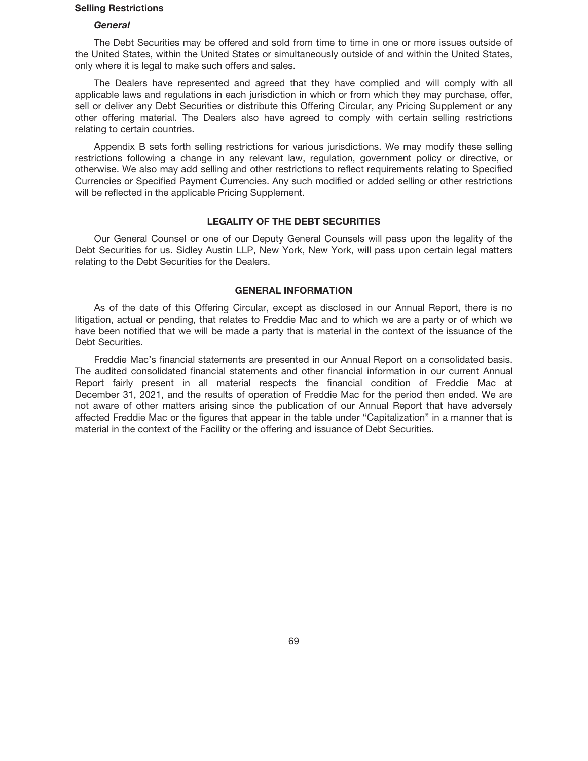**Selling Restrictions**

***General***

The Debt Securities may be offered and sold from time to time in one or more issues outside of the United States, within the United States or simultaneously outside of and within the United States, only where it is legal to make such offers and sales.

The Dealers have represented and agreed that they have complied and will comply with all applicable laws and regulations in each jurisdiction in which or from which they may purchase, offer, sell or deliver any Debt Securities or distribute this Offering Circular, any Pricing Supplement or any other offering material. The Dealers also have agreed to comply with certain selling restrictions relating to certain countries.

Appendix B sets forth selling restrictions for various jurisdictions. We may modify these selling restrictions following a change in any relevant law, regulation, government policy or directive, or otherwise. We also may add selling and other restrictions to reflect requirements relating to Specified Currencies or Specified Payment Currencies. Any such modified or added selling or other restrictions will be reflected in the applicable Pricing Supplement.

## LEGALITY OF THE DEBT SECURITIES

Our General Counsel or one of our Deputy General Counsels will pass upon the legality of the Debt Securities for us. Sidley Austin LLP, New York, New York, will pass upon certain legal matters relating to the Debt Securities for the Dealers.

## GENERAL INFORMATION

As of the date of this Offering Circular, except as disclosed in our Annual Report, there is no litigation, actual or pending, that relates to Freddie Mac and to which we are a party or of which we have been notified that we will be made a party that is material in the context of the issuance of the Debt Securities.

Freddie Mac's financial statements are presented in our Annual Report on a consolidated basis. The audited consolidated financial statements and other financial information in our current Annual Report fairly present in all material respects the financial condition of Freddie Mac at December 31, 2021, and the results of operation of Freddie Mac for the period then ended. We are not aware of other matters arising since the publication of our Annual Report that have adversely affected Freddie Mac or the figures that appear in the table under "Capitalization" in a manner that is material in the context of the Facility or the offering and issuance of Debt Securities.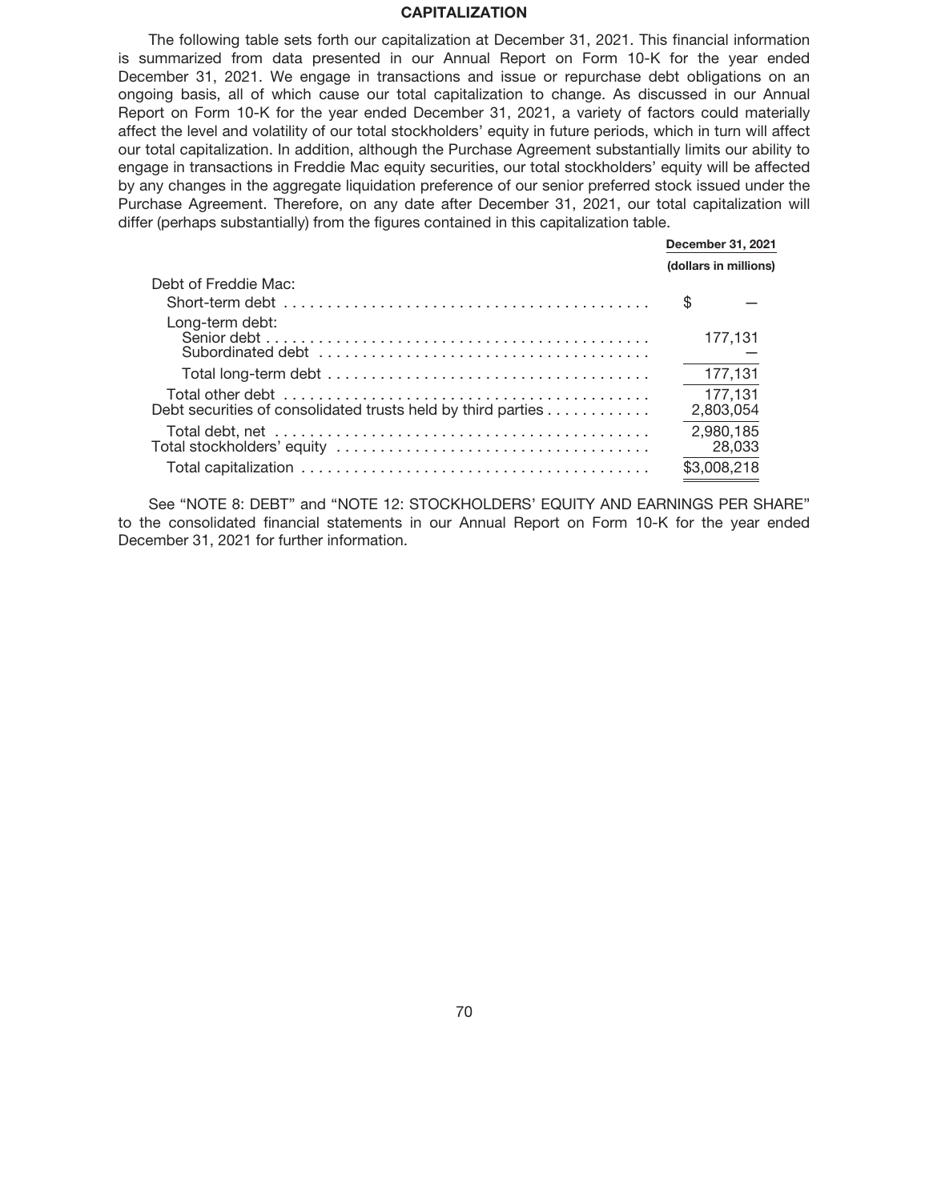## CAPITALIZATION

The following table sets forth our capitalization at December 31, 2021. This financial information is summarized from data presented in our Annual Report on Form 10-K for the year ended December 31, 2021. We engage in transactions and issue or repurchase debt obligations on an ongoing basis, all of which cause our total capitalization to change. As discussed in our Annual Report on Form 10-K for the year ended December 31, 2021, a variety of factors could materially affect the level and volatility of our total stockholders' equity in future periods, which in turn will affect our total capitalization. In addition, although the Purchase Agreement substantially limits our ability to engage in transactions in Freddie Mac equity securities, our total stockholders' equity will be affected by any changes in the aggregate liquidation preference of our senior preferred stock issued under the Purchase Agreement. Therefore, on any date after December 31, 2021, our total capitalization will differ (perhaps substantially) from the figures contained in this capitalization table.

| | December 31, 2021 |
|---|---|
| | (dollars in millions) |
| Debt of Freddie Mac: | |
| Short-term debt | $ — |
| Long-term debt: | |
| Senior debt | 177,131 |
| Subordinated debt | — |
| Total long-term debt | 177,131 |
| Total other debt | 177,131 |
| Debt securities of consolidated trusts held by third parties | 2,803,054 |
| Total debt, net | 2,980,185 |
| Total stockholders' equity | 28,033 |
| Total capitalization | $3,008,218 |

See "NOTE 8: DEBT" and "NOTE 12: STOCKHOLDERS' EQUITY AND EARNINGS PER SHARE" to the consolidated financial statements in our Annual Report on Form 10-K for the year ended December 31, 2021 for further information.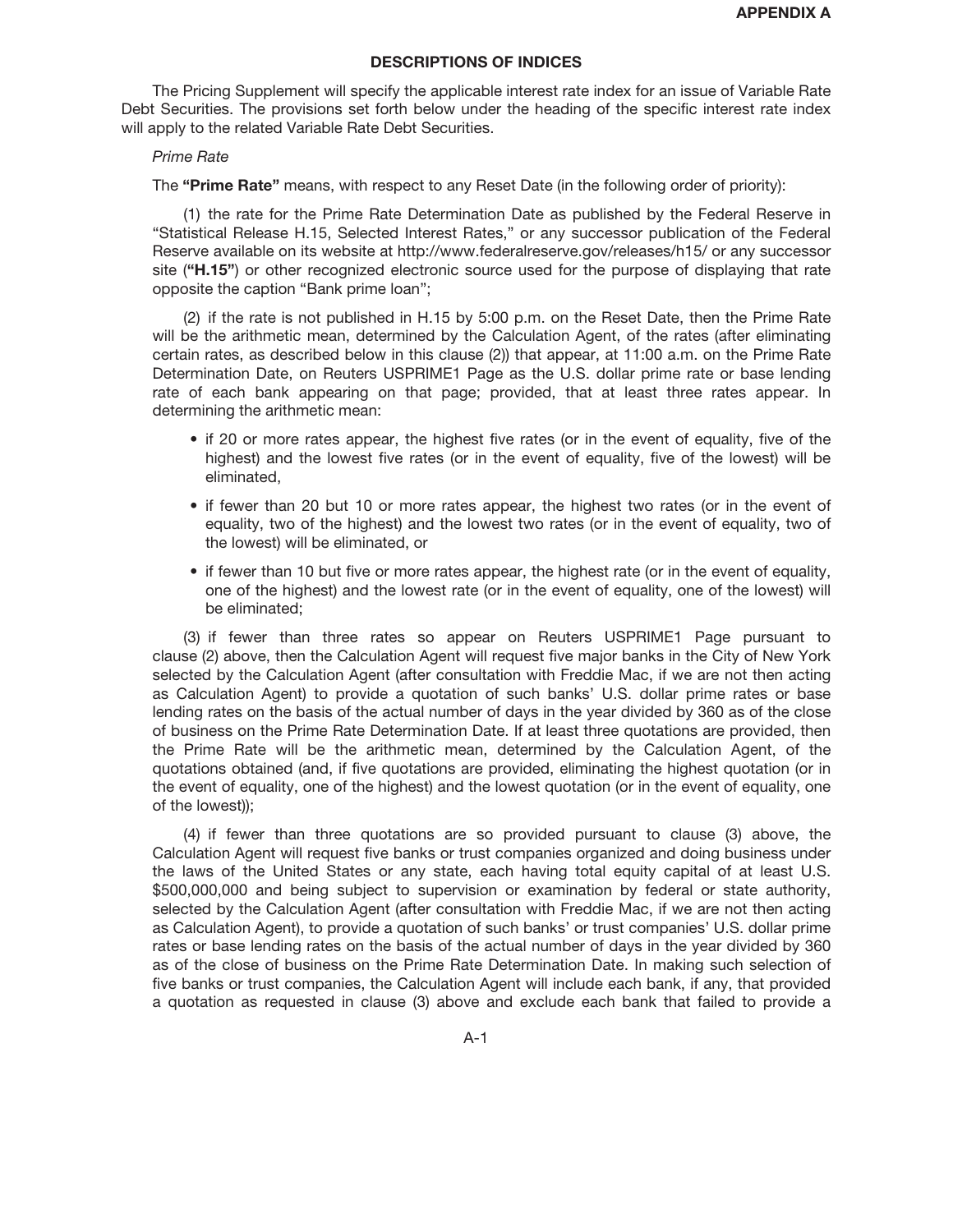**APPENDIX A**

## DESCRIPTIONS OF INDICES

The Pricing Supplement will specify the applicable interest rate index for an issue of Variable Rate Debt Securities. The provisions set forth below under the heading of the specific interest rate index will apply to the related Variable Rate Debt Securities.

*Prime Rate*

The **"Prime Rate"** means, with respect to any Reset Date (in the following order of priority):

(1) the rate for the Prime Rate Determination Date as published by the Federal Reserve in "Statistical Release H.15, Selected Interest Rates," or any successor publication of the Federal Reserve available on its website at http://www.federalreserve.gov/releases/h15/ or any successor site (**"H.15"**) or other recognized electronic source used for the purpose of displaying that rate opposite the caption "Bank prime loan";

(2) if the rate is not published in H.15 by 5:00 p.m. on the Reset Date, then the Prime Rate will be the arithmetic mean, determined by the Calculation Agent, of the rates (after eliminating certain rates, as described below in this clause (2)) that appear, at 11:00 a.m. on the Prime Rate Determination Date, on Reuters USPRIME1 Page as the U.S. dollar prime rate or base lending rate of each bank appearing on that page; provided, that at least three rates appear. In determining the arithmetic mean:

- if 20 or more rates appear, the highest five rates (or in the event of equality, five of the highest) and the lowest five rates (or in the event of equality, five of the lowest) will be eliminated,
- if fewer than 20 but 10 or more rates appear, the highest two rates (or in the event of equality, two of the highest) and the lowest two rates (or in the event of equality, two of the lowest) will be eliminated, or
- if fewer than 10 but five or more rates appear, the highest rate (or in the event of equality, one of the highest) and the lowest rate (or in the event of equality, one of the lowest) will be eliminated;

(3) if fewer than three rates so appear on Reuters USPRIME1 Page pursuant to clause (2) above, then the Calculation Agent will request five major banks in the City of New York selected by the Calculation Agent (after consultation with Freddie Mac, if we are not then acting as Calculation Agent) to provide a quotation of such banks' U.S. dollar prime rates or base lending rates on the basis of the actual number of days in the year divided by 360 as of the close of business on the Prime Rate Determination Date. If at least three quotations are provided, then the Prime Rate will be the arithmetic mean, determined by the Calculation Agent, of the quotations obtained (and, if five quotations are provided, eliminating the highest quotation (or in the event of equality, one of the highest) and the lowest quotation (or in the event of equality, one of the lowest));

(4) if fewer than three quotations are so provided pursuant to clause (3) above, the Calculation Agent will request five banks or trust companies organized and doing business under the laws of the United States or any state, each having total equity capital of at least U.S. $500,000,000 and being subject to supervision or examination by federal or state authority, selected by the Calculation Agent (after consultation with Freddie Mac, if we are not then acting as Calculation Agent), to provide a quotation of such banks' or trust companies' U.S. dollar prime rates or base lending rates on the basis of the actual number of days in the year divided by 360 as of the close of business on the Prime Rate Determination Date. In making such selection of five banks or trust companies, the Calculation Agent will include each bank, if any, that provided a quotation as requested in clause (3) above and exclude each bank that failed to provide a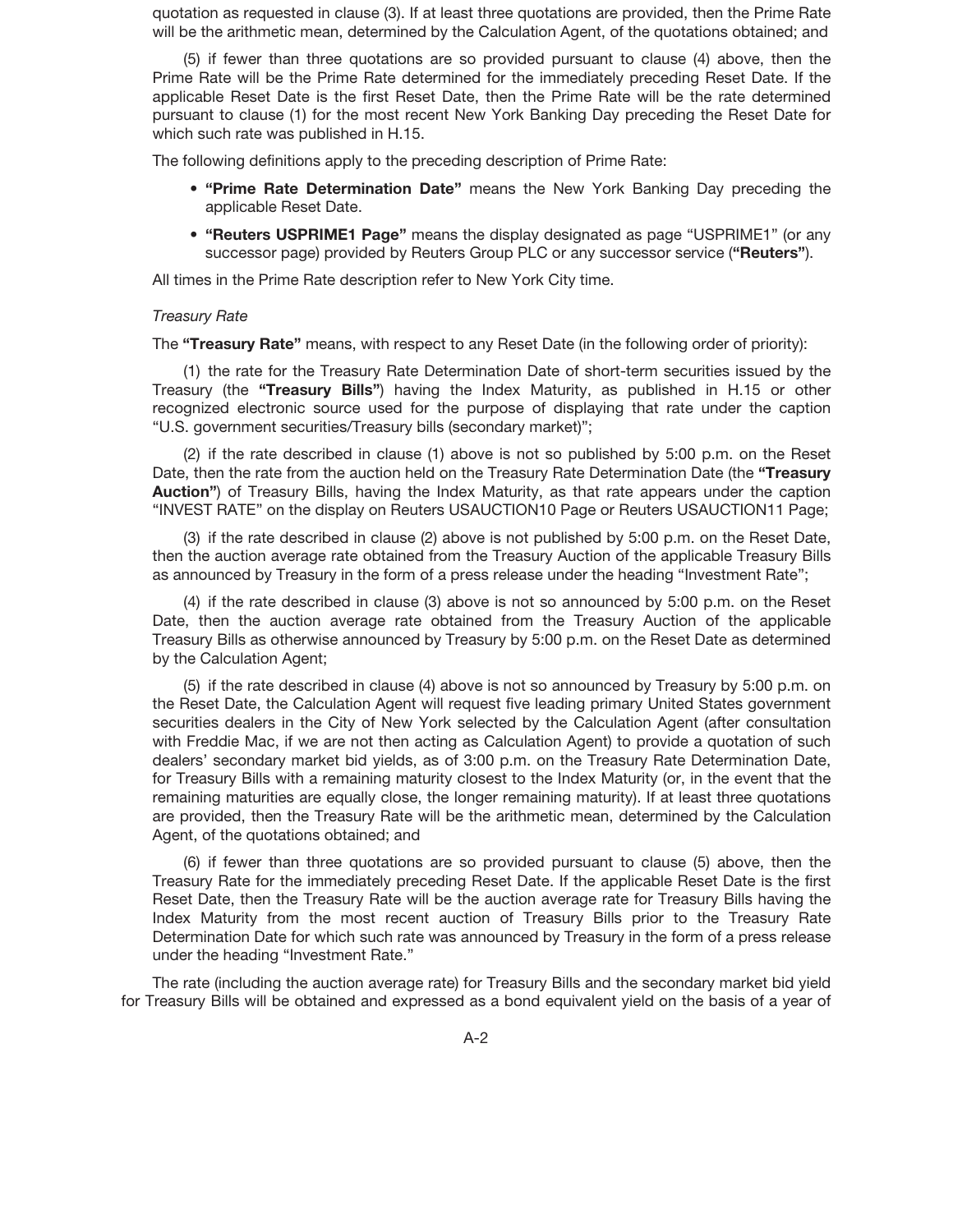quotation as requested in clause (3). If at least three quotations are provided, then the Prime Rate will be the arithmetic mean, determined by the Calculation Agent, of the quotations obtained; and

(5) if fewer than three quotations are so provided pursuant to clause (4) above, then the Prime Rate will be the Prime Rate determined for the immediately preceding Reset Date. If the applicable Reset Date is the first Reset Date, then the Prime Rate will be the rate determined pursuant to clause (1) for the most recent New York Banking Day preceding the Reset Date for which such rate was published in H.15.

The following definitions apply to the preceding description of Prime Rate:

- **"Prime Rate Determination Date"** means the New York Banking Day preceding the applicable Reset Date.
- **"Reuters USPRIME1 Page"** means the display designated as page "USPRIME1" (or any successor page) provided by Reuters Group PLC or any successor service (**"Reuters"**).

All times in the Prime Rate description refer to New York City time.

*Treasury Rate*

The **"Treasury Rate"** means, with respect to any Reset Date (in the following order of priority):

(1) the rate for the Treasury Rate Determination Date of short-term securities issued by the Treasury (the **"Treasury Bills"**) having the Index Maturity, as published in H.15 or other recognized electronic source used for the purpose of displaying that rate under the caption "U.S. government securities/Treasury bills (secondary market)";

(2) if the rate described in clause (1) above is not so published by 5:00 p.m. on the Reset Date, then the rate from the auction held on the Treasury Rate Determination Date (the **"Treasury Auction"**) of Treasury Bills, having the Index Maturity, as that rate appears under the caption "INVEST RATE" on the display on Reuters USAUCTION10 Page or Reuters USAUCTION11 Page;

(3) if the rate described in clause (2) above is not published by 5:00 p.m. on the Reset Date, then the auction average rate obtained from the Treasury Auction of the applicable Treasury Bills as announced by Treasury in the form of a press release under the heading "Investment Rate";

(4) if the rate described in clause (3) above is not so announced by 5:00 p.m. on the Reset Date, then the auction average rate obtained from the Treasury Auction of the applicable Treasury Bills as otherwise announced by Treasury by 5:00 p.m. on the Reset Date as determined by the Calculation Agent;

(5) if the rate described in clause (4) above is not so announced by Treasury by 5:00 p.m. on the Reset Date, the Calculation Agent will request five leading primary United States government securities dealers in the City of New York selected by the Calculation Agent (after consultation with Freddie Mac, if we are not then acting as Calculation Agent) to provide a quotation of such dealers' secondary market bid yields, as of 3:00 p.m. on the Treasury Rate Determination Date, for Treasury Bills with a remaining maturity closest to the Index Maturity (or, in the event that the remaining maturities are equally close, the longer remaining maturity). If at least three quotations are provided, then the Treasury Rate will be the arithmetic mean, determined by the Calculation Agent, of the quotations obtained; and

(6) if fewer than three quotations are so provided pursuant to clause (5) above, then the Treasury Rate for the immediately preceding Reset Date. If the applicable Reset Date is the first Reset Date, then the Treasury Rate will be the auction average rate for Treasury Bills having the Index Maturity from the most recent auction of Treasury Bills prior to the Treasury Rate Determination Date for which such rate was announced by Treasury in the form of a press release under the heading "Investment Rate."

The rate (including the auction average rate) for Treasury Bills and the secondary market bid yield for Treasury Bills will be obtained and expressed as a bond equivalent yield on the basis of a year of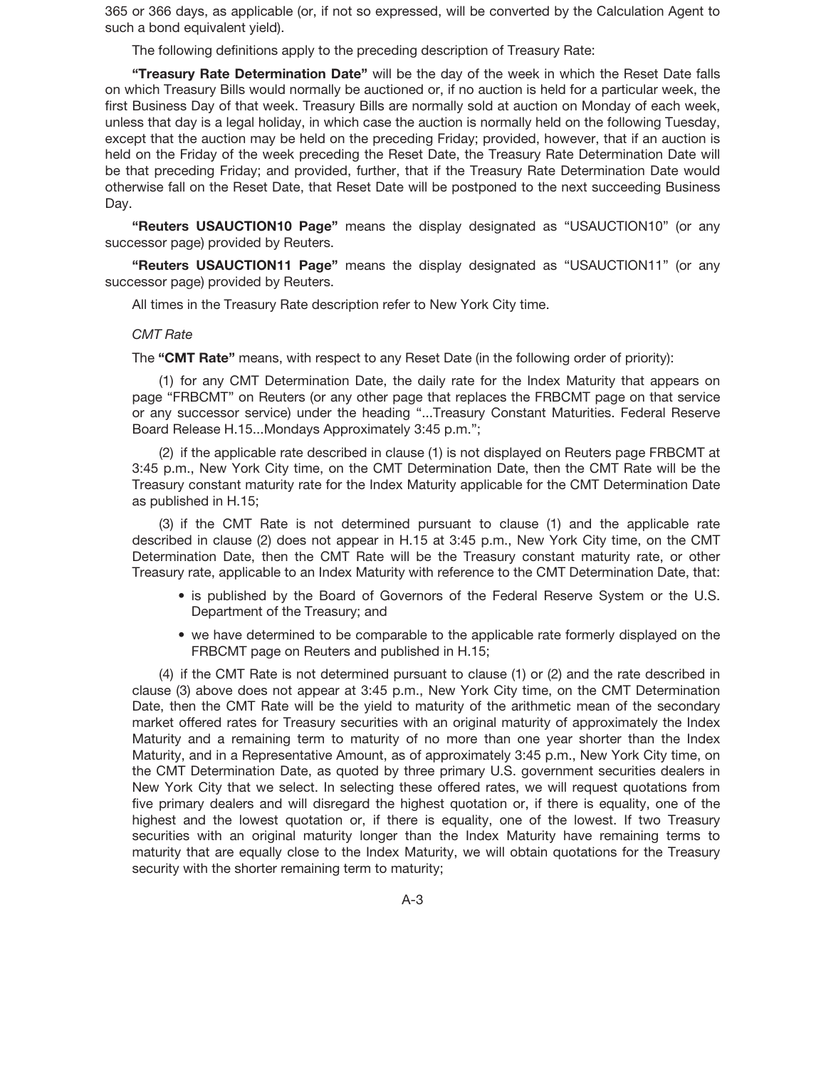365 or 366 days, as applicable (or, if not so expressed, will be converted by the Calculation Agent to such a bond equivalent yield).

The following definitions apply to the preceding description of Treasury Rate:

**"Treasury Rate Determination Date"** will be the day of the week in which the Reset Date falls on which Treasury Bills would normally be auctioned or, if no auction is held for a particular week, the first Business Day of that week. Treasury Bills are normally sold at auction on Monday of each week, unless that day is a legal holiday, in which case the auction is normally held on the following Tuesday, except that the auction may be held on the preceding Friday; provided, however, that if an auction is held on the Friday of the week preceding the Reset Date, the Treasury Rate Determination Date will be that preceding Friday; and provided, further, that if the Treasury Rate Determination Date would otherwise fall on the Reset Date, that Reset Date will be postponed to the next succeeding Business Day.

**"Reuters USAUCTION10 Page"** means the display designated as "USAUCTION10" (or any successor page) provided by Reuters.

**"Reuters USAUCTION11 Page"** means the display designated as "USAUCTION11" (or any successor page) provided by Reuters.

All times in the Treasury Rate description refer to New York City time.

*CMT Rate*

The **"CMT Rate"** means, with respect to any Reset Date (in the following order of priority):

(1) for any CMT Determination Date, the daily rate for the Index Maturity that appears on page "FRBCMT" on Reuters (or any other page that replaces the FRBCMT page on that service or any successor service) under the heading "...Treasury Constant Maturities. Federal Reserve Board Release H.15...Mondays Approximately 3:45 p.m.";

(2) if the applicable rate described in clause (1) is not displayed on Reuters page FRBCMT at 3:45 p.m., New York City time, on the CMT Determination Date, then the CMT Rate will be the Treasury constant maturity rate for the Index Maturity applicable for the CMT Determination Date as published in H.15;

(3) if the CMT Rate is not determined pursuant to clause (1) and the applicable rate described in clause (2) does not appear in H.15 at 3:45 p.m., New York City time, on the CMT Determination Date, then the CMT Rate will be the Treasury constant maturity rate, or other Treasury rate, applicable to an Index Maturity with reference to the CMT Determination Date, that:

- is published by the Board of Governors of the Federal Reserve System or the U.S. Department of the Treasury; and
- we have determined to be comparable to the applicable rate formerly displayed on the FRBCMT page on Reuters and published in H.15;

(4) if the CMT Rate is not determined pursuant to clause (1) or (2) and the rate described in clause (3) above does not appear at 3:45 p.m., New York City time, on the CMT Determination Date, then the CMT Rate will be the yield to maturity of the arithmetic mean of the secondary market offered rates for Treasury securities with an original maturity of approximately the Index Maturity and a remaining term to maturity of no more than one year shorter than the Index Maturity, and in a Representative Amount, as of approximately 3:45 p.m., New York City time, on the CMT Determination Date, as quoted by three primary U.S. government securities dealers in New York City that we select. In selecting these offered rates, we will request quotations from five primary dealers and will disregard the highest quotation or, if there is equality, one of the highest and the lowest quotation or, if there is equality, one of the lowest. If two Treasury securities with an original maturity longer than the Index Maturity have remaining terms to maturity that are equally close to the Index Maturity, we will obtain quotations for the Treasury security with the shorter remaining term to maturity;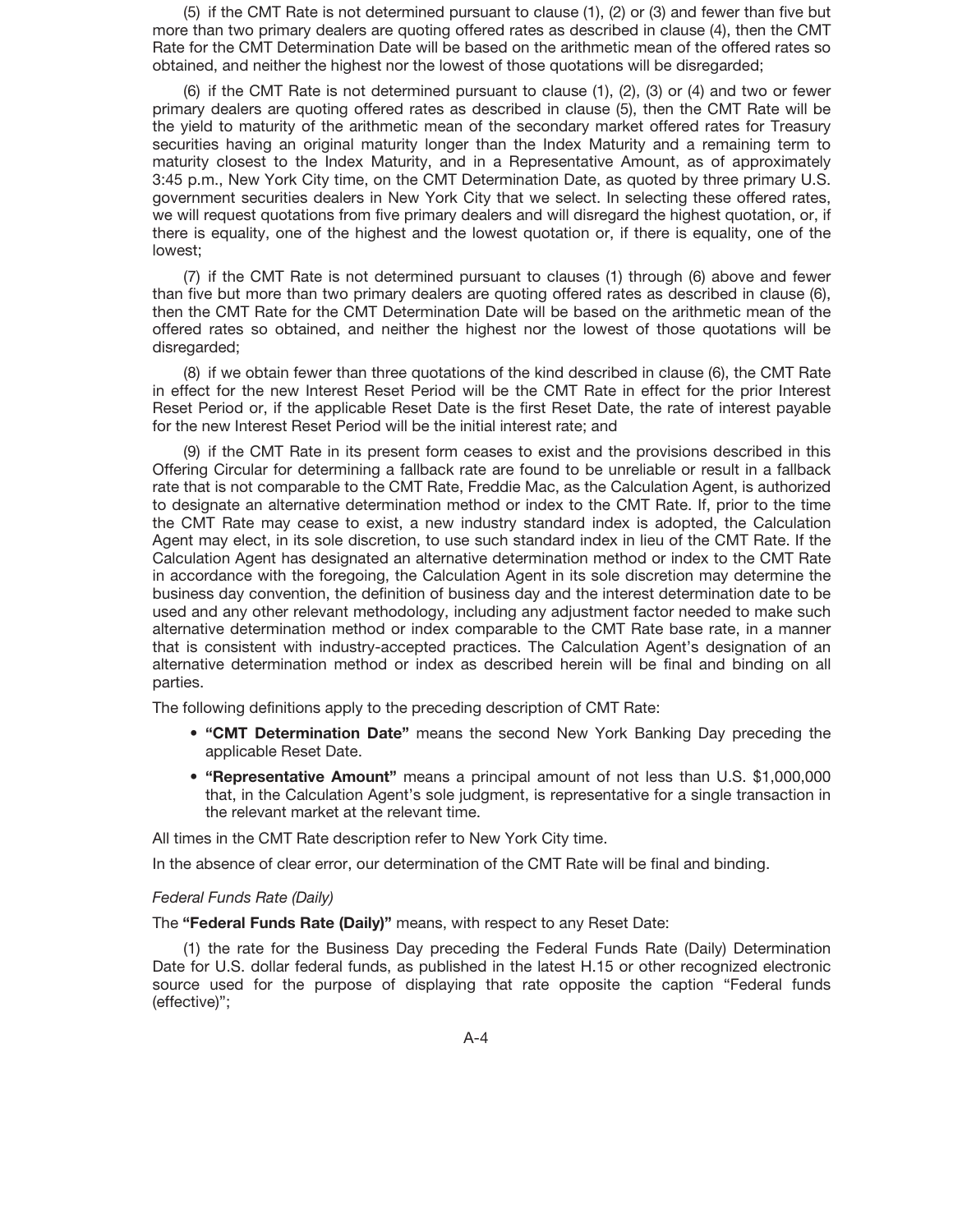(5) if the CMT Rate is not determined pursuant to clause (1), (2) or (3) and fewer than five but more than two primary dealers are quoting offered rates as described in clause (4), then the CMT Rate for the CMT Determination Date will be based on the arithmetic mean of the offered rates so obtained, and neither the highest nor the lowest of those quotations will be disregarded;

(6) if the CMT Rate is not determined pursuant to clause (1), (2), (3) or (4) and two or fewer primary dealers are quoting offered rates as described in clause (5), then the CMT Rate will be the yield to maturity of the arithmetic mean of the secondary market offered rates for Treasury securities having an original maturity longer than the Index Maturity and a remaining term to maturity closest to the Index Maturity, and in a Representative Amount, as of approximately 3:45 p.m., New York City time, on the CMT Determination Date, as quoted by three primary U.S. government securities dealers in New York City that we select. In selecting these offered rates, we will request quotations from five primary dealers and will disregard the highest quotation, or, if there is equality, one of the highest and the lowest quotation or, if there is equality, one of the lowest;

(7) if the CMT Rate is not determined pursuant to clauses (1) through (6) above and fewer than five but more than two primary dealers are quoting offered rates as described in clause (6), then the CMT Rate for the CMT Determination Date will be based on the arithmetic mean of the offered rates so obtained, and neither the highest nor the lowest of those quotations will be disregarded;

(8) if we obtain fewer than three quotations of the kind described in clause (6), the CMT Rate in effect for the new Interest Reset Period will be the CMT Rate in effect for the prior Interest Reset Period or, if the applicable Reset Date is the first Reset Date, the rate of interest payable for the new Interest Reset Period will be the initial interest rate; and

(9) if the CMT Rate in its present form ceases to exist and the provisions described in this Offering Circular for determining a fallback rate are found to be unreliable or result in a fallback rate that is not comparable to the CMT Rate, Freddie Mac, as the Calculation Agent, is authorized to designate an alternative determination method or index to the CMT Rate. If, prior to the time the CMT Rate may cease to exist, a new industry standard index is adopted, the Calculation Agent may elect, in its sole discretion, to use such standard index in lieu of the CMT Rate. If the Calculation Agent has designated an alternative determination method or index to the CMT Rate in accordance with the foregoing, the Calculation Agent in its sole discretion may determine the business day convention, the definition of business day and the interest determination date to be used and any other relevant methodology, including any adjustment factor needed to make such alternative determination method or index comparable to the CMT Rate base rate, in a manner that is consistent with industry-accepted practices. The Calculation Agent's designation of an alternative determination method or index as described herein will be final and binding on all parties.

The following definitions apply to the preceding description of CMT Rate:

- **"CMT Determination Date"** means the second New York Banking Day preceding the applicable Reset Date.
- **"Representative Amount"** means a principal amount of not less than U.S. $1,000,000 that, in the Calculation Agent's sole judgment, is representative for a single transaction in the relevant market at the relevant time.

All times in the CMT Rate description refer to New York City time.

In the absence of clear error, our determination of the CMT Rate will be final and binding.

*Federal Funds Rate (Daily)*

The **"Federal Funds Rate (Daily)"** means, with respect to any Reset Date:

(1) the rate for the Business Day preceding the Federal Funds Rate (Daily) Determination Date for U.S. dollar federal funds, as published in the latest H.15 or other recognized electronic source used for the purpose of displaying that rate opposite the caption "Federal funds (effective)";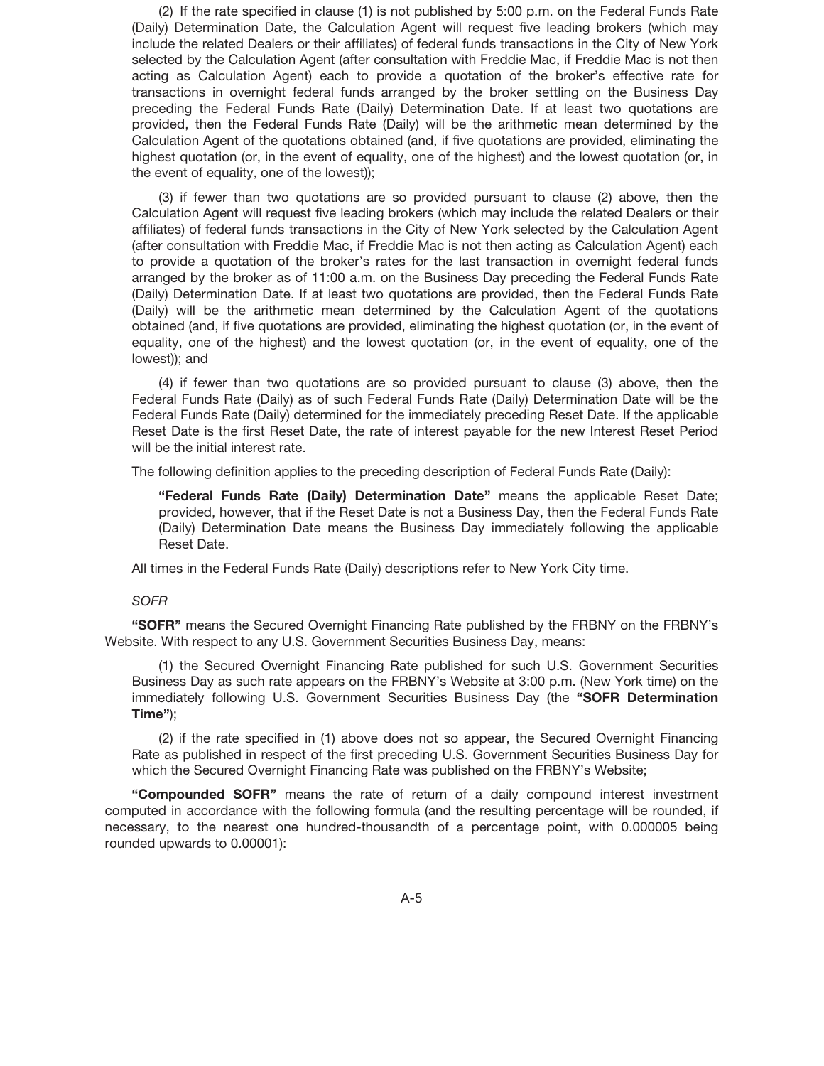(2) If the rate specified in clause (1) is not published by 5:00 p.m. on the Federal Funds Rate (Daily) Determination Date, the Calculation Agent will request five leading brokers (which may include the related Dealers or their affiliates) of federal funds transactions in the City of New York selected by the Calculation Agent (after consultation with Freddie Mac, if Freddie Mac is not then acting as Calculation Agent) each to provide a quotation of the broker's effective rate for transactions in overnight federal funds arranged by the broker settling on the Business Day preceding the Federal Funds Rate (Daily) Determination Date. If at least two quotations are provided, then the Federal Funds Rate (Daily) will be the arithmetic mean determined by the Calculation Agent of the quotations obtained (and, if five quotations are provided, eliminating the highest quotation (or, in the event of equality, one of the highest) and the lowest quotation (or, in the event of equality, one of the lowest));

(3) if fewer than two quotations are so provided pursuant to clause (2) above, then the Calculation Agent will request five leading brokers (which may include the related Dealers or their affiliates) of federal funds transactions in the City of New York selected by the Calculation Agent (after consultation with Freddie Mac, if Freddie Mac is not then acting as Calculation Agent) each to provide a quotation of the broker's rates for the last transaction in overnight federal funds arranged by the broker as of 11:00 a.m. on the Business Day preceding the Federal Funds Rate (Daily) Determination Date. If at least two quotations are provided, then the Federal Funds Rate (Daily) will be the arithmetic mean determined by the Calculation Agent of the quotations obtained (and, if five quotations are provided, eliminating the highest quotation (or, in the event of equality, one of the highest) and the lowest quotation (or, in the event of equality, one of the lowest)); and

(4) if fewer than two quotations are so provided pursuant to clause (3) above, then the Federal Funds Rate (Daily) as of such Federal Funds Rate (Daily) Determination Date will be the Federal Funds Rate (Daily) determined for the immediately preceding Reset Date. If the applicable Reset Date is the first Reset Date, the rate of interest payable for the new Interest Reset Period will be the initial interest rate.

The following definition applies to the preceding description of Federal Funds Rate (Daily):

**"Federal Funds Rate (Daily) Determination Date"** means the applicable Reset Date; provided, however, that if the Reset Date is not a Business Day, then the Federal Funds Rate (Daily) Determination Date means the Business Day immediately following the applicable Reset Date.

All times in the Federal Funds Rate (Daily) descriptions refer to New York City time.

*SOFR*

**"SOFR"** means the Secured Overnight Financing Rate published by the FRBNY on the FRBNY's Website. With respect to any U.S. Government Securities Business Day, means:

(1) the Secured Overnight Financing Rate published for such U.S. Government Securities Business Day as such rate appears on the FRBNY's Website at 3:00 p.m. (New York time) on the immediately following U.S. Government Securities Business Day (the **"SOFR Determination Time"**);

(2) if the rate specified in (1) above does not so appear, the Secured Overnight Financing Rate as published in respect of the first preceding U.S. Government Securities Business Day for which the Secured Overnight Financing Rate was published on the FRBNY's Website;

**"Compounded SOFR"** means the rate of return of a daily compound interest investment computed in accordance with the following formula (and the resulting percentage will be rounded, if necessary, to the nearest one hundred-thousandth of a percentage point, with 0.000005 being rounded upwards to 0.00001):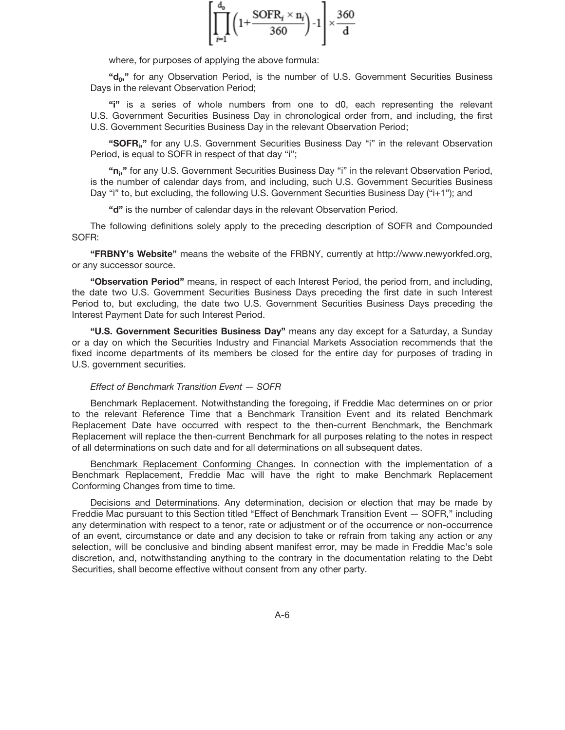$$\left[\prod_{i=1}^{d_0}\left(1+\frac{SOFR_i \times n_i}{360}\right)-1\right]\times\frac{360}{d}$$

where, for purposes of applying the above formula:

**"$d_0$,"** for any Observation Period, is the number of U.S. Government Securities Business Days in the relevant Observation Period;

**"i"** is a series of whole numbers from one to d0, each representing the relevant U.S. Government Securities Business Day in chronological order from, and including, the first U.S. Government Securities Business Day in the relevant Observation Period;

**"$SOFR_i$,"** for any U.S. Government Securities Business Day "i" in the relevant Observation Period, is equal to SOFR in respect of that day "i";

**"$n_i$,"** for any U.S. Government Securities Business Day "i" in the relevant Observation Period, is the number of calendar days from, and including, such U.S. Government Securities Business Day "i" to, but excluding, the following U.S. Government Securities Business Day ("i+1"); and

**"d"** is the number of calendar days in the relevant Observation Period.

The following definitions solely apply to the preceding description of SOFR and Compounded SOFR:

**"FRBNY's Website"** means the website of the FRBNY, currently at http://www.newyorkfed.org, or any successor source.

**"Observation Period"** means, in respect of each Interest Period, the period from, and including, the date two U.S. Government Securities Business Days preceding the first date in such Interest Period to, but excluding, the date two U.S. Government Securities Business Days preceding the Interest Payment Date for such Interest Period.

**"U.S. Government Securities Business Day"** means any day except for a Saturday, a Sunday or a day on which the Securities Industry and Financial Markets Association recommends that the fixed income departments of its members be closed for the entire day for purposes of trading in U.S. government securities.

*Effect of Benchmark Transition Event — SOFR*

Benchmark Replacement. Notwithstanding the foregoing, if Freddie Mac determines on or prior to the relevant Reference Time that a Benchmark Transition Event and its related Benchmark Replacement Date have occurred with respect to the then-current Benchmark, the Benchmark Replacement will replace the then-current Benchmark for all purposes relating to the notes in respect of all determinations on such date and for all determinations on all subsequent dates.

Benchmark Replacement Conforming Changes. In connection with the implementation of a Benchmark Replacement, Freddie Mac will have the right to make Benchmark Replacement Conforming Changes from time to time.

Decisions and Determinations. Any determination, decision or election that may be made by Freddie Mac pursuant to this Section titled "Effect of Benchmark Transition Event — SOFR," including any determination with respect to a tenor, rate or adjustment or of the occurrence or non-occurrence of an event, circumstance or date and any decision to take or refrain from taking any action or any selection, will be conclusive and binding absent manifest error, may be made in Freddie Mac's sole discretion, and, notwithstanding anything to the contrary in the documentation relating to the Debt Securities, shall become effective without consent from any other party.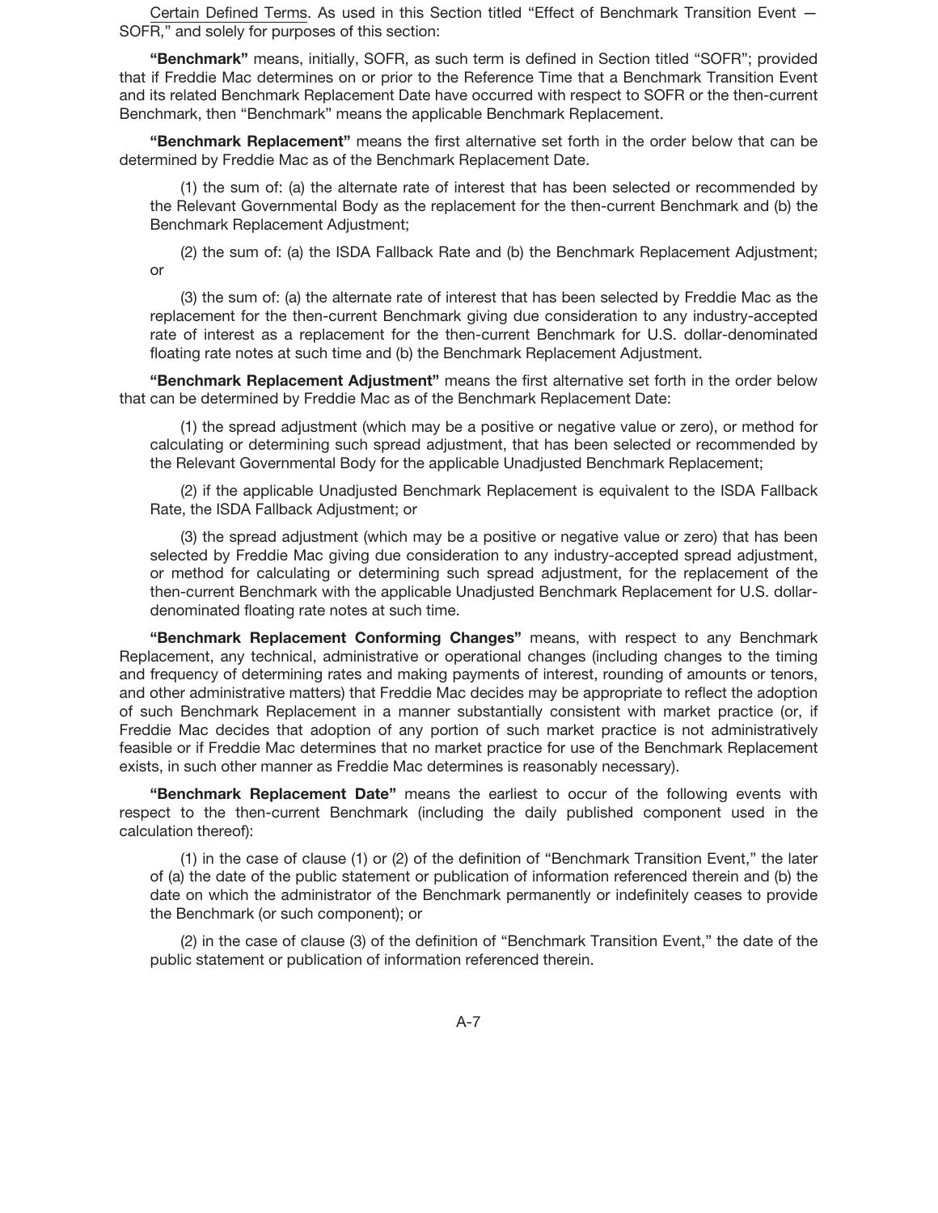Certain Defined Terms. As used in this Section titled "Effect of Benchmark Transition Event — SOFR," and solely for purposes of this section:

**"Benchmark"** means, initially, SOFR, as such term is defined in Section titled "SOFR"; provided that if Freddie Mac determines on or prior to the Reference Time that a Benchmark Transition Event and its related Benchmark Replacement Date have occurred with respect to SOFR or the then-current Benchmark, then "Benchmark" means the applicable Benchmark Replacement.

**"Benchmark Replacement"** means the first alternative set forth in the order below that can be determined by Freddie Mac as of the Benchmark Replacement Date.

(1) the sum of: (a) the alternate rate of interest that has been selected or recommended by the Relevant Governmental Body as the replacement for the then-current Benchmark and (b) the Benchmark Replacement Adjustment;

(2) the sum of: (a) the ISDA Fallback Rate and (b) the Benchmark Replacement Adjustment; or

(3) the sum of: (a) the alternate rate of interest that has been selected by Freddie Mac as the replacement for the then-current Benchmark giving due consideration to any industry-accepted rate of interest as a replacement for the then-current Benchmark for U.S. dollar-denominated floating rate notes at such time and (b) the Benchmark Replacement Adjustment.

**"Benchmark Replacement Adjustment"** means the first alternative set forth in the order below that can be determined by Freddie Mac as of the Benchmark Replacement Date:

(1) the spread adjustment (which may be a positive or negative value or zero), or method for calculating or determining such spread adjustment, that has been selected or recommended by the Relevant Governmental Body for the applicable Unadjusted Benchmark Replacement;

(2) if the applicable Unadjusted Benchmark Replacement is equivalent to the ISDA Fallback Rate, the ISDA Fallback Adjustment; or

(3) the spread adjustment (which may be a positive or negative value or zero) that has been selected by Freddie Mac giving due consideration to any industry-accepted spread adjustment, or method for calculating or determining such spread adjustment, for the replacement of the then-current Benchmark with the applicable Unadjusted Benchmark Replacement for U.S. dollar-denominated floating rate notes at such time.

**"Benchmark Replacement Conforming Changes"** means, with respect to any Benchmark Replacement, any technical, administrative or operational changes (including changes to the timing and frequency of determining rates and making payments of interest, rounding of amounts or tenors, and other administrative matters) that Freddie Mac decides may be appropriate to reflect the adoption of such Benchmark Replacement in a manner substantially consistent with market practice (or, if Freddie Mac decides that adoption of any portion of such market practice is not administratively feasible or if Freddie Mac determines that no market practice for use of the Benchmark Replacement exists, in such other manner as Freddie Mac determines is reasonably necessary).

**"Benchmark Replacement Date"** means the earliest to occur of the following events with respect to the then-current Benchmark (including the daily published component used in the calculation thereof):

(1) in the case of clause (1) or (2) of the definition of "Benchmark Transition Event," the later of (a) the date of the public statement or publication of information referenced therein and (b) the date on which the administrator of the Benchmark permanently or indefinitely ceases to provide the Benchmark (or such component); or

(2) in the case of clause (3) of the definition of "Benchmark Transition Event," the date of the public statement or publication of information referenced therein.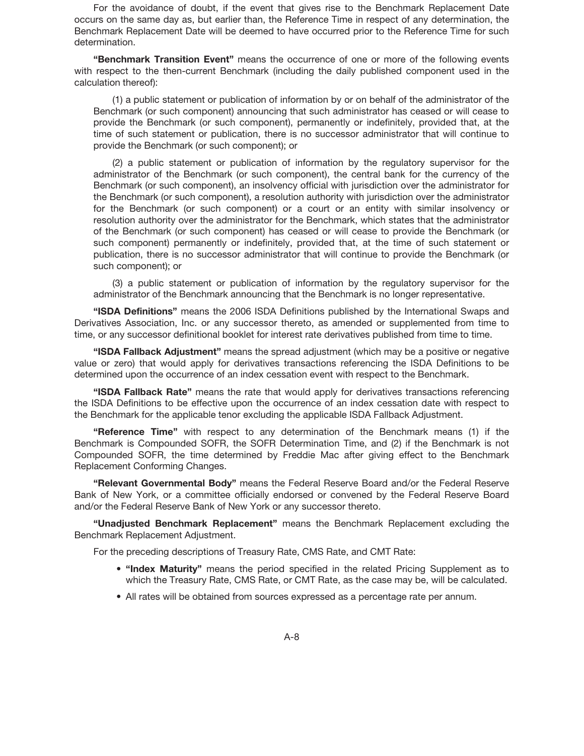For the avoidance of doubt, if the event that gives rise to the Benchmark Replacement Date occurs on the same day as, but earlier than, the Reference Time in respect of any determination, the Benchmark Replacement Date will be deemed to have occurred prior to the Reference Time for such determination.

**"Benchmark Transition Event"** means the occurrence of one or more of the following events with respect to the then-current Benchmark (including the daily published component used in the calculation thereof):

(1) a public statement or publication of information by or on behalf of the administrator of the Benchmark (or such component) announcing that such administrator has ceased or will cease to provide the Benchmark (or such component), permanently or indefinitely, provided that, at the time of such statement or publication, there is no successor administrator that will continue to provide the Benchmark (or such component); or

(2) a public statement or publication of information by the regulatory supervisor for the administrator of the Benchmark (or such component), the central bank for the currency of the Benchmark (or such component), an insolvency official with jurisdiction over the administrator for the Benchmark (or such component), a resolution authority with jurisdiction over the administrator for the Benchmark (or such component) or a court or an entity with similar insolvency or resolution authority over the administrator for the Benchmark, which states that the administrator of the Benchmark (or such component) has ceased or will cease to provide the Benchmark (or such component) permanently or indefinitely, provided that, at the time of such statement or publication, there is no successor administrator that will continue to provide the Benchmark (or such component); or

(3) a public statement or publication of information by the regulatory supervisor for the administrator of the Benchmark announcing that the Benchmark is no longer representative.

**"ISDA Definitions"** means the 2006 ISDA Definitions published by the International Swaps and Derivatives Association, Inc. or any successor thereto, as amended or supplemented from time to time, or any successor definitional booklet for interest rate derivatives published from time to time.

**"ISDA Fallback Adjustment"** means the spread adjustment (which may be a positive or negative value or zero) that would apply for derivatives transactions referencing the ISDA Definitions to be determined upon the occurrence of an index cessation event with respect to the Benchmark.

**"ISDA Fallback Rate"** means the rate that would apply for derivatives transactions referencing the ISDA Definitions to be effective upon the occurrence of an index cessation date with respect to the Benchmark for the applicable tenor excluding the applicable ISDA Fallback Adjustment.

**"Reference Time"** with respect to any determination of the Benchmark means (1) if the Benchmark is Compounded SOFR, the SOFR Determination Time, and (2) if the Benchmark is not Compounded SOFR, the time determined by Freddie Mac after giving effect to the Benchmark Replacement Conforming Changes.

**"Relevant Governmental Body"** means the Federal Reserve Board and/or the Federal Reserve Bank of New York, or a committee officially endorsed or convened by the Federal Reserve Board and/or the Federal Reserve Bank of New York or any successor thereto.

**"Unadjusted Benchmark Replacement"** means the Benchmark Replacement excluding the Benchmark Replacement Adjustment.

For the preceding descriptions of Treasury Rate, CMS Rate, and CMT Rate:

- **"Index Maturity"** means the period specified in the related Pricing Supplement as to which the Treasury Rate, CMS Rate, or CMT Rate, as the case may be, will be calculated.
- All rates will be obtained from sources expressed as a percentage rate per annum.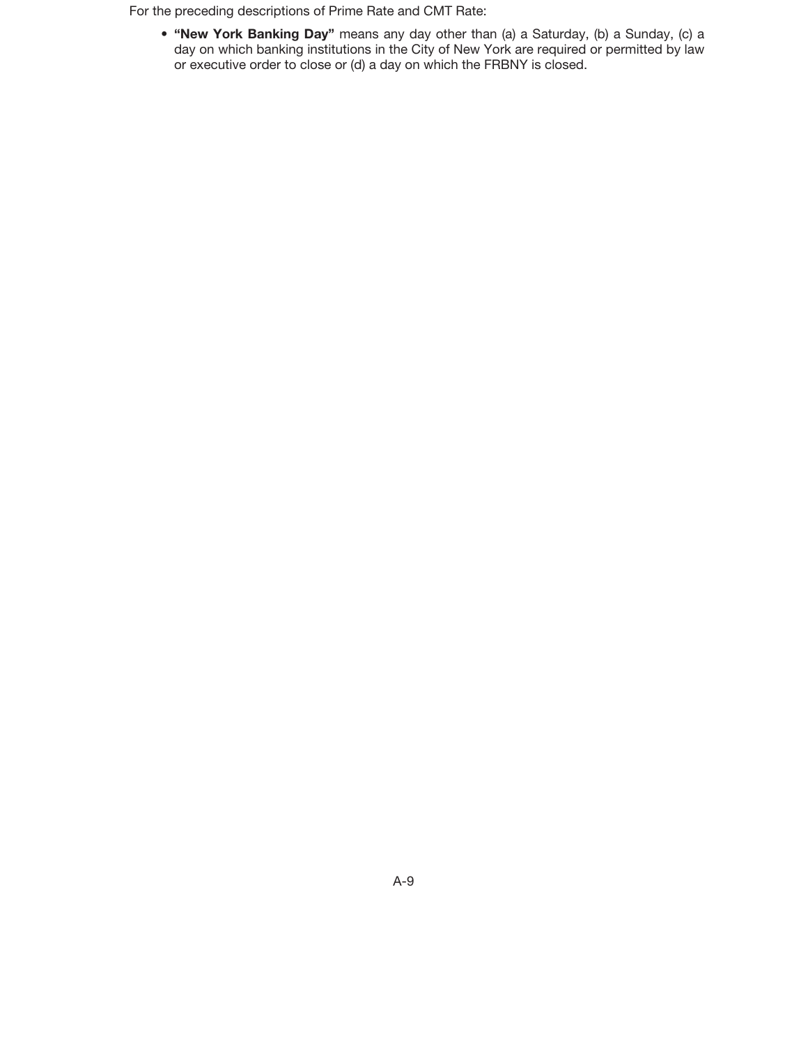For the preceding descriptions of Prime Rate and CMT Rate:

- **"New York Banking Day"** means any day other than (a) a Saturday, (b) a Sunday, (c) a day on which banking institutions in the City of New York are required or permitted by law or executive order to close or (d) a day on which the FRBNY is closed.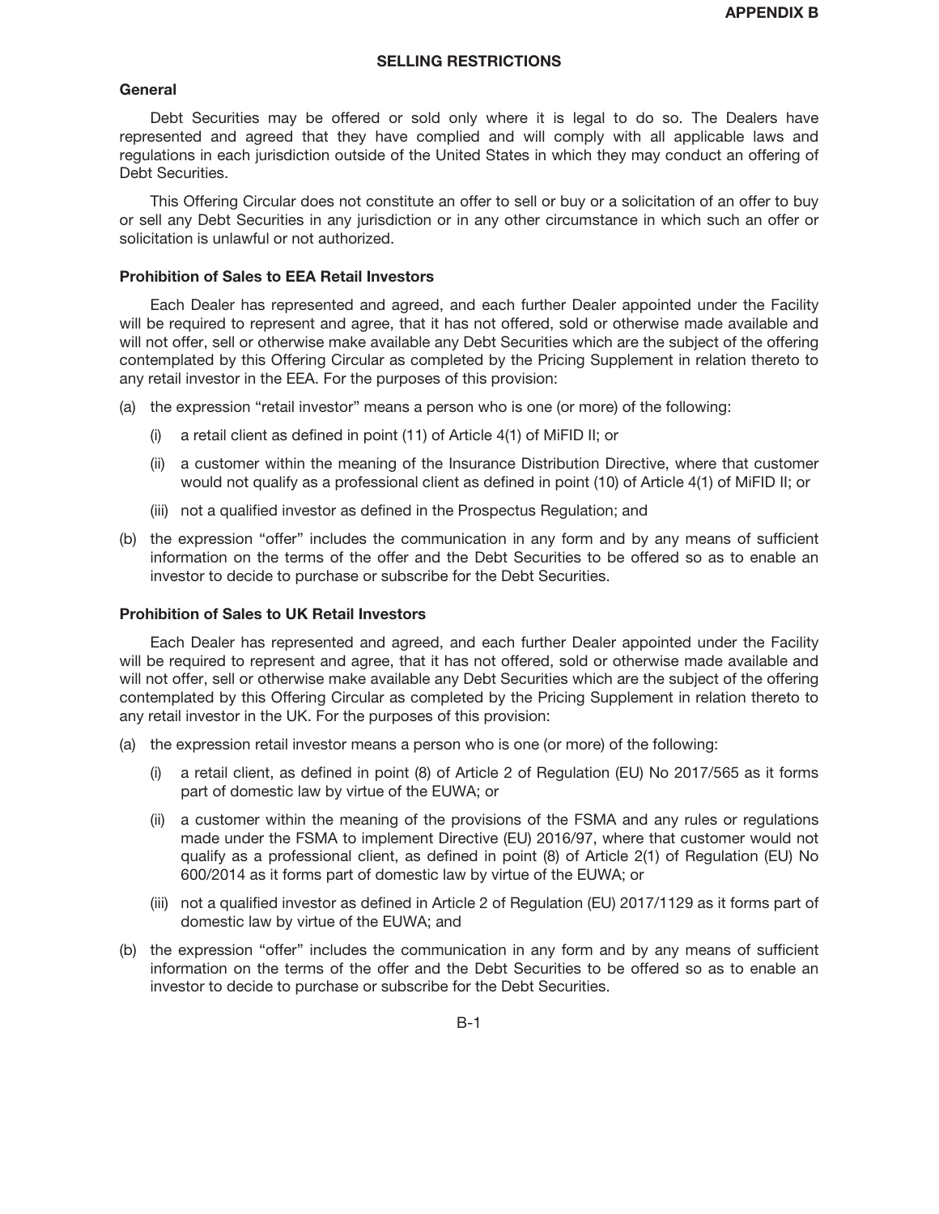# APPENDIX B

## SELLING RESTRICTIONS

### General

Debt Securities may be offered or sold only where it is legal to do so. The Dealers have represented and agreed that they have complied and will comply with all applicable laws and regulations in each jurisdiction outside of the United States in which they may conduct an offering of Debt Securities.

This Offering Circular does not constitute an offer to sell or buy or a solicitation of an offer to buy or sell any Debt Securities in any jurisdiction or in any other circumstance in which such an offer or solicitation is unlawful or not authorized.

### Prohibition of Sales to EEA Retail Investors

Each Dealer has represented and agreed, and each further Dealer appointed under the Facility will be required to represent and agree, that it has not offered, sold or otherwise made available and will not offer, sell or otherwise make available any Debt Securities which are the subject of the offering contemplated by this Offering Circular as completed by the Pricing Supplement in relation thereto to any retail investor in the EEA. For the purposes of this provision:

(a) the expression "retail investor" means a person who is one (or more) of the following:

   (i) a retail client as defined in point (11) of Article 4(1) of MiFID II; or

   (ii) a customer within the meaning of the Insurance Distribution Directive, where that customer would not qualify as a professional client as defined in point (10) of Article 4(1) of MiFID II; or

   (iii) not a qualified investor as defined in the Prospectus Regulation; and

(b) the expression "offer" includes the communication in any form and by any means of sufficient information on the terms of the offer and the Debt Securities to be offered so as to enable an investor to decide to purchase or subscribe for the Debt Securities.

### Prohibition of Sales to UK Retail Investors

Each Dealer has represented and agreed, and each further Dealer appointed under the Facility will be required to represent and agree, that it has not offered, sold or otherwise made available and will not offer, sell or otherwise make available any Debt Securities which are the subject of the offering contemplated by this Offering Circular as completed by the Pricing Supplement in relation thereto to any retail investor in the UK. For the purposes of this provision:

(a) the expression retail investor means a person who is one (or more) of the following:

   (i) a retail client, as defined in point (8) of Article 2 of Regulation (EU) No 2017/565 as it forms part of domestic law by virtue of the EUWA; or

   (ii) a customer within the meaning of the provisions of the FSMA and any rules or regulations made under the FSMA to implement Directive (EU) 2016/97, where that customer would not qualify as a professional client, as defined in point (8) of Article 2(1) of Regulation (EU) No 600/2014 as it forms part of domestic law by virtue of the EUWA; or

   (iii) not a qualified investor as defined in Article 2 of Regulation (EU) 2017/1129 as it forms part of domestic law by virtue of the EUWA; and

(b) the expression "offer" includes the communication in any form and by any means of sufficient information on the terms of the offer and the Debt Securities to be offered so as to enable an investor to decide to purchase or subscribe for the Debt Securities.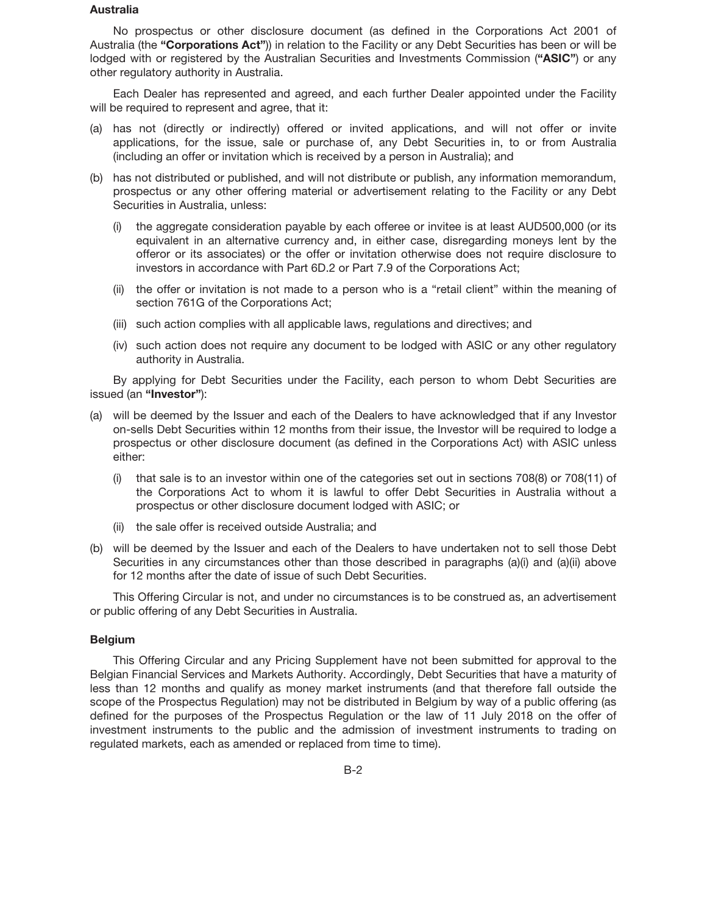**Australia**

No prospectus or other disclosure document (as defined in the Corporations Act 2001 of Australia (the **"Corporations Act"**)) in relation to the Facility or any Debt Securities has been or will be lodged with or registered by the Australian Securities and Investments Commission (**"ASIC"**) or any other regulatory authority in Australia.

Each Dealer has represented and agreed, and each further Dealer appointed under the Facility will be required to represent and agree, that it:

(a) has not (directly or indirectly) offered or invited applications, and will not offer or invite applications, for the issue, sale or purchase of, any Debt Securities in, to or from Australia (including an offer or invitation which is received by a person in Australia); and

(b) has not distributed or published, and will not distribute or publish, any information memorandum, prospectus or any other offering material or advertisement relating to the Facility or any Debt Securities in Australia, unless:

   (i) the aggregate consideration payable by each offeree or invitee is at least AUD500,000 (or its equivalent in an alternative currency and, in either case, disregarding moneys lent by the offeror or its associates) or the offer or invitation otherwise does not require disclosure to investors in accordance with Part 6D.2 or Part 7.9 of the Corporations Act;

   (ii) the offer or invitation is not made to a person who is a "retail client" within the meaning of section 761G of the Corporations Act;

   (iii) such action complies with all applicable laws, regulations and directives; and

   (iv) such action does not require any document to be lodged with ASIC or any other regulatory authority in Australia.

By applying for Debt Securities under the Facility, each person to whom Debt Securities are issued (an **"Investor"**):

(a) will be deemed by the Issuer and each of the Dealers to have acknowledged that if any Investor on-sells Debt Securities within 12 months from their issue, the Investor will be required to lodge a prospectus or other disclosure document (as defined in the Corporations Act) with ASIC unless either:

   (i) that sale is to an investor within one of the categories set out in sections 708(8) or 708(11) of the Corporations Act to whom it is lawful to offer Debt Securities in Australia without a prospectus or other disclosure document lodged with ASIC; or

   (ii) the sale offer is received outside Australia; and

(b) will be deemed by the Issuer and each of the Dealers to have undertaken not to sell those Debt Securities in any circumstances other than those described in paragraphs (a)(i) and (a)(ii) above for 12 months after the date of issue of such Debt Securities.

This Offering Circular is not, and under no circumstances is to be construed as, an advertisement or public offering of any Debt Securities in Australia.

**Belgium**

This Offering Circular and any Pricing Supplement have not been submitted for approval to the Belgian Financial Services and Markets Authority. Accordingly, Debt Securities that have a maturity of less than 12 months and qualify as money market instruments (and that therefore fall outside the scope of the Prospectus Regulation) may not be distributed in Belgium by way of a public offering (as defined for the purposes of the Prospectus Regulation or the law of 11 July 2018 on the offer of investment instruments to the public and the admission of investment instruments to trading on regulated markets, each as amended or replaced from time to time).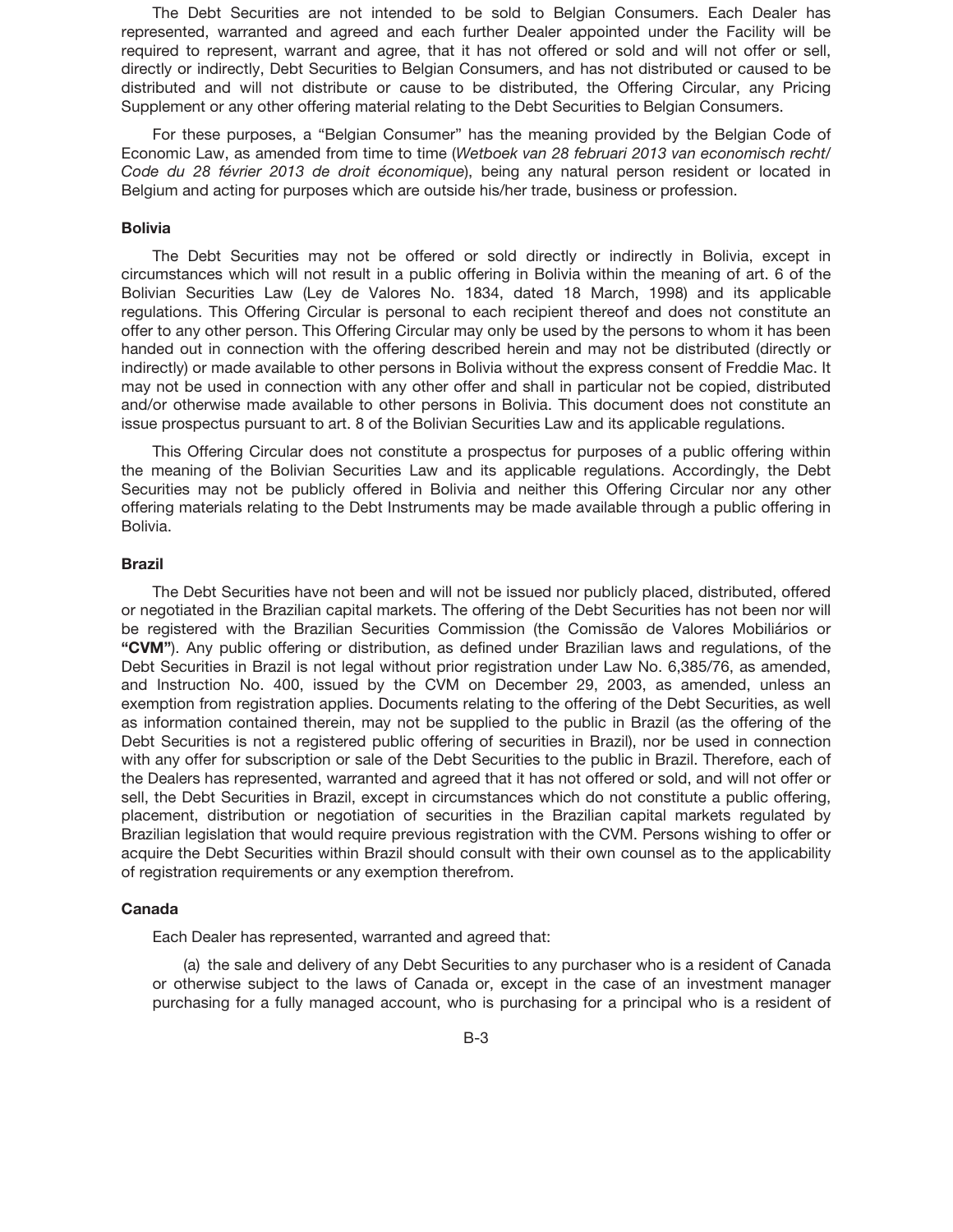The Debt Securities are not intended to be sold to Belgian Consumers. Each Dealer has represented, warranted and agreed and each further Dealer appointed under the Facility will be required to represent, warrant and agree, that it has not offered or sold and will not offer or sell, directly or indirectly, Debt Securities to Belgian Consumers, and has not distributed or caused to be distributed and will not distribute or cause to be distributed, the Offering Circular, any Pricing Supplement or any other offering material relating to the Debt Securities to Belgian Consumers.

For these purposes, a "Belgian Consumer" has the meaning provided by the Belgian Code of Economic Law, as amended from time to time (*Wetboek van 28 februari 2013 van economisch recht/ Code du 28 février 2013 de droit économique*), being any natural person resident or located in Belgium and acting for purposes which are outside his/her trade, business or profession.

### Bolivia

The Debt Securities may not be offered or sold directly or indirectly in Bolivia, except in circumstances which will not result in a public offering in Bolivia within the meaning of art. 6 of the Bolivian Securities Law (Ley de Valores No. 1834, dated 18 March, 1998) and its applicable regulations. This Offering Circular is personal to each recipient thereof and does not constitute an offer to any other person. This Offering Circular may only be used by the persons to whom it has been handed out in connection with the offering described herein and may not be distributed (directly or indirectly) or made available to other persons in Bolivia without the express consent of Freddie Mac. It may not be used in connection with any other offer and shall in particular not be copied, distributed and/or otherwise made available to other persons in Bolivia. This document does not constitute an issue prospectus pursuant to art. 8 of the Bolivian Securities Law and its applicable regulations.

This Offering Circular does not constitute a prospectus for purposes of a public offering within the meaning of the Bolivian Securities Law and its applicable regulations. Accordingly, the Debt Securities may not be publicly offered in Bolivia and neither this Offering Circular nor any other offering materials relating to the Debt Instruments may be made available through a public offering in Bolivia.

### Brazil

The Debt Securities have not been and will not be issued nor publicly placed, distributed, offered or negotiated in the Brazilian capital markets. The offering of the Debt Securities has not been nor will be registered with the Brazilian Securities Commission (the Comissão de Valores Mobiliários or **"CVM"**). Any public offering or distribution, as defined under Brazilian laws and regulations, of the Debt Securities in Brazil is not legal without prior registration under Law No. 6,385/76, as amended, and Instruction No. 400, issued by the CVM on December 29, 2003, as amended, unless an exemption from registration applies. Documents relating to the offering of the Debt Securities, as well as information contained therein, may not be supplied to the public in Brazil (as the offering of the Debt Securities is not a registered public offering of securities in Brazil), nor be used in connection with any offer for subscription or sale of the Debt Securities to the public in Brazil. Therefore, each of the Dealers has represented, warranted and agreed that it has not offered or sold, and will not offer or sell, the Debt Securities in Brazil, except in circumstances which do not constitute a public offering, placement, distribution or negotiation of securities in the Brazilian capital markets regulated by Brazilian legislation that would require previous registration with the CVM. Persons wishing to offer or acquire the Debt Securities within Brazil should consult with their own counsel as to the applicability of registration requirements or any exemption therefrom.

### Canada

Each Dealer has represented, warranted and agreed that:

(a) the sale and delivery of any Debt Securities to any purchaser who is a resident of Canada or otherwise subject to the laws of Canada or, except in the case of an investment manager purchasing for a fully managed account, who is purchasing for a principal who is a resident of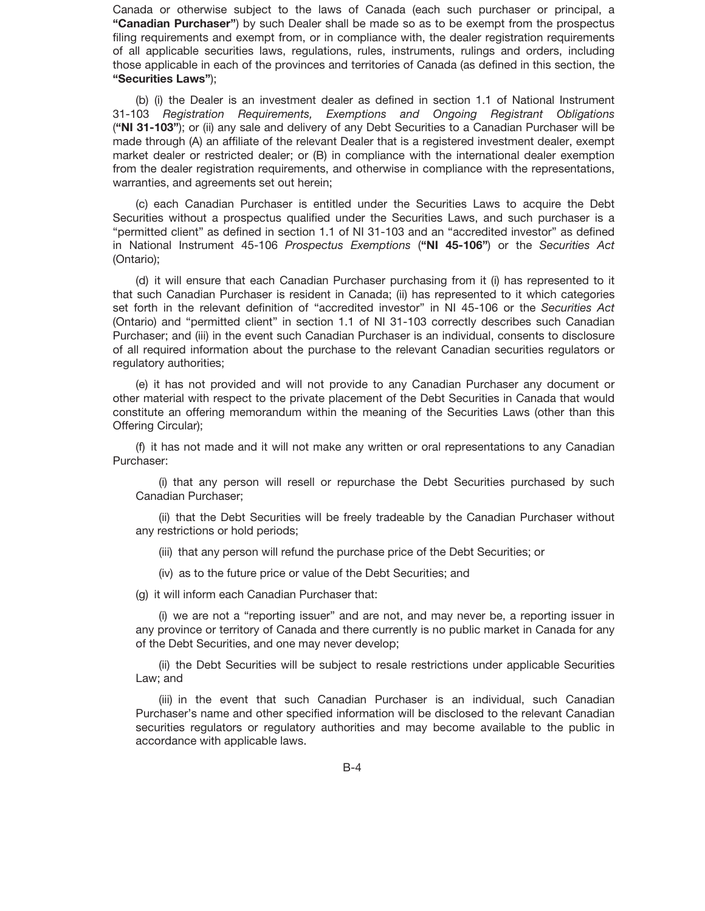Canada or otherwise subject to the laws of Canada (each such purchaser or principal, a **"Canadian Purchaser"**) by such Dealer shall be made so as to be exempt from the prospectus filing requirements and exempt from, or in compliance with, the dealer registration requirements of all applicable securities laws, regulations, rules, instruments, rulings and orders, including those applicable in each of the provinces and territories of Canada (as defined in this section, the **"Securities Laws"**);

(b) (i) the Dealer is an investment dealer as defined in section 1.1 of National Instrument 31-103 *Registration Requirements, Exemptions and Ongoing Registrant Obligations* (**"NI 31-103"**); or (ii) any sale and delivery of any Debt Securities to a Canadian Purchaser will be made through (A) an affiliate of the relevant Dealer that is a registered investment dealer, exempt market dealer or restricted dealer; or (B) in compliance with the international dealer exemption from the dealer registration requirements, and otherwise in compliance with the representations, warranties, and agreements set out herein;

(c) each Canadian Purchaser is entitled under the Securities Laws to acquire the Debt Securities without a prospectus qualified under the Securities Laws, and such purchaser is a "permitted client" as defined in section 1.1 of NI 31-103 and an "accredited investor" as defined in National Instrument 45-106 *Prospectus Exemptions* (**"NI 45-106"**) or the *Securities Act* (Ontario);

(d) it will ensure that each Canadian Purchaser purchasing from it (i) has represented to it that such Canadian Purchaser is resident in Canada; (ii) has represented to it which categories set forth in the relevant definition of "accredited investor" in NI 45-106 or the *Securities Act* (Ontario) and "permitted client" in section 1.1 of NI 31-103 correctly describes such Canadian Purchaser; and (iii) in the event such Canadian Purchaser is an individual, consents to disclosure of all required information about the purchase to the relevant Canadian securities regulators or regulatory authorities;

(e) it has not provided and will not provide to any Canadian Purchaser any document or other material with respect to the private placement of the Debt Securities in Canada that would constitute an offering memorandum within the meaning of the Securities Laws (other than this Offering Circular);

(f) it has not made and it will not make any written or oral representations to any Canadian Purchaser:

(i) that any person will resell or repurchase the Debt Securities purchased by such Canadian Purchaser;

(ii) that the Debt Securities will be freely tradeable by the Canadian Purchaser without any restrictions or hold periods;

(iii) that any person will refund the purchase price of the Debt Securities; or

(iv) as to the future price or value of the Debt Securities; and

(g) it will inform each Canadian Purchaser that:

(i) we are not a "reporting issuer" and are not, and may never be, a reporting issuer in any province or territory of Canada and there currently is no public market in Canada for any of the Debt Securities, and one may never develop;

(ii) the Debt Securities will be subject to resale restrictions under applicable Securities Law; and

(iii) in the event that such Canadian Purchaser is an individual, such Canadian Purchaser's name and other specified information will be disclosed to the relevant Canadian securities regulators or regulatory authorities and may become available to the public in accordance with applicable laws.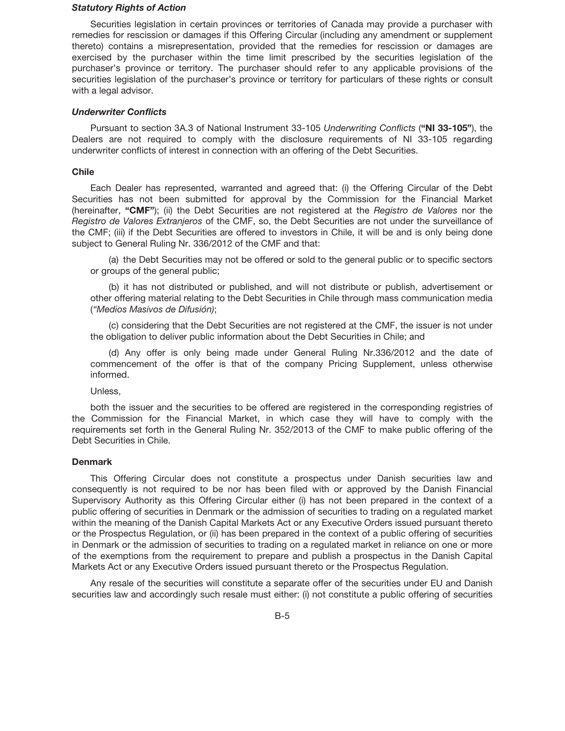***Statutory Rights of Action***

Securities legislation in certain provinces or territories of Canada may provide a purchaser with remedies for rescission or damages if this Offering Circular (including any amendment or supplement thereto) contains a misrepresentation, provided that the remedies for rescission or damages are exercised by the purchaser within the time limit prescribed by the securities legislation of the purchaser's province or territory. The purchaser should refer to any applicable provisions of the securities legislation of the purchaser's province or territory for particulars of these rights or consult with a legal advisor.

***Underwriter Conflicts***

Pursuant to section 3A.3 of National Instrument 33-105 *Underwriting Conflicts* (**"NI 33-105"**), the Dealers are not required to comply with the disclosure requirements of NI 33-105 regarding underwriter conflicts of interest in connection with an offering of the Debt Securities.

**Chile**

Each Dealer has represented, warranted and agreed that: (i) the Offering Circular of the Debt Securities has not been submitted for approval by the Commission for the Financial Market (hereinafter, **"CMF"**); (ii) the Debt Securities are not registered at the *Registro de Valores* nor the *Registro de Valores Extranjeros* of the CMF, so, the Debt Securities are not under the surveillance of the CMF; (iii) if the Debt Securities are offered to investors in Chile, it will be and is only being done subject to General Ruling Nr. 336/2012 of the CMF and that:

(a) the Debt Securities may not be offered or sold to the general public or to specific sectors or groups of the general public;

(b) it has not distributed or published, and will not distribute or publish, advertisement or other offering material relating to the Debt Securities in Chile through mass communication media (*"Medios Masivos de Difusión)*;

(c) considering that the Debt Securities are not registered at the CMF, the issuer is not under the obligation to deliver public information about the Debt Securities in Chile; and

(d) Any offer is only being made under General Ruling Nr.336/2012 and the date of commencement of the offer is that of the company Pricing Supplement, unless otherwise informed.

Unless,

both the issuer and the securities to be offered are registered in the corresponding registries of the Commission for the Financial Market, in which case they will have to comply with the requirements set forth in the General Ruling Nr. 352/2013 of the CMF to make public offering of the Debt Securities in Chile.

**Denmark**

This Offering Circular does not constitute a prospectus under Danish securities law and consequently is not required to be nor has been filed with or approved by the Danish Financial Supervisory Authority as this Offering Circular either (i) has not been prepared in the context of a public offering of securities in Denmark or the admission of securities to trading on a regulated market within the meaning of the Danish Capital Markets Act or any Executive Orders issued pursuant thereto or the Prospectus Regulation, or (ii) has been prepared in the context of a public offering of securities in Denmark or the admission of securities to trading on a regulated market in reliance on one or more of the exemptions from the requirement to prepare and publish a prospectus in the Danish Capital Markets Act or any Executive Orders issued pursuant thereto or the Prospectus Regulation.

Any resale of the securities will constitute a separate offer of the securities under EU and Danish securities law and accordingly such resale must either: (i) not constitute a public offering of securities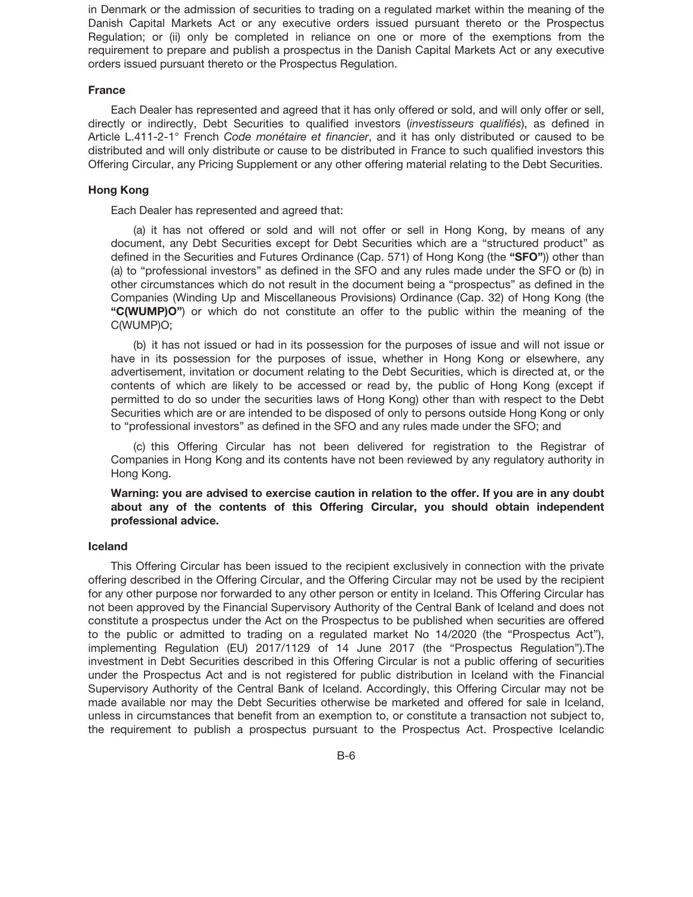in Denmark or the admission of securities to trading on a regulated market within the meaning of the Danish Capital Markets Act or any executive orders issued pursuant thereto or the Prospectus Regulation; or (ii) only be completed in reliance on one or more of the exemptions from the requirement to prepare and publish a prospectus in the Danish Capital Markets Act or any executive orders issued pursuant thereto or the Prospectus Regulation.

### France

Each Dealer has represented and agreed that it has only offered or sold, and will only offer or sell, directly or indirectly, Debt Securities to qualified investors (*investisseurs qualifiés*), as defined in Article L.411-2-1° French *Code monétaire et financier*, and it has only distributed or caused to be distributed and will only distribute or cause to be distributed in France to such qualified investors this Offering Circular, any Pricing Supplement or any other offering material relating to the Debt Securities.

### Hong Kong

Each Dealer has represented and agreed that:

(a) it has not offered or sold and will not offer or sell in Hong Kong, by means of any document, any Debt Securities except for Debt Securities which are a "structured product" as defined in the Securities and Futures Ordinance (Cap. 571) of Hong Kong (the **"SFO"**)) other than (a) to "professional investors" as defined in the SFO and any rules made under the SFO or (b) in other circumstances which do not result in the document being a "prospectus" as defined in the Companies (Winding Up and Miscellaneous Provisions) Ordinance (Cap. 32) of Hong Kong (the **"C(WUMP)O"**) or which do not constitute an offer to the public within the meaning of the C(WUMP)O;

(b) it has not issued or had in its possession for the purposes of issue and will not issue or have in its possession for the purposes of issue, whether in Hong Kong or elsewhere, any advertisement, invitation or document relating to the Debt Securities, which is directed at, or the contents of which are likely to be accessed or read by, the public of Hong Kong (except if permitted to do so under the securities laws of Hong Kong) other than with respect to the Debt Securities which are or are intended to be disposed of only to persons outside Hong Kong or only to "professional investors" as defined in the SFO and any rules made under the SFO; and

(c) this Offering Circular has not been delivered for registration to the Registrar of Companies in Hong Kong and its contents have not been reviewed by any regulatory authority in Hong Kong.

**Warning: you are advised to exercise caution in relation to the offer. If you are in any doubt about any of the contents of this Offering Circular, you should obtain independent professional advice.**

### Iceland

This Offering Circular has been issued to the recipient exclusively in connection with the private offering described in the Offering Circular, and the Offering Circular may not be used by the recipient for any other purpose nor forwarded to any other person or entity in Iceland. This Offering Circular has not been approved by the Financial Supervisory Authority of the Central Bank of Iceland and does not constitute a prospectus under the Act on the Prospectus to be published when securities are offered to the public or admitted to trading on a regulated market No 14/2020 (the "Prospectus Act"), implementing Regulation (EU) 2017/1129 of 14 June 2017 (the "Prospectus Regulation").The investment in Debt Securities described in this Offering Circular is not a public offering of securities under the Prospectus Act and is not registered for public distribution in Iceland with the Financial Supervisory Authority of the Central Bank of Iceland. Accordingly, this Offering Circular may not be made available nor may the Debt Securities otherwise be marketed and offered for sale in Iceland, unless in circumstances that benefit from an exemption to, or constitute a transaction not subject to, the requirement to publish a prospectus pursuant to the Prospectus Act. Prospective Icelandic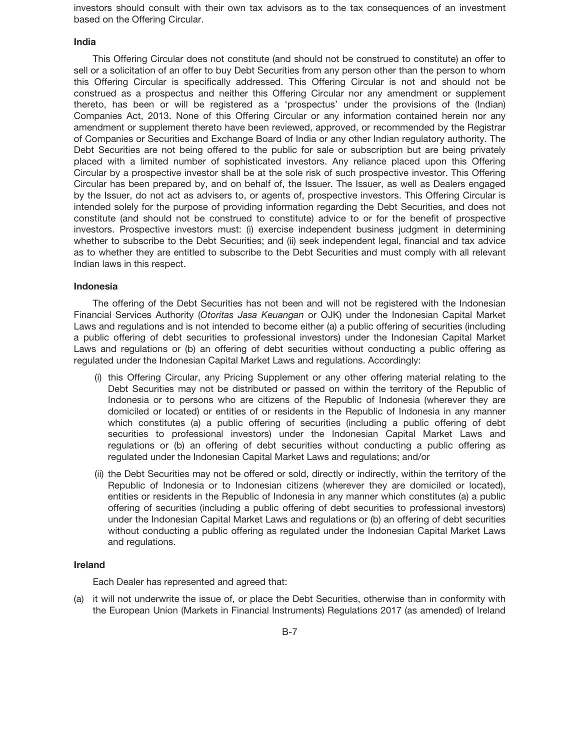investors should consult with their own tax advisors as to the tax consequences of an investment based on the Offering Circular.

### India

This Offering Circular does not constitute (and should not be construed to constitute) an offer to sell or a solicitation of an offer to buy Debt Securities from any person other than the person to whom this Offering Circular is specifically addressed. This Offering Circular is not and should not be construed as a prospectus and neither this Offering Circular nor any amendment or supplement thereto, has been or will be registered as a 'prospectus' under the provisions of the (Indian) Companies Act, 2013. None of this Offering Circular or any information contained herein nor any amendment or supplement thereto have been reviewed, approved, or recommended by the Registrar of Companies or Securities and Exchange Board of India or any other Indian regulatory authority. The Debt Securities are not being offered to the public for sale or subscription but are being privately placed with a limited number of sophisticated investors. Any reliance placed upon this Offering Circular by a prospective investor shall be at the sole risk of such prospective investor. This Offering Circular has been prepared by, and on behalf of, the Issuer. The Issuer, as well as Dealers engaged by the Issuer, do not act as advisers to, or agents of, prospective investors. This Offering Circular is intended solely for the purpose of providing information regarding the Debt Securities, and does not constitute (and should not be construed to constitute) advice to or for the benefit of prospective investors. Prospective investors must: (i) exercise independent business judgment in determining whether to subscribe to the Debt Securities; and (ii) seek independent legal, financial and tax advice as to whether they are entitled to subscribe to the Debt Securities and must comply with all relevant Indian laws in this respect.

### Indonesia

The offering of the Debt Securities has not been and will not be registered with the Indonesian Financial Services Authority (*Otoritas Jasa Keuangan* or OJK) under the Indonesian Capital Market Laws and regulations and is not intended to become either (a) a public offering of securities (including a public offering of debt securities to professional investors) under the Indonesian Capital Market Laws and regulations or (b) an offering of debt securities without conducting a public offering as regulated under the Indonesian Capital Market Laws and regulations. Accordingly:

(i) this Offering Circular, any Pricing Supplement or any other offering material relating to the Debt Securities may not be distributed or passed on within the territory of the Republic of Indonesia or to persons who are citizens of the Republic of Indonesia (wherever they are domiciled or located) or entities of or residents in the Republic of Indonesia in any manner which constitutes (a) a public offering of securities (including a public offering of debt securities to professional investors) under the Indonesian Capital Market Laws and regulations or (b) an offering of debt securities without conducting a public offering as regulated under the Indonesian Capital Market Laws and regulations; and/or

(ii) the Debt Securities may not be offered or sold, directly or indirectly, within the territory of the Republic of Indonesia or to Indonesian citizens (wherever they are domiciled or located), entities or residents in the Republic of Indonesia in any manner which constitutes (a) a public offering of securities (including a public offering of debt securities to professional investors) under the Indonesian Capital Market Laws and regulations or (b) an offering of debt securities without conducting a public offering as regulated under the Indonesian Capital Market Laws and regulations.

### Ireland

Each Dealer has represented and agreed that:

(a) it will not underwrite the issue of, or place the Debt Securities, otherwise than in conformity with the European Union (Markets in Financial Instruments) Regulations 2017 (as amended) of Ireland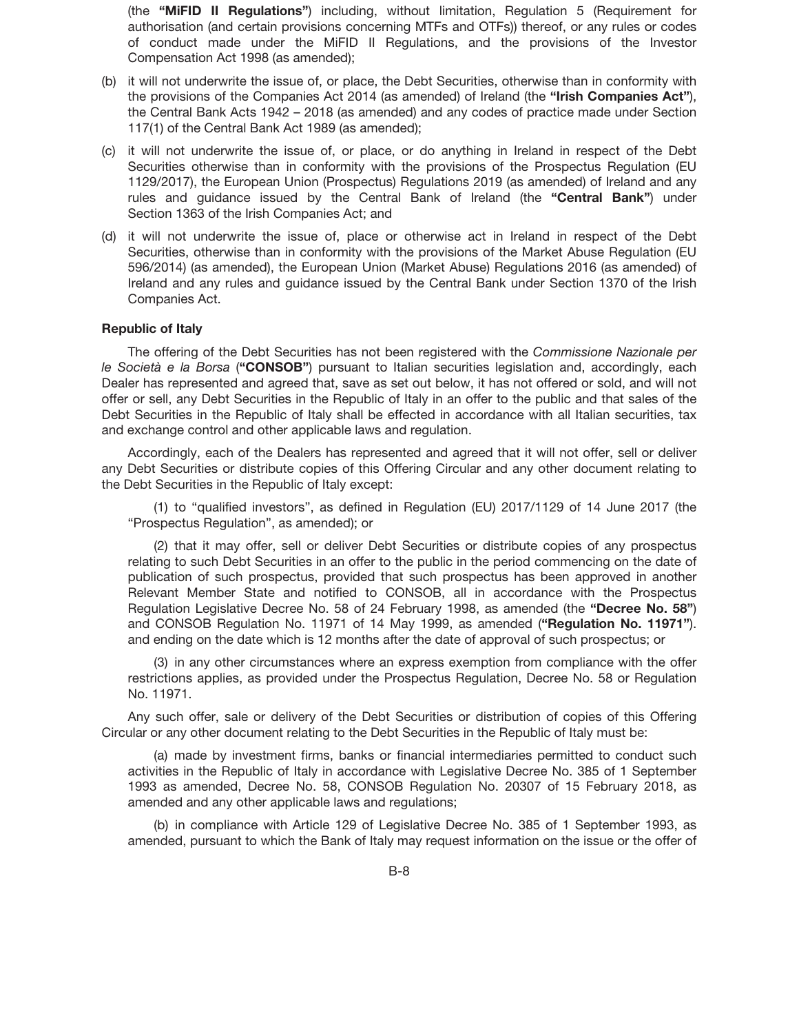(the **"MiFID II Regulations"**) including, without limitation, Regulation 5 (Requirement for authorisation (and certain provisions concerning MTFs and OTFs)) thereof, or any rules or codes of conduct made under the MiFID II Regulations, and the provisions of the Investor Compensation Act 1998 (as amended);

(b) it will not underwrite the issue of, or place, the Debt Securities, otherwise than in conformity with the provisions of the Companies Act 2014 (as amended) of Ireland (the **"Irish Companies Act"**), the Central Bank Acts 1942 – 2018 (as amended) and any codes of practice made under Section 117(1) of the Central Bank Act 1989 (as amended);

(c) it will not underwrite the issue of, or place, or do anything in Ireland in respect of the Debt Securities otherwise than in conformity with the provisions of the Prospectus Regulation (EU 1129/2017), the European Union (Prospectus) Regulations 2019 (as amended) of Ireland and any rules and guidance issued by the Central Bank of Ireland (the **"Central Bank"**) under Section 1363 of the Irish Companies Act; and

(d) it will not underwrite the issue of, place or otherwise act in Ireland in respect of the Debt Securities, otherwise than in conformity with the provisions of the Market Abuse Regulation (EU 596/2014) (as amended), the European Union (Market Abuse) Regulations 2016 (as amended) of Ireland and any rules and guidance issued by the Central Bank under Section 1370 of the Irish Companies Act.

**Republic of Italy**

The offering of the Debt Securities has not been registered with the *Commissione Nazionale per le Società e la Borsa* (**"CONSOB"**) pursuant to Italian securities legislation and, accordingly, each Dealer has represented and agreed that, save as set out below, it has not offered or sold, and will not offer or sell, any Debt Securities in the Republic of Italy in an offer to the public and that sales of the Debt Securities in the Republic of Italy shall be effected in accordance with all Italian securities, tax and exchange control and other applicable laws and regulation.

Accordingly, each of the Dealers has represented and agreed that it will not offer, sell or deliver any Debt Securities or distribute copies of this Offering Circular and any other document relating to the Debt Securities in the Republic of Italy except:

(1) to "qualified investors", as defined in Regulation (EU) 2017/1129 of 14 June 2017 (the "Prospectus Regulation", as amended); or

(2) that it may offer, sell or deliver Debt Securities or distribute copies of any prospectus relating to such Debt Securities in an offer to the public in the period commencing on the date of publication of such prospectus, provided that such prospectus has been approved in another Relevant Member State and notified to CONSOB, all in accordance with the Prospectus Regulation Legislative Decree No. 58 of 24 February 1998, as amended (the **"Decree No. 58"**) and CONSOB Regulation No. 11971 of 14 May 1999, as amended (**"Regulation No. 11971"**). and ending on the date which is 12 months after the date of approval of such prospectus; or

(3) in any other circumstances where an express exemption from compliance with the offer restrictions applies, as provided under the Prospectus Regulation, Decree No. 58 or Regulation No. 11971.

Any such offer, sale or delivery of the Debt Securities or distribution of copies of this Offering Circular or any other document relating to the Debt Securities in the Republic of Italy must be:

(a) made by investment firms, banks or financial intermediaries permitted to conduct such activities in the Republic of Italy in accordance with Legislative Decree No. 385 of 1 September 1993 as amended, Decree No. 58, CONSOB Regulation No. 20307 of 15 February 2018, as amended and any other applicable laws and regulations;

(b) in compliance with Article 129 of Legislative Decree No. 385 of 1 September 1993, as amended, pursuant to which the Bank of Italy may request information on the issue or the offer of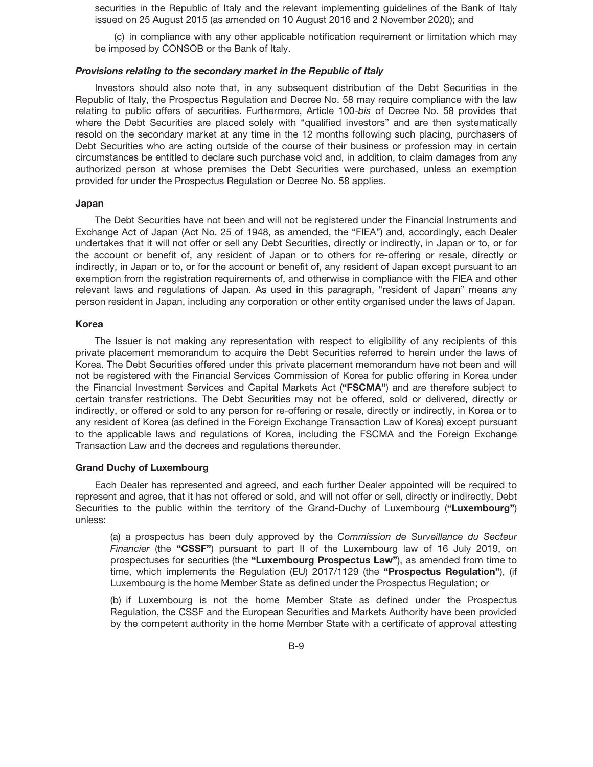securities in the Republic of Italy and the relevant implementing guidelines of the Bank of Italy issued on 25 August 2015 (as amended on 10 August 2016 and 2 November 2020); and

(c) in compliance with any other applicable notification requirement or limitation which may be imposed by CONSOB or the Bank of Italy.

***Provisions relating to the secondary market in the Republic of Italy***

Investors should also note that, in any subsequent distribution of the Debt Securities in the Republic of Italy, the Prospectus Regulation and Decree No. 58 may require compliance with the law relating to public offers of securities. Furthermore, Article 100-*bis* of Decree No. 58 provides that where the Debt Securities are placed solely with "qualified investors" and are then systematically resold on the secondary market at any time in the 12 months following such placing, purchasers of Debt Securities who are acting outside of the course of their business or profession may in certain circumstances be entitled to declare such purchase void and, in addition, to claim damages from any authorized person at whose premises the Debt Securities were purchased, unless an exemption provided for under the Prospectus Regulation or Decree No. 58 applies.

**Japan**

The Debt Securities have not been and will not be registered under the Financial Instruments and Exchange Act of Japan (Act No. 25 of 1948, as amended, the "FIEA") and, accordingly, each Dealer undertakes that it will not offer or sell any Debt Securities, directly or indirectly, in Japan or to, or for the account or benefit of, any resident of Japan or to others for re-offering or resale, directly or indirectly, in Japan or to, or for the account or benefit of, any resident of Japan except pursuant to an exemption from the registration requirements of, and otherwise in compliance with the FIEA and other relevant laws and regulations of Japan. As used in this paragraph, "resident of Japan" means any person resident in Japan, including any corporation or other entity organised under the laws of Japan.

**Korea**

The Issuer is not making any representation with respect to eligibility of any recipients of this private placement memorandum to acquire the Debt Securities referred to herein under the laws of Korea. The Debt Securities offered under this private placement memorandum have not been and will not be registered with the Financial Services Commission of Korea for public offering in Korea under the Financial Investment Services and Capital Markets Act (**"FSCMA"**) and are therefore subject to certain transfer restrictions. The Debt Securities may not be offered, sold or delivered, directly or indirectly, or offered or sold to any person for re-offering or resale, directly or indirectly, in Korea or to any resident of Korea (as defined in the Foreign Exchange Transaction Law of Korea) except pursuant to the applicable laws and regulations of Korea, including the FSCMA and the Foreign Exchange Transaction Law and the decrees and regulations thereunder.

**Grand Duchy of Luxembourg**

Each Dealer has represented and agreed, and each further Dealer appointed will be required to represent and agree, that it has not offered or sold, and will not offer or sell, directly or indirectly, Debt Securities to the public within the territory of the Grand-Duchy of Luxembourg (**"Luxembourg"**) unless:

(a) a prospectus has been duly approved by the *Commission de Surveillance du Secteur Financier* (the **"CSSF"**) pursuant to part II of the Luxembourg law of 16 July 2019, on prospectuses for securities (the **"Luxembourg Prospectus Law"**), as amended from time to time, which implements the Regulation (EU) 2017/1129 (the **"Prospectus Regulation"**), (if Luxembourg is the home Member State as defined under the Prospectus Regulation; or

(b) if Luxembourg is not the home Member State as defined under the Prospectus Regulation, the CSSF and the European Securities and Markets Authority have been provided by the competent authority in the home Member State with a certificate of approval attesting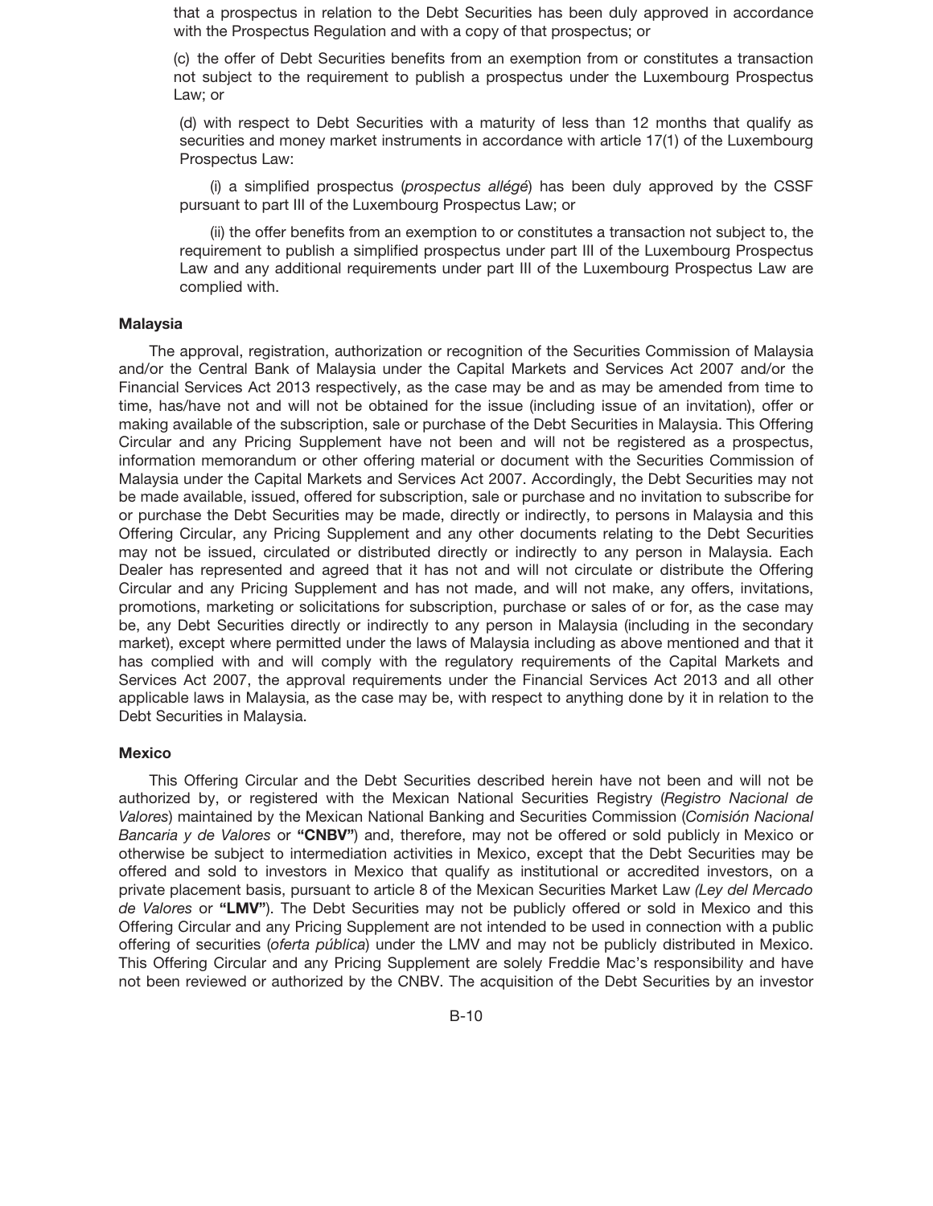that a prospectus in relation to the Debt Securities has been duly approved in accordance with the Prospectus Regulation and with a copy of that prospectus; or

(c) the offer of Debt Securities benefits from an exemption from or constitutes a transaction not subject to the requirement to publish a prospectus under the Luxembourg Prospectus Law; or

(d) with respect to Debt Securities with a maturity of less than 12 months that qualify as securities and money market instruments in accordance with article 17(1) of the Luxembourg Prospectus Law:

(i) a simplified prospectus (*prospectus allégé*) has been duly approved by the CSSF pursuant to part III of the Luxembourg Prospectus Law; or

(ii) the offer benefits from an exemption to or constitutes a transaction not subject to, the requirement to publish a simplified prospectus under part III of the Luxembourg Prospectus Law and any additional requirements under part III of the Luxembourg Prospectus Law are complied with.

### Malaysia

The approval, registration, authorization or recognition of the Securities Commission of Malaysia and/or the Central Bank of Malaysia under the Capital Markets and Services Act 2007 and/or the Financial Services Act 2013 respectively, as the case may be and as may be amended from time to time, has/have not and will not be obtained for the issue (including issue of an invitation), offer or making available of the subscription, sale or purchase of the Debt Securities in Malaysia. This Offering Circular and any Pricing Supplement have not been and will not be registered as a prospectus, information memorandum or other offering material or document with the Securities Commission of Malaysia under the Capital Markets and Services Act 2007. Accordingly, the Debt Securities may not be made available, issued, offered for subscription, sale or purchase and no invitation to subscribe for or purchase the Debt Securities may be made, directly or indirectly, to persons in Malaysia and this Offering Circular, any Pricing Supplement and any other documents relating to the Debt Securities may not be issued, circulated or distributed directly or indirectly to any person in Malaysia. Each Dealer has represented and agreed that it has not and will not circulate or distribute the Offering Circular and any Pricing Supplement and has not made, and will not make, any offers, invitations, promotions, marketing or solicitations for subscription, purchase or sales of or for, as the case may be, any Debt Securities directly or indirectly to any person in Malaysia (including in the secondary market), except where permitted under the laws of Malaysia including as above mentioned and that it has complied with and will comply with the regulatory requirements of the Capital Markets and Services Act 2007, the approval requirements under the Financial Services Act 2013 and all other applicable laws in Malaysia, as the case may be, with respect to anything done by it in relation to the Debt Securities in Malaysia.

### Mexico

This Offering Circular and the Debt Securities described herein have not been and will not be authorized by, or registered with the Mexican National Securities Registry (*Registro Nacional de Valores*) maintained by the Mexican National Banking and Securities Commission (*Comisión Nacional Bancaria y de Valores* or **"CNBV"**) and, therefore, may not be offered or sold publicly in Mexico or otherwise be subject to intermediation activities in Mexico, except that the Debt Securities may be offered and sold to investors in Mexico that qualify as institutional or accredited investors, on a private placement basis, pursuant to article 8 of the Mexican Securities Market Law *(Ley del Mercado de Valores* or **"LMV"**). The Debt Securities may not be publicly offered or sold in Mexico and this Offering Circular and any Pricing Supplement are not intended to be used in connection with a public offering of securities (*oferta pública*) under the LMV and may not be publicly distributed in Mexico. This Offering Circular and any Pricing Supplement are solely Freddie Mac's responsibility and have not been reviewed or authorized by the CNBV. The acquisition of the Debt Securities by an investor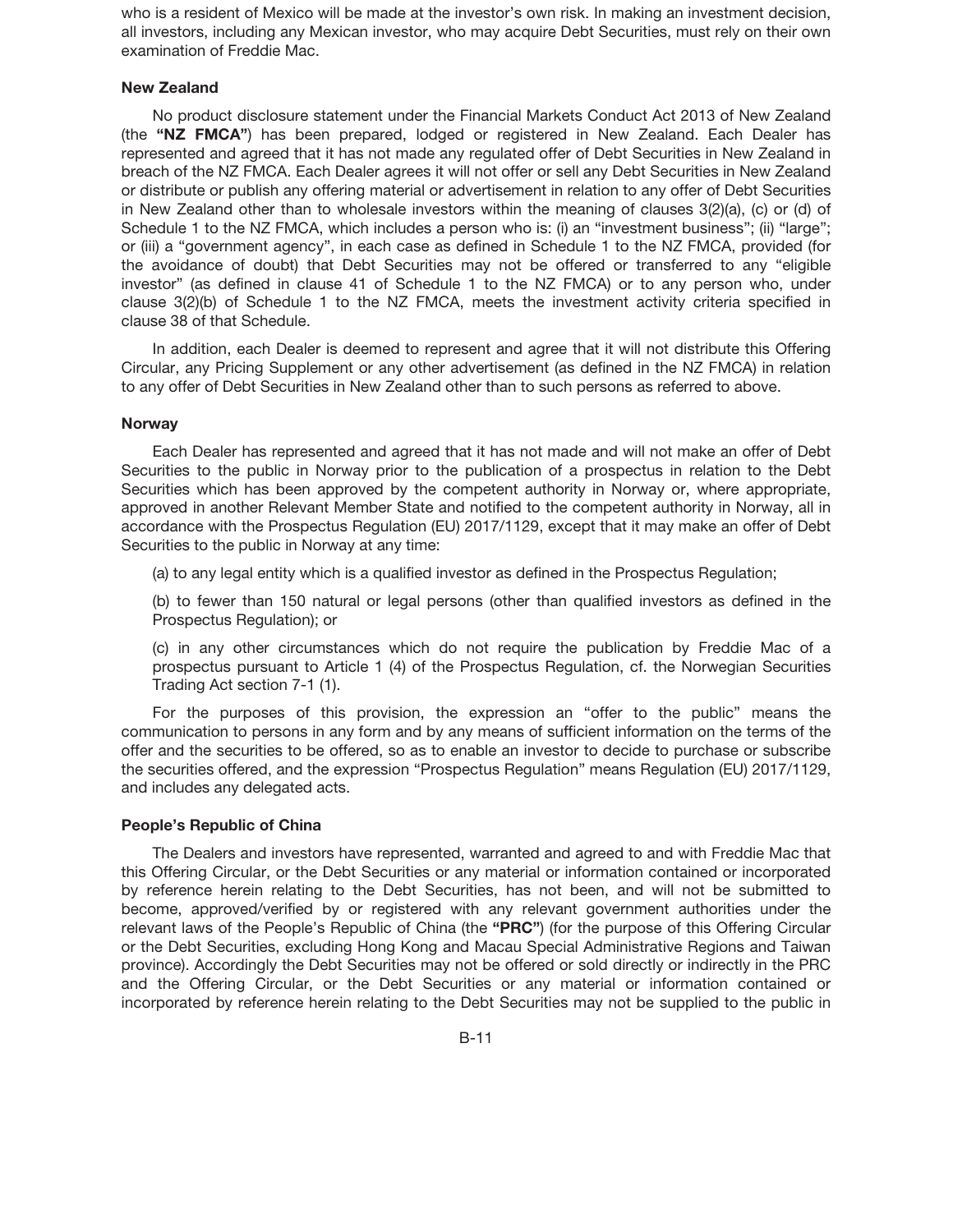who is a resident of Mexico will be made at the investor's own risk. In making an investment decision, all investors, including any Mexican investor, who may acquire Debt Securities, must rely on their own examination of Freddie Mac.

### New Zealand

No product disclosure statement under the Financial Markets Conduct Act 2013 of New Zealand (the **"NZ FMCA"**) has been prepared, lodged or registered in New Zealand. Each Dealer has represented and agreed that it has not made any regulated offer of Debt Securities in New Zealand in breach of the NZ FMCA. Each Dealer agrees it will not offer or sell any Debt Securities in New Zealand or distribute or publish any offering material or advertisement in relation to any offer of Debt Securities in New Zealand other than to wholesale investors within the meaning of clauses 3(2)(a), (c) or (d) of Schedule 1 to the NZ FMCA, which includes a person who is: (i) an "investment business"; (ii) "large"; or (iii) a "government agency", in each case as defined in Schedule 1 to the NZ FMCA, provided (for the avoidance of doubt) that Debt Securities may not be offered or transferred to any "eligible investor" (as defined in clause 41 of Schedule 1 to the NZ FMCA) or to any person who, under clause 3(2)(b) of Schedule 1 to the NZ FMCA, meets the investment activity criteria specified in clause 38 of that Schedule.

In addition, each Dealer is deemed to represent and agree that it will not distribute this Offering Circular, any Pricing Supplement or any other advertisement (as defined in the NZ FMCA) in relation to any offer of Debt Securities in New Zealand other than to such persons as referred to above.

### Norway

Each Dealer has represented and agreed that it has not made and will not make an offer of Debt Securities to the public in Norway prior to the publication of a prospectus in relation to the Debt Securities which has been approved by the competent authority in Norway or, where appropriate, approved in another Relevant Member State and notified to the competent authority in Norway, all in accordance with the Prospectus Regulation (EU) 2017/1129, except that it may make an offer of Debt Securities to the public in Norway at any time:

(a) to any legal entity which is a qualified investor as defined in the Prospectus Regulation;

(b) to fewer than 150 natural or legal persons (other than qualified investors as defined in the Prospectus Regulation); or

(c) in any other circumstances which do not require the publication by Freddie Mac of a prospectus pursuant to Article 1 (4) of the Prospectus Regulation, cf. the Norwegian Securities Trading Act section 7-1 (1).

For the purposes of this provision, the expression an "offer to the public" means the communication to persons in any form and by any means of sufficient information on the terms of the offer and the securities to be offered, so as to enable an investor to decide to purchase or subscribe the securities offered, and the expression "Prospectus Regulation" means Regulation (EU) 2017/1129, and includes any delegated acts.

### People's Republic of China

The Dealers and investors have represented, warranted and agreed to and with Freddie Mac that this Offering Circular, or the Debt Securities or any material or information contained or incorporated by reference herein relating to the Debt Securities, has not been, and will not be submitted to become, approved/verified by or registered with any relevant government authorities under the relevant laws of the People's Republic of China (the **"PRC"**) (for the purpose of this Offering Circular or the Debt Securities, excluding Hong Kong and Macau Special Administrative Regions and Taiwan province). Accordingly the Debt Securities may not be offered or sold directly or indirectly in the PRC and the Offering Circular, or the Debt Securities or any material or information contained or incorporated by reference herein relating to the Debt Securities may not be supplied to the public in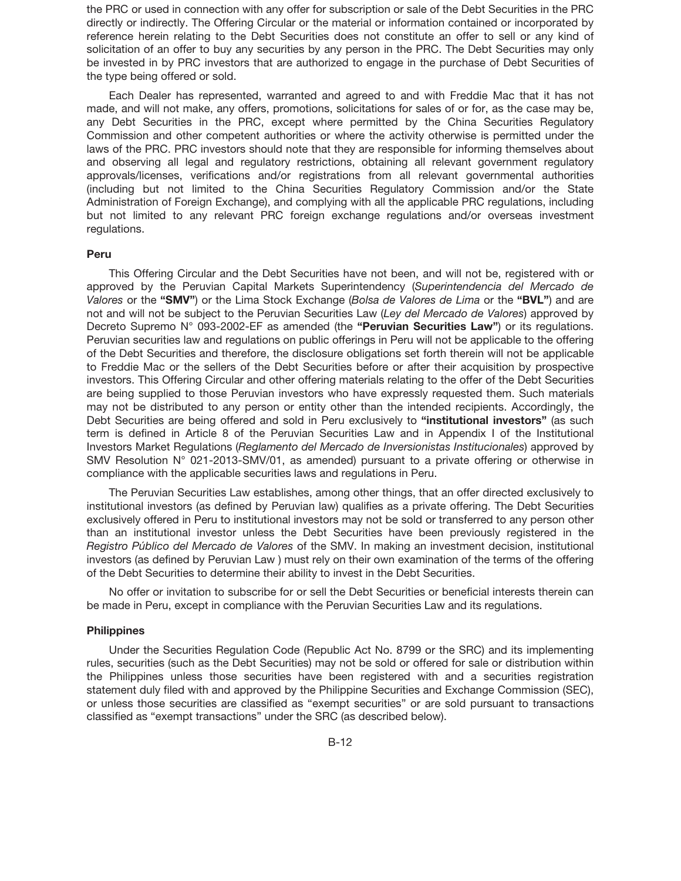the PRC or used in connection with any offer for subscription or sale of the Debt Securities in the PRC directly or indirectly. The Offering Circular or the material or information contained or incorporated by reference herein relating to the Debt Securities does not constitute an offer to sell or any kind of solicitation of an offer to buy any securities by any person in the PRC. The Debt Securities may only be invested in by PRC investors that are authorized to engage in the purchase of Debt Securities of the type being offered or sold.

Each Dealer has represented, warranted and agreed to and with Freddie Mac that it has not made, and will not make, any offers, promotions, solicitations for sales of or for, as the case may be, any Debt Securities in the PRC, except where permitted by the China Securities Regulatory Commission and other competent authorities or where the activity otherwise is permitted under the laws of the PRC. PRC investors should note that they are responsible for informing themselves about and observing all legal and regulatory restrictions, obtaining all relevant government regulatory approvals/licenses, verifications and/or registrations from all relevant governmental authorities (including but not limited to the China Securities Regulatory Commission and/or the State Administration of Foreign Exchange), and complying with all the applicable PRC regulations, including but not limited to any relevant PRC foreign exchange regulations and/or overseas investment regulations.

### Peru

This Offering Circular and the Debt Securities have not been, and will not be, registered with or approved by the Peruvian Capital Markets Superintendency (*Superintendencia del Mercado de Valores* or the **"SMV"**) or the Lima Stock Exchange (*Bolsa de Valores de Lima* or the **"BVL"**) and are not and will not be subject to the Peruvian Securities Law (*Ley del Mercado de Valores*) approved by Decreto Supremo N° 093-2002-EF as amended (the **"Peruvian Securities Law"**) or its regulations. Peruvian securities law and regulations on public offerings in Peru will not be applicable to the offering of the Debt Securities and therefore, the disclosure obligations set forth therein will not be applicable to Freddie Mac or the sellers of the Debt Securities before or after their acquisition by prospective investors. This Offering Circular and other offering materials relating to the offer of the Debt Securities are being supplied to those Peruvian investors who have expressly requested them. Such materials may not be distributed to any person or entity other than the intended recipients. Accordingly, the Debt Securities are being offered and sold in Peru exclusively to **"institutional investors"** (as such term is defined in Article 8 of the Peruvian Securities Law and in Appendix I of the Institutional Investors Market Regulations (*Reglamento del Mercado de Inversionistas Institucionales*) approved by SMV Resolution N° 021-2013-SMV/01, as amended) pursuant to a private offering or otherwise in compliance with the applicable securities laws and regulations in Peru.

The Peruvian Securities Law establishes, among other things, that an offer directed exclusively to institutional investors (as defined by Peruvian law) qualifies as a private offering. The Debt Securities exclusively offered in Peru to institutional investors may not be sold or transferred to any person other than an institutional investor unless the Debt Securities have been previously registered in the *Registro Público del Mercado de Valores* of the SMV. In making an investment decision, institutional investors (as defined by Peruvian Law ) must rely on their own examination of the terms of the offering of the Debt Securities to determine their ability to invest in the Debt Securities.

No offer or invitation to subscribe for or sell the Debt Securities or beneficial interests therein can be made in Peru, except in compliance with the Peruvian Securities Law and its regulations.

### Philippines

Under the Securities Regulation Code (Republic Act No. 8799 or the SRC) and its implementing rules, securities (such as the Debt Securities) may not be sold or offered for sale or distribution within the Philippines unless those securities have been registered with and a securities registration statement duly filed with and approved by the Philippine Securities and Exchange Commission (SEC), or unless those securities are classified as "exempt securities" or are sold pursuant to transactions classified as "exempt transactions" under the SRC (as described below).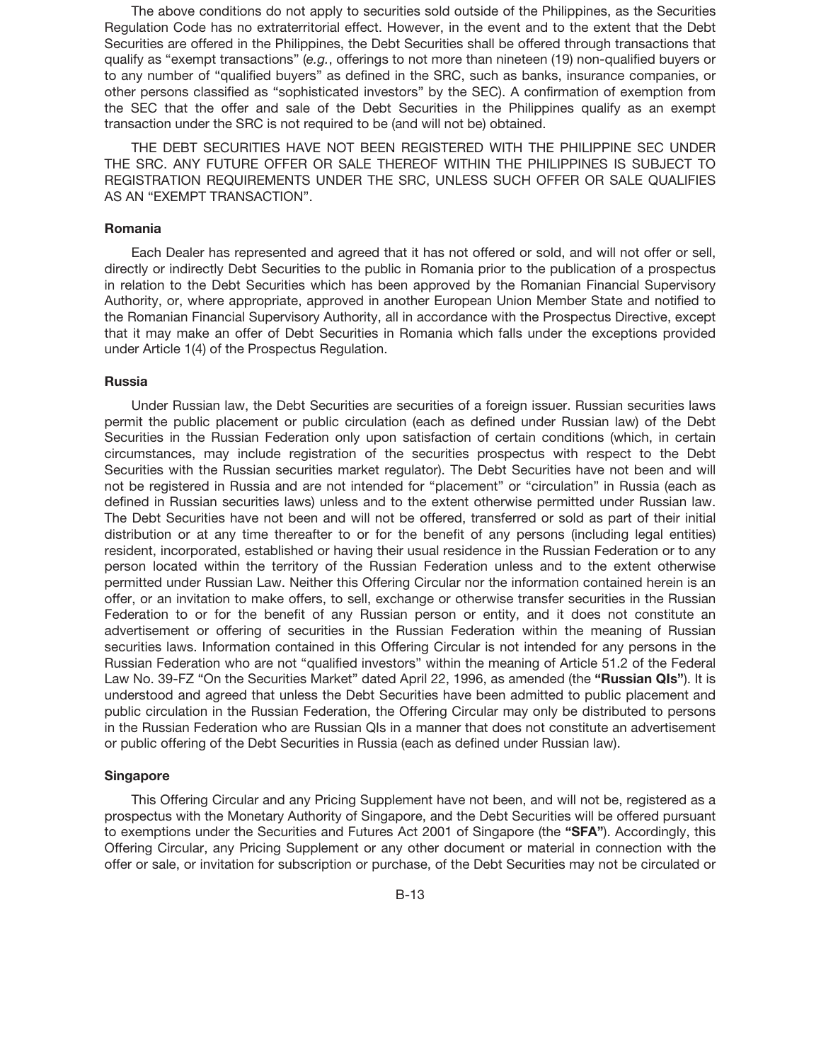The above conditions do not apply to securities sold outside of the Philippines, as the Securities Regulation Code has no extraterritorial effect. However, in the event and to the extent that the Debt Securities are offered in the Philippines, the Debt Securities shall be offered through transactions that qualify as "exempt transactions" (*e.g.*, offerings to not more than nineteen (19) non-qualified buyers or to any number of "qualified buyers" as defined in the SRC, such as banks, insurance companies, or other persons classified as "sophisticated investors" by the SEC). A confirmation of exemption from the SEC that the offer and sale of the Debt Securities in the Philippines qualify as an exempt transaction under the SRC is not required to be (and will not be) obtained.

THE DEBT SECURITIES HAVE NOT BEEN REGISTERED WITH THE PHILIPPINE SEC UNDER THE SRC. ANY FUTURE OFFER OR SALE THEREOF WITHIN THE PHILIPPINES IS SUBJECT TO REGISTRATION REQUIREMENTS UNDER THE SRC, UNLESS SUCH OFFER OR SALE QUALIFIES AS AN "EXEMPT TRANSACTION".

### Romania

Each Dealer has represented and agreed that it has not offered or sold, and will not offer or sell, directly or indirectly Debt Securities to the public in Romania prior to the publication of a prospectus in relation to the Debt Securities which has been approved by the Romanian Financial Supervisory Authority, or, where appropriate, approved in another European Union Member State and notified to the Romanian Financial Supervisory Authority, all in accordance with the Prospectus Directive, except that it may make an offer of Debt Securities in Romania which falls under the exceptions provided under Article 1(4) of the Prospectus Regulation.

### Russia

Under Russian law, the Debt Securities are securities of a foreign issuer. Russian securities laws permit the public placement or public circulation (each as defined under Russian law) of the Debt Securities in the Russian Federation only upon satisfaction of certain conditions (which, in certain circumstances, may include registration of the securities prospectus with respect to the Debt Securities with the Russian securities market regulator). The Debt Securities have not been and will not be registered in Russia and are not intended for "placement" or "circulation" in Russia (each as defined in Russian securities laws) unless and to the extent otherwise permitted under Russian law. The Debt Securities have not been and will not be offered, transferred or sold as part of their initial distribution or at any time thereafter to or for the benefit of any persons (including legal entities) resident, incorporated, established or having their usual residence in the Russian Federation or to any person located within the territory of the Russian Federation unless and to the extent otherwise permitted under Russian Law. Neither this Offering Circular nor the information contained herein is an offer, or an invitation to make offers, to sell, exchange or otherwise transfer securities in the Russian Federation to or for the benefit of any Russian person or entity, and it does not constitute an advertisement or offering of securities in the Russian Federation within the meaning of Russian securities laws. Information contained in this Offering Circular is not intended for any persons in the Russian Federation who are not "qualified investors" within the meaning of Article 51.2 of the Federal Law No. 39-FZ "On the Securities Market" dated April 22, 1996, as amended (the **"Russian QIs"**). It is understood and agreed that unless the Debt Securities have been admitted to public placement and public circulation in the Russian Federation, the Offering Circular may only be distributed to persons in the Russian Federation who are Russian QIs in a manner that does not constitute an advertisement or public offering of the Debt Securities in Russia (each as defined under Russian law).

### Singapore

This Offering Circular and any Pricing Supplement have not been, and will not be, registered as a prospectus with the Monetary Authority of Singapore, and the Debt Securities will be offered pursuant to exemptions under the Securities and Futures Act 2001 of Singapore (the **"SFA"**). Accordingly, this Offering Circular, any Pricing Supplement or any other document or material in connection with the offer or sale, or invitation for subscription or purchase, of the Debt Securities may not be circulated or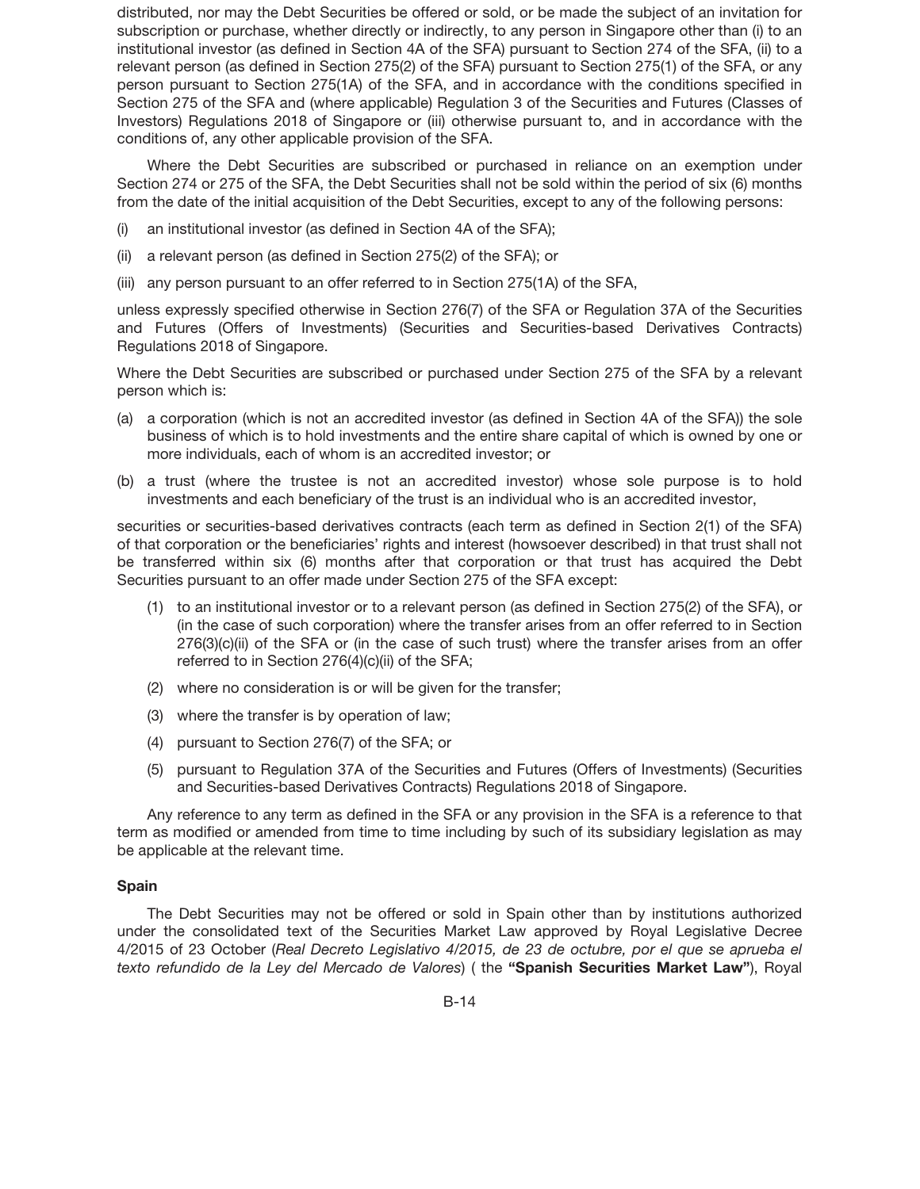distributed, nor may the Debt Securities be offered or sold, or be made the subject of an invitation for subscription or purchase, whether directly or indirectly, to any person in Singapore other than (i) to an institutional investor (as defined in Section 4A of the SFA) pursuant to Section 274 of the SFA, (ii) to a relevant person (as defined in Section 275(2) of the SFA) pursuant to Section 275(1) of the SFA, or any person pursuant to Section 275(1A) of the SFA, and in accordance with the conditions specified in Section 275 of the SFA and (where applicable) Regulation 3 of the Securities and Futures (Classes of Investors) Regulations 2018 of Singapore or (iii) otherwise pursuant to, and in accordance with the conditions of, any other applicable provision of the SFA.

Where the Debt Securities are subscribed or purchased in reliance on an exemption under Section 274 or 275 of the SFA, the Debt Securities shall not be sold within the period of six (6) months from the date of the initial acquisition of the Debt Securities, except to any of the following persons:

(i) an institutional investor (as defined in Section 4A of the SFA);

(ii) a relevant person (as defined in Section 275(2) of the SFA); or

(iii) any person pursuant to an offer referred to in Section 275(1A) of the SFA,

unless expressly specified otherwise in Section 276(7) of the SFA or Regulation 37A of the Securities and Futures (Offers of Investments) (Securities and Securities-based Derivatives Contracts) Regulations 2018 of Singapore.

Where the Debt Securities are subscribed or purchased under Section 275 of the SFA by a relevant person which is:

(a) a corporation (which is not an accredited investor (as defined in Section 4A of the SFA)) the sole business of which is to hold investments and the entire share capital of which is owned by one or more individuals, each of whom is an accredited investor; or

(b) a trust (where the trustee is not an accredited investor) whose sole purpose is to hold investments and each beneficiary of the trust is an individual who is an accredited investor,

securities or securities-based derivatives contracts (each term as defined in Section 2(1) of the SFA) of that corporation or the beneficiaries' rights and interest (howsoever described) in that trust shall not be transferred within six (6) months after that corporation or that trust has acquired the Debt Securities pursuant to an offer made under Section 275 of the SFA except:

(1) to an institutional investor or to a relevant person (as defined in Section 275(2) of the SFA), or (in the case of such corporation) where the transfer arises from an offer referred to in Section 276(3)(c)(ii) of the SFA or (in the case of such trust) where the transfer arises from an offer referred to in Section 276(4)(c)(ii) of the SFA;

(2) where no consideration is or will be given for the transfer;

(3) where the transfer is by operation of law;

(4) pursuant to Section 276(7) of the SFA; or

(5) pursuant to Regulation 37A of the Securities and Futures (Offers of Investments) (Securities and Securities-based Derivatives Contracts) Regulations 2018 of Singapore.

Any reference to any term as defined in the SFA or any provision in the SFA is a reference to that term as modified or amended from time to time including by such of its subsidiary legislation as may be applicable at the relevant time.

**Spain**

The Debt Securities may not be offered or sold in Spain other than by institutions authorized under the consolidated text of the Securities Market Law approved by Royal Legislative Decree 4/2015 of 23 October (*Real Decreto Legislativo 4/2015, de 23 de octubre, por el que se aprueba el texto refundido de la Ley del Mercado de Valores*) ( the **"Spanish Securities Market Law"**), Royal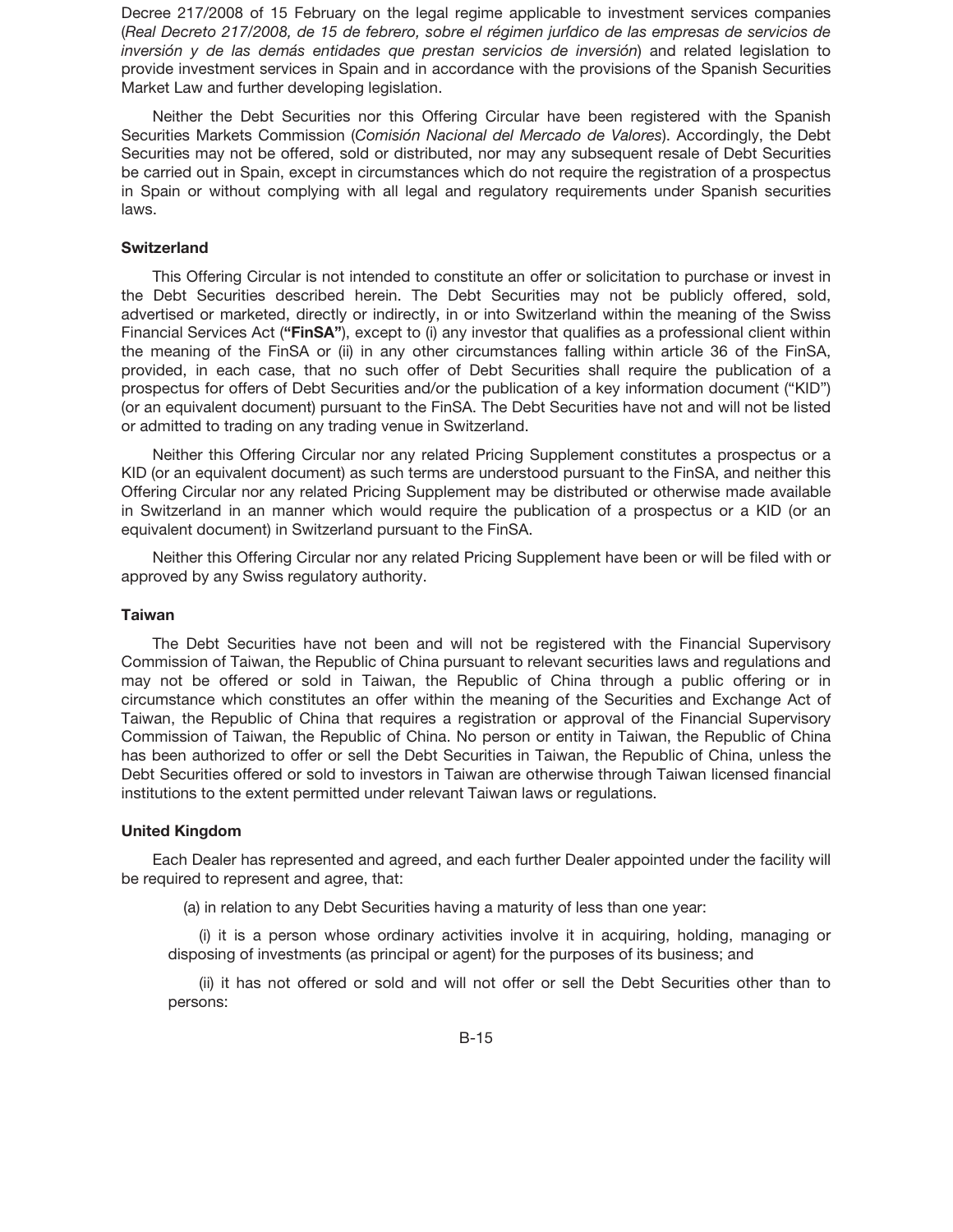Decree 217/2008 of 15 February on the legal regime applicable to investment services companies (*Real Decreto 217/2008, de 15 de febrero, sobre el régimen jurídico de las empresas de servicios de inversión y de las demás entidades que prestan servicios de inversión*) and related legislation to provide investment services in Spain and in accordance with the provisions of the Spanish Securities Market Law and further developing legislation.

Neither the Debt Securities nor this Offering Circular have been registered with the Spanish Securities Markets Commission (*Comisión Nacional del Mercado de Valores*). Accordingly, the Debt Securities may not be offered, sold or distributed, nor may any subsequent resale of Debt Securities be carried out in Spain, except in circumstances which do not require the registration of a prospectus in Spain or without complying with all legal and regulatory requirements under Spanish securities laws.

### Switzerland

This Offering Circular is not intended to constitute an offer or solicitation to purchase or invest in the Debt Securities described herein. The Debt Securities may not be publicly offered, sold, advertised or marketed, directly or indirectly, in or into Switzerland within the meaning of the Swiss Financial Services Act (**"FinSA"**), except to (i) any investor that qualifies as a professional client within the meaning of the FinSA or (ii) in any other circumstances falling within article 36 of the FinSA, provided, in each case, that no such offer of Debt Securities shall require the publication of a prospectus for offers of Debt Securities and/or the publication of a key information document ("KID") (or an equivalent document) pursuant to the FinSA. The Debt Securities have not and will not be listed or admitted to trading on any trading venue in Switzerland.

Neither this Offering Circular nor any related Pricing Supplement constitutes a prospectus or a KID (or an equivalent document) as such terms are understood pursuant to the FinSA, and neither this Offering Circular nor any related Pricing Supplement may be distributed or otherwise made available in Switzerland in an manner which would require the publication of a prospectus or a KID (or an equivalent document) in Switzerland pursuant to the FinSA.

Neither this Offering Circular nor any related Pricing Supplement have been or will be filed with or approved by any Swiss regulatory authority.

### Taiwan

The Debt Securities have not been and will not be registered with the Financial Supervisory Commission of Taiwan, the Republic of China pursuant to relevant securities laws and regulations and may not be offered or sold in Taiwan, the Republic of China through a public offering or in circumstance which constitutes an offer within the meaning of the Securities and Exchange Act of Taiwan, the Republic of China that requires a registration or approval of the Financial Supervisory Commission of Taiwan, the Republic of China. No person or entity in Taiwan, the Republic of China has been authorized to offer or sell the Debt Securities in Taiwan, the Republic of China, unless the Debt Securities offered or sold to investors in Taiwan are otherwise through Taiwan licensed financial institutions to the extent permitted under relevant Taiwan laws or regulations.

### United Kingdom

Each Dealer has represented and agreed, and each further Dealer appointed under the facility will be required to represent and agree, that:

(a) in relation to any Debt Securities having a maturity of less than one year:

(i) it is a person whose ordinary activities involve it in acquiring, holding, managing or disposing of investments (as principal or agent) for the purposes of its business; and

(ii) it has not offered or sold and will not offer or sell the Debt Securities other than to persons: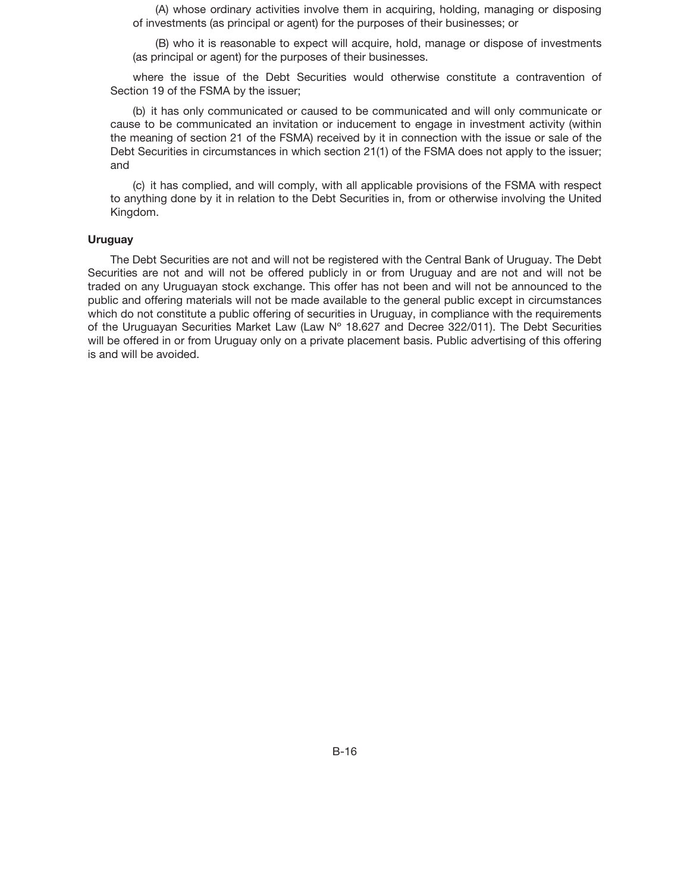(A) whose ordinary activities involve them in acquiring, holding, managing or disposing of investments (as principal or agent) for the purposes of their businesses; or

(B) who it is reasonable to expect will acquire, hold, manage or dispose of investments (as principal or agent) for the purposes of their businesses.

where the issue of the Debt Securities would otherwise constitute a contravention of Section 19 of the FSMA by the issuer;

(b) it has only communicated or caused to be communicated and will only communicate or cause to be communicated an invitation or inducement to engage in investment activity (within the meaning of section 21 of the FSMA) received by it in connection with the issue or sale of the Debt Securities in circumstances in which section 21(1) of the FSMA does not apply to the issuer; and

(c) it has complied, and will comply, with all applicable provisions of the FSMA with respect to anything done by it in relation to the Debt Securities in, from or otherwise involving the United Kingdom.

**Uruguay**

The Debt Securities are not and will not be registered with the Central Bank of Uruguay. The Debt Securities are not and will not be offered publicly in or from Uruguay and are not and will not be traded on any Uruguayan stock exchange. This offer has not been and will not be announced to the public and offering materials will not be made available to the general public except in circumstances which do not constitute a public offering of securities in Uruguay, in compliance with the requirements of the Uruguayan Securities Market Law (Law Nº 18.627 and Decree 322/011). The Debt Securities will be offered in or from Uruguay only on a private placement basis. Public advertising of this offering is and will be avoided.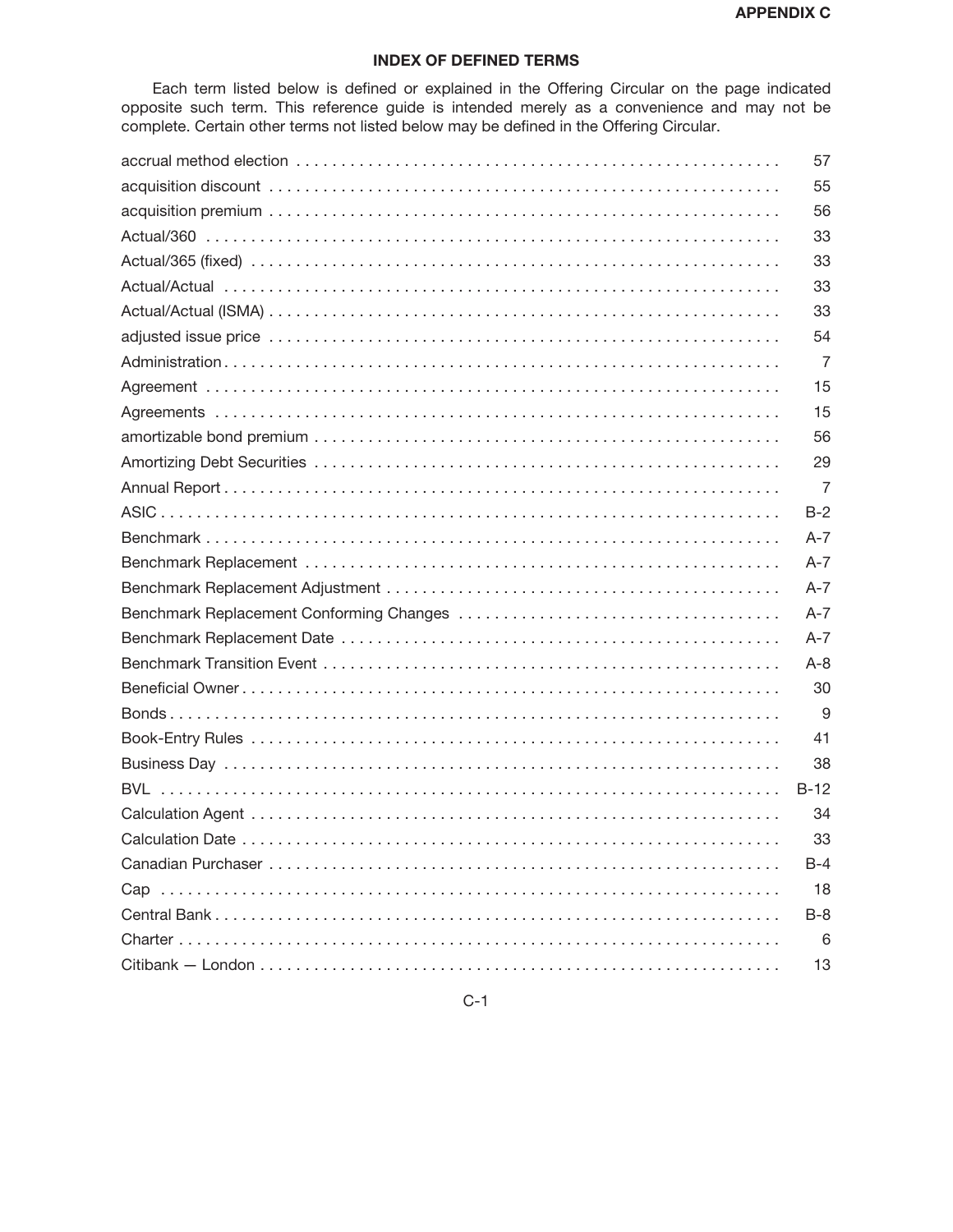**APPENDIX C**

## INDEX OF DEFINED TERMS

Each term listed below is defined or explained in the Offering Circular on the page indicated opposite such term. This reference guide is intended merely as a convenience and may not be complete. Certain other terms not listed below may be defined in the Offering Circular.

| Term | Page |
|---|---|
| accrual method election | 57 |
| acquisition discount | 55 |
| acquisition premium | 56 |
| Actual/360 | 33 |
| Actual/365 (fixed) | 33 |
| Actual/Actual | 33 |
| Actual/Actual (ISMA) | 33 |
| adjusted issue price | 54 |
| Administration | 7 |
| Agreement | 15 |
| Agreements | 15 |
| amortizable bond premium | 56 |
| Amortizing Debt Securities | 29 |
| Annual Report | 7 |
| ASIC | B-2 |
| Benchmark | A-7 |
| Benchmark Replacement | A-7 |
| Benchmark Replacement Adjustment | A-7 |
| Benchmark Replacement Conforming Changes | A-7 |
| Benchmark Replacement Date | A-7 |
| Benchmark Transition Event | A-8 |
| Beneficial Owner | 30 |
| Bonds | 9 |
| Book-Entry Rules | 41 |
| Business Day | 38 |
| BVL | B-12 |
| Calculation Agent | 34 |
| Calculation Date | 33 |
| Canadian Purchaser | B-4 |
| Cap | 18 |
| Central Bank | B-8 |
| Charter | 6 |
| Citibank — London | 13 |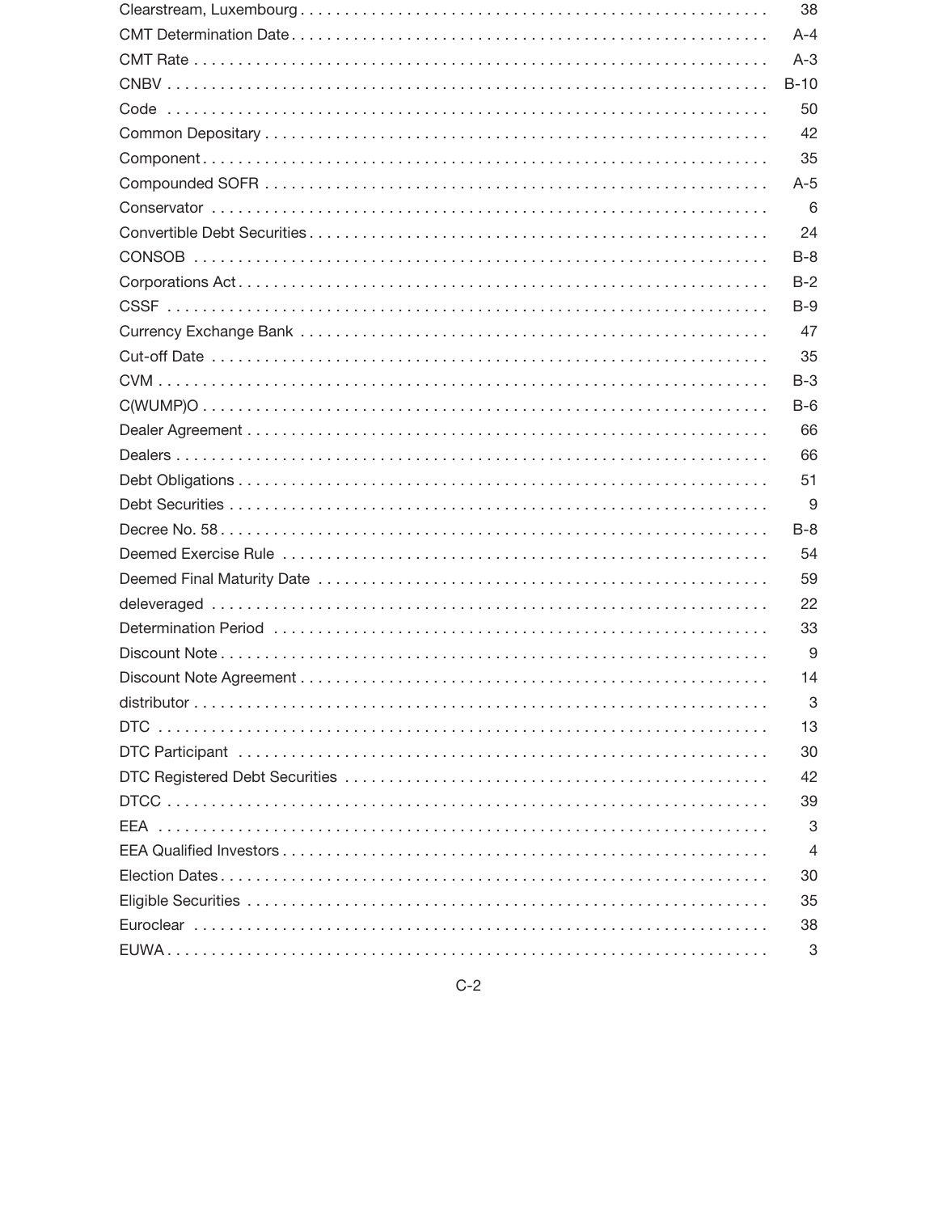| | |
|---|---|
| Clearstream, Luxembourg | 38 |
| CMT Determination Date | A-4 |
| CMT Rate | A-3 |
| CNBV | B-10 |
| Code | 50 |
| Common Depositary | 42 |
| Component | 35 |
| Compounded SOFR | A-5 |
| Conservator | 6 |
| Convertible Debt Securities | 24 |
| CONSOB | B-8 |
| Corporations Act | B-2 |
| CSSF | B-9 |
| Currency Exchange Bank | 47 |
| Cut-off Date | 35 |
| CVM | B-3 |
| C(WUMP)O | B-6 |
| Dealer Agreement | 66 |
| Dealers | 66 |
| Debt Obligations | 51 |
| Debt Securities | 9 |
| Decree No. 58 | B-8 |
| Deemed Exercise Rule | 54 |
| Deemed Final Maturity Date | 59 |
| deleveraged | 22 |
| Determination Period | 33 |
| Discount Note | 9 |
| Discount Note Agreement | 14 |
| distributor | 3 |
| DTC | 13 |
| DTC Participant | 30 |
| DTC Registered Debt Securities | 42 |
| DTCC | 39 |
| EEA | 3 |
| EEA Qualified Investors | 4 |
| Election Dates | 30 |
| Eligible Securities | 35 |
| Euroclear | 38 |
| EUWA | 3 |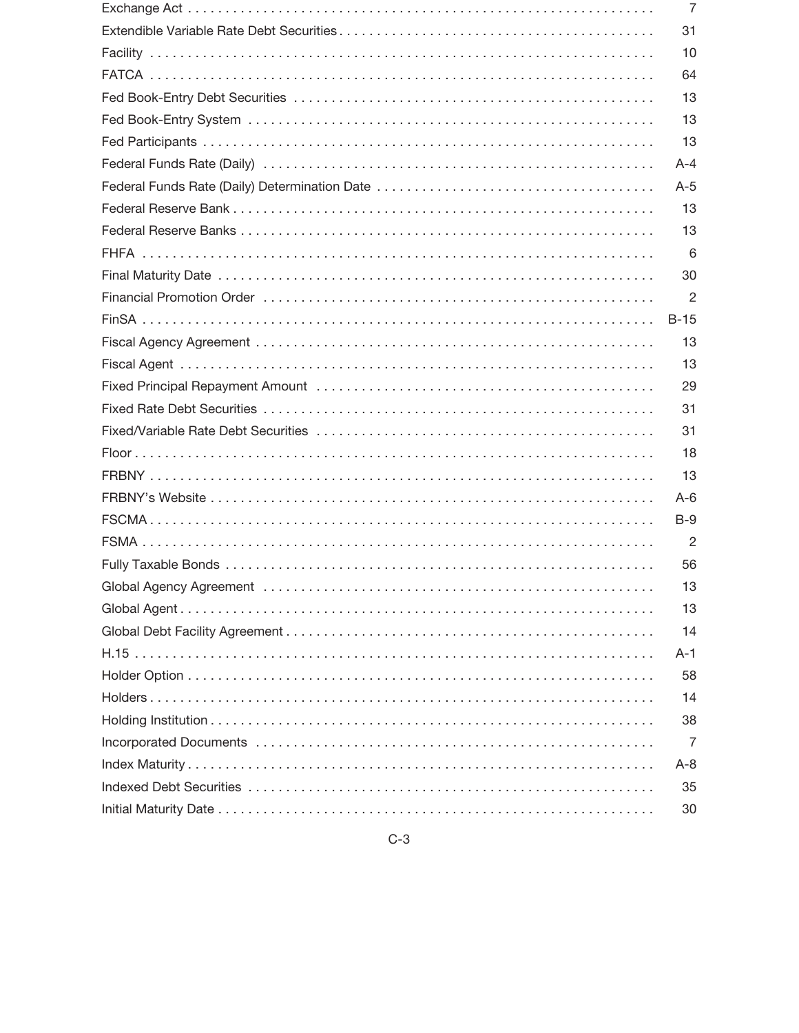| | |
|---|---|
| Exchange Act | 7 |
| Extendible Variable Rate Debt Securities | 31 |
| Facility | 10 |
| FATCA | 64 |
| Fed Book-Entry Debt Securities | 13 |
| Fed Book-Entry System | 13 |
| Fed Participants | 13 |
| Federal Funds Rate (Daily) | A-4 |
| Federal Funds Rate (Daily) Determination Date | A-5 |
| Federal Reserve Bank | 13 |
| Federal Reserve Banks | 13 |
| FHFA | 6 |
| Final Maturity Date | 30 |
| Financial Promotion Order | 2 |
| FinSA | B-15 |
| Fiscal Agency Agreement | 13 |
| Fiscal Agent | 13 |
| Fixed Principal Repayment Amount | 29 |
| Fixed Rate Debt Securities | 31 |
| Fixed/Variable Rate Debt Securities | 31 |
| Floor | 18 |
| FRBNY | 13 |
| FRBNY's Website | A-6 |
| FSCMA | B-9 |
| FSMA | 2 |
| Fully Taxable Bonds | 56 |
| Global Agency Agreement | 13 |
| Global Agent | 13 |
| Global Debt Facility Agreement | 14 |
| H.15 | A-1 |
| Holder Option | 58 |
| Holders | 14 |
| Holding Institution | 38 |
| Incorporated Documents | 7 |
| Index Maturity | A-8 |
| Indexed Debt Securities | 35 |
| Initial Maturity Date | 30 |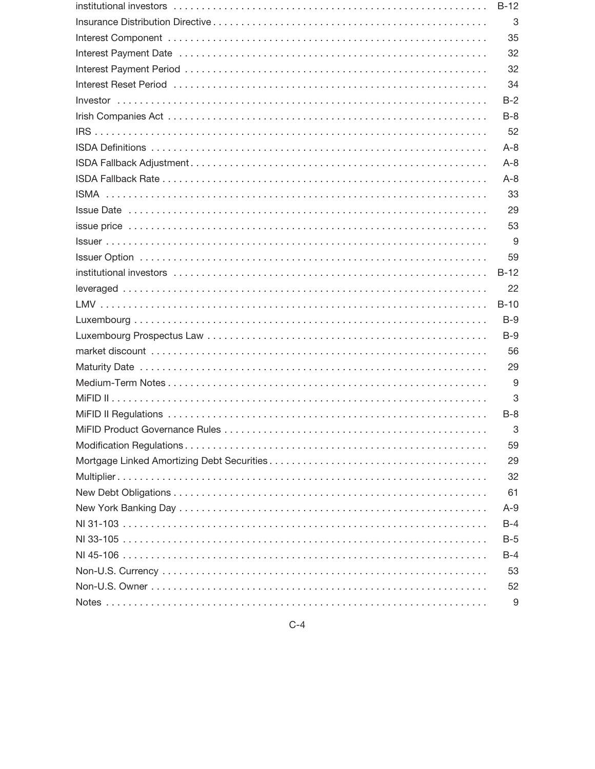| | |
|---|---|
| institutional investors | B-12 |
| Insurance Distribution Directive | 3 |
| Interest Component | 35 |
| Interest Payment Date | 32 |
| Interest Payment Period | 32 |
| Interest Reset Period | 34 |
| Investor | B-2 |
| Irish Companies Act | B-8 |
| IRS | 52 |
| ISDA Definitions | A-8 |
| ISDA Fallback Adjustment | A-8 |
| ISDA Fallback Rate | A-8 |
| ISMA | 33 |
| Issue Date | 29 |
| issue price | 53 |
| Issuer | 9 |
| Issuer Option | 59 |
| institutional investors | B-12 |
| leveraged | 22 |
| LMV | B-10 |
| Luxembourg | B-9 |
| Luxembourg Prospectus Law | B-9 |
| market discount | 56 |
| Maturity Date | 29 |
| Medium-Term Notes | 9 |
| MiFID II | 3 |
| MiFID II Regulations | B-8 |
| MiFID Product Governance Rules | 3 |
| Modification Regulations | 59 |
| Mortgage Linked Amortizing Debt Securities | 29 |
| Multiplier | 32 |
| New Debt Obligations | 61 |
| New York Banking Day | A-9 |
| NI 31-103 | B-4 |
| NI 33-105 | B-5 |
| NI 45-106 | B-4 |
| Non-U.S. Currency | 53 |
| Non-U.S. Owner | 52 |
| Notes | 9 |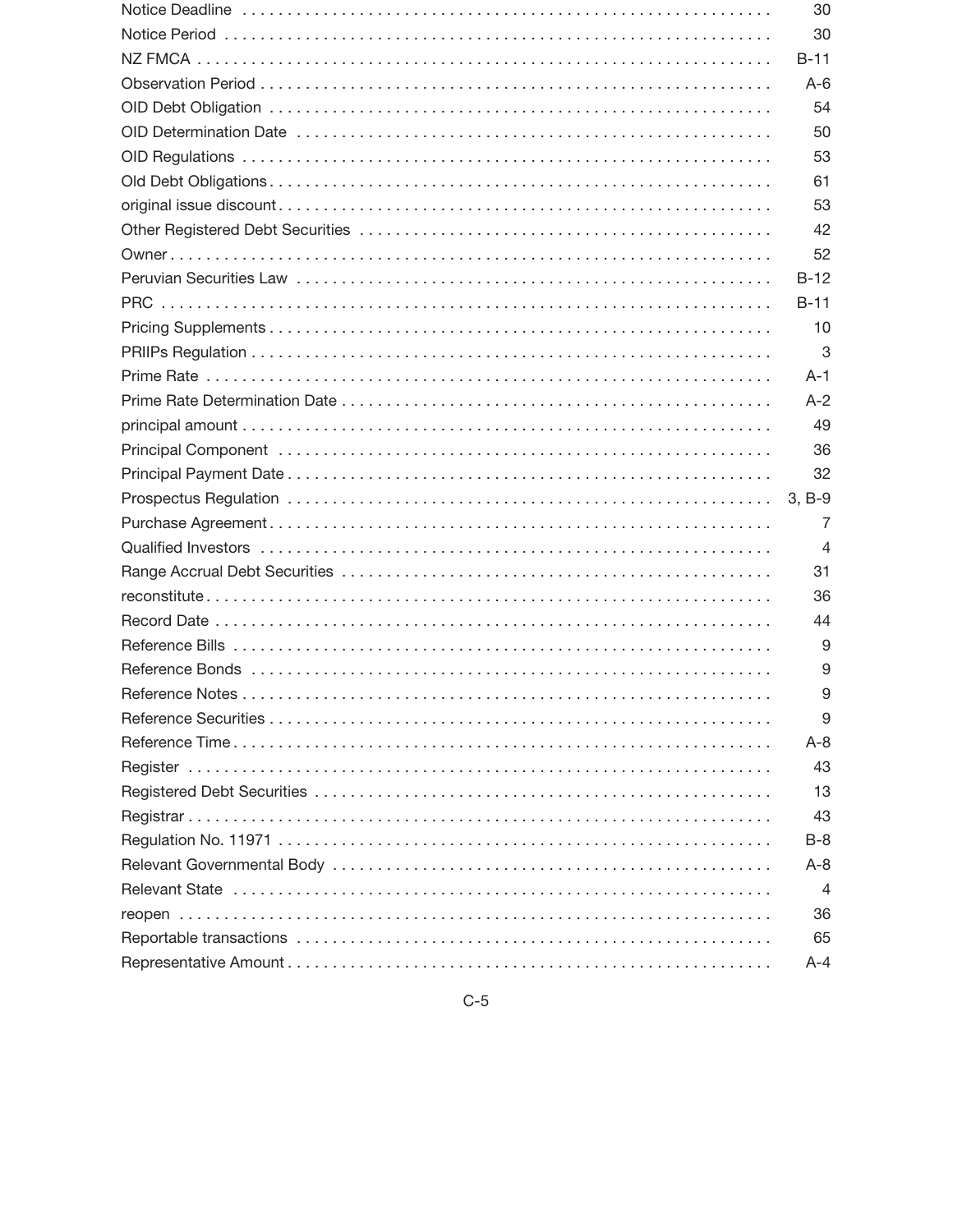| Term | Page |
| --- | --- |
| Notice Deadline | 30 |
| Notice Period | 30 |
| NZ FMCA | B-11 |
| Observation Period | A-6 |
| OID Debt Obligation | 54 |
| OID Determination Date | 50 |
| OID Regulations | 53 |
| Old Debt Obligations | 61 |
| original issue discount | 53 |
| Other Registered Debt Securities | 42 |
| Owner | 52 |
| Peruvian Securities Law | B-12 |
| PRC | B-11 |
| Pricing Supplements | 10 |
| PRIIPs Regulation | 3 |
| Prime Rate | A-1 |
| Prime Rate Determination Date | A-2 |
| principal amount | 49 |
| Principal Component | 36 |
| Principal Payment Date | 32 |
| Prospectus Regulation | 3, B-9 |
| Purchase Agreement | 7 |
| Qualified Investors | 4 |
| Range Accrual Debt Securities | 31 |
| reconstitute | 36 |
| Record Date | 44 |
| Reference Bills | 9 |
| Reference Bonds | 9 |
| Reference Notes | 9 |
| Reference Securities | 9 |
| Reference Time | A-8 |
| Register | 43 |
| Registered Debt Securities | 13 |
| Registrar | 43 |
| Regulation No. 11971 | B-8 |
| Relevant Governmental Body | A-8 |
| Relevant State | 4 |
| reopen | 36 |
| Reportable transactions | 65 |
| Representative Amount | A-4 |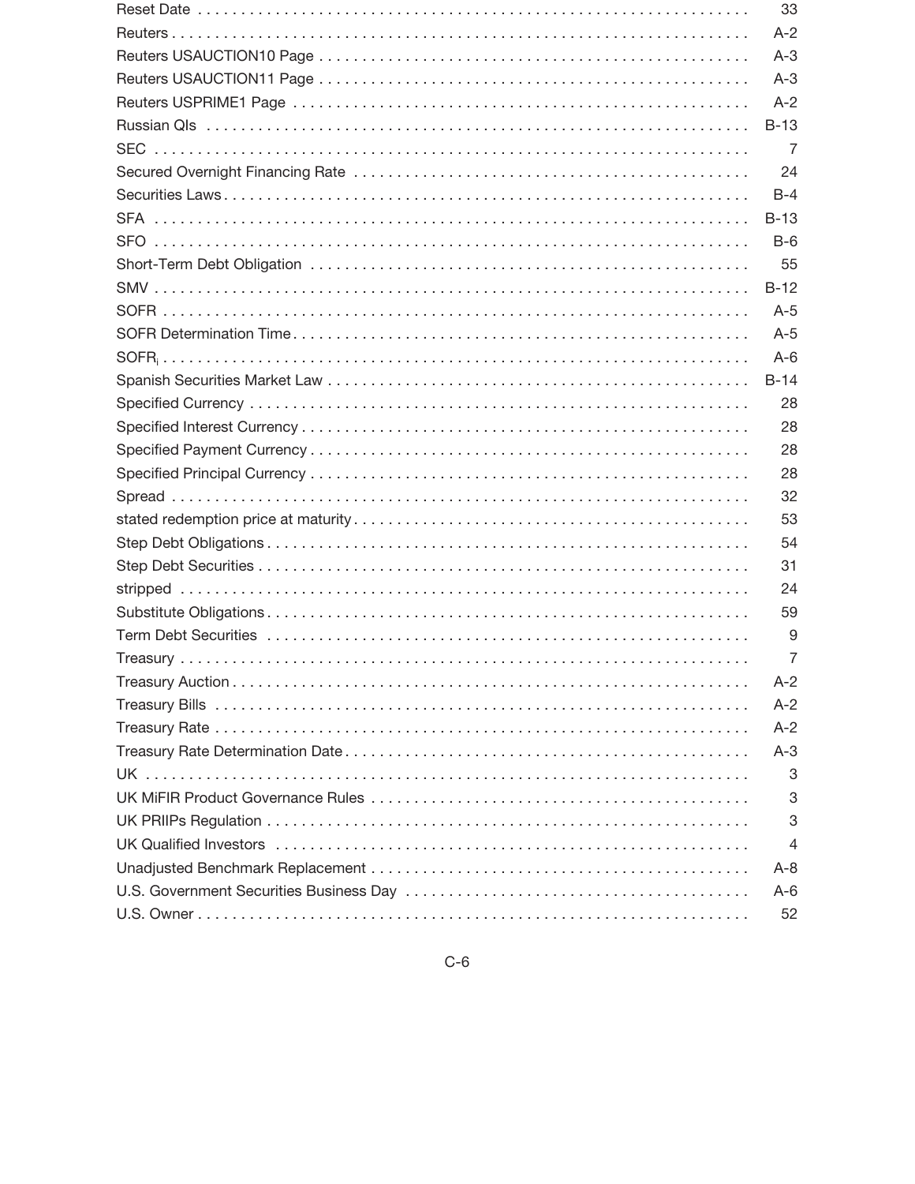Reset Date . . . . . . . . . . . . . . . . . . . . . . . . . . . . . . . . . . . . . . . . . . . . . . . . . . . . . . . . . . . 33
Reuters . . . . . . . . . . . . . . . . . . . . . . . . . . . . . . . . . . . . . . . . . . . . . . . . . . . . . . . . . . . . . . A-2
Reuters USAUCTION10 Page . . . . . . . . . . . . . . . . . . . . . . . . . . . . . . . . . . . . . . . . . . . . . A-3
Reuters USAUCTION11 Page . . . . . . . . . . . . . . . . . . . . . . . . . . . . . . . . . . . . . . . . . . . . . A-3
Reuters USPRIME1 Page . . . . . . . . . . . . . . . . . . . . . . . . . . . . . . . . . . . . . . . . . . . . . . . A-2
Russian QIs . . . . . . . . . . . . . . . . . . . . . . . . . . . . . . . . . . . . . . . . . . . . . . . . . . . . . . . . . . . B-13
SEC . . . . . . . . . . . . . . . . . . . . . . . . . . . . . . . . . . . . . . . . . . . . . . . . . . . . . . . . . . . . . . . . . 7
Secured Overnight Financing Rate . . . . . . . . . . . . . . . . . . . . . . . . . . . . . . . . . . . . . . . . . . . 24
Securities Laws . . . . . . . . . . . . . . . . . . . . . . . . . . . . . . . . . . . . . . . . . . . . . . . . . . . . . . . . . B-4
SFA . . . . . . . . . . . . . . . . . . . . . . . . . . . . . . . . . . . . . . . . . . . . . . . . . . . . . . . . . . . . . . . . . B-13
SFO . . . . . . . . . . . . . . . . . . . . . . . . . . . . . . . . . . . . . . . . . . . . . . . . . . . . . . . . . . . . . . . . . B-6
Short-Term Debt Obligation . . . . . . . . . . . . . . . . . . . . . . . . . . . . . . . . . . . . . . . . . . . . . . . . 55
SMV . . . . . . . . . . . . . . . . . . . . . . . . . . . . . . . . . . . . . . . . . . . . . . . . . . . . . . . . . . . . . . . . . B-12
SOFR . . . . . . . . . . . . . . . . . . . . . . . . . . . . . . . . . . . . . . . . . . . . . . . . . . . . . . . . . . . . . . . . A-5
SOFR Determination Time . . . . . . . . . . . . . . . . . . . . . . . . . . . . . . . . . . . . . . . . . . . . . . . . . A-5
$SOFR_i$ . . . . . . . . . . . . . . . . . . . . . . . . . . . . . . . . . . . . . . . . . . . . . . . . . . . . . . . . . . . . . . A-6
Spanish Securities Market Law . . . . . . . . . . . . . . . . . . . . . . . . . . . . . . . . . . . . . . . . . . . . . B-14
Specified Currency . . . . . . . . . . . . . . . . . . . . . . . . . . . . . . . . . . . . . . . . . . . . . . . . . . . . . . . 28
Specified Interest Currency . . . . . . . . . . . . . . . . . . . . . . . . . . . . . . . . . . . . . . . . . . . . . . . . . 28
Specified Payment Currency . . . . . . . . . . . . . . . . . . . . . . . . . . . . . . . . . . . . . . . . . . . . . . . . 28
Specified Principal Currency . . . . . . . . . . . . . . . . . . . . . . . . . . . . . . . . . . . . . . . . . . . . . . . . 28
Spread . . . . . . . . . . . . . . . . . . . . . . . . . . . . . . . . . . . . . . . . . . . . . . . . . . . . . . . . . . . . . . . 32
stated redemption price at maturity . . . . . . . . . . . . . . . . . . . . . . . . . . . . . . . . . . . . . . . . . . 53
Step Debt Obligations . . . . . . . . . . . . . . . . . . . . . . . . . . . . . . . . . . . . . . . . . . . . . . . . . . . . 54
Step Debt Securities . . . . . . . . . . . . . . . . . . . . . . . . . . . . . . . . . . . . . . . . . . . . . . . . . . . . . 31
stripped . . . . . . . . . . . . . . . . . . . . . . . . . . . . . . . . . . . . . . . . . . . . . . . . . . . . . . . . . . . . . . 24
Substitute Obligations . . . . . . . . . . . . . . . . . . . . . . . . . . . . . . . . . . . . . . . . . . . . . . . . . . . . 59
Term Debt Securities . . . . . . . . . . . . . . . . . . . . . . . . . . . . . . . . . . . . . . . . . . . . . . . . . . . . . 9
Treasury . . . . . . . . . . . . . . . . . . . . . . . . . . . . . . . . . . . . . . . . . . . . . . . . . . . . . . . . . . . . . . 7
Treasury Auction . . . . . . . . . . . . . . . . . . . . . . . . . . . . . . . . . . . . . . . . . . . . . . . . . . . . . . . . A-2
Treasury Bills . . . . . . . . . . . . . . . . . . . . . . . . . . . . . . . . . . . . . . . . . . . . . . . . . . . . . . . . . . A-2
Treasury Rate . . . . . . . . . . . . . . . . . . . . . . . . . . . . . . . . . . . . . . . . . . . . . . . . . . . . . . . . . . A-2
Treasury Rate Determination Date . . . . . . . . . . . . . . . . . . . . . . . . . . . . . . . . . . . . . . . . . . . A-3
UK . . . . . . . . . . . . . . . . . . . . . . . . . . . . . . . . . . . . . . . . . . . . . . . . . . . . . . . . . . . . . . . . . . 3
UK MiFIR Product Governance Rules . . . . . . . . . . . . . . . . . . . . . . . . . . . . . . . . . . . . . . . . . 3
UK PRIIPs Regulation . . . . . . . . . . . . . . . . . . . . . . . . . . . . . . . . . . . . . . . . . . . . . . . . . . . . 3
UK Qualified Investors . . . . . . . . . . . . . . . . . . . . . . . . . . . . . . . . . . . . . . . . . . . . . . . . . . . 4
Unadjusted Benchmark Replacement . . . . . . . . . . . . . . . . . . . . . . . . . . . . . . . . . . . . . . . . . A-8
U.S. Government Securities Business Day . . . . . . . . . . . . . . . . . . . . . . . . . . . . . . . . . . . . . A-6
U.S. Owner . . . . . . . . . . . . . . . . . . . . . . . . . . . . . . . . . . . . . . . . . . . . . . . . . . . . . . . . . . . . 52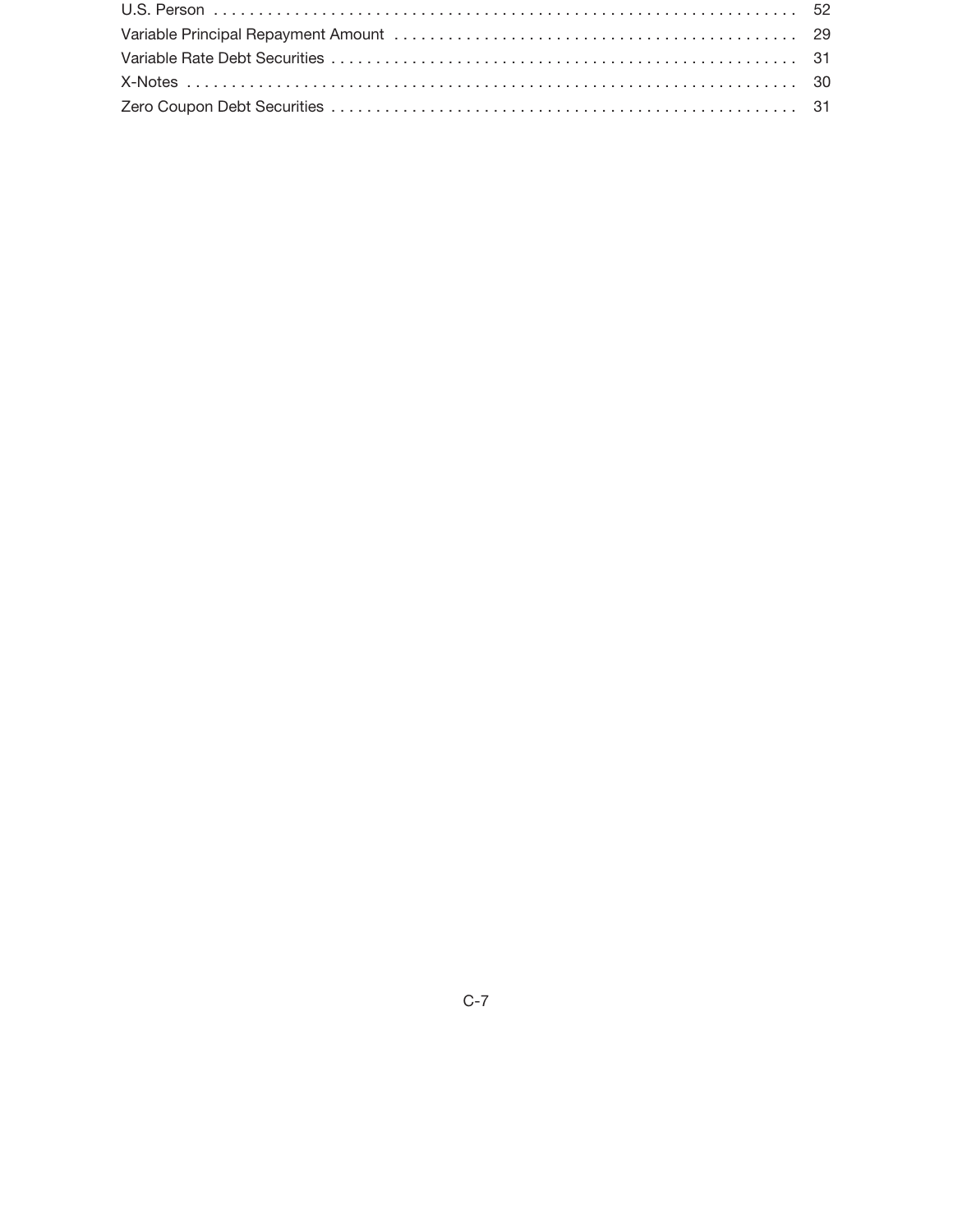| | |
|---|---|
| U.S. Person | 52 |
| Variable Principal Repayment Amount | 29 |
| Variable Rate Debt Securities | 31 |
| X-Notes | 30 |
| Zero Coupon Debt Securities | 31 |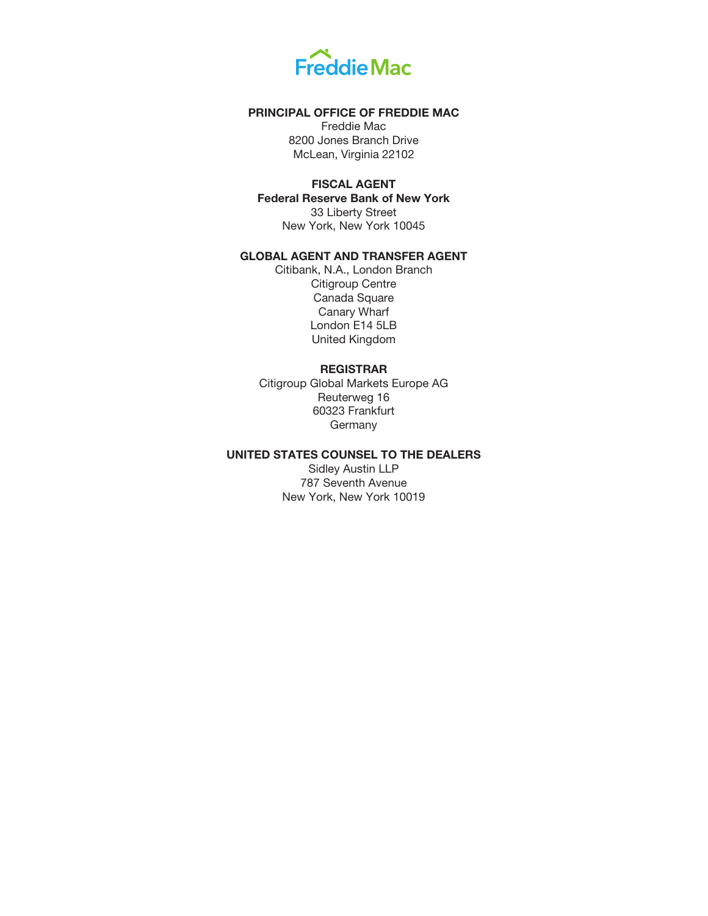Freddie Mac

**PRINCIPAL OFFICE OF FREDDIE MAC**

Freddie Mac
8200 Jones Branch Drive
McLean, Virginia 22102

**FISCAL AGENT**

**Federal Reserve Bank of New York**
33 Liberty Street
New York, New York 10045

**GLOBAL AGENT AND TRANSFER AGENT**

Citibank, N.A., London Branch
Citigroup Centre
Canada Square
Canary Wharf
London E14 5LB
United Kingdom

**REGISTRAR**

Citigroup Global Markets Europe AG
Reuterweg 16
60323 Frankfurt
Germany

**UNITED STATES COUNSEL TO THE DEALERS**

Sidley Austin LLP
787 Seventh Avenue
New York, New York 10019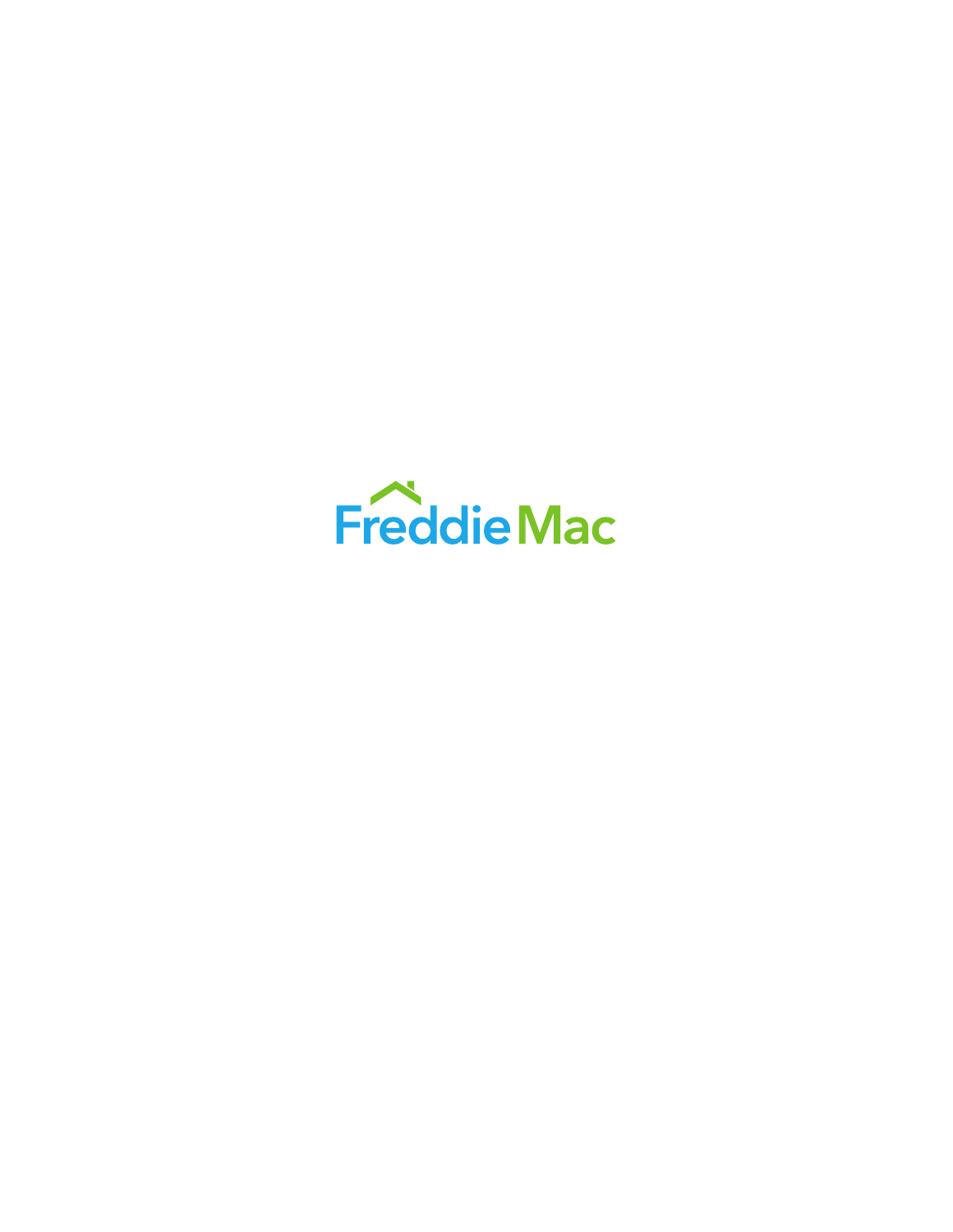Freddie Mac